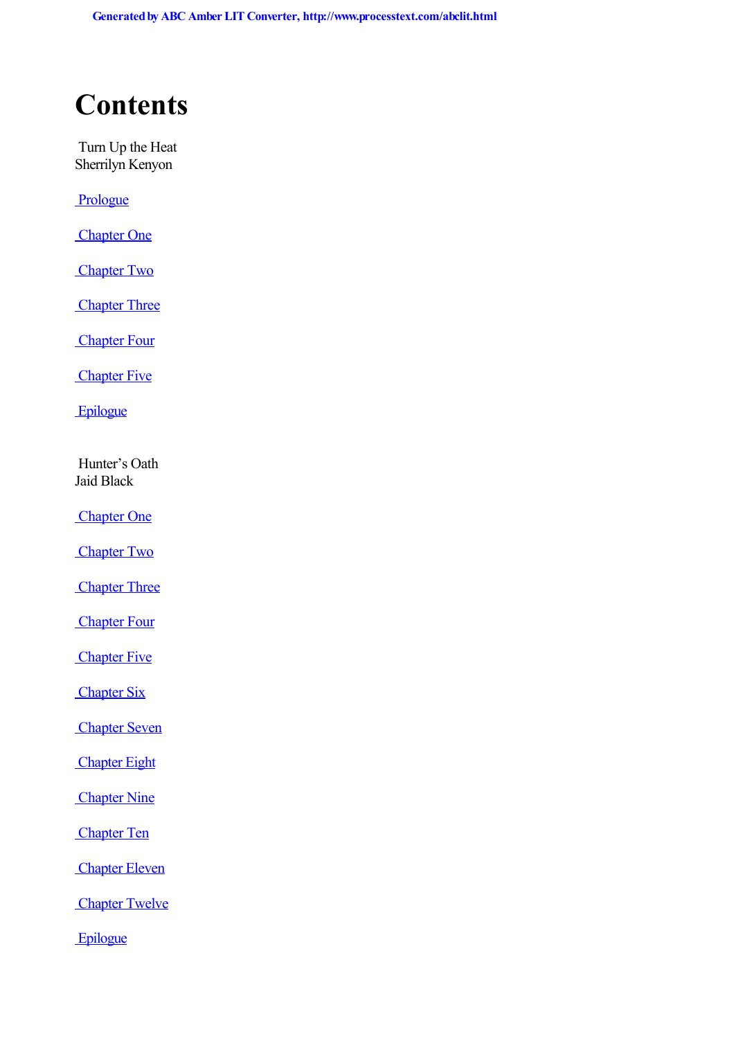# Contents

Turn Up the Heat
Sherrilyn Kenyon

Prologue

Chapter One

Chapter Two

Chapter Three

Chapter Four

Chapter Five

Epilogue

Hunter's Oath
Jaid Black

Chapter One

Chapter Two

Chapter Three

Chapter Four

Chapter Five

Chapter Six

Chapter Seven

Chapter Eight

Chapter Nine

Chapter Ten

Chapter Eleven

Chapter Twelve

Epilogue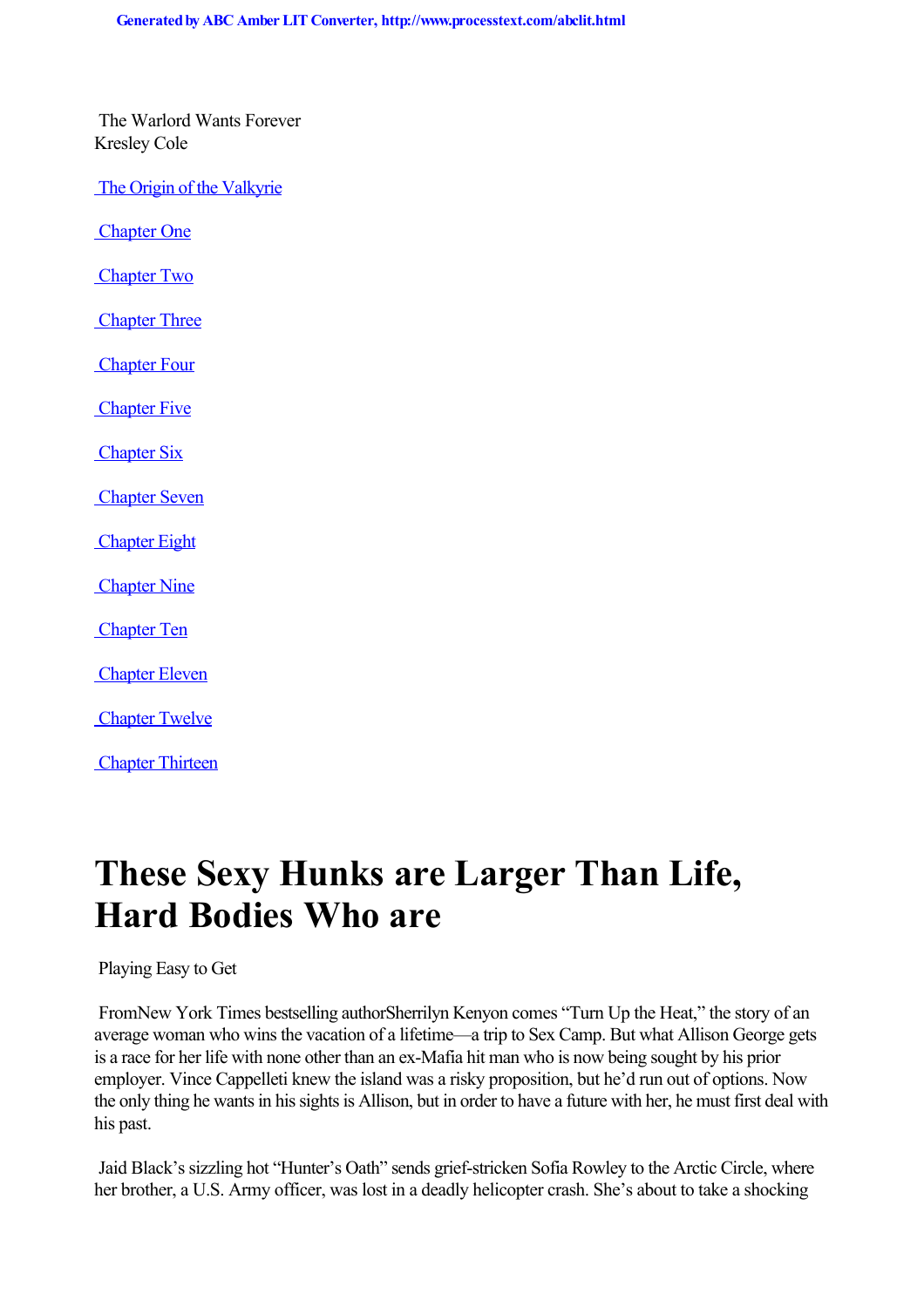The Warlord Wants Forever
Kresley Cole

[The Origin of the Valkyrie]

[Chapter One]

[Chapter Two]

[Chapter Three]

[Chapter Four]

[Chapter Five]

[Chapter Six]

[Chapter Seven]

[Chapter Eight]

[Chapter Nine]

[Chapter Ten]

[Chapter Eleven]

[Chapter Twelve]

[Chapter Thirteen]

# These Sexy Hunks are Larger Than Life, Hard Bodies Who are

Playing Easy to Get

From New York Times bestselling author Sherrilyn Kenyon comes "Turn Up the Heat," the story of an average woman who wins the vacation of a lifetime—a trip to Sex Camp. But what Allison George gets is a race for her life with none other than an ex-Mafia hit man who is now being sought by his prior employer. Vince Cappelleti knew the island was a risky proposition, but he'd run out of options. Now the only thing he wants in his sights is Allison, but in order to have a future with her, he must first deal with his past.

Jaid Black's sizzling hot "Hunter's Oath" sends grief-stricken Sofia Rowley to the Arctic Circle, where her brother, a U.S. Army officer, was lost in a deadly helicopter crash. She's about to take a shocking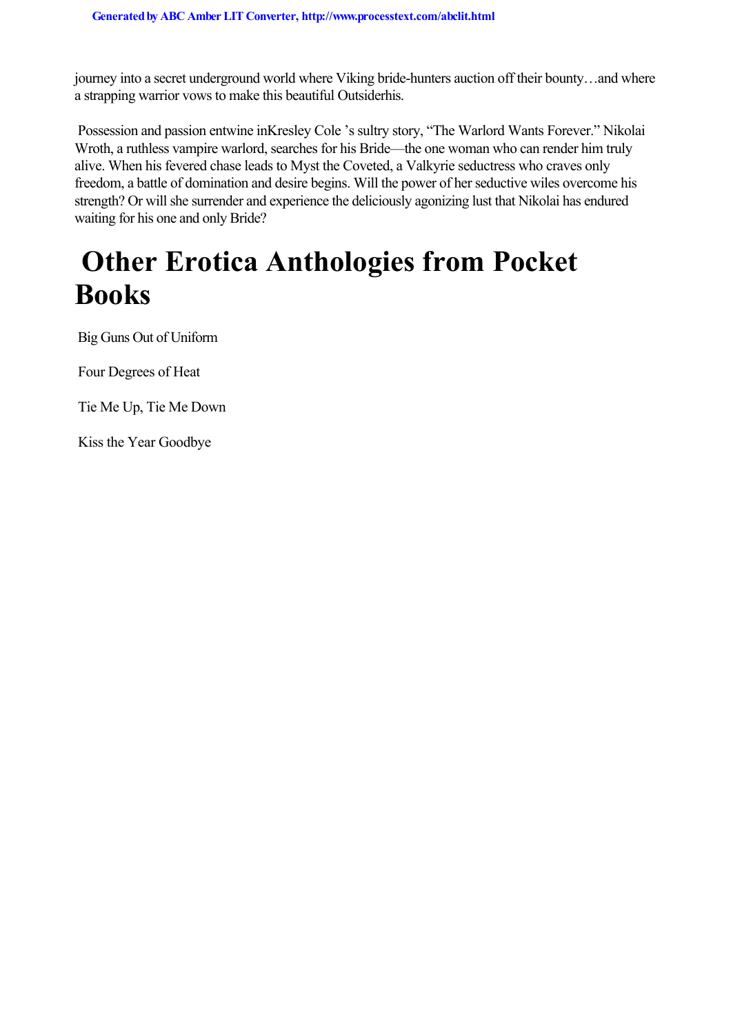journey into a secret underground world where Viking bride-hunters auction off their bounty…and where a strapping warrior vows to make this beautiful Outsiderhis.

Possession and passion entwine inKresley Cole 's sultry story, "The Warlord Wants Forever." Nikolai Wroth, a ruthless vampire warlord, searches for his Bride—the one woman who can render him truly alive. When his fevered chase leads to Myst the Coveted, a Valkyrie seductress who craves only freedom, a battle of domination and desire begins. Will the power of her seductive wiles overcome his strength? Or will she surrender and experience the deliciously agonizing lust that Nikolai has endured waiting for his one and only Bride?

# Other Erotica Anthologies from Pocket Books

Big Guns Out of Uniform

Four Degrees of Heat

Tie Me Up, Tie Me Down

Kiss the Year Goodbye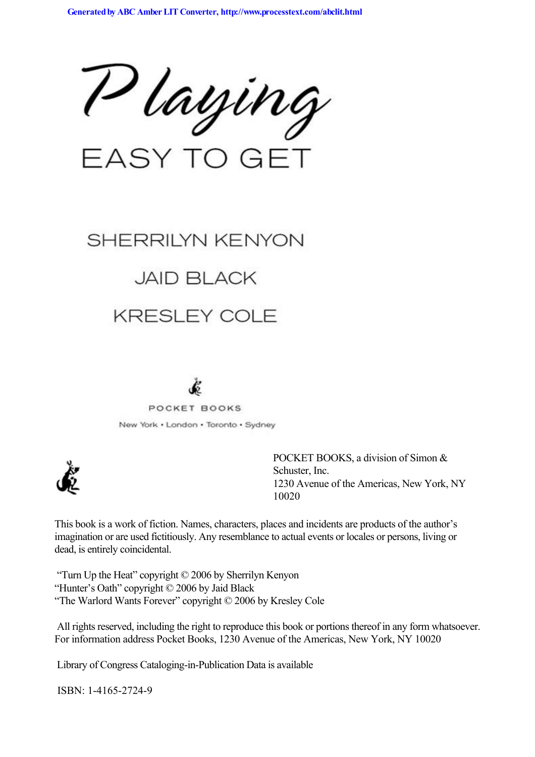# Playing

## EASY TO GET

SHERRILYN KENYON

JAID BLACK

KRESLEY COLE

POCKET BOOKS

New York • London • Toronto • Sydney

POCKET BOOKS, a division of Simon & Schuster, Inc.
1230 Avenue of the Americas, New York, NY 10020

This book is a work of fiction. Names, characters, places and incidents are products of the author's imagination or are used fictitiously. Any resemblance to actual events or locales or persons, living or dead, is entirely coincidental.

"Turn Up the Heat" copyright © 2006 by Sherrilyn Kenyon
"Hunter's Oath" copyright © 2006 by Jaid Black
"The Warlord Wants Forever" copyright © 2006 by Kresley Cole

All rights reserved, including the right to reproduce this book or portions thereof in any form whatsoever. For information address Pocket Books, 1230 Avenue of the Americas, New York, NY 10020

Library of Congress Cataloging-in-Publication Data is available

ISBN: 1-4165-2724-9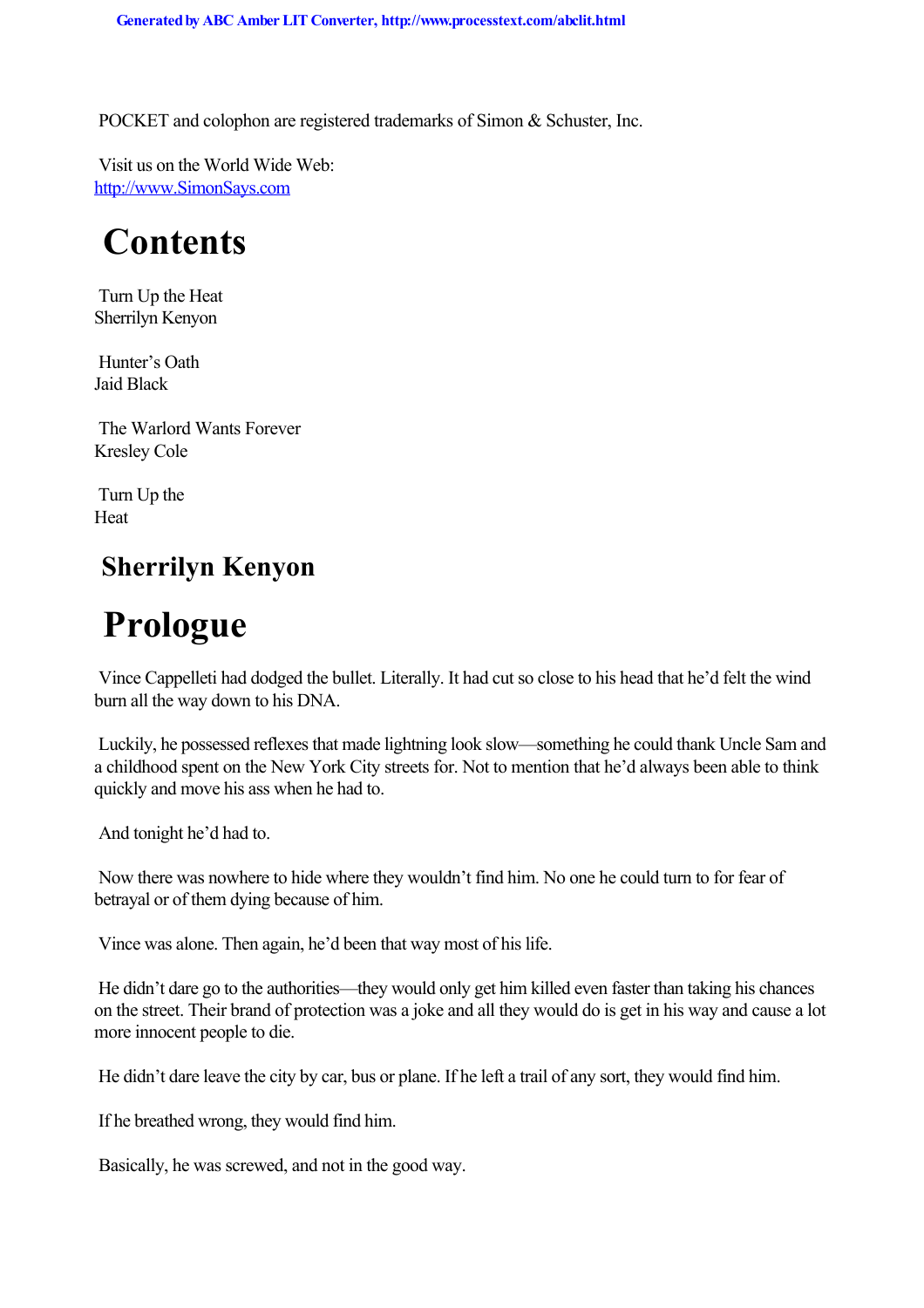POCKET and colophon are registered trademarks of Simon & Schuster, Inc.

Visit us on the World Wide Web:
http://www.SimonSays.com

# Contents

Turn Up the Heat
Sherrilyn Kenyon

Hunter's Oath
Jaid Black

The Warlord Wants Forever
Kresley Cole

# Turn Up the Heat

## Sherrilyn Kenyon

# Prologue

Vince Cappelleti had dodged the bullet. Literally. It had cut so close to his head that he'd felt the wind burn all the way down to his DNA.

Luckily, he possessed reflexes that made lightning look slow—something he could thank Uncle Sam and a childhood spent on the New York City streets for. Not to mention that he'd always been able to think quickly and move his ass when he had to.

And tonight he'd had to.

Now there was nowhere to hide where they wouldn't find him. No one he could turn to for fear of betrayal or of them dying because of him.

Vince was alone. Then again, he'd been that way most of his life.

He didn't dare go to the authorities—they would only get him killed even faster than taking his chances on the street. Their brand of protection was a joke and all they would do is get in his way and cause a lot more innocent people to die.

He didn't dare leave the city by car, bus or plane. If he left a trail of any sort, they would find him.

If he breathed wrong, they would find him.

Basically, he was screwed, and not in the good way.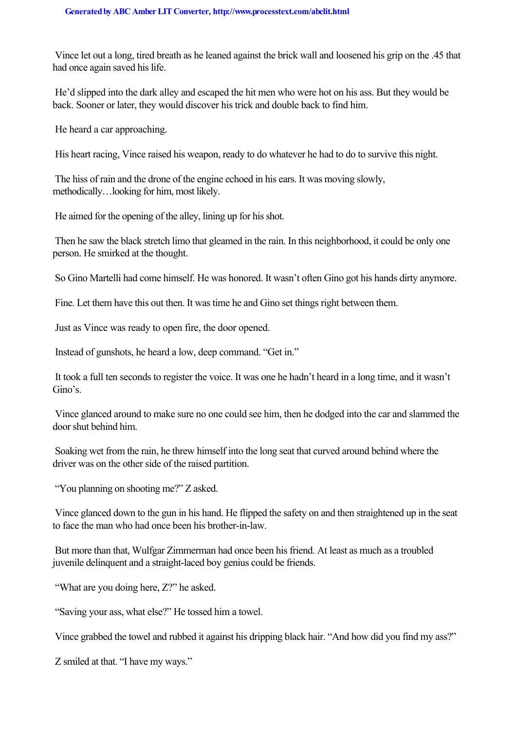Vince let out a long, tired breath as he leaned against the brick wall and loosened his grip on the .45 that had once again saved his life.

He'd slipped into the dark alley and escaped the hit men who were hot on his ass. But they would be back. Sooner or later, they would discover his trick and double back to find him.

He heard a car approaching.

His heart racing, Vince raised his weapon, ready to do whatever he had to do to survive this night.

The hiss of rain and the drone of the engine echoed in his ears. It was moving slowly, methodically…looking for him, most likely.

He aimed for the opening of the alley, lining up for his shot.

Then he saw the black stretch limo that gleamed in the rain. In this neighborhood, it could be only one person. He smirked at the thought.

So Gino Martelli had come himself. He was honored. It wasn't often Gino got his hands dirty anymore.

Fine. Let them have this out then. It was time he and Gino set things right between them.

Just as Vince was ready to open fire, the door opened.

Instead of gunshots, he heard a low, deep command. "Get in."

It took a full ten seconds to register the voice. It was one he hadn't heard in a long time, and it wasn't Gino's.

Vince glanced around to make sure no one could see him, then he dodged into the car and slammed the door shut behind him.

Soaking wet from the rain, he threw himself into the long seat that curved around behind where the driver was on the other side of the raised partition.

"You planning on shooting me?" Z asked.

Vince glanced down to the gun in his hand. He flipped the safety on and then straightened up in the seat to face the man who had once been his brother-in-law.

But more than that, Wulfgar Zimmerman had once been his friend. At least as much as a troubled juvenile delinquent and a straight-laced boy genius could be friends.

"What are you doing here, Z?" he asked.

"Saving your ass, what else?" He tossed him a towel.

Vince grabbed the towel and rubbed it against his dripping black hair. "And how did you find my ass?"

Z smiled at that. "I have my ways."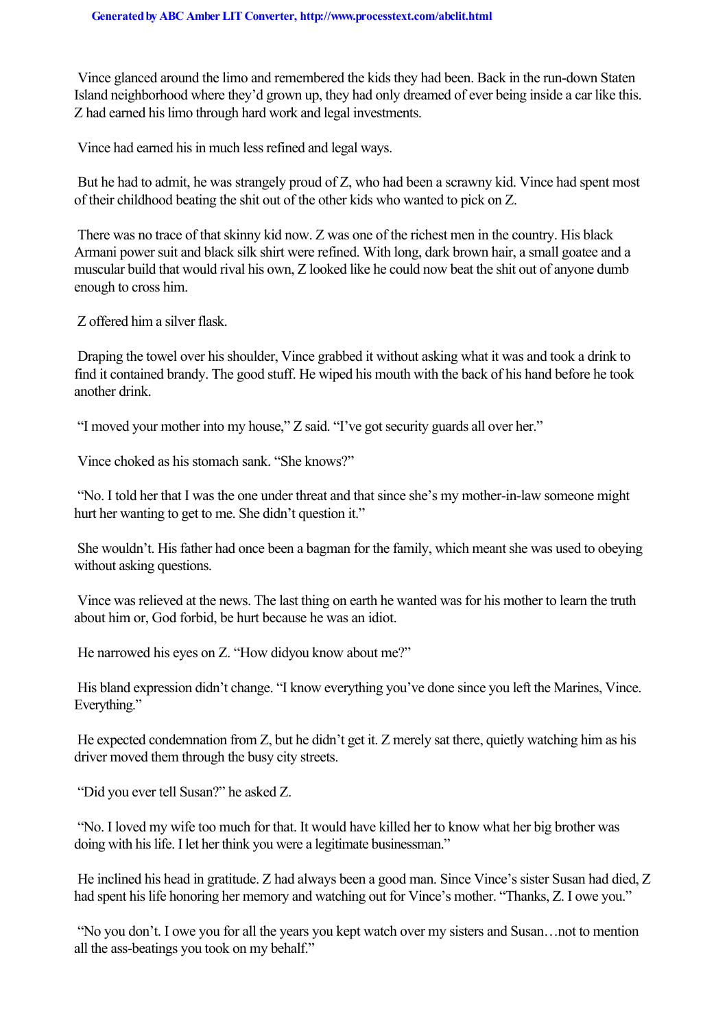Vince glanced around the limo and remembered the kids they had been. Back in the run-down Staten Island neighborhood where they'd grown up, they had only dreamed of ever being inside a car like this. Z had earned his limo through hard work and legal investments.

Vince had earned his in much less refined and legal ways.

But he had to admit, he was strangely proud of Z, who had been a scrawny kid. Vince had spent most of their childhood beating the shit out of the other kids who wanted to pick on Z.

There was no trace of that skinny kid now. Z was one of the richest men in the country. His black Armani power suit and black silk shirt were refined. With long, dark brown hair, a small goatee and a muscular build that would rival his own, Z looked like he could now beat the shit out of anyone dumb enough to cross him.

Z offered him a silver flask.

Draping the towel over his shoulder, Vince grabbed it without asking what it was and took a drink to find it contained brandy. The good stuff. He wiped his mouth with the back of his hand before he took another drink.

"I moved your mother into my house," Z said. "I've got security guards all over her."

Vince choked as his stomach sank. "She knows?"

"No. I told her that I was the one under threat and that since she's my mother-in-law someone might hurt her wanting to get to me. She didn't question it."

She wouldn't. His father had once been a bagman for the family, which meant she was used to obeying without asking questions.

Vince was relieved at the news. The last thing on earth he wanted was for his mother to learn the truth about him or, God forbid, be hurt because he was an idiot.

He narrowed his eyes on Z. "How didyou know about me?"

His bland expression didn't change. "I know everything you've done since you left the Marines, Vince. Everything."

He expected condemnation from Z, but he didn't get it. Z merely sat there, quietly watching him as his driver moved them through the busy city streets.

"Did you ever tell Susan?" he asked Z.

"No. I loved my wife too much for that. It would have killed her to know what her big brother was doing with his life. I let her think you were a legitimate businessman."

He inclined his head in gratitude. Z had always been a good man. Since Vince's sister Susan had died, Z had spent his life honoring her memory and watching out for Vince's mother. "Thanks, Z. I owe you."

"No you don't. I owe you for all the years you kept watch over my sisters and Susan…not to mention all the ass-beatings you took on my behalf."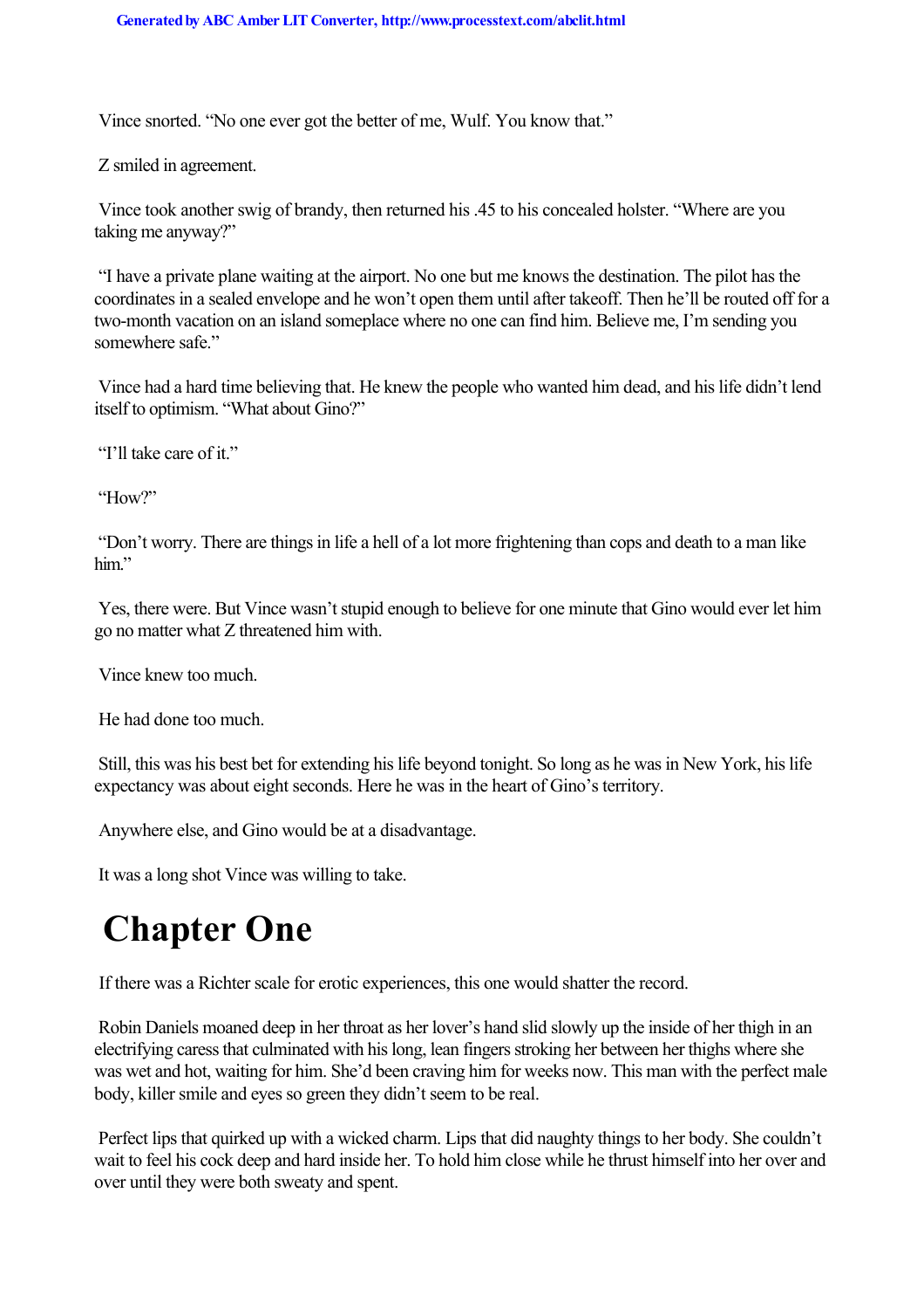Vince snorted. “No one ever got the better of me, Wulf. You know that.”

Z smiled in agreement.

Vince took another swig of brandy, then returned his .45 to his concealed holster. “Where are you taking me anyway?”

“I have a private plane waiting at the airport. No one but me knows the destination. The pilot has the coordinates in a sealed envelope and he won’t open them until after takeoff. Then he’ll be routed off for a two-month vacation on an island someplace where no one can find him. Believe me, I’m sending you somewhere safe.”

Vince had a hard time believing that. He knew the people who wanted him dead, and his life didn’t lend itself to optimism. “What about Gino?”

“I’ll take care of it.”

“How?”

“Don’t worry. There are things in life a hell of a lot more frightening than cops and death to a man like him.”

Yes, there were. But Vince wasn’t stupid enough to believe for one minute that Gino would ever let him go no matter what Z threatened him with.

Vince knew too much.

He had done too much.

Still, this was his best bet for extending his life beyond tonight. So long as he was in New York, his life expectancy was about eight seconds. Here he was in the heart of Gino’s territory.

Anywhere else, and Gino would be at a disadvantage.

It was a long shot Vince was willing to take.

# Chapter One

If there was a Richter scale for erotic experiences, this one would shatter the record.

Robin Daniels moaned deep in her throat as her lover’s hand slid slowly up the inside of her thigh in an electrifying caress that culminated with his long, lean fingers stroking her between her thighs where she was wet and hot, waiting for him. She’d been craving him for weeks now. This man with the perfect male body, killer smile and eyes so green they didn’t seem to be real.

Perfect lips that quirked up with a wicked charm. Lips that did naughty things to her body. She couldn’t wait to feel his cock deep and hard inside her. To hold him close while he thrust himself into her over and over until they were both sweaty and spent.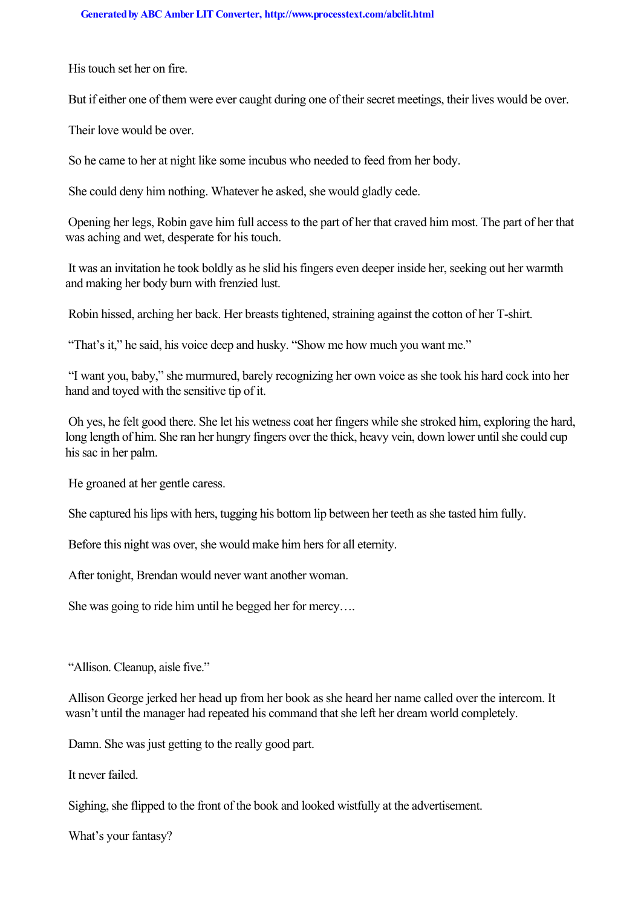His touch set her on fire.

But if either one of them were ever caught during one of their secret meetings, their lives would be over.

Their love would be over.

So he came to her at night like some incubus who needed to feed from her body.

She could deny him nothing. Whatever he asked, she would gladly cede.

Opening her legs, Robin gave him full access to the part of her that craved him most. The part of her that was aching and wet, desperate for his touch.

It was an invitation he took boldly as he slid his fingers even deeper inside her, seeking out her warmth and making her body burn with frenzied lust.

Robin hissed, arching her back. Her breasts tightened, straining against the cotton of her T-shirt.

"That's it," he said, his voice deep and husky. "Show me how much you want me."

"I want you, baby," she murmured, barely recognizing her own voice as she took his hard cock into her hand and toyed with the sensitive tip of it.

Oh yes, he felt good there. She let his wetness coat her fingers while she stroked him, exploring the hard, long length of him. She ran her hungry fingers over the thick, heavy vein, down lower until she could cup his sac in her palm.

He groaned at her gentle caress.

She captured his lips with hers, tugging his bottom lip between her teeth as she tasted him fully.

Before this night was over, she would make him hers for all eternity.

After tonight, Brendan would never want another woman.

She was going to ride him until he begged her for mercy….

"Allison. Cleanup, aisle five."

Allison George jerked her head up from her book as she heard her name called over the intercom. It wasn't until the manager had repeated his command that she left her dream world completely.

Damn. She was just getting to the really good part.

It never failed.

Sighing, she flipped to the front of the book and looked wistfully at the advertisement.

What's your fantasy?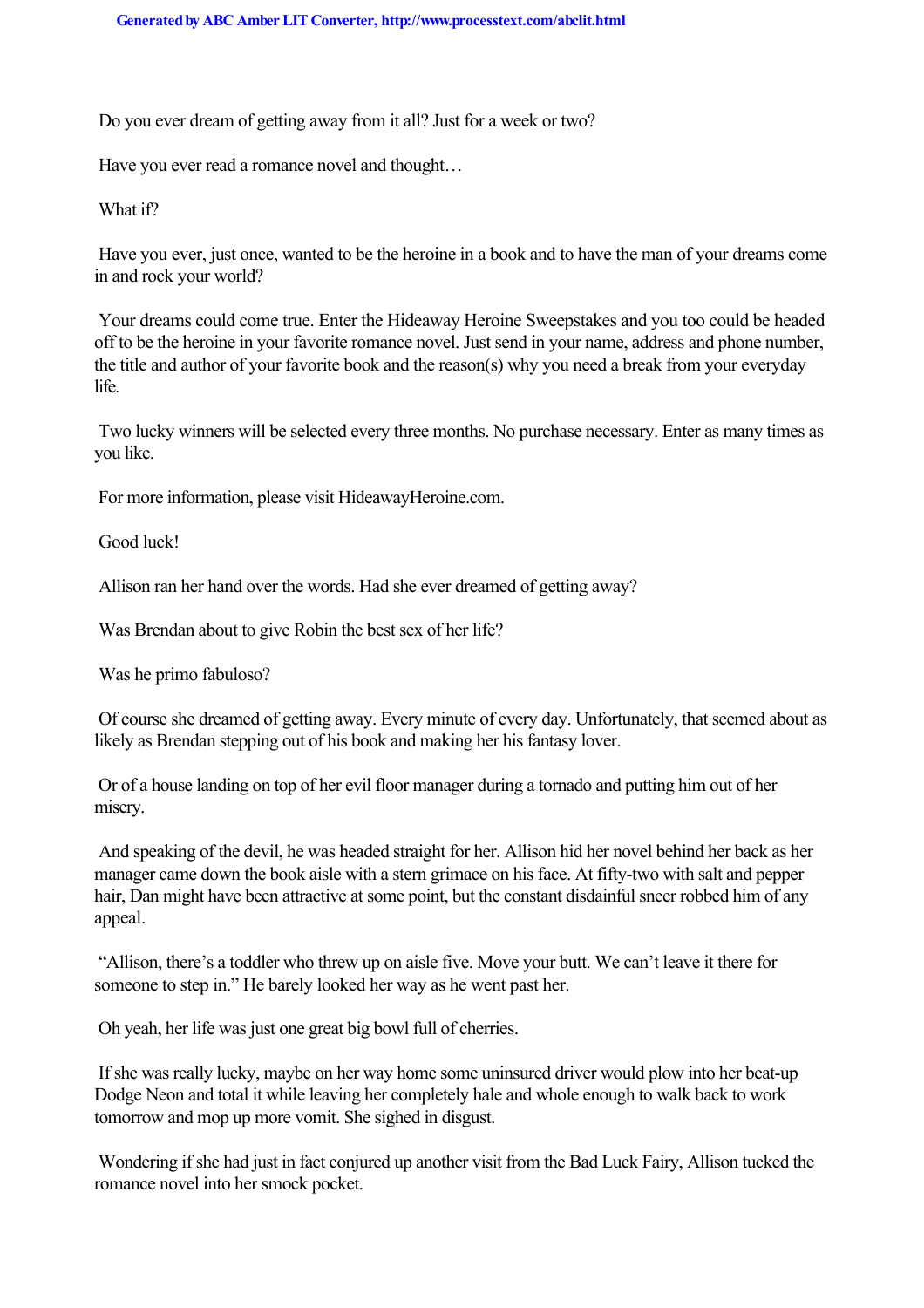Do you ever dream of getting away from it all? Just for a week or two?

Have you ever read a romance novel and thought…

What if?

Have you ever, just once, wanted to be the heroine in a book and to have the man of your dreams come in and rock your world?

Your dreams could come true. Enter the Hideaway Heroine Sweepstakes and you too could be headed off to be the heroine in your favorite romance novel. Just send in your name, address and phone number, the title and author of your favorite book and the reason(s) why you need a break from your everyday life.

Two lucky winners will be selected every three months. No purchase necessary. Enter as many times as you like.

For more information, please visit HideawayHeroine.com.

Good luck!

Allison ran her hand over the words. Had she ever dreamed of getting away?

Was Brendan about to give Robin the best sex of her life?

Was he primo fabuloso?

Of course she dreamed of getting away. Every minute of every day. Unfortunately, that seemed about as likely as Brendan stepping out of his book and making her his fantasy lover.

Or of a house landing on top of her evil floor manager during a tornado and putting him out of her misery.

And speaking of the devil, he was headed straight for her. Allison hid her novel behind her back as her manager came down the book aisle with a stern grimace on his face. At fifty-two with salt and pepper hair, Dan might have been attractive at some point, but the constant disdainful sneer robbed him of any appeal.

"Allison, there's a toddler who threw up on aisle five. Move your butt. We can't leave it there for someone to step in." He barely looked her way as he went past her.

Oh yeah, her life was just one great big bowl full of cherries.

If she was really lucky, maybe on her way home some uninsured driver would plow into her beat-up Dodge Neon and total it while leaving her completely hale and whole enough to walk back to work tomorrow and mop up more vomit. She sighed in disgust.

Wondering if she had just in fact conjured up another visit from the Bad Luck Fairy, Allison tucked the romance novel into her smock pocket.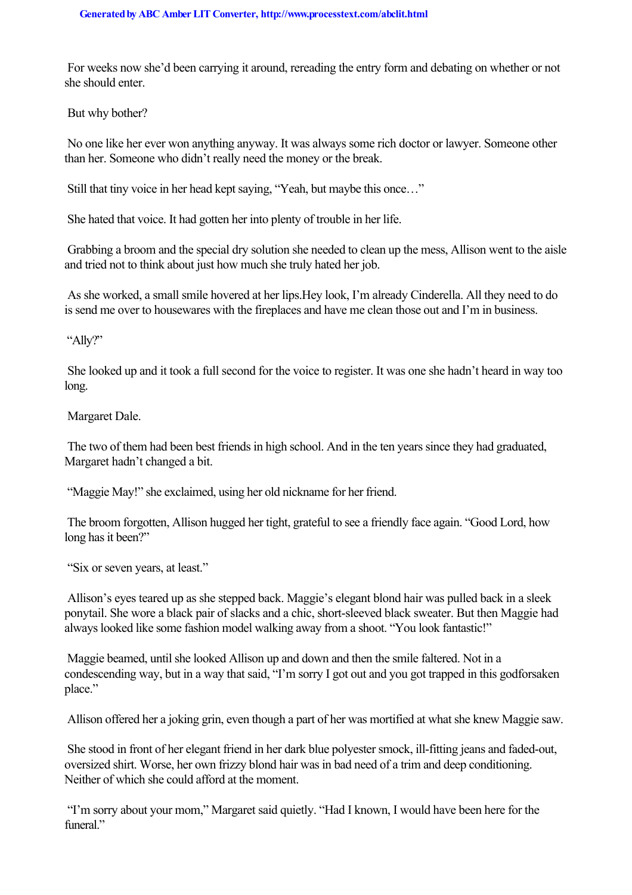For weeks now she'd been carrying it around, rereading the entry form and debating on whether or not she should enter.

But why bother?

No one like her ever won anything anyway. It was always some rich doctor or lawyer. Someone other than her. Someone who didn't really need the money or the break.

Still that tiny voice in her head kept saying, "Yeah, but maybe this once…"

She hated that voice. It had gotten her into plenty of trouble in her life.

Grabbing a broom and the special dry solution she needed to clean up the mess, Allison went to the aisle and tried not to think about just how much she truly hated her job.

As she worked, a small smile hovered at her lips.*Hey look, I'm already Cinderella. All they need to do is send me over to housewares with the fireplaces and have me clean those out and I'm in business.*

"Ally?"

She looked up and it took a full second for the voice to register. It was one she hadn't heard in way too long.

Margaret Dale.

The two of them had been best friends in high school. And in the ten years since they had graduated, Margaret hadn't changed a bit.

"Maggie May!" she exclaimed, using her old nickname for her friend.

The broom forgotten, Allison hugged her tight, grateful to see a friendly face again. "Good Lord, how long has it been?"

"Six or seven years, at least."

Allison's eyes teared up as she stepped back. Maggie's elegant blond hair was pulled back in a sleek ponytail. She wore a black pair of slacks and a chic, short-sleeved black sweater. But then Maggie had always looked like some fashion model walking away from a shoot. "You look fantastic!"

Maggie beamed, until she looked Allison up and down and then the smile faltered. Not in a condescending way, but in a way that said, "I'm sorry I got out and you got trapped in this godforsaken place."

Allison offered her a joking grin, even though a part of her was mortified at what she knew Maggie saw.

She stood in front of her elegant friend in her dark blue polyester smock, ill-fitting jeans and faded-out, oversized shirt. Worse, her own frizzy blond hair was in bad need of a trim and deep conditioning. Neither of which she could afford at the moment.

"I'm sorry about your mom," Margaret said quietly. "Had I known, I would have been here for the funeral."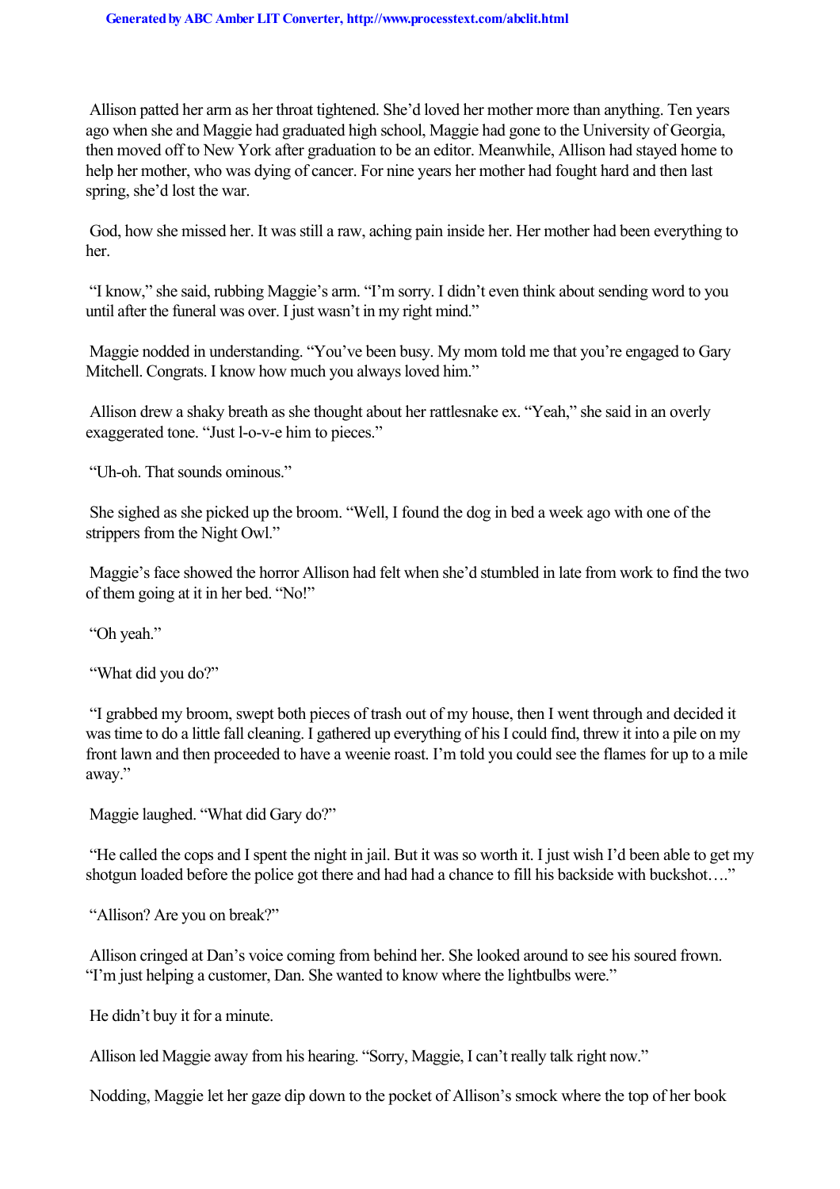Allison patted her arm as her throat tightened. She'd loved her mother more than anything. Ten years ago when she and Maggie had graduated high school, Maggie had gone to the University of Georgia, then moved off to New York after graduation to be an editor. Meanwhile, Allison had stayed home to help her mother, who was dying of cancer. For nine years her mother had fought hard and then last spring, she'd lost the war.

God, how she missed her. It was still a raw, aching pain inside her. Her mother had been everything to her.

"I know," she said, rubbing Maggie's arm. "I'm sorry. I didn't even think about sending word to you until after the funeral was over. I just wasn't in my right mind."

Maggie nodded in understanding. "You've been busy. My mom told me that you're engaged to Gary Mitchell. Congrats. I know how much you always loved him."

Allison drew a shaky breath as she thought about her rattlesnake ex. "Yeah," she said in an overly exaggerated tone. "Just l-o-v-e him to pieces."

"Uh-oh. That sounds ominous."

She sighed as she picked up the broom. "Well, I found the dog in bed a week ago with one of the strippers from the Night Owl."

Maggie's face showed the horror Allison had felt when she'd stumbled in late from work to find the two of them going at it in her bed. "No!"

"Oh yeah."

"What did you do?"

"I grabbed my broom, swept both pieces of trash out of my house, then I went through and decided it was time to do a little fall cleaning. I gathered up everything of his I could find, threw it into a pile on my front lawn and then proceeded to have a weenie roast. I'm told you could see the flames for up to a mile away."

Maggie laughed. "What did Gary do?"

"He called the cops and I spent the night in jail. But it was so worth it. I just wish I'd been able to get my shotgun loaded before the police got there and had had a chance to fill his backside with buckshot…."

"Allison? Are you on break?"

Allison cringed at Dan's voice coming from behind her. She looked around to see his soured frown. "I'm just helping a customer, Dan. She wanted to know where the lightbulbs were."

He didn't buy it for a minute.

Allison led Maggie away from his hearing. "Sorry, Maggie, I can't really talk right now."

Nodding, Maggie let her gaze dip down to the pocket of Allison's smock where the top of her book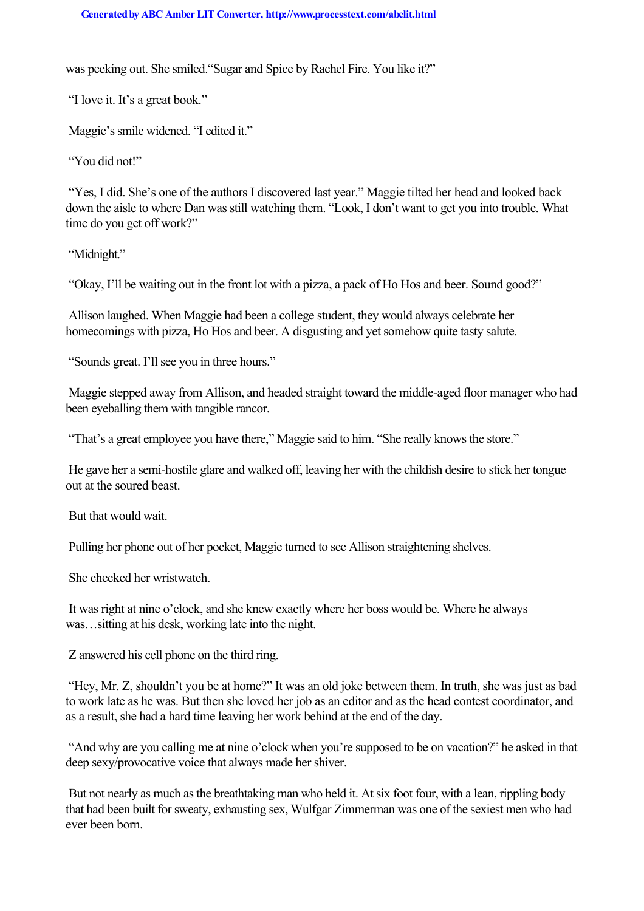was peeking out. She smiled."Sugar and Spice by Rachel Fire. You like it?"

"I love it. It's a great book."

Maggie's smile widened. "I edited it."

"You did not!"

"Yes, I did. She's one of the authors I discovered last year." Maggie tilted her head and looked back down the aisle to where Dan was still watching them. "Look, I don't want to get you into trouble. What time do you get off work?"

"Midnight."

"Okay, I'll be waiting out in the front lot with a pizza, a pack of Ho Hos and beer. Sound good?"

Allison laughed. When Maggie had been a college student, they would always celebrate her homecomings with pizza, Ho Hos and beer. A disgusting and yet somehow quite tasty salute.

"Sounds great. I'll see you in three hours."

Maggie stepped away from Allison, and headed straight toward the middle-aged floor manager who had been eyeballing them with tangible rancor.

"That's a great employee you have there," Maggie said to him. "She really knows the store."

He gave her a semi-hostile glare and walked off, leaving her with the childish desire to stick her tongue out at the soured beast.

But that would wait.

Pulling her phone out of her pocket, Maggie turned to see Allison straightening shelves.

She checked her wristwatch.

It was right at nine o'clock, and she knew exactly where her boss would be. Where he always was…sitting at his desk, working late into the night.

Z answered his cell phone on the third ring.

"Hey, Mr. Z, shouldn't you be at home?" It was an old joke between them. In truth, she was just as bad to work late as he was. But then she loved her job as an editor and as the head contest coordinator, and as a result, she had a hard time leaving her work behind at the end of the day.

"And why are you calling me at nine o'clock when you're supposed to be on vacation?" he asked in that deep sexy/provocative voice that always made her shiver.

But not nearly as much as the breathtaking man who held it. At six foot four, with a lean, rippling body that had been built for sweaty, exhausting sex, Wulfgar Zimmerman was one of the sexiest men who had ever been born.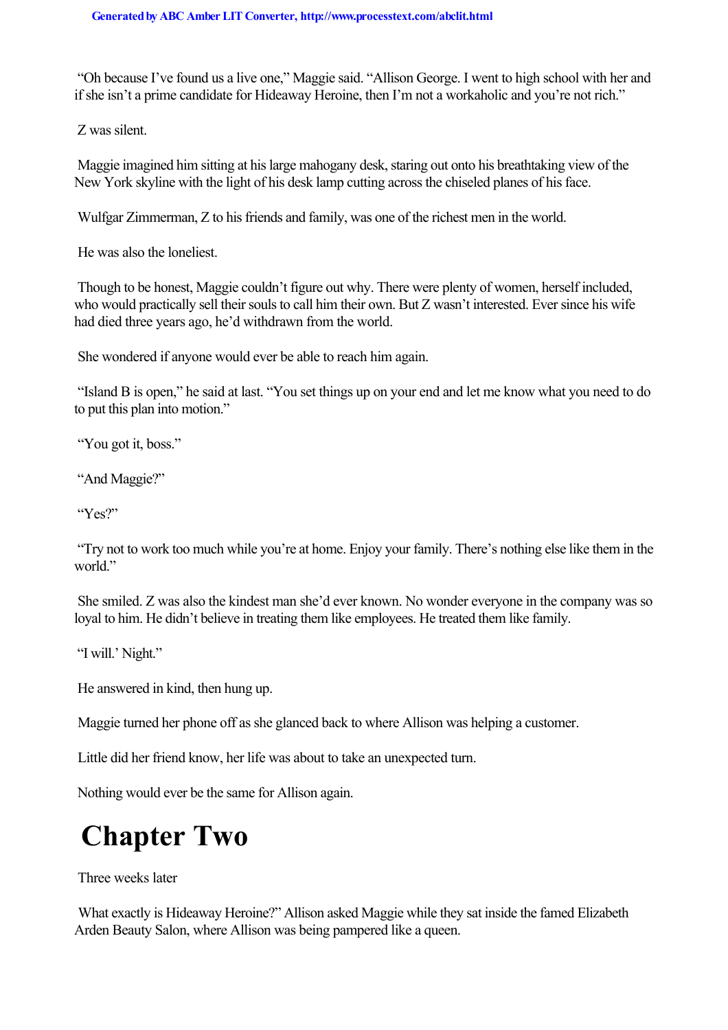"Oh because I've found us a live one," Maggie said. "Allison George. I went to high school with her and if she isn't a prime candidate for Hideaway Heroine, then I'm not a workaholic and you're not rich."

Z was silent.

Maggie imagined him sitting at his large mahogany desk, staring out onto his breathtaking view of the New York skyline with the light of his desk lamp cutting across the chiseled planes of his face.

Wulfgar Zimmerman, Z to his friends and family, was one of the richest men in the world.

He was also the loneliest.

Though to be honest, Maggie couldn't figure out why. There were plenty of women, herself included, who would practically sell their souls to call him their own. But Z wasn't interested. Ever since his wife had died three years ago, he'd withdrawn from the world.

She wondered if anyone would ever be able to reach him again.

"Island B is open," he said at last. "You set things up on your end and let me know what you need to do to put this plan into motion."

"You got it, boss."

"And Maggie?"

"Yes?"

"Try not to work too much while you're at home. Enjoy your family. There's nothing else like them in the world."

She smiled. Z was also the kindest man she'd ever known. No wonder everyone in the company was so loyal to him. He didn't believe in treating them like employees. He treated them like family.

"I will.' Night."

He answered in kind, then hung up.

Maggie turned her phone off as she glanced back to where Allison was helping a customer.

Little did her friend know, her life was about to take an unexpected turn.

Nothing would ever be the same for Allison again.

# Chapter Two

Three weeks later

What exactly is Hideaway Heroine?" Allison asked Maggie while they sat inside the famed Elizabeth Arden Beauty Salon, where Allison was being pampered like a queen.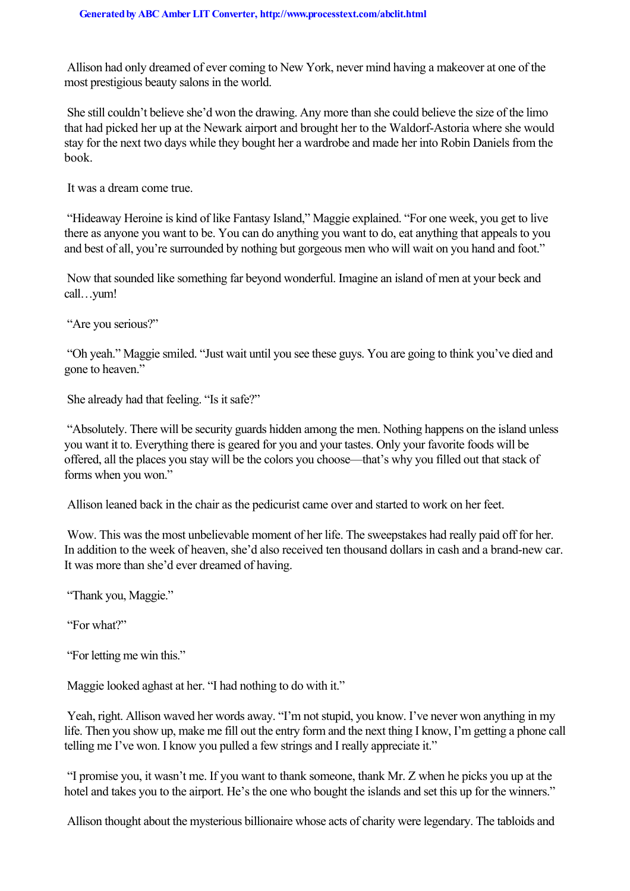Allison had only dreamed of ever coming to New York, never mind having a makeover at one of the most prestigious beauty salons in the world.

She still couldn't believe she'd won the drawing. Any more than she could believe the size of the limo that had picked her up at the Newark airport and brought her to the Waldorf-Astoria where she would stay for the next two days while they bought her a wardrobe and made her into Robin Daniels from the book.

It was a dream come true.

"Hideaway Heroine is kind of like Fantasy Island," Maggie explained. "For one week, you get to live there as anyone you want to be. You can do anything you want to do, eat anything that appeals to you and best of all, you're surrounded by nothing but gorgeous men who will wait on you hand and foot."

Now that sounded like something far beyond wonderful. Imagine an island of men at your beck and call…yum!

"Are you serious?"

"Oh yeah." Maggie smiled. "Just wait until you see these guys. You are going to think you've died and gone to heaven."

She already had that feeling. "Is it safe?"

"Absolutely. There will be security guards hidden among the men. Nothing happens on the island unless you want it to. Everything there is geared for you and your tastes. Only your favorite foods will be offered, all the places you stay will be the colors you choose—that's why you filled out that stack of forms when you won."

Allison leaned back in the chair as the pedicurist came over and started to work on her feet.

Wow. This was the most unbelievable moment of her life. The sweepstakes had really paid off for her. In addition to the week of heaven, she'd also received ten thousand dollars in cash and a brand-new car. It was more than she'd ever dreamed of having.

"Thank you, Maggie."

"For what?"

"For letting me win this."

Maggie looked aghast at her. "I had nothing to do with it."

Yeah, right. Allison waved her words away. "I'm not stupid, you know. I've never won anything in my life. Then you show up, make me fill out the entry form and the next thing I know, I'm getting a phone call telling me I've won. I know you pulled a few strings and I really appreciate it."

"I promise you, it wasn't me. If you want to thank someone, thank Mr. Z when he picks you up at the hotel and takes you to the airport. He's the one who bought the islands and set this up for the winners."

Allison thought about the mysterious billionaire whose acts of charity were legendary. The tabloids and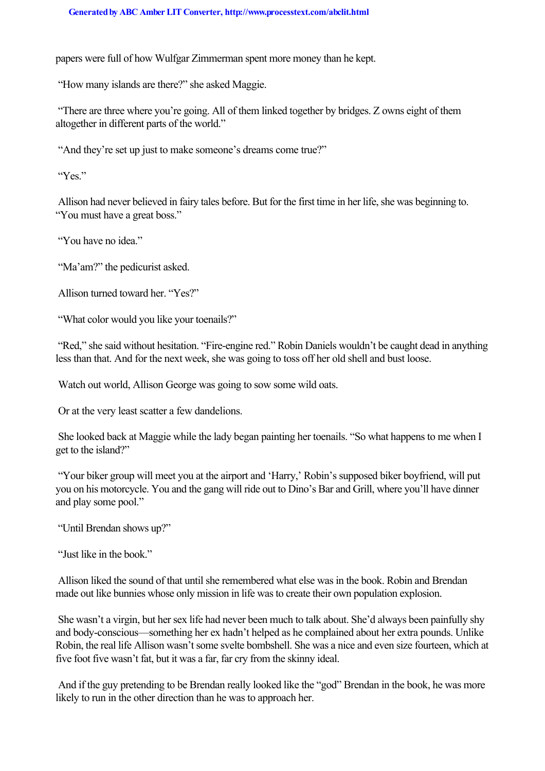papers were full of how Wulfgar Zimmerman spent more money than he kept.

"How many islands are there?" she asked Maggie.

"There are three where you're going. All of them linked together by bridges. Z owns eight of them altogether in different parts of the world."

"And they're set up just to make someone's dreams come true?"

"Yes."

Allison had never believed in fairy tales before. But for the first time in her life, she was beginning to. "You must have a great boss."

"You have no idea."

"Ma'am?" the pedicurist asked.

Allison turned toward her. "Yes?"

"What color would you like your toenails?"

"Red," she said without hesitation. "Fire-engine red." Robin Daniels wouldn't be caught dead in anything less than that. And for the next week, she was going to toss off her old shell and bust loose.

Watch out world, Allison George was going to sow some wild oats.

Or at the very least scatter a few dandelions.

She looked back at Maggie while the lady began painting her toenails. "So what happens to me when I get to the island?"

"Your biker group will meet you at the airport and 'Harry,' Robin's supposed biker boyfriend, will put you on his motorcycle. You and the gang will ride out to Dino's Bar and Grill, where you'll have dinner and play some pool."

"Until Brendan shows up?"

"Just like in the book."

Allison liked the sound of that until she remembered what else was in the book. Robin and Brendan made out like bunnies whose only mission in life was to create their own population explosion.

She wasn't a virgin, but her sex life had never been much to talk about. She'd always been painfully shy and body-conscious—something her ex hadn't helped as he complained about her extra pounds. Unlike Robin, the real life Allison wasn't some svelte bombshell. She was a nice and even size fourteen, which at five foot five wasn't fat, but it was a far, far cry from the skinny ideal.

And if the guy pretending to be Brendan really looked like the "god" Brendan in the book, he was more likely to run in the other direction than he was to approach her.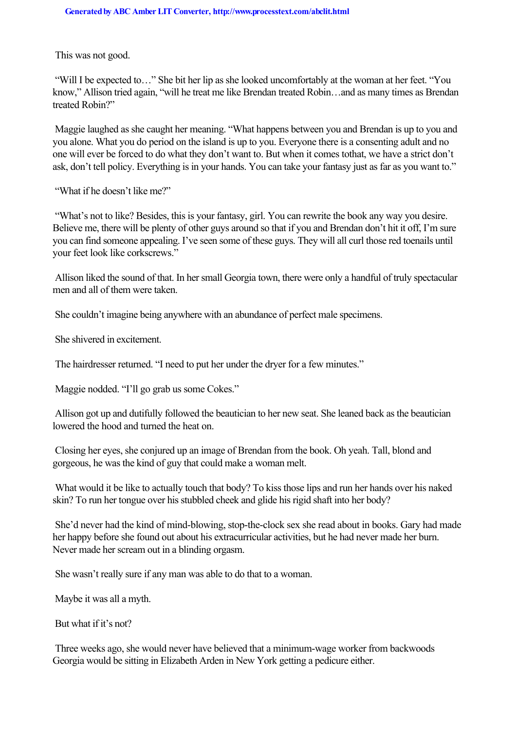This was not good.

"Will I be expected to…" She bit her lip as she looked uncomfortably at the woman at her feet. "You know," Allison tried again, "will he treat me like Brendan treated Robin…and as many times as Brendan treated Robin?"

Maggie laughed as she caught her meaning. "What happens between you and Brendan is up to you and you alone. What you do period on the island is up to you. Everyone there is a consenting adult and no one will ever be forced to do what they don't want to. But when it comes tothat, we have a strict don't ask, don't tell policy. Everything is in your hands. You can take your fantasy just as far as you want to."

"What if he doesn't like me?"

"What's not to like? Besides, this is your fantasy, girl. You can rewrite the book any way you desire. Believe me, there will be plenty of other guys around so that if you and Brendan don't hit it off, I'm sure you can find someone appealing. I've seen some of these guys. They will all curl those red toenails until your feet look like corkscrews."

Allison liked the sound of that. In her small Georgia town, there were only a handful of truly spectacular men and all of them were taken.

She couldn't imagine being anywhere with an abundance of perfect male specimens.

She shivered in excitement.

The hairdresser returned. "I need to put her under the dryer for a few minutes."

Maggie nodded. "I'll go grab us some Cokes."

Allison got up and dutifully followed the beautician to her new seat. She leaned back as the beautician lowered the hood and turned the heat on.

Closing her eyes, she conjured up an image of Brendan from the book. Oh yeah. Tall, blond and gorgeous, he was the kind of guy that could make a woman melt.

What would it be like to actually touch that body? To kiss those lips and run her hands over his naked skin? To run her tongue over his stubbled cheek and glide his rigid shaft into her body?

She'd never had the kind of mind-blowing, stop-the-clock sex she read about in books. Gary had made her happy before she found out about his extracurricular activities, but he had never made her burn. Never made her scream out in a blinding orgasm.

She wasn't really sure if any man was able to do that to a woman.

Maybe it was all a myth.

But what if it's not?

Three weeks ago, she would never have believed that a minimum-wage worker from backwoods Georgia would be sitting in Elizabeth Arden in New York getting a pedicure either.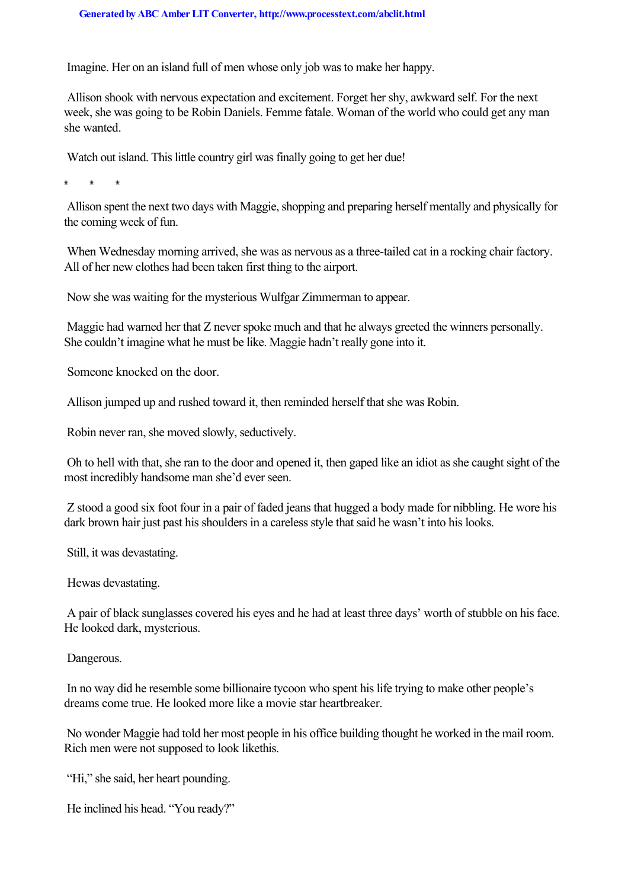Imagine. Her on an island full of men whose only job was to make her happy.

Allison shook with nervous expectation and excitement. Forget her shy, awkward self. For the next week, she was going to be Robin Daniels. Femme fatale. Woman of the world who could get any man she wanted.

Watch out island. This little country girl was finally going to get her due!

\*   \*   \*

Allison spent the next two days with Maggie, shopping and preparing herself mentally and physically for the coming week of fun.

When Wednesday morning arrived, she was as nervous as a three-tailed cat in a rocking chair factory. All of her new clothes had been taken first thing to the airport.

Now she was waiting for the mysterious Wulfgar Zimmerman to appear.

Maggie had warned her that Z never spoke much and that he always greeted the winners personally. She couldn't imagine what he must be like. Maggie hadn't really gone into it.

Someone knocked on the door.

Allison jumped up and rushed toward it, then reminded herself that she was Robin.

Robin never ran, she moved slowly, seductively.

Oh to hell with that, she ran to the door and opened it, then gaped like an idiot as she caught sight of the most incredibly handsome man she'd ever seen.

Z stood a good six foot four in a pair of faded jeans that hugged a body made for nibbling. He wore his dark brown hair just past his shoulders in a careless style that said he wasn't into his looks.

Still, it was devastating.

He*was* devastating.

A pair of black sunglasses covered his eyes and he had at least three days' worth of stubble on his face. He looked dark, mysterious.

Dangerous.

In no way did he resemble some billionaire tycoon who spent his life trying to make other people's dreams come true. He looked more like a movie star heartbreaker.

No wonder Maggie had told her most people in his office building thought he worked in the mail room. Rich men were not supposed to look like*this*.

"Hi," she said, her heart pounding.

He inclined his head. "You ready?"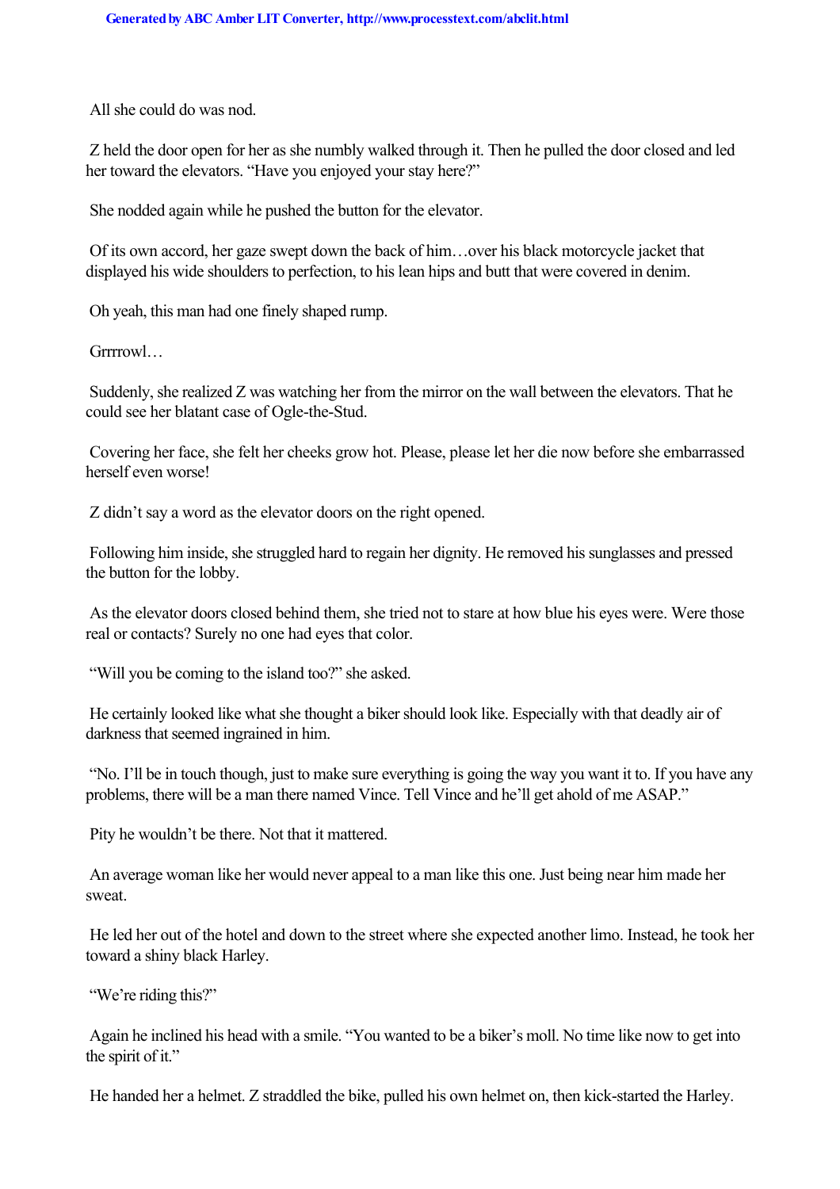All she could do was nod.

Z held the door open for her as she numbly walked through it. Then he pulled the door closed and led her toward the elevators. "Have you enjoyed your stay here?"

She nodded again while he pushed the button for the elevator.

Of its own accord, her gaze swept down the back of him…over his black motorcycle jacket that displayed his wide shoulders to perfection, to his lean hips and butt that were covered in denim.

Oh yeah, this man had one finely shaped rump.

Grrrrowl…

Suddenly, she realized Z was watching her from the mirror on the wall between the elevators. That he could see her blatant case of Ogle-the-Stud.

Covering her face, she felt her cheeks grow hot. Please, please let her die now before she embarrassed herself even worse!

Z didn't say a word as the elevator doors on the right opened.

Following him inside, she struggled hard to regain her dignity. He removed his sunglasses and pressed the button for the lobby.

As the elevator doors closed behind them, she tried not to stare at how blue his eyes were. Were those real or contacts? Surely no one had eyes that color.

"Will you be coming to the island too?" she asked.

He certainly looked like what she thought a biker should look like. Especially with that deadly air of darkness that seemed ingrained in him.

"No. I'll be in touch though, just to make sure everything is going the way you want it to. If you have any problems, there will be a man there named Vince. Tell Vince and he'll get ahold of me ASAP."

Pity he wouldn't be there. Not that it mattered.

An average woman like her would never appeal to a man like this one. Just being near him made her sweat.

He led her out of the hotel and down to the street where she expected another limo. Instead, he took her toward a shiny black Harley.

"We're riding this?"

Again he inclined his head with a smile. "You wanted to be a biker's moll. No time like now to get into the spirit of it."

He handed her a helmet. Z straddled the bike, pulled his own helmet on, then kick-started the Harley.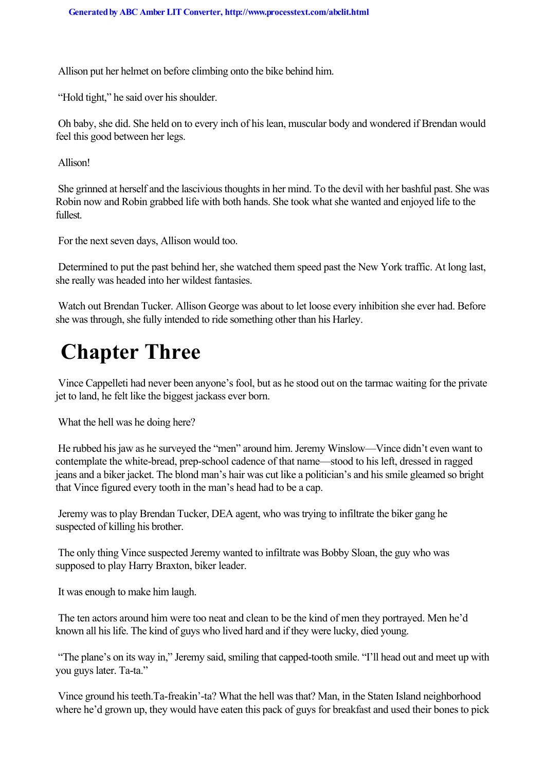Allison put her helmet on before climbing onto the bike behind him.

"Hold tight," he said over his shoulder.

Oh baby, she did. She held on to every inch of his lean, muscular body and wondered if Brendan would feel this good between her legs.

Allison!

She grinned at herself and the lascivious thoughts in her mind. To the devil with her bashful past. She was Robin now and Robin grabbed life with both hands. She took what she wanted and enjoyed life to the fullest.

For the next seven days, Allison would too.

Determined to put the past behind her, she watched them speed past the New York traffic. At long last, she really was headed into her wildest fantasies.

Watch out Brendan Tucker. Allison George was about to let loose every inhibition she ever had. Before she was through, she fully intended to ride something other than his Harley.

# Chapter Three

Vince Cappelleti had never been anyone's fool, but as he stood out on the tarmac waiting for the private jet to land, he felt like the biggest jackass ever born.

What the hell was he doing here?

He rubbed his jaw as he surveyed the "men" around him. Jeremy Winslow—Vince didn't even want to contemplate the white-bread, prep-school cadence of that name—stood to his left, dressed in ragged jeans and a biker jacket. The blond man's hair was cut like a politician's and his smile gleamed so bright that Vince figured every tooth in the man's head had to be a cap.

Jeremy was to play Brendan Tucker, DEA agent, who was trying to infiltrate the biker gang he suspected of killing his brother.

The only thing Vince suspected Jeremy wanted to infiltrate was Bobby Sloan, the guy who was supposed to play Harry Braxton, biker leader.

It was enough to make him laugh.

The ten actors around him were too neat and clean to be the kind of men they portrayed. Men he'd known all his life. The kind of guys who lived hard and if they were lucky, died young.

"The plane's on its way in," Jeremy said, smiling that capped-tooth smile. "I'll head out and meet up with you guys later. Ta-ta."

Vince ground his teeth. Ta-freakin'-ta? What the hell was that? Man, in the Staten Island neighborhood where he'd grown up, they would have eaten this pack of guys for breakfast and used their bones to pick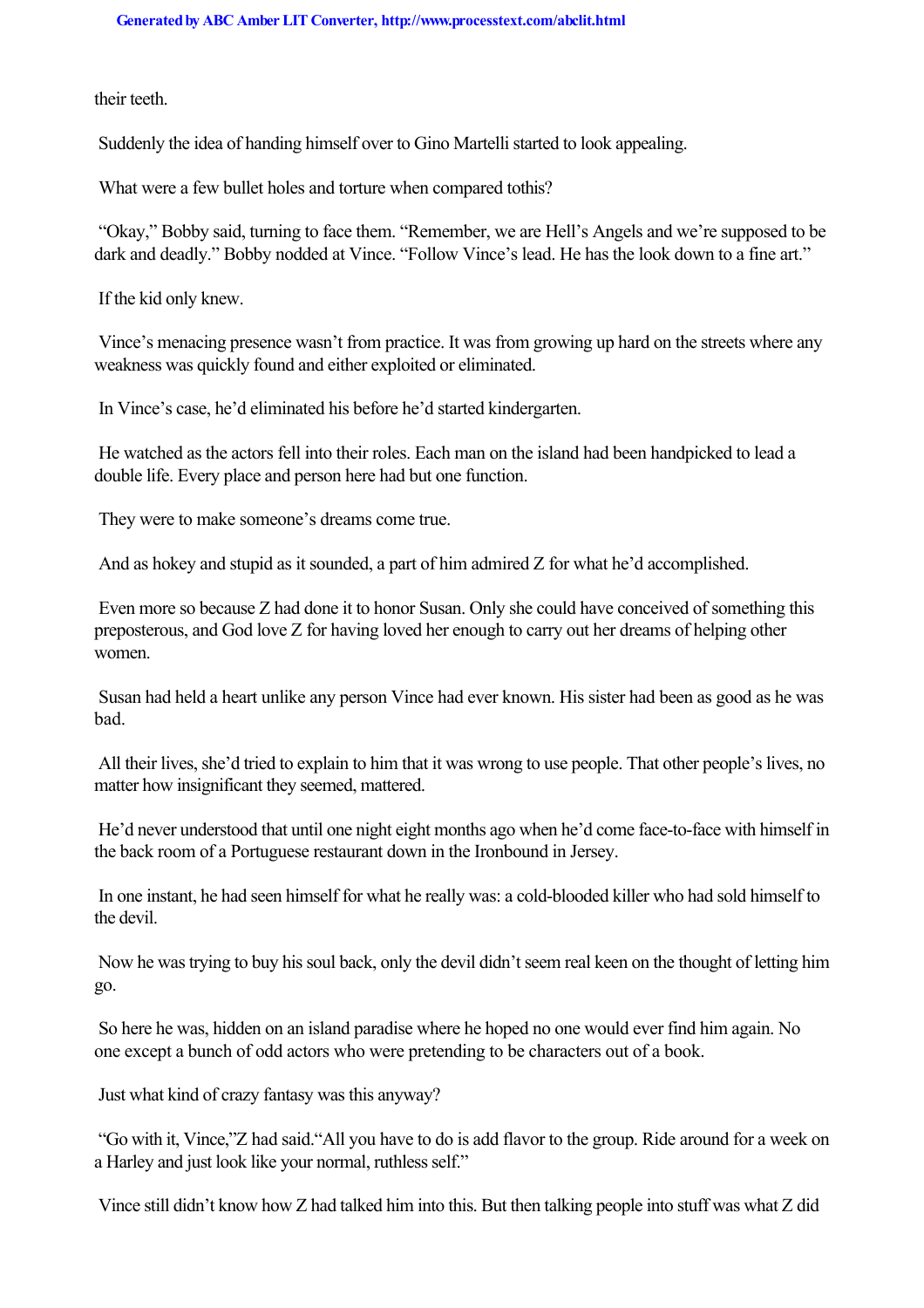their teeth.

Suddenly the idea of handing himself over to Gino Martelli started to look appealing.

What were a few bullet holes and torture when compared tothis?

"Okay," Bobby said, turning to face them. "Remember, we are Hell's Angels and we're supposed to be dark and deadly." Bobby nodded at Vince. "Follow Vince's lead. He has the look down to a fine art."

If the kid only knew.

Vince's menacing presence wasn't from practice. It was from growing up hard on the streets where any weakness was quickly found and either exploited or eliminated.

In Vince's case, he'd eliminated his before he'd started kindergarten.

He watched as the actors fell into their roles. Each man on the island had been handpicked to lead a double life. Every place and person here had but one function.

They were to make someone's dreams come true.

And as hokey and stupid as it sounded, a part of him admired Z for what he'd accomplished.

Even more so because Z had done it to honor Susan. Only she could have conceived of something this preposterous, and God love Z for having loved her enough to carry out her dreams of helping other women.

Susan had held a heart unlike any person Vince had ever known. His sister had been as good as he was bad.

All their lives, she'd tried to explain to him that it was wrong to use people. That other people's lives, no matter how insignificant they seemed, mattered.

He'd never understood that until one night eight months ago when he'd come face-to-face with himself in the back room of a Portuguese restaurant down in the Ironbound in Jersey.

In one instant, he had seen himself for what he really was: a cold-blooded killer who had sold himself to the devil.

Now he was trying to buy his soul back, only the devil didn't seem real keen on the thought of letting him go.

So here he was, hidden on an island paradise where he hoped no one would ever find him again. No one except a bunch of odd actors who were pretending to be characters out of a book.

Just what kind of crazy fantasy was this anyway?

"Go with it, Vince,"Z had said."All you have to do is add flavor to the group. Ride around for a week on a Harley and just look like your normal, ruthless self."

Vince still didn't know how Z had talked him into this. But then talking people into stuff was what Z did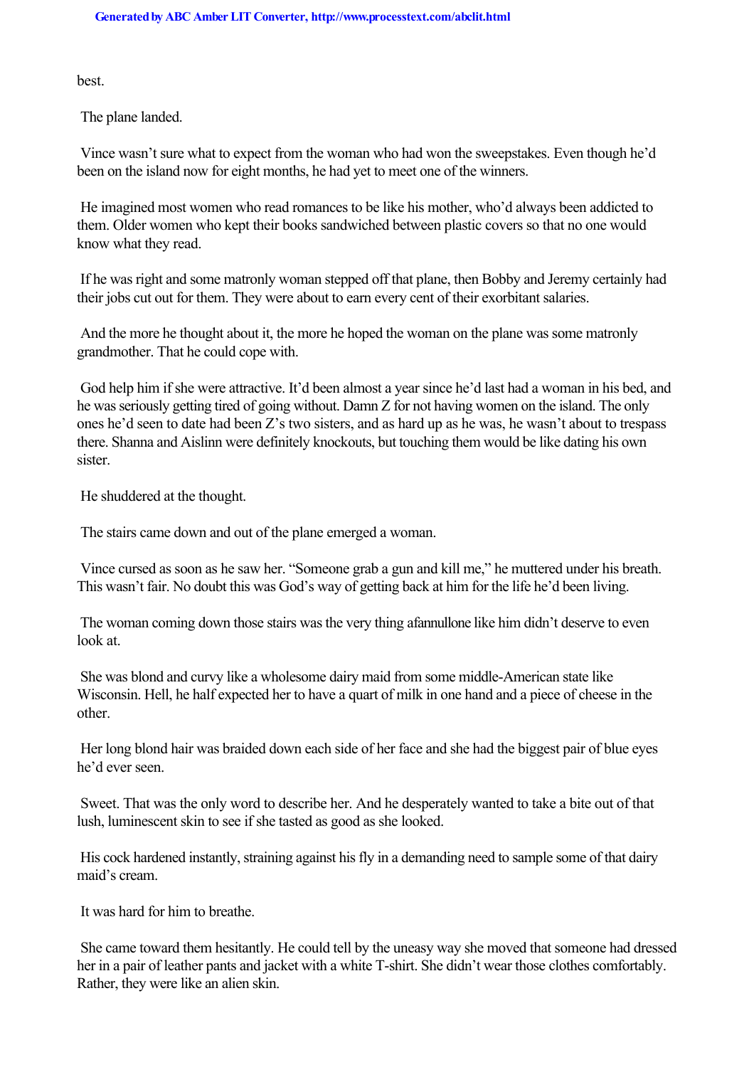best.

The plane landed.

Vince wasn't sure what to expect from the woman who had won the sweepstakes. Even though he'd been on the island now for eight months, he had yet to meet one of the winners.

He imagined most women who read romances to be like his mother, who'd always been addicted to them. Older women who kept their books sandwiched between plastic covers so that no one would know what they read.

If he was right and some matronly woman stepped off that plane, then Bobby and Jeremy certainly had their jobs cut out for them. They were about to earn every cent of their exorbitant salaries.

And the more he thought about it, the more he hoped the woman on the plane was some matronly grandmother. That he could cope with.

God help him if she were attractive. It'd been almost a year since he'd last had a woman in his bed, and he was seriously getting tired of going without. Damn Z for not having women on the island. The only ones he'd seen to date had been Z's two sisters, and as hard up as he was, he wasn't about to trespass there. Shanna and Aislinn were definitely knockouts, but touching them would be like dating his own sister.

He shuddered at the thought.

The stairs came down and out of the plane emerged a woman.

Vince cursed as soon as he saw her. "Someone grab a gun and kill me," he muttered under his breath. This wasn't fair. No doubt this was God's way of getting back at him for the life he'd been living.

The woman coming down those stairs was the very thing afannullone like him didn't deserve to even look at.

She was blond and curvy like a wholesome dairy maid from some middle-American state like Wisconsin. Hell, he half expected her to have a quart of milk in one hand and a piece of cheese in the other.

Her long blond hair was braided down each side of her face and she had the biggest pair of blue eyes he'd ever seen.

Sweet. That was the only word to describe her. And he desperately wanted to take a bite out of that lush, luminescent skin to see if she tasted as good as she looked.

His cock hardened instantly, straining against his fly in a demanding need to sample some of that dairy maid's cream.

It was hard for him to breathe.

She came toward them hesitantly. He could tell by the uneasy way she moved that someone had dressed her in a pair of leather pants and jacket with a white T-shirt. She didn't wear those clothes comfortably. Rather, they were like an alien skin.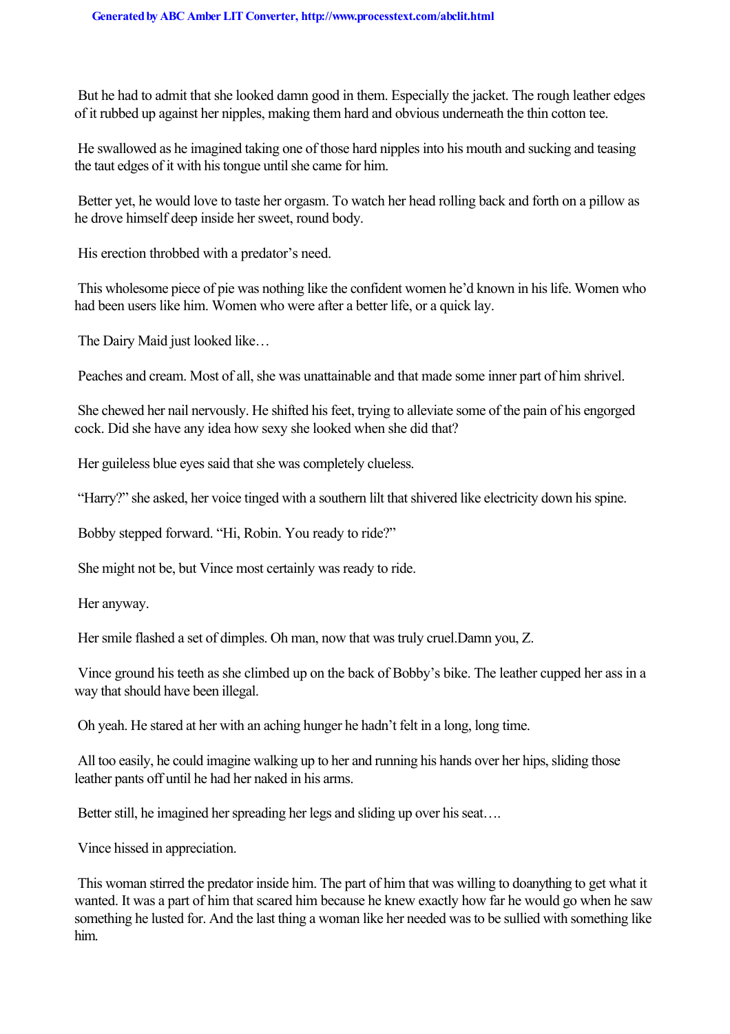But he had to admit that she looked damn good in them. Especially the jacket. The rough leather edges of it rubbed up against her nipples, making them hard and obvious underneath the thin cotton tee.

He swallowed as he imagined taking one of those hard nipples into his mouth and sucking and teasing the taut edges of it with his tongue until she came for him.

Better yet, he would love to taste her orgasm. To watch her head rolling back and forth on a pillow as he drove himself deep inside her sweet, round body.

His erection throbbed with a predator's need.

This wholesome piece of pie was nothing like the confident women he'd known in his life. Women who had been users like him. Women who were after a better life, or a quick lay.

The Dairy Maid just looked like…

Peaches and cream. Most of all, she was unattainable and that made some inner part of him shrivel.

She chewed her nail nervously. He shifted his feet, trying to alleviate some of the pain of his engorged cock. Did she have any idea how sexy she looked when she did that?

Her guileless blue eyes said that she was completely clueless.

"Harry?" she asked, her voice tinged with a southern lilt that shivered like electricity down his spine.

Bobby stepped forward. "Hi, Robin. You ready to ride?"

She might not be, but Vince most certainly was ready to ride.

Her anyway.

Her smile flashed a set of dimples. Oh man, now that was truly cruel.Damn you, Z.

Vince ground his teeth as she climbed up on the back of Bobby's bike. The leather cupped her ass in a way that should have been illegal.

Oh yeah. He stared at her with an aching hunger he hadn't felt in a long, long time.

All too easily, he could imagine walking up to her and running his hands over her hips, sliding those leather pants off until he had her naked in his arms.

Better still, he imagined her spreading her legs and sliding up over his seat….

Vince hissed in appreciation.

This woman stirred the predator inside him. The part of him that was willing to doanything to get what it wanted. It was a part of him that scared him because he knew exactly how far he would go when he saw something he lusted for. And the last thing a woman like her needed was to be sullied with something like him.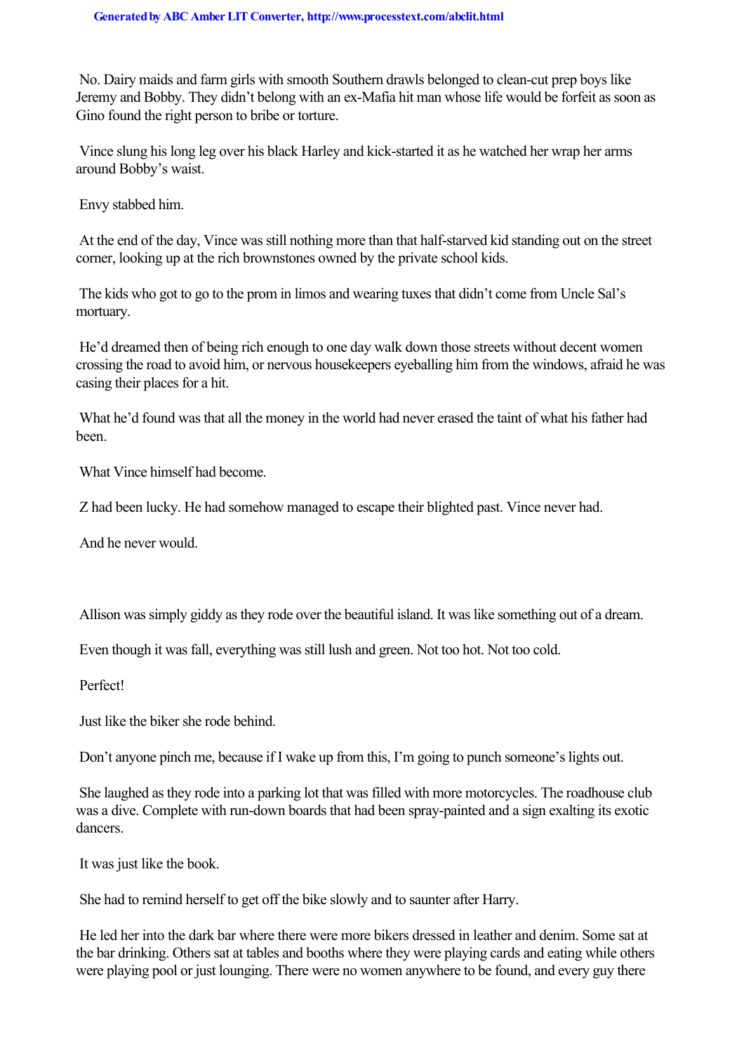No. Dairy maids and farm girls with smooth Southern drawls belonged to clean-cut prep boys like Jeremy and Bobby. They didn't belong with an ex-Mafia hit man whose life would be forfeit as soon as Gino found the right person to bribe or torture.

Vince slung his long leg over his black Harley and kick-started it as he watched her wrap her arms around Bobby's waist.

Envy stabbed him.

At the end of the day, Vince was still nothing more than that half-starved kid standing out on the street corner, looking up at the rich brownstones owned by the private school kids.

The kids who got to go to the prom in limos and wearing tuxes that didn't come from Uncle Sal's mortuary.

He'd dreamed then of being rich enough to one day walk down those streets without decent women crossing the road to avoid him, or nervous housekeepers eyeballing him from the windows, afraid he was casing their places for a hit.

What he'd found was that all the money in the world had never erased the taint of what his father had been.

What Vince himself had become.

Z had been lucky. He had somehow managed to escape their blighted past. Vince never had.

And he never would.

Allison was simply giddy as they rode over the beautiful island. It was like something out of a dream.

Even though it was fall, everything was still lush and green. Not too hot. Not too cold.

Perfect!

Just like the biker she rode behind.

Don't anyone pinch me, because if I wake up from this, I'm going to punch someone's lights out.

She laughed as they rode into a parking lot that was filled with more motorcycles. The roadhouse club was a dive. Complete with run-down boards that had been spray-painted and a sign exalting its exotic dancers.

It was just like the book.

She had to remind herself to get off the bike slowly and to saunter after Harry.

He led her into the dark bar where there were more bikers dressed in leather and denim. Some sat at the bar drinking. Others sat at tables and booths where they were playing cards and eating while others were playing pool or just lounging. There were no women anywhere to be found, and every guy there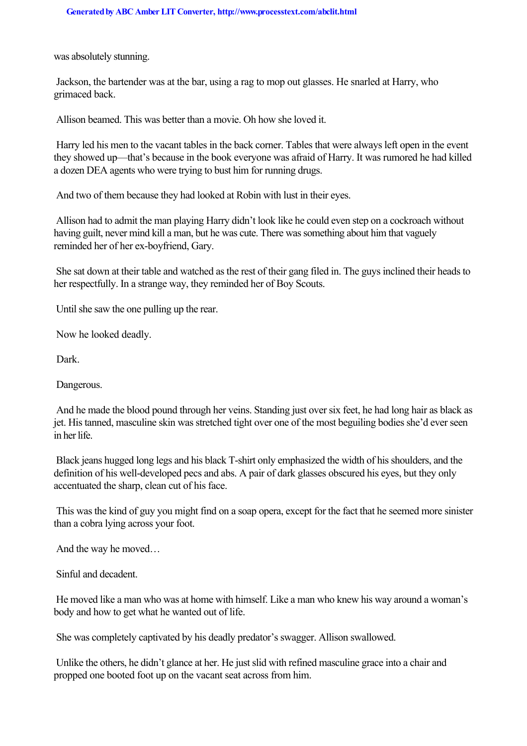was absolutely stunning.

Jackson, the bartender was at the bar, using a rag to mop out glasses. He snarled at Harry, who grimaced back.

Allison beamed. This was better than a movie. Oh how she loved it.

Harry led his men to the vacant tables in the back corner. Tables that were always left open in the event they showed up—that's because in the book everyone was afraid of Harry. It was rumored he had killed a dozen DEA agents who were trying to bust him for running drugs.

And two of them because they had looked at Robin with lust in their eyes.

Allison had to admit the man playing Harry didn't look like he could even step on a cockroach without having guilt, never mind kill a man, but he was cute. There was something about him that vaguely reminded her of her ex-boyfriend, Gary.

She sat down at their table and watched as the rest of their gang filed in. The guys inclined their heads to her respectfully. In a strange way, they reminded her of Boy Scouts.

Until she saw the one pulling up the rear.

Now he looked deadly.

Dark.

Dangerous.

And he made the blood pound through her veins. Standing just over six feet, he had long hair as black as jet. His tanned, masculine skin was stretched tight over one of the most beguiling bodies she'd ever seen in her life.

Black jeans hugged long legs and his black T-shirt only emphasized the width of his shoulders, and the definition of his well-developed pecs and abs. A pair of dark glasses obscured his eyes, but they only accentuated the sharp, clean cut of his face.

This was the kind of guy you might find on a soap opera, except for the fact that he seemed more sinister than a cobra lying across your foot.

And the way he moved…

Sinful and decadent.

He moved like a man who was at home with himself. Like a man who knew his way around a woman's body and how to get what he wanted out of life.

She was completely captivated by his deadly predator's swagger. Allison swallowed.

Unlike the others, he didn't glance at her. He just slid with refined masculine grace into a chair and propped one booted foot up on the vacant seat across from him.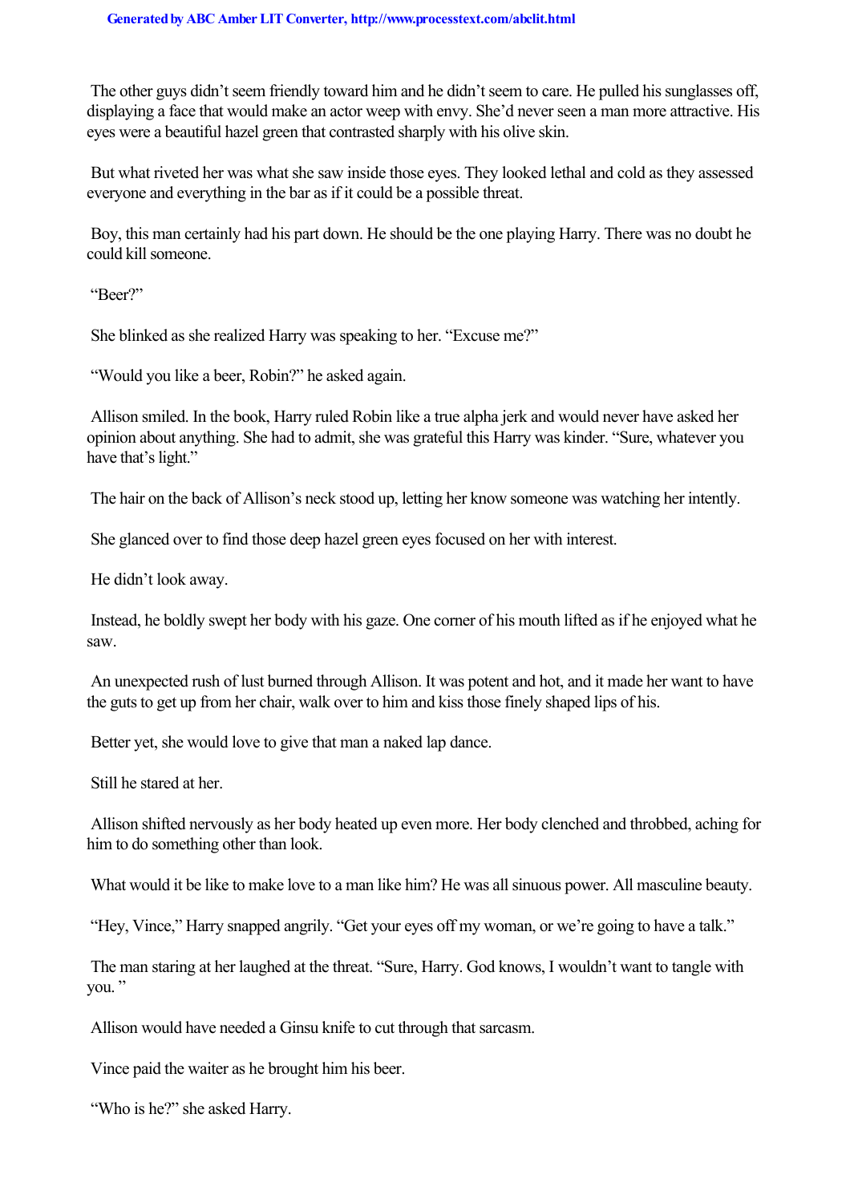The other guys didn't seem friendly toward him and he didn't seem to care. He pulled his sunglasses off, displaying a face that would make an actor weep with envy. She'd never seen a man more attractive. His eyes were a beautiful hazel green that contrasted sharply with his olive skin.

But what riveted her was what she saw inside those eyes. They looked lethal and cold as they assessed everyone and everything in the bar as if it could be a possible threat.

Boy, this man certainly had his part down. He should be the one playing Harry. There was no doubt he could kill someone.

"Beer?"

She blinked as she realized Harry was speaking to her. "Excuse me?"

"Would you like a beer, Robin?" he asked again.

Allison smiled. In the book, Harry ruled Robin like a true alpha jerk and would never have asked her opinion about anything. She had to admit, she was grateful this Harry was kinder. "Sure, whatever you have that's light."

The hair on the back of Allison's neck stood up, letting her know someone was watching her intently.

She glanced over to find those deep hazel green eyes focused on her with interest.

He didn't look away.

Instead, he boldly swept her body with his gaze. One corner of his mouth lifted as if he enjoyed what he saw.

An unexpected rush of lust burned through Allison. It was potent and hot, and it made her want to have the guts to get up from her chair, walk over to him and kiss those finely shaped lips of his.

Better yet, she would love to give that man a naked lap dance.

Still he stared at her.

Allison shifted nervously as her body heated up even more. Her body clenched and throbbed, aching for him to do something other than look.

What would it be like to make love to a man like him? He was all sinuous power. All masculine beauty.

"Hey, Vince," Harry snapped angrily. "Get your eyes off my woman, or we're going to have a talk."

The man staring at her laughed at the threat. "Sure, Harry. God knows, I wouldn't want to tangle with you."

Allison would have needed a Ginsu knife to cut through that sarcasm.

Vince paid the waiter as he brought him his beer.

"Who is he?" she asked Harry.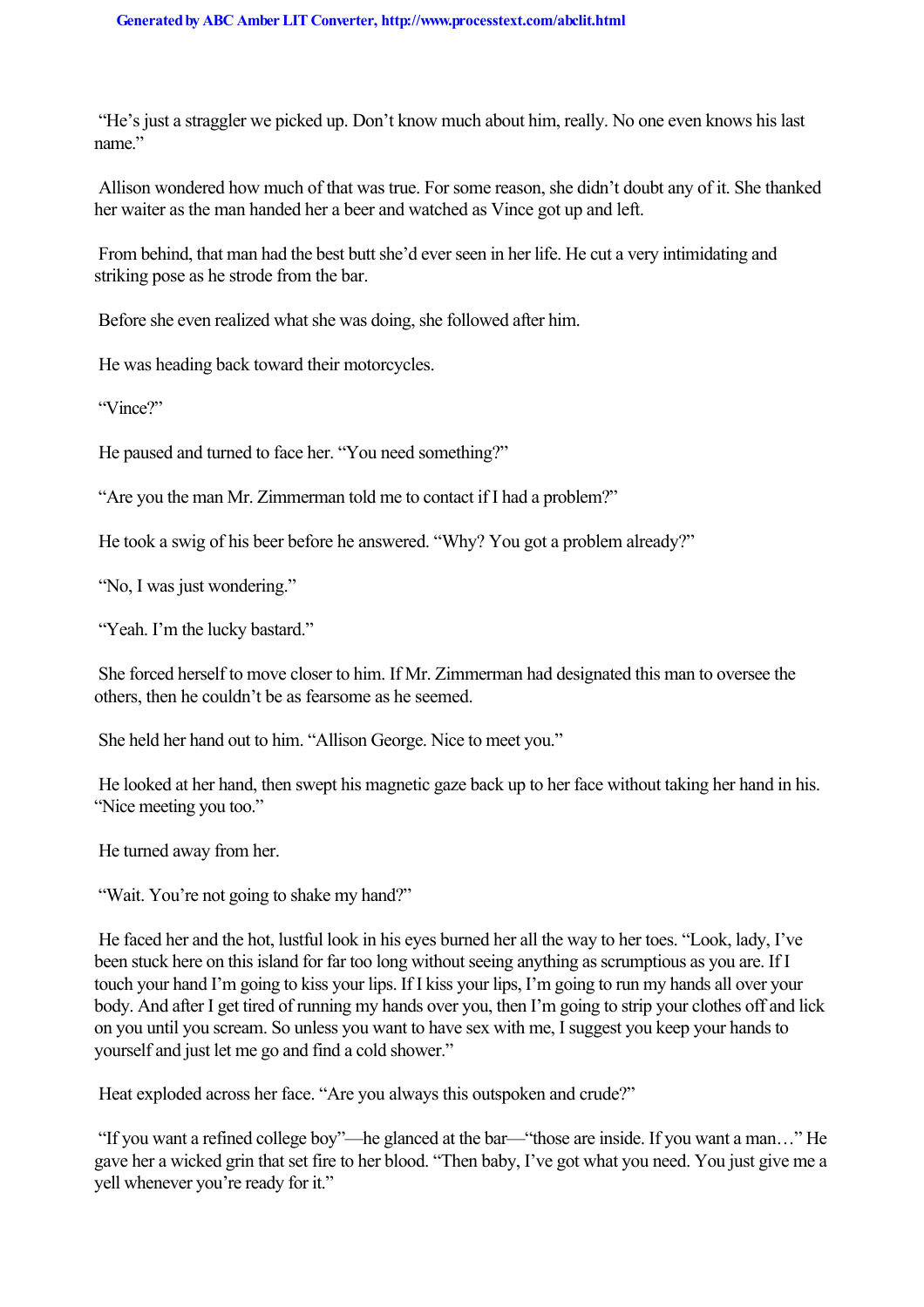"He's just a straggler we picked up. Don't know much about him, really. No one even knows his last name."

Allison wondered how much of that was true. For some reason, she didn't doubt any of it. She thanked her waiter as the man handed her a beer and watched as Vince got up and left.

From behind, that man had the best butt she'd ever seen in her life. He cut a very intimidating and striking pose as he strode from the bar.

Before she even realized what she was doing, she followed after him.

He was heading back toward their motorcycles.

"Vince?"

He paused and turned to face her. "You need something?"

"Are you the man Mr. Zimmerman told me to contact if I had a problem?"

He took a swig of his beer before he answered. "Why? You got a problem already?"

"No, I was just wondering."

"Yeah. I'm the lucky bastard."

She forced herself to move closer to him. If Mr. Zimmerman had designated this man to oversee the others, then he couldn't be as fearsome as he seemed.

She held her hand out to him. "Allison George. Nice to meet you."

He looked at her hand, then swept his magnetic gaze back up to her face without taking her hand in his. "Nice meeting you too."

He turned away from her.

"Wait. You're not going to shake my hand?"

He faced her and the hot, lustful look in his eyes burned her all the way to her toes. "Look, lady, I've been stuck here on this island for far too long without seeing anything as scrumptious as you are. If I touch your hand I'm going to kiss your lips. If I kiss your lips, I'm going to run my hands all over your body. And after I get tired of running my hands over you, then I'm going to strip your clothes off and lick on you until you scream. So unless you want to have sex with me, I suggest you keep your hands to yourself and just let me go and find a cold shower."

Heat exploded across her face. "Are you always this outspoken and crude?"

"If you want a refined college boy"—he glanced at the bar—"those are inside. If you want a man…" He gave her a wicked grin that set fire to her blood. "Then baby, I've got what you need. You just give me a yell whenever you're ready for it."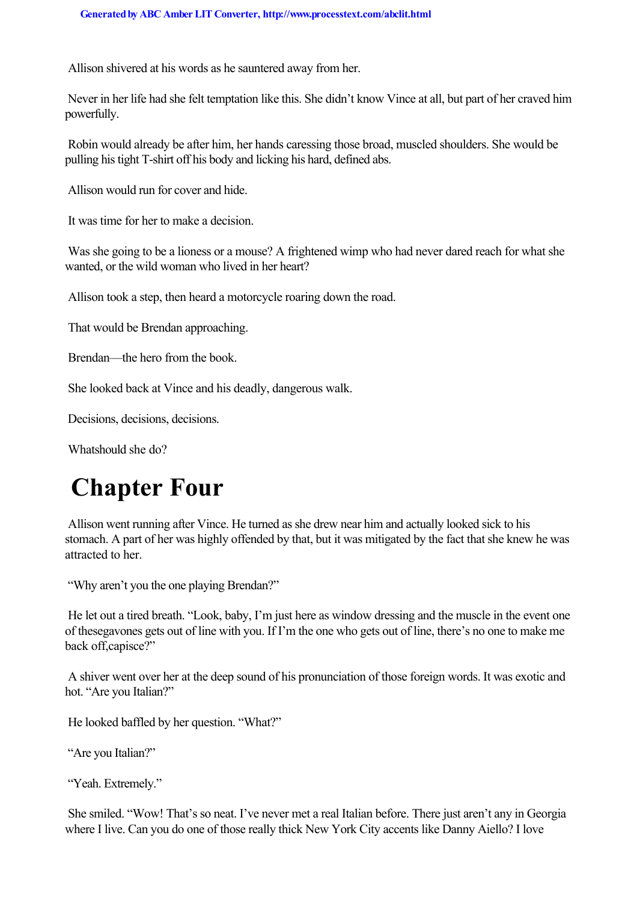Allison shivered at his words as he sauntered away from her.

Never in her life had she felt temptation like this. She didn't know Vince at all, but part of her craved him powerfully.

Robin would already be after him, her hands caressing those broad, muscled shoulders. She would be pulling his tight T-shirt off his body and licking his hard, defined abs.

Allison would run for cover and hide.

It was time for her to make a decision.

Was she going to be a lioness or a mouse? A frightened wimp who had never dared reach for what she wanted, or the wild woman who lived in her heart?

Allison took a step, then heard a motorcycle roaring down the road.

That would be Brendan approaching.

Brendan—the hero from the book.

She looked back at Vince and his deadly, dangerous walk.

Decisions, decisions, decisions.

*What* should she do?

# Chapter Four

Allison went running after Vince. He turned as she drew near him and actually looked sick to his stomach. A part of her was highly offended by that, but it was mitigated by the fact that she knew he was attracted to her.

"Why aren't you the one playing Brendan?"

He let out a tired breath. "Look, baby, I'm just here as window dressing and the muscle in the event one of these *gavones* gets out of line with you. If I'm the one who gets out of line, there's no one to make me back off, *capisce*?"

A shiver went over her at the deep sound of his pronunciation of those foreign words. It was exotic and hot. "Are you Italian?"

He looked baffled by her question. "What?"

"Are you Italian?"

"Yeah. Extremely."

She smiled. "Wow! That's so neat. I've never met a real Italian before. There just aren't any in Georgia where I live. Can you do one of those really thick New York City accents like Danny Aiello? I love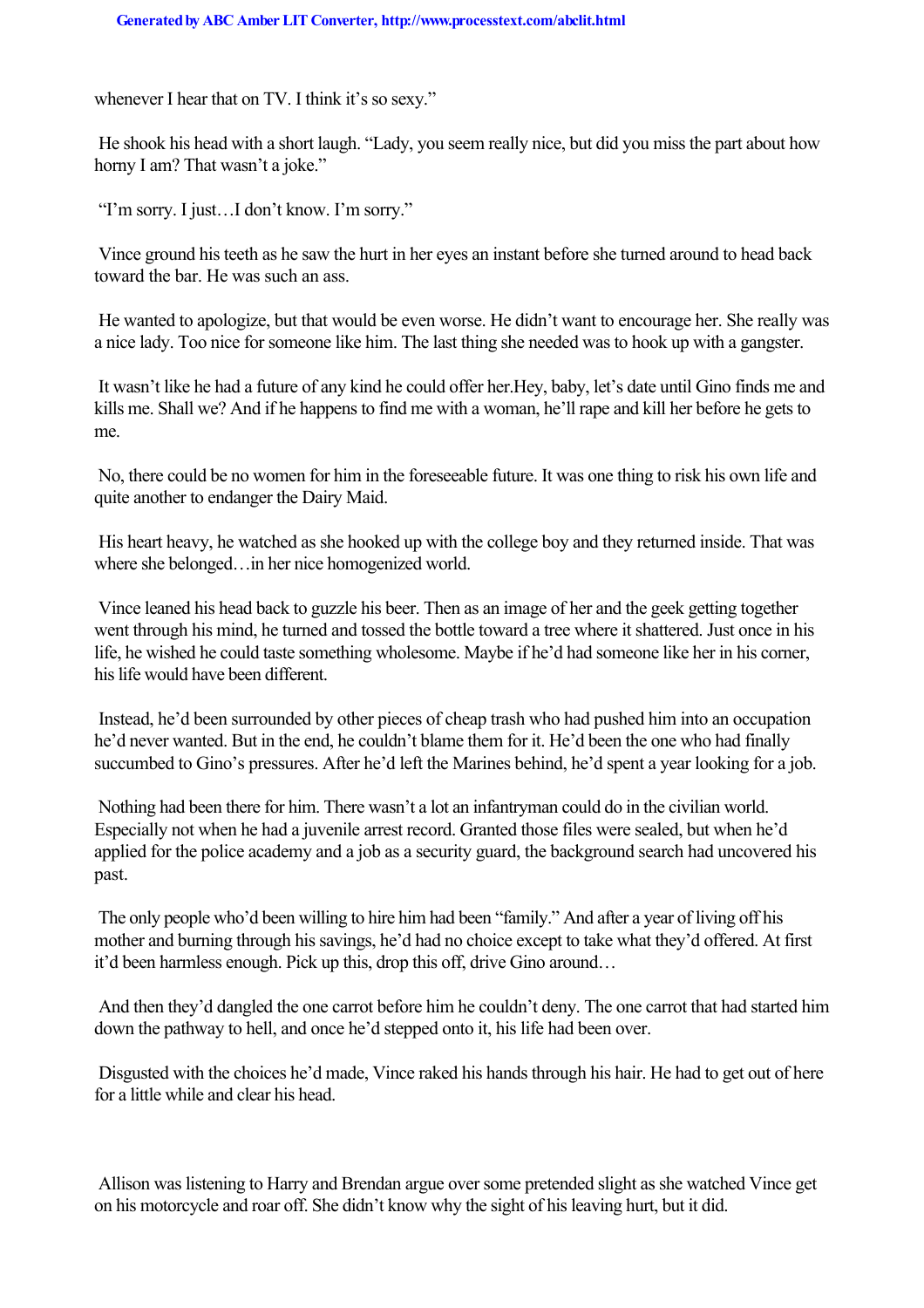whenever I hear that on TV. I think it's so sexy."

He shook his head with a short laugh. "Lady, you seem really nice, but did you miss the part about how horny I am? That wasn't a joke."

"I'm sorry. I just…I don't know. I'm sorry."

Vince ground his teeth as he saw the hurt in her eyes an instant before she turned around to head back toward the bar. He was such an ass.

He wanted to apologize, but that would be even worse. He didn't want to encourage her. She really was a nice lady. Too nice for someone like him. The last thing she needed was to hook up with a gangster.

It wasn't like he had a future of any kind he could offer her.*Hey, baby, let's date until Gino finds me and kills me. Shall we? And if he happens to find me with a woman, he'll rape and kill her before he gets to me.*

No, there could be no women for him in the foreseeable future. It was one thing to risk his own life and quite another to endanger the Dairy Maid.

His heart heavy, he watched as she hooked up with the college boy and they returned inside. That was where she belonged…in her nice homogenized world.

Vince leaned his head back to guzzle his beer. Then as an image of her and the geek getting together went through his mind, he turned and tossed the bottle toward a tree where it shattered. Just once in his life, he wished he could taste something wholesome. Maybe if he'd had someone like her in his corner, his life would have been different.

Instead, he'd been surrounded by other pieces of cheap trash who had pushed him into an occupation he'd never wanted. But in the end, he couldn't blame them for it. He'd been the one who had finally succumbed to Gino's pressures. After he'd left the Marines behind, he'd spent a year looking for a job.

Nothing had been there for him. There wasn't a lot an infantryman could do in the civilian world. Especially not when he had a juvenile arrest record. Granted those files were sealed, but when he'd applied for the police academy and a job as a security guard, the background search had uncovered his past.

The only people who'd been willing to hire him had been "family." And after a year of living off his mother and burning through his savings, he'd had no choice except to take what they'd offered. At first it'd been harmless enough. Pick up this, drop this off, drive Gino around…

And then they'd dangled the one carrot before him he couldn't deny. The one carrot that had started him down the pathway to hell, and once he'd stepped onto it, his life had been over.

Disgusted with the choices he'd made, Vince raked his hands through his hair. He had to get out of here for a little while and clear his head.

Allison was listening to Harry and Brendan argue over some pretended slight as she watched Vince get on his motorcycle and roar off. She didn't know why the sight of his leaving hurt, but it did.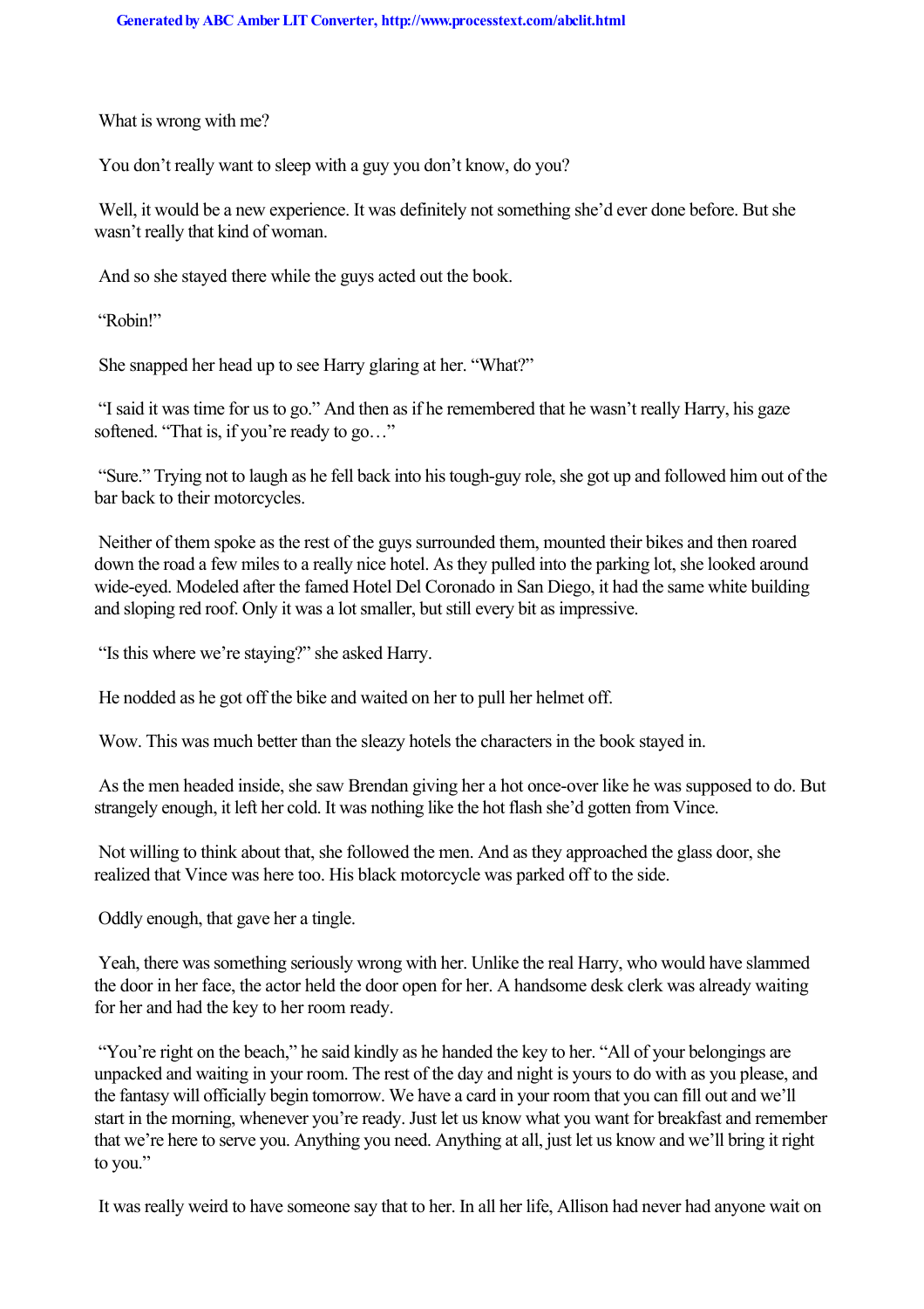What is wrong with me?

You don't really want to sleep with a guy you don't know, do you?

Well, it would be a new experience. It was definitely not something she'd ever done before. But she wasn't really that kind of woman.

And so she stayed there while the guys acted out the book.

"Robin!"

She snapped her head up to see Harry glaring at her. "What?"

"I said it was time for us to go." And then as if he remembered that he wasn't really Harry, his gaze softened. "That is, if you're ready to go…"

"Sure." Trying not to laugh as he fell back into his tough-guy role, she got up and followed him out of the bar back to their motorcycles.

Neither of them spoke as the rest of the guys surrounded them, mounted their bikes and then roared down the road a few miles to a really nice hotel. As they pulled into the parking lot, she looked around wide-eyed. Modeled after the famed Hotel Del Coronado in San Diego, it had the same white building and sloping red roof. Only it was a lot smaller, but still every bit as impressive.

"Is this where we're staying?" she asked Harry.

He nodded as he got off the bike and waited on her to pull her helmet off.

Wow. This was much better than the sleazy hotels the characters in the book stayed in.

As the men headed inside, she saw Brendan giving her a hot once-over like he was supposed to do. But strangely enough, it left her cold. It was nothing like the hot flash she'd gotten from Vince.

Not willing to think about that, she followed the men. And as they approached the glass door, she realized that Vince was here too. His black motorcycle was parked off to the side.

Oddly enough, that gave her a tingle.

Yeah, there was something seriously wrong with her. Unlike the real Harry, who would have slammed the door in her face, the actor held the door open for her. A handsome desk clerk was already waiting for her and had the key to her room ready.

"You're right on the beach," he said kindly as he handed the key to her. "All of your belongings are unpacked and waiting in your room. The rest of the day and night is yours to do with as you please, and the fantasy will officially begin tomorrow. We have a card in your room that you can fill out and we'll start in the morning, whenever you're ready. Just let us know what you want for breakfast and remember that we're here to serve you. Anything you need. Anything at all, just let us know and we'll bring it right to you."

It was really weird to have someone say that to her. In all her life, Allison had never had anyone wait on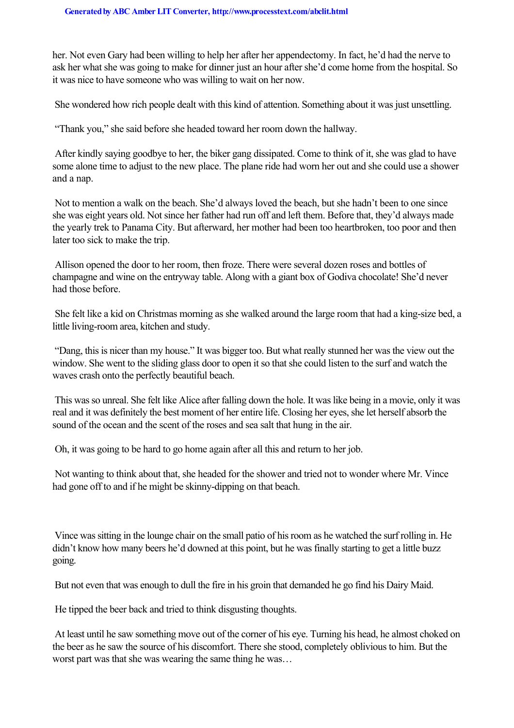her. Not even Gary had been willing to help her after her appendectomy. In fact, he'd had the nerve to ask her what she was going to make for dinner just an hour after she'd come home from the hospital. So it was nice to have someone who was willing to wait on her now.

She wondered how rich people dealt with this kind of attention. Something about it was just unsettling.

"Thank you," she said before she headed toward her room down the hallway.

After kindly saying goodbye to her, the biker gang dissipated. Come to think of it, she was glad to have some alone time to adjust to the new place. The plane ride had worn her out and she could use a shower and a nap.

Not to mention a walk on the beach. She'd always loved the beach, but she hadn't been to one since she was eight years old. Not since her father had run off and left them. Before that, they'd always made the yearly trek to Panama City. But afterward, her mother had been too heartbroken, too poor and then later too sick to make the trip.

Allison opened the door to her room, then froze. There were several dozen roses and bottles of champagne and wine on the entryway table. Along with a giant box of Godiva chocolate! She'd never had those before.

She felt like a kid on Christmas morning as she walked around the large room that had a king-size bed, a little living-room area, kitchen and study.

"Dang, this is nicer than my house." It was bigger too. But what really stunned her was the view out the window. She went to the sliding glass door to open it so that she could listen to the surf and watch the waves crash onto the perfectly beautiful beach.

This was so unreal. She felt like Alice after falling down the hole. It was like being in a movie, only it was real and it was definitely the best moment of her entire life. Closing her eyes, she let herself absorb the sound of the ocean and the scent of the roses and sea salt that hung in the air.

Oh, it was going to be hard to go home again after all this and return to her job.

Not wanting to think about that, she headed for the shower and tried not to wonder where Mr. Vince had gone off to and if he might be skinny-dipping on that beach.

Vince was sitting in the lounge chair on the small patio of his room as he watched the surf rolling in. He didn't know how many beers he'd downed at this point, but he was finally starting to get a little buzz going.

But not even that was enough to dull the fire in his groin that demanded he go find his Dairy Maid.

He tipped the beer back and tried to think disgusting thoughts.

At least until he saw something move out of the corner of his eye. Turning his head, he almost choked on the beer as he saw the source of his discomfort. There she stood, completely oblivious to him. But the worst part was that she was wearing the same thing he was…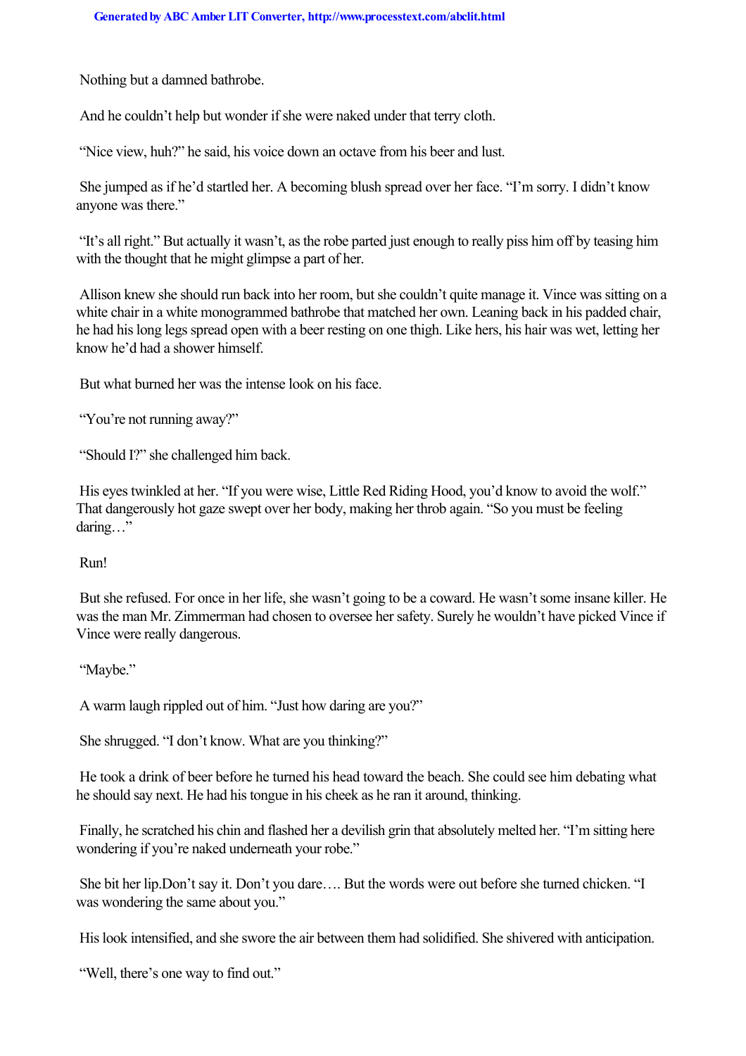Nothing but a damned bathrobe.

And he couldn't help but wonder if she were naked under that terry cloth.

"Nice view, huh?" he said, his voice down an octave from his beer and lust.

She jumped as if he'd startled her. A becoming blush spread over her face. "I'm sorry. I didn't know anyone was there."

"It's all right." But actually it wasn't, as the robe parted just enough to really piss him off by teasing him with the thought that he might glimpse a part of her.

Allison knew she should run back into her room, but she couldn't quite manage it. Vince was sitting on a white chair in a white monogrammed bathrobe that matched her own. Leaning back in his padded chair, he had his long legs spread open with a beer resting on one thigh. Like hers, his hair was wet, letting her know he'd had a shower himself.

But what burned her was the intense look on his face.

"You're not running away?"

"Should I?" she challenged him back.

His eyes twinkled at her. "If you were wise, Little Red Riding Hood, you'd know to avoid the wolf." That dangerously hot gaze swept over her body, making her throb again. "So you must be feeling daring…"

Run!

But she refused. For once in her life, she wasn't going to be a coward. He wasn't some insane killer. He was the man Mr. Zimmerman had chosen to oversee her safety. Surely he wouldn't have picked Vince if Vince were really dangerous.

"Maybe."

A warm laugh rippled out of him. "Just how daring are you?"

She shrugged. "I don't know. What are you thinking?"

He took a drink of beer before he turned his head toward the beach. She could see him debating what he should say next. He had his tongue in his cheek as he ran it around, thinking.

Finally, he scratched his chin and flashed her a devilish grin that absolutely melted her. "I'm sitting here wondering if you're naked underneath your robe."

She bit her lip.*Don't say it. Don't you dare….* But the words were out before she turned chicken. "I was wondering the same about you."

His look intensified, and she swore the air between them had solidified. She shivered with anticipation.

"Well, there's one way to find out."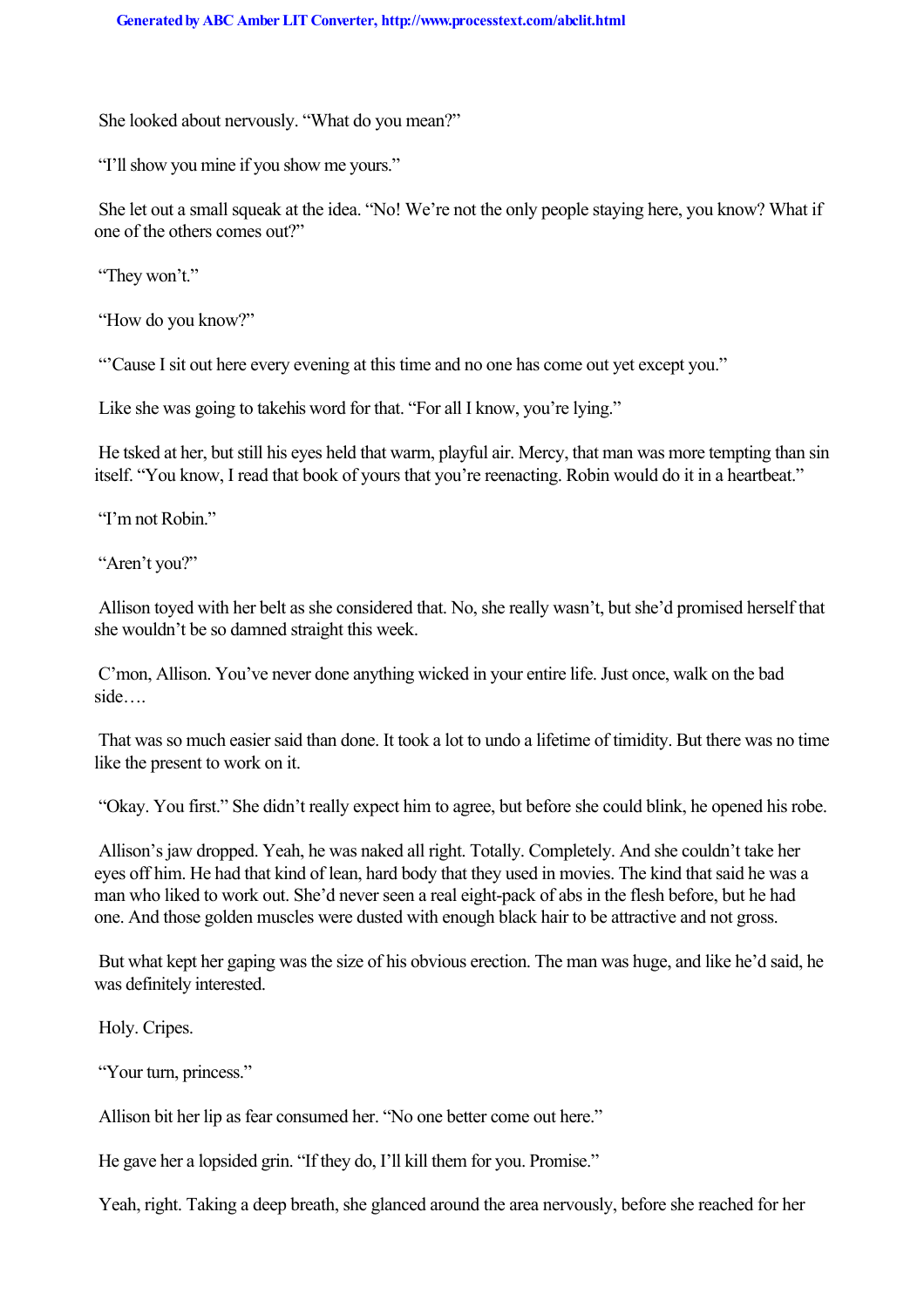She looked about nervously. "What do you mean?"

"I'll show you mine if you show me yours."

She let out a small squeak at the idea. "No! We're not the only people staying here, you know? What if one of the others comes out?"

"They won't."

"How do you know?"

"'Cause I sit out here every evening at this time and no one has come out yet except you."

Like she was going to take *his* word for that. "For all I know, you're lying."

He tsked at her, but still his eyes held that warm, playful air. Mercy, that man was more tempting than sin itself. "You know, I read that book of yours that you're reenacting. Robin would do it in a heartbeat."

"I'm not Robin."

"Aren't you?"

Allison toyed with her belt as she considered that. No, she really wasn't, but she'd promised herself that she wouldn't be so damned straight this week.

*C'mon, Allison. You've never done anything wicked in your entire life. Just once, walk on the bad side….*

That was so much easier said than done. It took a lot to undo a lifetime of timidity. But there was no time like the present to work on it.

"Okay. You first." She didn't really expect him to agree, but before she could blink, he opened his robe.

Allison's jaw dropped. Yeah, he was naked all right. Totally. Completely. And she couldn't take her eyes off him. He had that kind of lean, hard body that they used in movies. The kind that said he was a man who liked to work out. She'd never seen a real eight-pack of abs in the flesh before, but he had one. And those golden muscles were dusted with enough black hair to be attractive and not gross.

But what kept her gaping was the size of his obvious erection. The man was huge, and like he'd said, he was definitely interested.

Holy. Cripes.

"Your turn, princess."

Allison bit her lip as fear consumed her. "No one better come out here."

He gave her a lopsided grin. "If they do, I'll kill them for you. Promise."

Yeah, right. Taking a deep breath, she glanced around the area nervously, before she reached for her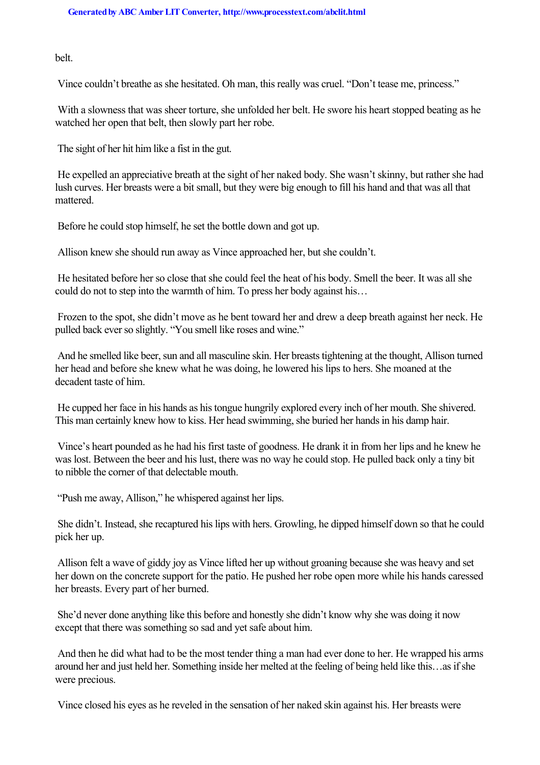belt.

Vince couldn't breathe as she hesitated. Oh man, this really was cruel. "Don't tease me, princess."

With a slowness that was sheer torture, she unfolded her belt. He swore his heart stopped beating as he watched her open that belt, then slowly part her robe.

The sight of her hit him like a fist in the gut.

He expelled an appreciative breath at the sight of her naked body. She wasn't skinny, but rather she had lush curves. Her breasts were a bit small, but they were big enough to fill his hand and that was all that mattered.

Before he could stop himself, he set the bottle down and got up.

Allison knew she should run away as Vince approached her, but she couldn't.

He hesitated before her so close that she could feel the heat of his body. Smell the beer. It was all she could do not to step into the warmth of him. To press her body against his…

Frozen to the spot, she didn't move as he bent toward her and drew a deep breath against her neck. He pulled back ever so slightly. "You smell like roses and wine."

And he smelled like beer, sun and all masculine skin. Her breasts tightening at the thought, Allison turned her head and before she knew what he was doing, he lowered his lips to hers. She moaned at the decadent taste of him.

He cupped her face in his hands as his tongue hungrily explored every inch of her mouth. She shivered. This man certainly knew how to kiss. Her head swimming, she buried her hands in his damp hair.

Vince's heart pounded as he had his first taste of goodness. He drank it in from her lips and he knew he was lost. Between the beer and his lust, there was no way he could stop. He pulled back only a tiny bit to nibble the corner of that delectable mouth.

"Push me away, Allison," he whispered against her lips.

She didn't. Instead, she recaptured his lips with hers. Growling, he dipped himself down so that he could pick her up.

Allison felt a wave of giddy joy as Vince lifted her up without groaning because she was heavy and set her down on the concrete support for the patio. He pushed her robe open more while his hands caressed her breasts. Every part of her burned.

She'd never done anything like this before and honestly she didn't know why she was doing it now except that there was something so sad and yet safe about him.

And then he did what had to be the most tender thing a man had ever done to her. He wrapped his arms around her and just held her. Something inside her melted at the feeling of being held like this…as if she were precious.

Vince closed his eyes as he reveled in the sensation of her naked skin against his. Her breasts were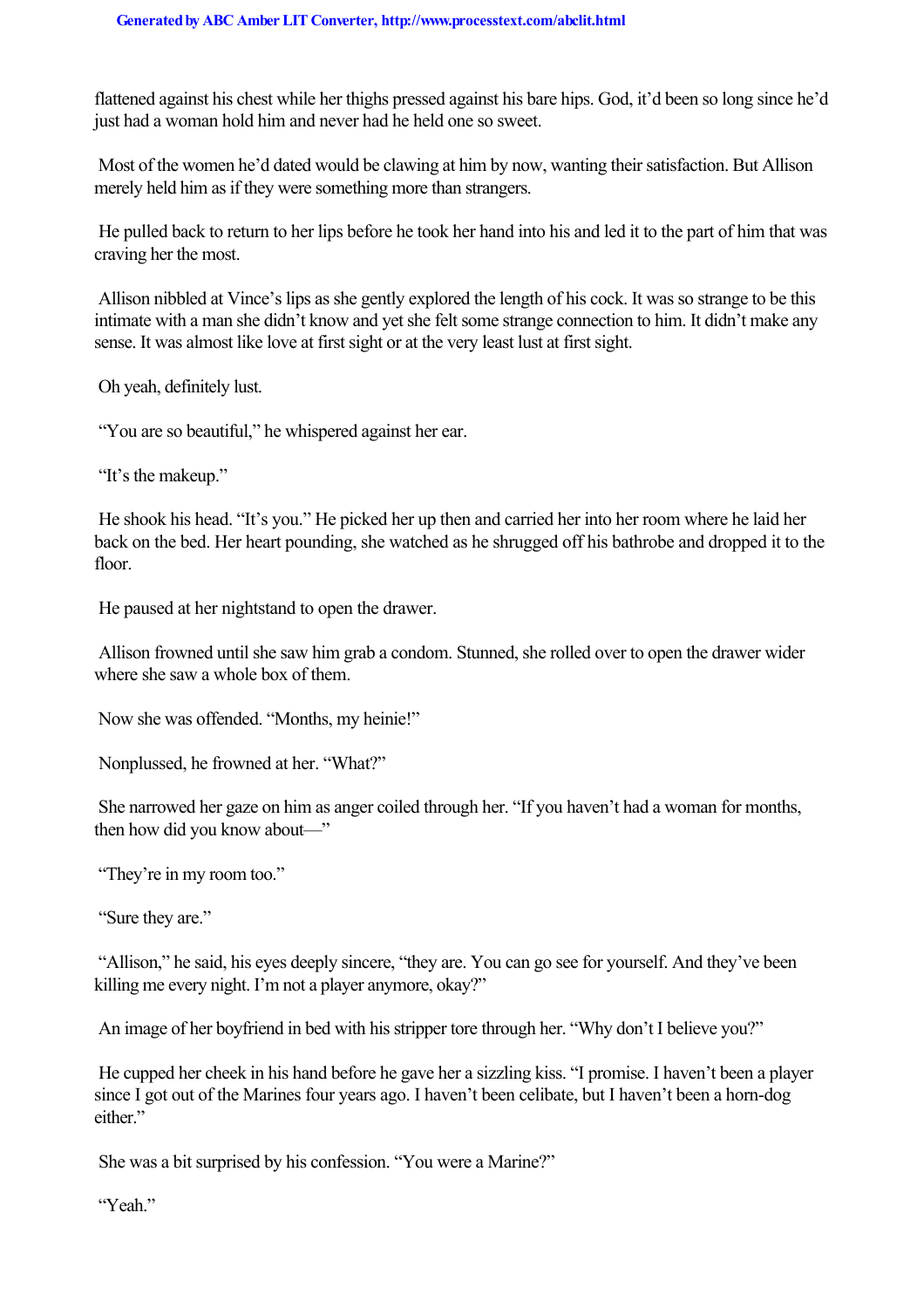flattened against his chest while her thighs pressed against his bare hips. God, it'd been so long since he'd just had a woman hold him and never had he held one so sweet.

Most of the women he'd dated would be clawing at him by now, wanting their satisfaction. But Allison merely held him as if they were something more than strangers.

He pulled back to return to her lips before he took her hand into his and led it to the part of him that was craving her the most.

Allison nibbled at Vince's lips as she gently explored the length of his cock. It was so strange to be this intimate with a man she didn't know and yet she felt some strange connection to him. It didn't make any sense. It was almost like love at first sight or at the very least lust at first sight.

Oh yeah, definitely lust.

"You are so beautiful," he whispered against her ear.

"It's the makeup."

He shook his head. "It's you." He picked her up then and carried her into her room where he laid her back on the bed. Her heart pounding, she watched as he shrugged off his bathrobe and dropped it to the floor.

He paused at her nightstand to open the drawer.

Allison frowned until she saw him grab a condom. Stunned, she rolled over to open the drawer wider where she saw a whole box of them.

Now she was offended. "Months, my heinie!"

Nonplussed, he frowned at her. "What?"

She narrowed her gaze on him as anger coiled through her. "If you haven't had a woman for months, then how did you know about—"

"They're in my room too."

"Sure they are."

"Allison," he said, his eyes deeply sincere, "they are. You can go see for yourself. And they've been killing me every night. I'm not a player anymore, okay?"

An image of her boyfriend in bed with his stripper tore through her. "Why don't I believe you?"

He cupped her cheek in his hand before he gave her a sizzling kiss. "I promise. I haven't been a player since I got out of the Marines four years ago. I haven't been celibate, but I haven't been a horn-dog either."

She was a bit surprised by his confession. "You were a Marine?"

"Yeah."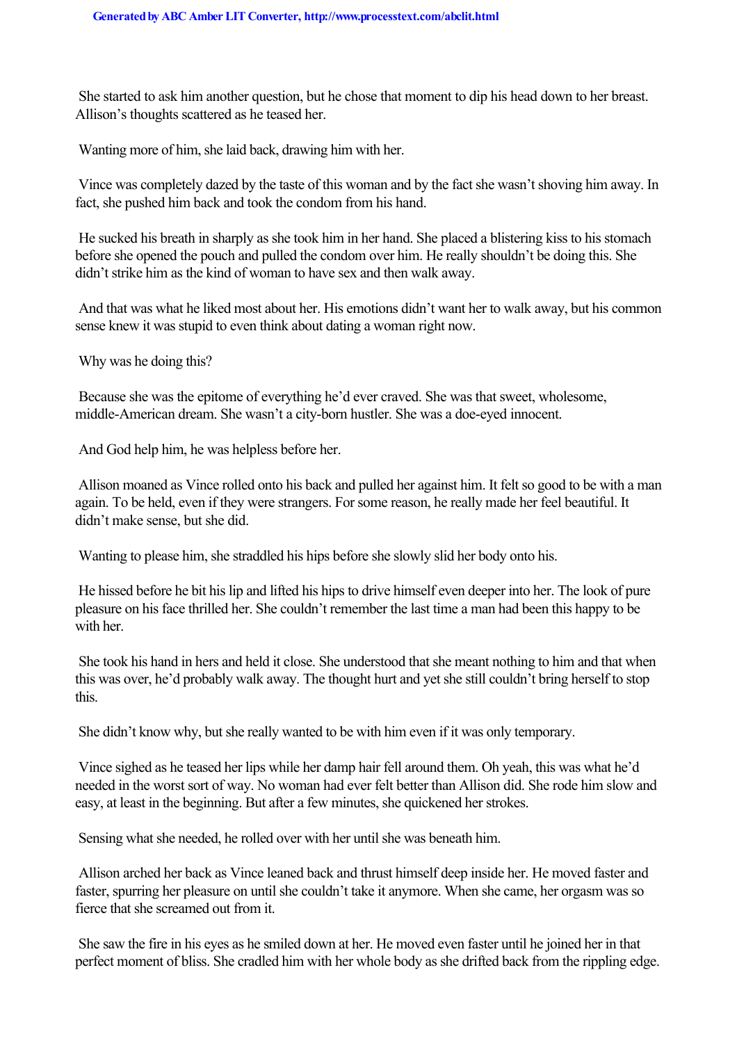She started to ask him another question, but he chose that moment to dip his head down to her breast. Allison's thoughts scattered as he teased her.

Wanting more of him, she laid back, drawing him with her.

Vince was completely dazed by the taste of this woman and by the fact she wasn't shoving him away. In fact, she pushed him back and took the condom from his hand.

He sucked his breath in sharply as she took him in her hand. She placed a blistering kiss to his stomach before she opened the pouch and pulled the condom over him. He really shouldn't be doing this. She didn't strike him as the kind of woman to have sex and then walk away.

And that was what he liked most about her. His emotions didn't want her to walk away, but his common sense knew it was stupid to even think about dating a woman right now.

Why was he doing this?

Because she was the epitome of everything he'd ever craved. She was that sweet, wholesome, middle-American dream. She wasn't a city-born hustler. She was a doe-eyed innocent.

And God help him, he was helpless before her.

Allison moaned as Vince rolled onto his back and pulled her against him. It felt so good to be with a man again. To be held, even if they were strangers. For some reason, he really made her feel beautiful. It didn't make sense, but she did.

Wanting to please him, she straddled his hips before she slowly slid her body onto his.

He hissed before he bit his lip and lifted his hips to drive himself even deeper into her. The look of pure pleasure on his face thrilled her. She couldn't remember the last time a man had been this happy to be with her.

She took his hand in hers and held it close. She understood that she meant nothing to him and that when this was over, he'd probably walk away. The thought hurt and yet she still couldn't bring herself to stop this.

She didn't know why, but she really wanted to be with him even if it was only temporary.

Vince sighed as he teased her lips while her damp hair fell around them. Oh yeah, this was what he'd needed in the worst sort of way. No woman had ever felt better than Allison did. She rode him slow and easy, at least in the beginning. But after a few minutes, she quickened her strokes.

Sensing what she needed, he rolled over with her until she was beneath him.

Allison arched her back as Vince leaned back and thrust himself deep inside her. He moved faster and faster, spurring her pleasure on until she couldn't take it anymore. When she came, her orgasm was so fierce that she screamed out from it.

She saw the fire in his eyes as he smiled down at her. He moved even faster until he joined her in that perfect moment of bliss. She cradled him with her whole body as she drifted back from the rippling edge.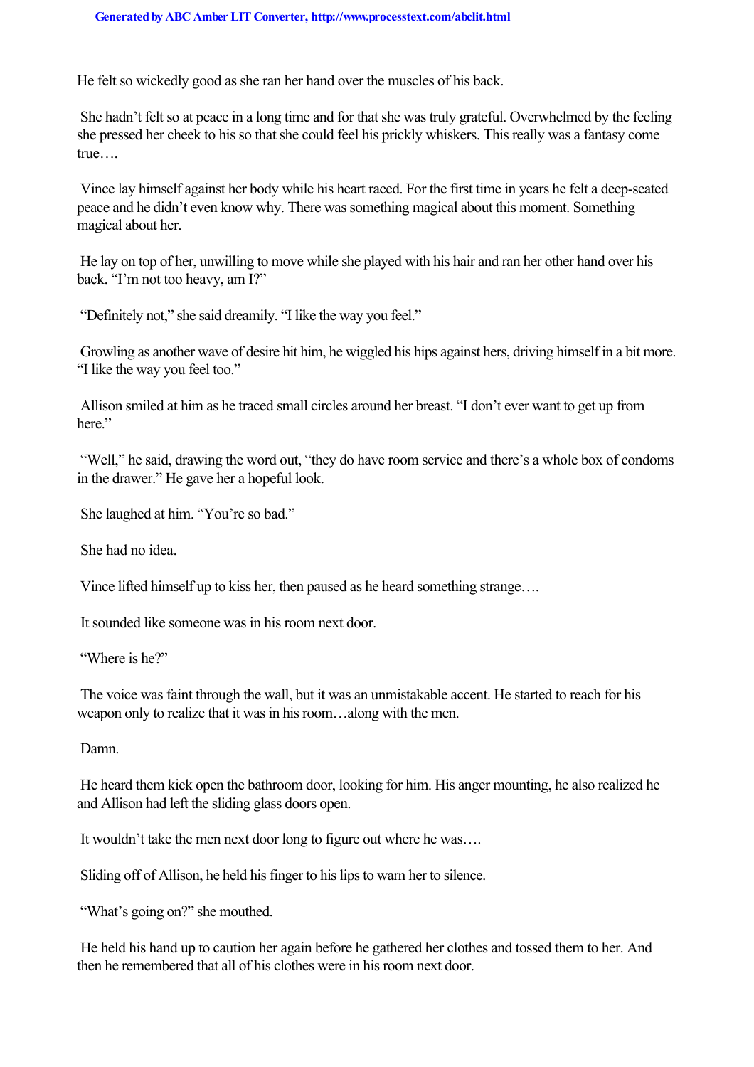He felt so wickedly good as she ran her hand over the muscles of his back.

She hadn't felt so at peace in a long time and for that she was truly grateful. Overwhelmed by the feeling she pressed her cheek to his so that she could feel his prickly whiskers. This really was a fantasy come true….

Vince lay himself against her body while his heart raced. For the first time in years he felt a deep-seated peace and he didn't even know why. There was something magical about this moment. Something magical about her.

He lay on top of her, unwilling to move while she played with his hair and ran her other hand over his back. "I'm not too heavy, am I?"

"Definitely not," she said dreamily. "I like the way you feel."

Growling as another wave of desire hit him, he wiggled his hips against hers, driving himself in a bit more. "I like the way you feel too."

Allison smiled at him as he traced small circles around her breast. "I don't ever want to get up from here."

"Well," he said, drawing the word out, "they do have room service and there's a whole box of condoms in the drawer." He gave her a hopeful look.

She laughed at him. "You're so bad."

She had no idea.

Vince lifted himself up to kiss her, then paused as he heard something strange….

It sounded like someone was in his room next door.

"Where is he?"

The voice was faint through the wall, but it was an unmistakable accent. He started to reach for his weapon only to realize that it was in his room…along with the men.

Damn.

He heard them kick open the bathroom door, looking for him. His anger mounting, he also realized he and Allison had left the sliding glass doors open.

It wouldn't take the men next door long to figure out where he was….

Sliding off of Allison, he held his finger to his lips to warn her to silence.

"What's going on?" she mouthed.

He held his hand up to caution her again before he gathered her clothes and tossed them to her. And then he remembered that all of his clothes were in his room next door.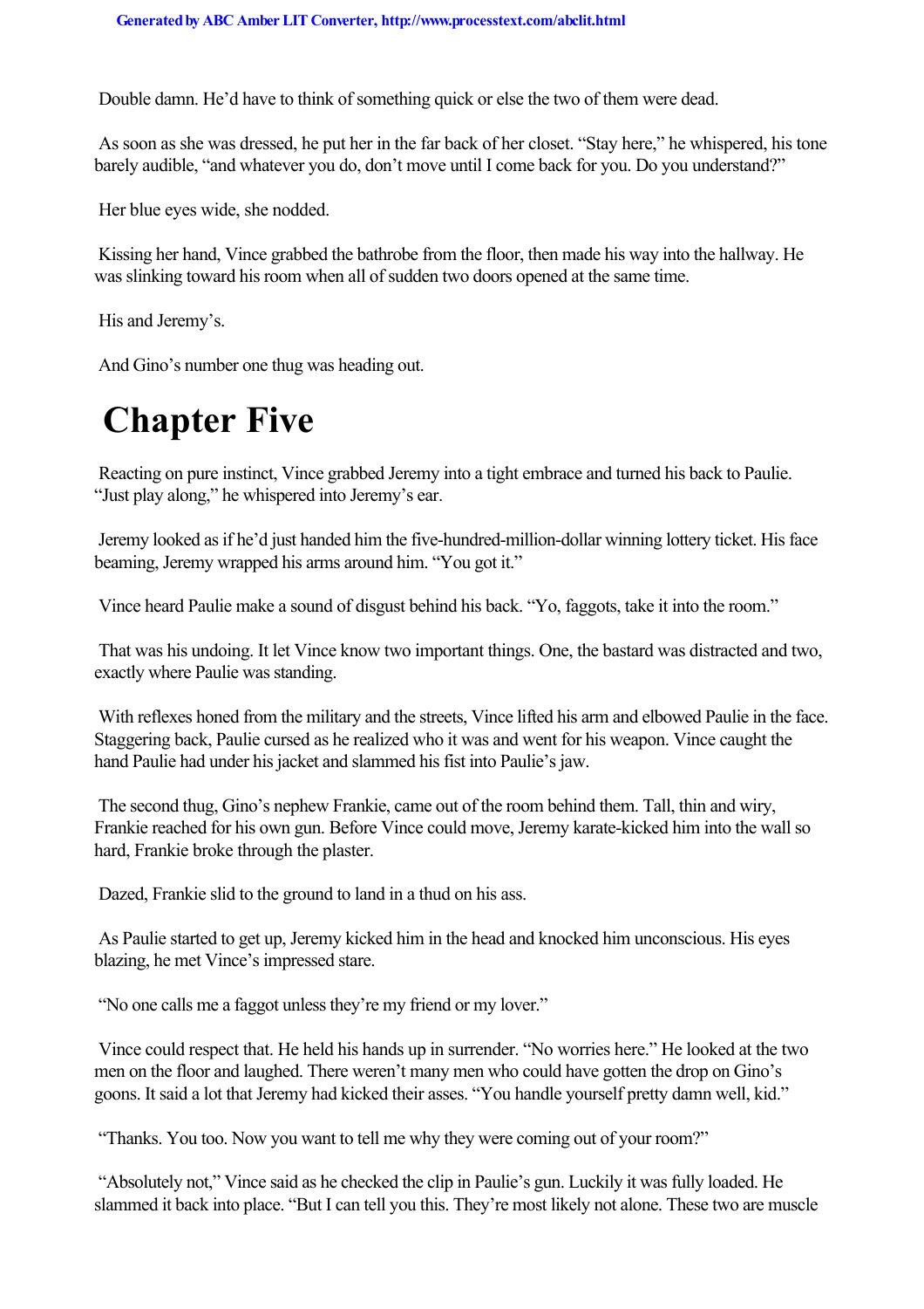Double damn. He'd have to think of something quick or else the two of them were dead.

As soon as she was dressed, he put her in the far back of her closet. "Stay here," he whispered, his tone barely audible, "and whatever you do, don't move until I come back for you. Do you understand?"

Her blue eyes wide, she nodded.

Kissing her hand, Vince grabbed the bathrobe from the floor, then made his way into the hallway. He was slinking toward his room when all of sudden two doors opened at the same time.

His and Jeremy's.

And Gino's number one thug was heading out.

# Chapter Five

Reacting on pure instinct, Vince grabbed Jeremy into a tight embrace and turned his back to Paulie. "Just play along," he whispered into Jeremy's ear.

Jeremy looked as if he'd just handed him the five-hundred-million-dollar winning lottery ticket. His face beaming, Jeremy wrapped his arms around him. "You got it."

Vince heard Paulie make a sound of disgust behind his back. "Yo, faggots, take it into the room."

That was his undoing. It let Vince know two important things. One, the bastard was distracted and two, exactly where Paulie was standing.

With reflexes honed from the military and the streets, Vince lifted his arm and elbowed Paulie in the face. Staggering back, Paulie cursed as he realized who it was and went for his weapon. Vince caught the hand Paulie had under his jacket and slammed his fist into Paulie's jaw.

The second thug, Gino's nephew Frankie, came out of the room behind them. Tall, thin and wiry, Frankie reached for his own gun. Before Vince could move, Jeremy karate-kicked him into the wall so hard, Frankie broke through the plaster.

Dazed, Frankie slid to the ground to land in a thud on his ass.

As Paulie started to get up, Jeremy kicked him in the head and knocked him unconscious. His eyes blazing, he met Vince's impressed stare.

"No one calls me a faggot unless they're my friend or my lover."

Vince could respect that. He held his hands up in surrender. "No worries here." He looked at the two men on the floor and laughed. There weren't many men who could have gotten the drop on Gino's goons. It said a lot that Jeremy had kicked their asses. "You handle yourself pretty damn well, kid."

"Thanks. You too. Now you want to tell me why they were coming out of your room?"

"Absolutely not," Vince said as he checked the clip in Paulie's gun. Luckily it was fully loaded. He slammed it back into place. "But I can tell you this. They're most likely not alone. These two are muscle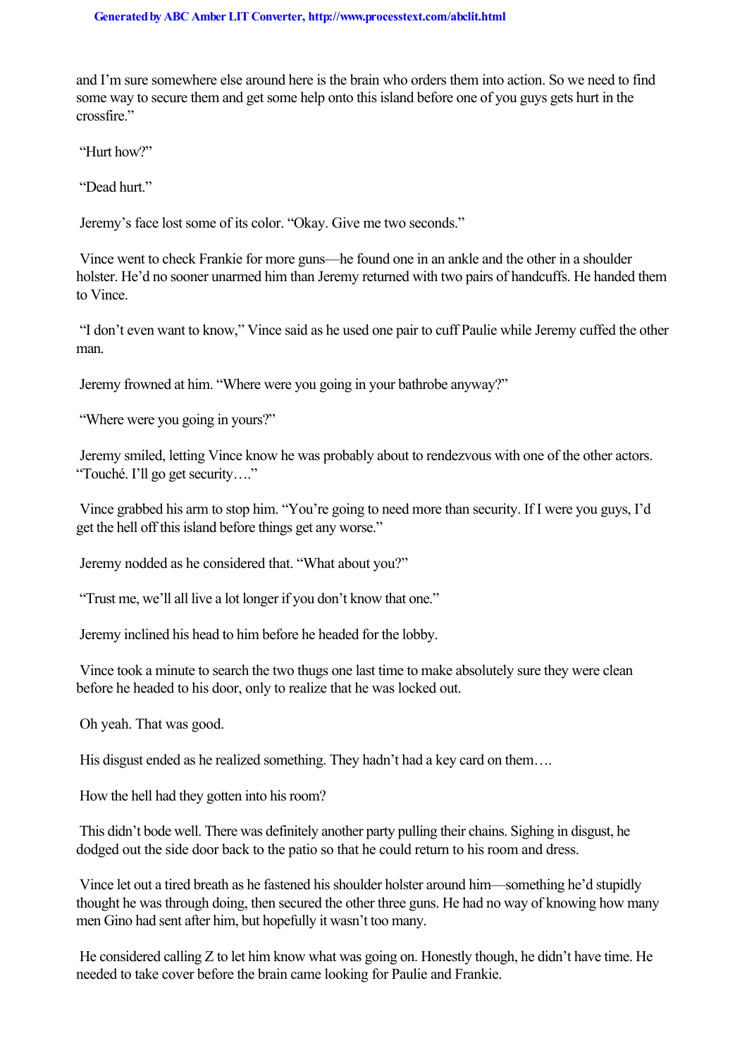and I'm sure somewhere else around here is the brain who orders them into action. So we need to find some way to secure them and get some help onto this island before one of you guys gets hurt in the crossfire."

"Hurt how?"

"Dead hurt."

Jeremy's face lost some of its color. "Okay. Give me two seconds."

Vince went to check Frankie for more guns—he found one in an ankle and the other in a shoulder holster. He'd no sooner unarmed him than Jeremy returned with two pairs of handcuffs. He handed them to Vince.

"I don't even want to know," Vince said as he used one pair to cuff Paulie while Jeremy cuffed the other man.

Jeremy frowned at him. "Where were you going in your bathrobe anyway?"

"Where were you going in yours?"

Jeremy smiled, letting Vince know he was probably about to rendezvous with one of the other actors. "Touché. I'll go get security…."

Vince grabbed his arm to stop him. "You're going to need more than security. If I were you guys, I'd get the hell off this island before things get any worse."

Jeremy nodded as he considered that. "What about you?"

"Trust me, we'll all live a lot longer if you don't know that one."

Jeremy inclined his head to him before he headed for the lobby.

Vince took a minute to search the two thugs one last time to make absolutely sure they were clean before he headed to his door, only to realize that he was locked out.

Oh yeah. That was good.

His disgust ended as he realized something. They hadn't had a key card on them….

How the hell had they gotten into his room?

This didn't bode well. There was definitely another party pulling their chains. Sighing in disgust, he dodged out the side door back to the patio so that he could return to his room and dress.

Vince let out a tired breath as he fastened his shoulder holster around him—something he'd stupidly thought he was through doing, then secured the other three guns. He had no way of knowing how many men Gino had sent after him, but hopefully it wasn't too many.

He considered calling Z to let him know what was going on. Honestly though, he didn't have time. He needed to take cover before the brain came looking for Paulie and Frankie.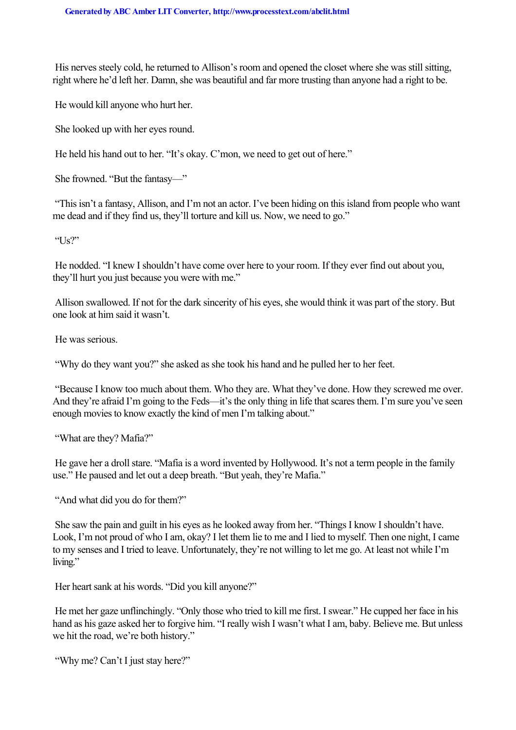His nerves steely cold, he returned to Allison's room and opened the closet where she was still sitting, right where he'd left her. Damn, she was beautiful and far more trusting than anyone had a right to be.

He would kill anyone who hurt her.

She looked up with her eyes round.

He held his hand out to her. "It's okay. C'mon, we need to get out of here."

She frowned. "But the fantasy—"

"This isn't a fantasy, Allison, and I'm not an actor. I've been hiding on this island from people who want me dead and if they find us, they'll torture and kill us. Now, we need to go."

"Us?"

He nodded. "I knew I shouldn't have come over here to your room. If they ever find out about you, they'll hurt you just because you were with me."

Allison swallowed. If not for the dark sincerity of his eyes, she would think it was part of the story. But one look at him said it wasn't.

He was serious.

"Why do they want you?" she asked as she took his hand and he pulled her to her feet.

"Because I know too much about them. Who they are. What they've done. How they screwed me over. And they're afraid I'm going to the Feds—it's the only thing in life that scares them. I'm sure you've seen enough movies to know exactly the kind of men I'm talking about."

"What are they? Mafia?"

He gave her a droll stare. "Mafia is a word invented by Hollywood. It's not a term people in the family use." He paused and let out a deep breath. "But yeah, they're Mafia."

"And what did you do for them?"

She saw the pain and guilt in his eyes as he looked away from her. "Things I know I shouldn't have. Look, I'm not proud of who I am, okay? I let them lie to me and I lied to myself. Then one night, I came to my senses and I tried to leave. Unfortunately, they're not willing to let me go. At least not while I'm living."

Her heart sank at his words. "Did you kill anyone?"

He met her gaze unflinchingly. "Only those who tried to kill me first. I swear." He cupped her face in his hand as his gaze asked her to forgive him. "I really wish I wasn't what I am, baby. Believe me. But unless we hit the road, we're both history."

"Why me? Can't I just stay here?"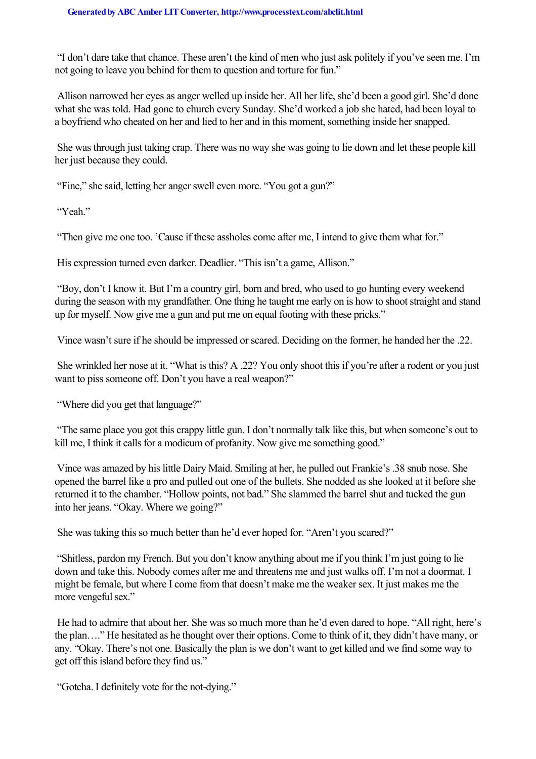"I don't dare take that chance. These aren't the kind of men who just ask politely if you've seen me. I'm not going to leave you behind for them to question and torture for fun."

Allison narrowed her eyes as anger welled up inside her. All her life, she'd been a good girl. She'd done what she was told. Had gone to church every Sunday. She'd worked a job she hated, had been loyal to a boyfriend who cheated on her and lied to her and in this moment, something inside her snapped.

She was through just taking crap. There was no way she was going to lie down and let these people kill her just because they could.

"Fine," she said, letting her anger swell even more. "You got a gun?"

"Yeah."

"Then give me one too. 'Cause if these assholes come after me, I intend to give them what for."

His expression turned even darker. Deadlier. "This isn't a game, Allison."

"Boy, don't I know it. But I'm a country girl, born and bred, who used to go hunting every weekend during the season with my grandfather. One thing he taught me early on is how to shoot straight and stand up for myself. Now give me a gun and put me on equal footing with these pricks."

Vince wasn't sure if he should be impressed or scared. Deciding on the former, he handed her the .22.

She wrinkled her nose at it. "What is this? A .22? You only shoot this if you're after a rodent or you just want to piss someone off. Don't you have a real weapon?"

"Where did you get that language?"

"The same place you got this crappy little gun. I don't normally talk like this, but when someone's out to kill me, I think it calls for a modicum of profanity. Now give me something good."

Vince was amazed by his little Dairy Maid. Smiling at her, he pulled out Frankie's .38 snub nose. She opened the barrel like a pro and pulled out one of the bullets. She nodded as she looked at it before she returned it to the chamber. "Hollow points, not bad." She slammed the barrel shut and tucked the gun into her jeans. "Okay. Where we going?"

She was taking this so much better than he'd ever hoped for. "Aren't you scared?"

"Shitless, pardon my French. But you don't know anything about me if you think I'm just going to lie down and take this. Nobody comes after me and threatens me and just walks off. I'm not a doormat. I might be female, but where I come from that doesn't make me the weaker sex. It just makes me the more vengeful sex."

He had to admire that about her. She was so much more than he'd even dared to hope. "All right, here's the plan…." He hesitated as he thought over their options. Come to think of it, they didn't have many, or any. "Okay. There's not one. Basically the plan is we don't want to get killed and we find some way to get off this island before they find us."

"Gotcha. I definitely vote for the not-dying."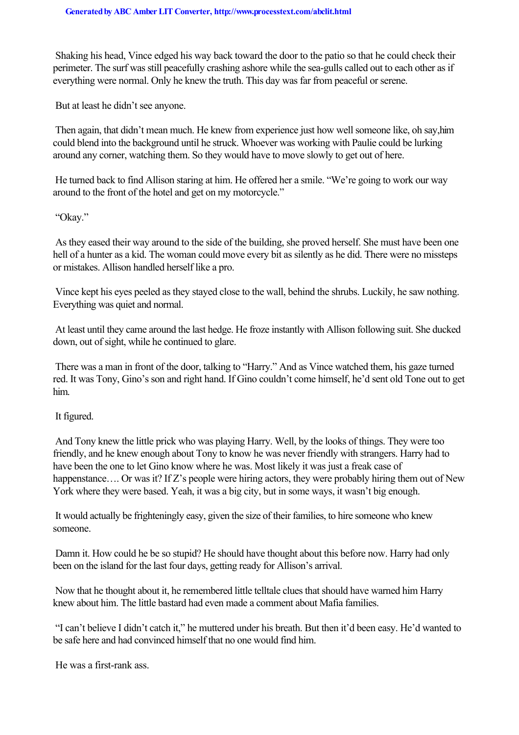Shaking his head, Vince edged his way back toward the door to the patio so that he could check their perimeter. The surf was still peacefully crashing ashore while the sea-gulls called out to each other as if everything were normal. Only he knew the truth. This day was far from peaceful or serene.

But at least he didn't see anyone.

Then again, that didn't mean much. He knew from experience just how well someone like, oh say, *him* could blend into the background until he struck. Whoever was working with Paulie could be lurking around any corner, watching them. So they would have to move slowly to get out of here.

He turned back to find Allison staring at him. He offered her a smile. "We're going to work our way around to the front of the hotel and get on my motorcycle."

"Okay."

As they eased their way around to the side of the building, she proved herself. She must have been one hell of a hunter as a kid. The woman could move every bit as silently as he did. There were no missteps or mistakes. Allison handled herself like a pro.

Vince kept his eyes peeled as they stayed close to the wall, behind the shrubs. Luckily, he saw nothing. Everything was quiet and normal.

At least until they came around the last hedge. He froze instantly with Allison following suit. She ducked down, out of sight, while he continued to glare.

There was a man in front of the door, talking to "Harry." And as Vince watched them, his gaze turned red. It was Tony, Gino's son and right hand. If Gino couldn't come himself, he'd sent old Tone out to get him.

It figured.

And Tony knew the little prick who was playing Harry. Well, by the looks of things. They were too friendly, and he knew enough about Tony to know he was never friendly with strangers. Harry had to have been the one to let Gino know where he was. Most likely it was just a freak case of happenstance…. Or was it? If Z's people were hiring actors, they were probably hiring them out of New York where they were based. Yeah, it was a big city, but in some ways, it wasn't big enough.

It would actually be frighteningly easy, given the size of their families, to hire someone who knew someone.

Damn it. How could he be so stupid? He should have thought about this before now. Harry had only been on the island for the last four days, getting ready for Allison's arrival.

Now that he thought about it, he remembered little telltale clues that should have warned him Harry knew about him. The little bastard had even made a comment about Mafia families.

"I can't believe I didn't catch it," he muttered under his breath. But then it'd been easy. He'd wanted to be safe here and had convinced himself that no one would find him.

He was a first-rank ass.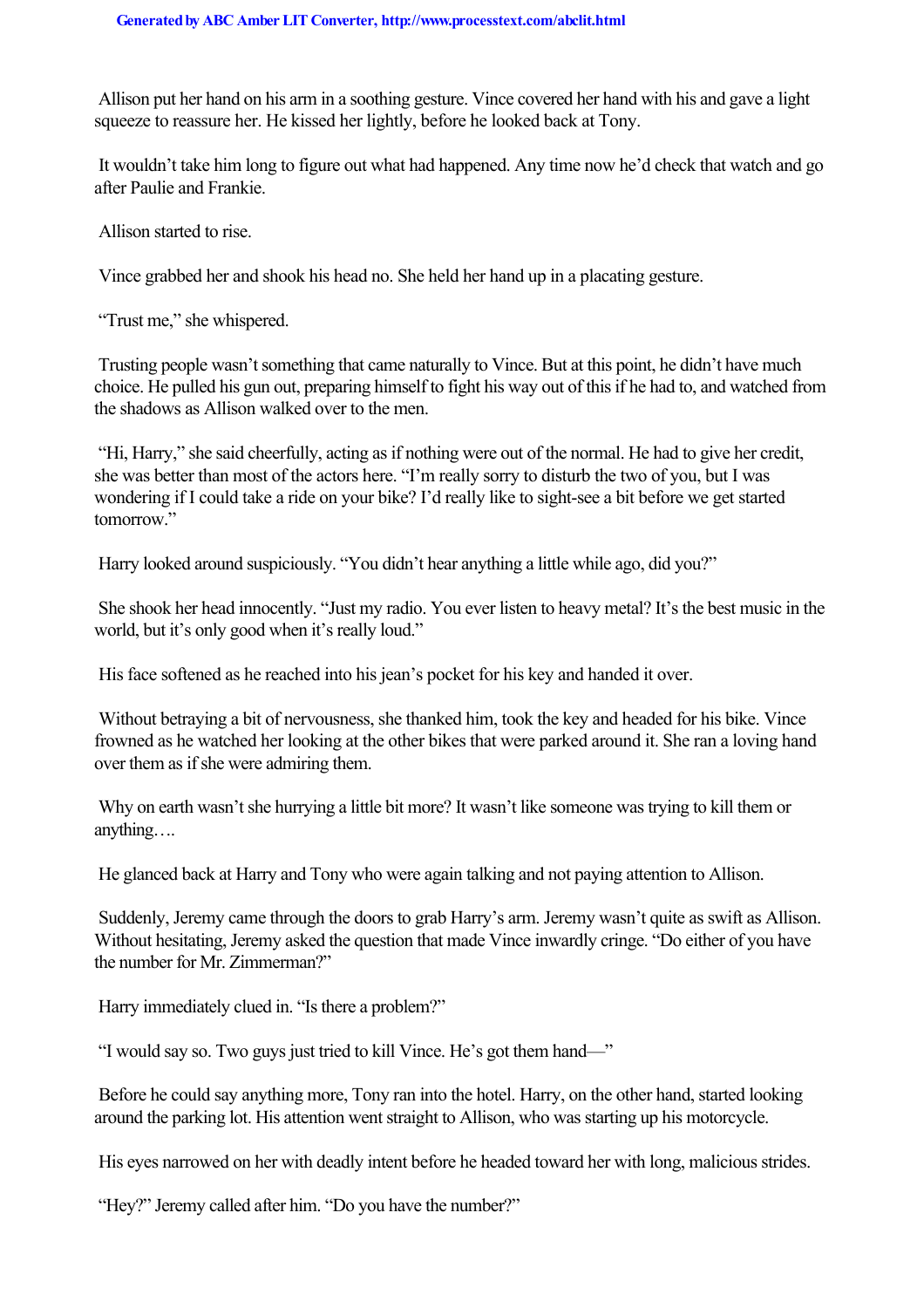Allison put her hand on his arm in a soothing gesture. Vince covered her hand with his and gave a light squeeze to reassure her. He kissed her lightly, before he looked back at Tony.

It wouldn't take him long to figure out what had happened. Any time now he'd check that watch and go after Paulie and Frankie.

Allison started to rise.

Vince grabbed her and shook his head no. She held her hand up in a placating gesture.

"Trust me," she whispered.

Trusting people wasn't something that came naturally to Vince. But at this point, he didn't have much choice. He pulled his gun out, preparing himself to fight his way out of this if he had to, and watched from the shadows as Allison walked over to the men.

"Hi, Harry," she said cheerfully, acting as if nothing were out of the normal. He had to give her credit, she was better than most of the actors here. "I'm really sorry to disturb the two of you, but I was wondering if I could take a ride on your bike? I'd really like to sight-see a bit before we get started tomorrow."

Harry looked around suspiciously. "You didn't hear anything a little while ago, did you?"

She shook her head innocently. "Just my radio. You ever listen to heavy metal? It's the best music in the world, but it's only good when it's really loud."

His face softened as he reached into his jean's pocket for his key and handed it over.

Without betraying a bit of nervousness, she thanked him, took the key and headed for his bike. Vince frowned as he watched her looking at the other bikes that were parked around it. She ran a loving hand over them as if she were admiring them.

Why on earth wasn't she hurrying a little bit more? It wasn't like someone was trying to kill them or anything….

He glanced back at Harry and Tony who were again talking and not paying attention to Allison.

Suddenly, Jeremy came through the doors to grab Harry's arm. Jeremy wasn't quite as swift as Allison. Without hesitating, Jeremy asked the question that made Vince inwardly cringe. "Do either of you have the number for Mr. Zimmerman?"

Harry immediately clued in. "Is there a problem?"

"I would say so. Two guys just tried to kill Vince. He's got them hand—"

Before he could say anything more, Tony ran into the hotel. Harry, on the other hand, started looking around the parking lot. His attention went straight to Allison, who was starting up his motorcycle.

His eyes narrowed on her with deadly intent before he headed toward her with long, malicious strides.

"Hey?" Jeremy called after him. "Do you have the number?"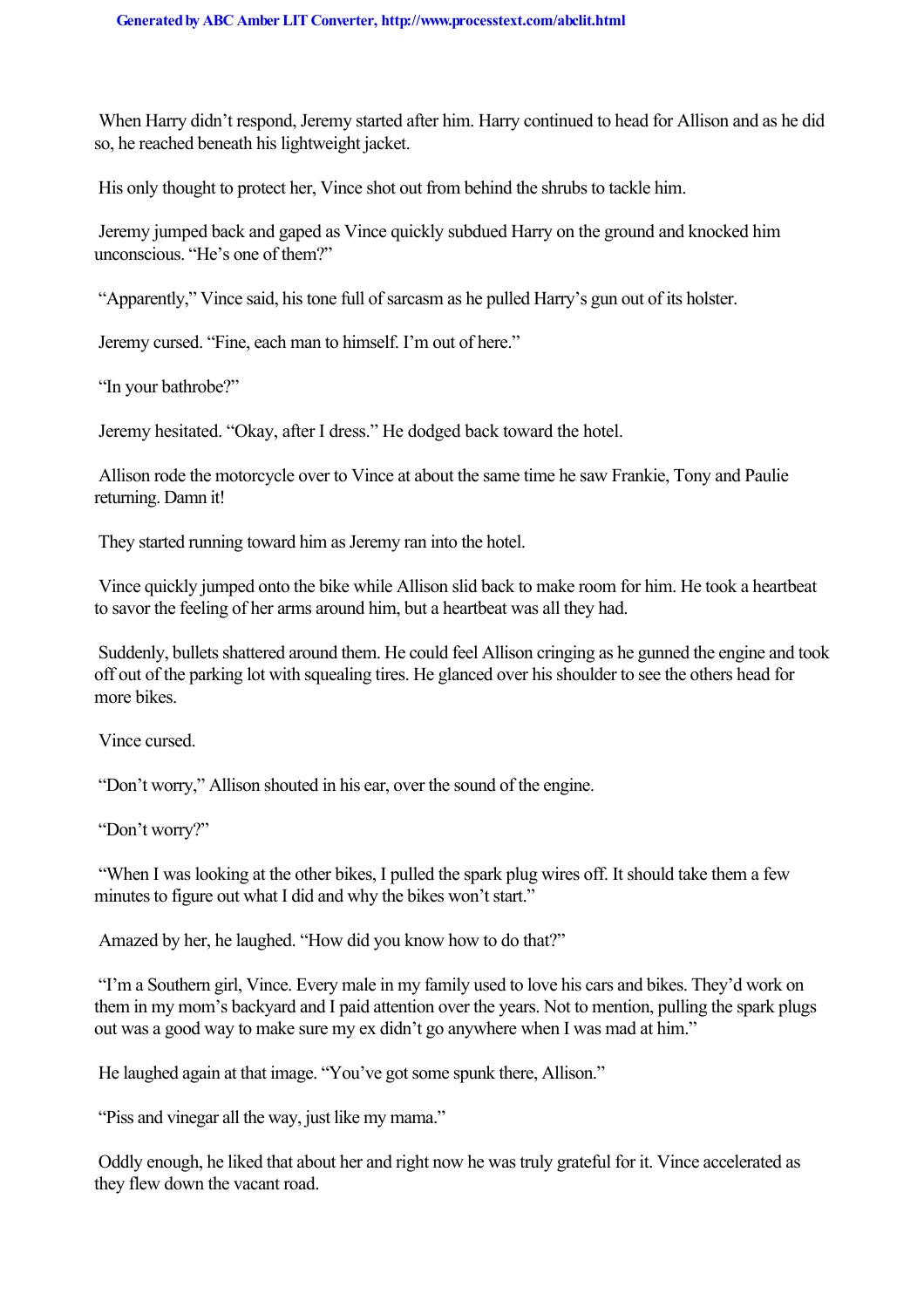When Harry didn't respond, Jeremy started after him. Harry continued to head for Allison and as he did so, he reached beneath his lightweight jacket.

His only thought to protect her, Vince shot out from behind the shrubs to tackle him.

Jeremy jumped back and gaped as Vince quickly subdued Harry on the ground and knocked him unconscious. "He's one of them?"

"Apparently," Vince said, his tone full of sarcasm as he pulled Harry's gun out of its holster.

Jeremy cursed. "Fine, each man to himself. I'm out of here."

"In your bathrobe?"

Jeremy hesitated. "Okay, after I dress." He dodged back toward the hotel.

Allison rode the motorcycle over to Vince at about the same time he saw Frankie, Tony and Paulie returning. Damn it!

They started running toward him as Jeremy ran into the hotel.

Vince quickly jumped onto the bike while Allison slid back to make room for him. He took a heartbeat to savor the feeling of her arms around him, but a heartbeat was all they had.

Suddenly, bullets shattered around them. He could feel Allison cringing as he gunned the engine and took off out of the parking lot with squealing tires. He glanced over his shoulder to see the others head for more bikes.

Vince cursed.

"Don't worry," Allison shouted in his ear, over the sound of the engine.

"Don't worry?"

"When I was looking at the other bikes, I pulled the spark plug wires off. It should take them a few minutes to figure out what I did and why the bikes won't start."

Amazed by her, he laughed. "How did you know how to do that?"

"I'm a Southern girl, Vince. Every male in my family used to love his cars and bikes. They'd work on them in my mom's backyard and I paid attention over the years. Not to mention, pulling the spark plugs out was a good way to make sure my ex didn't go anywhere when I was mad at him."

He laughed again at that image. "You've got some spunk there, Allison."

"Piss and vinegar all the way, just like my mama."

Oddly enough, he liked that about her and right now he was truly grateful for it. Vince accelerated as they flew down the vacant road.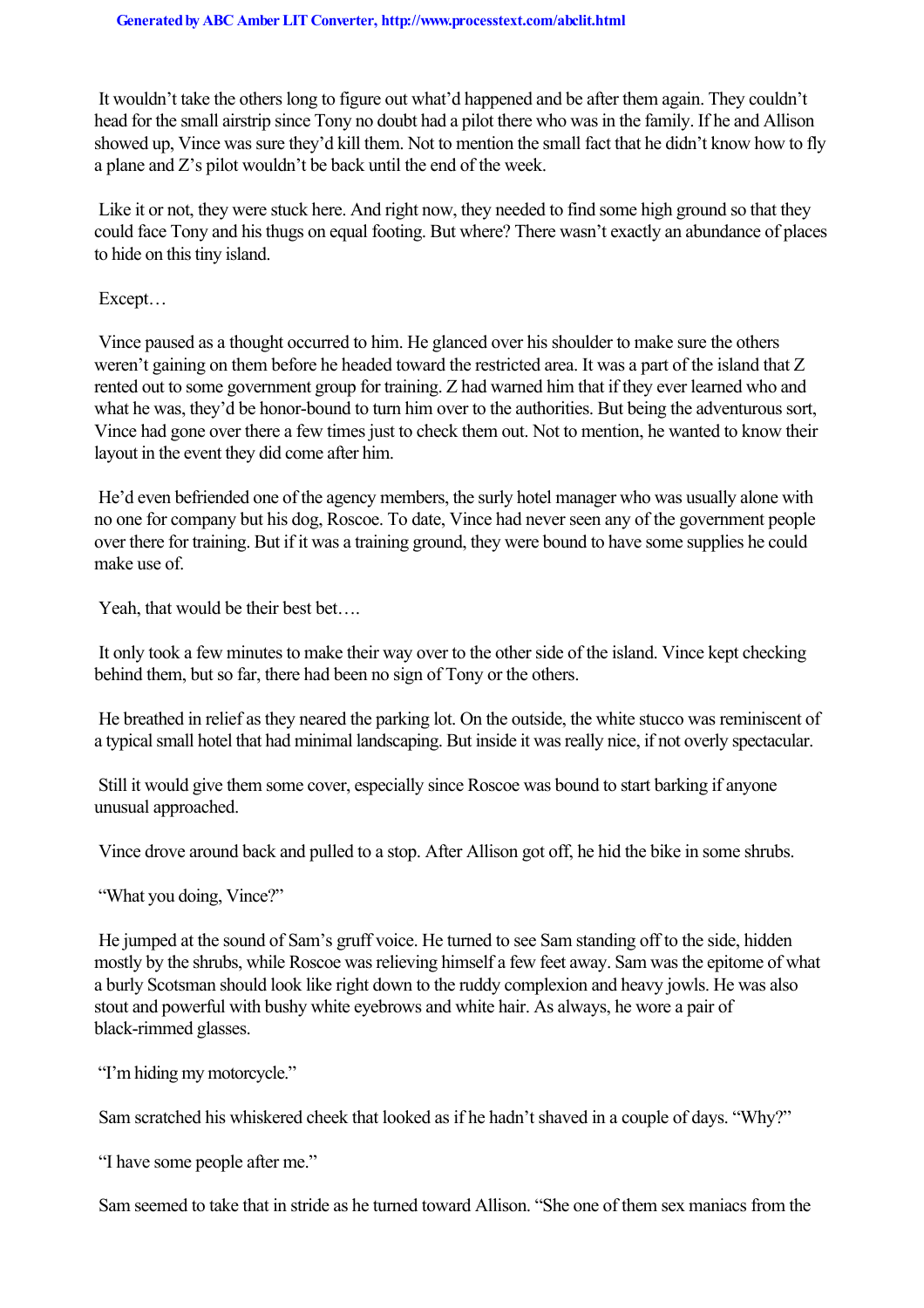It wouldn't take the others long to figure out what'd happened and be after them again. They couldn't head for the small airstrip since Tony no doubt had a pilot there who was in the family. If he and Allison showed up, Vince was sure they'd kill them. Not to mention the small fact that he didn't know how to fly a plane and Z's pilot wouldn't be back until the end of the week.

Like it or not, they were stuck here. And right now, they needed to find some high ground so that they could face Tony and his thugs on equal footing. But where? There wasn't exactly an abundance of places to hide on this tiny island.

Except…

Vince paused as a thought occurred to him. He glanced over his shoulder to make sure the others weren't gaining on them before he headed toward the restricted area. It was a part of the island that Z rented out to some government group for training. Z had warned him that if they ever learned who and what he was, they'd be honor-bound to turn him over to the authorities. But being the adventurous sort, Vince had gone over there a few times just to check them out. Not to mention, he wanted to know their layout in the event they did come after him.

He'd even befriended one of the agency members, the surly hotel manager who was usually alone with no one for company but his dog, Roscoe. To date, Vince had never seen any of the government people over there for training. But if it was a training ground, they were bound to have some supplies he could make use of.

Yeah, that would be their best bet….

It only took a few minutes to make their way over to the other side of the island. Vince kept checking behind them, but so far, there had been no sign of Tony or the others.

He breathed in relief as they neared the parking lot. On the outside, the white stucco was reminiscent of a typical small hotel that had minimal landscaping. But inside it was really nice, if not overly spectacular.

Still it would give them some cover, especially since Roscoe was bound to start barking if anyone unusual approached.

Vince drove around back and pulled to a stop. After Allison got off, he hid the bike in some shrubs.

"What you doing, Vince?"

He jumped at the sound of Sam's gruff voice. He turned to see Sam standing off to the side, hidden mostly by the shrubs, while Roscoe was relieving himself a few feet away. Sam was the epitome of what a burly Scotsman should look like right down to the ruddy complexion and heavy jowls. He was also stout and powerful with bushy white eyebrows and white hair. As always, he wore a pair of black-rimmed glasses.

"I'm hiding my motorcycle."

Sam scratched his whiskered cheek that looked as if he hadn't shaved in a couple of days. "Why?"

"I have some people after me."

Sam seemed to take that in stride as he turned toward Allison. "She one of them sex maniacs from the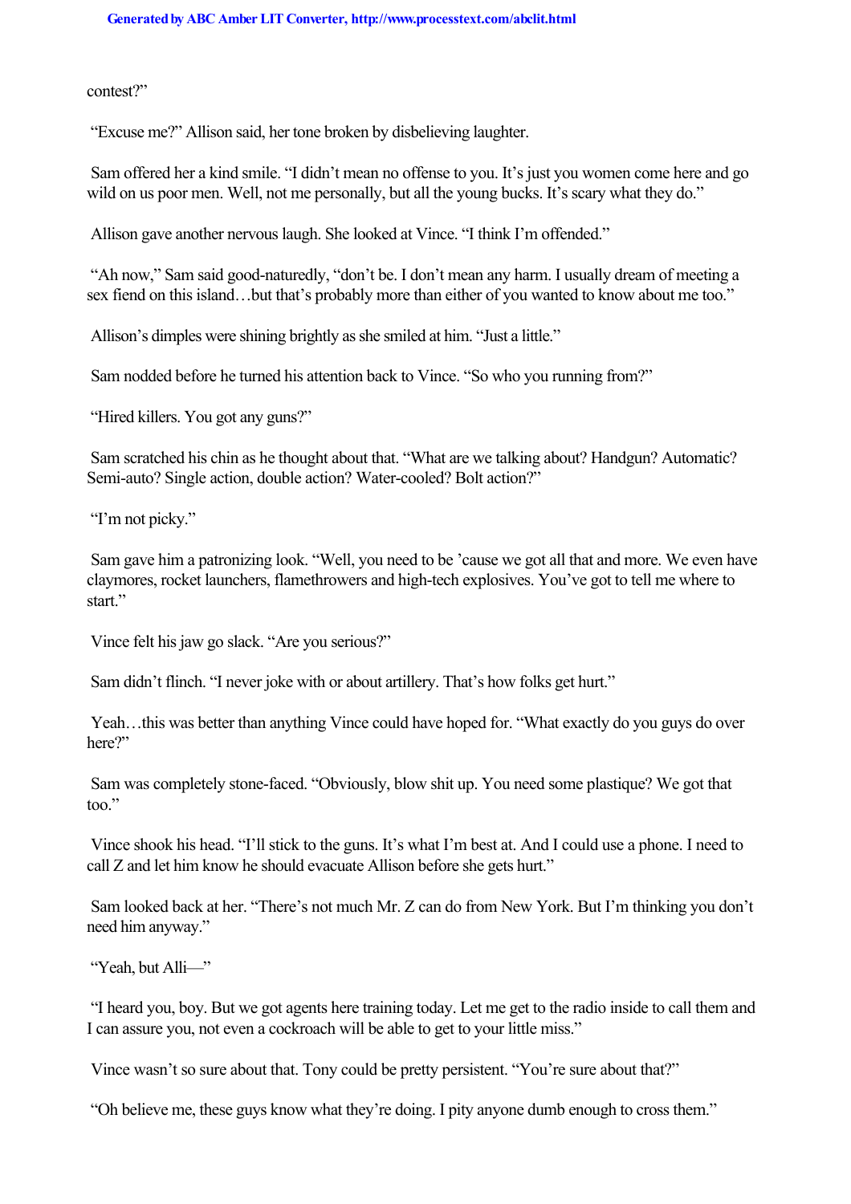contest?"

"Excuse me?" Allison said, her tone broken by disbelieving laughter.

Sam offered her a kind smile. "I didn't mean no offense to you. It's just you women come here and go wild on us poor men. Well, not me personally, but all the young bucks. It's scary what they do."

Allison gave another nervous laugh. She looked at Vince. "I think I'm offended."

"Ah now," Sam said good-naturedly, "don't be. I don't mean any harm. I usually dream of meeting a sex fiend on this island…but that's probably more than either of you wanted to know about me too."

Allison's dimples were shining brightly as she smiled at him. "Just a little."

Sam nodded before he turned his attention back to Vince. "So who you running from?"

"Hired killers. You got any guns?"

Sam scratched his chin as he thought about that. "What are we talking about? Handgun? Automatic? Semi-auto? Single action, double action? Water-cooled? Bolt action?"

"I'm not picky."

Sam gave him a patronizing look. "Well, you need to be 'cause we got all that and more. We even have claymores, rocket launchers, flamethrowers and high-tech explosives. You've got to tell me where to start."

Vince felt his jaw go slack. "Are you serious?"

Sam didn't flinch. "I never joke with or about artillery. That's how folks get hurt."

Yeah…this was better than anything Vince could have hoped for. "What exactly do you guys do over here?"

Sam was completely stone-faced. "Obviously, blow shit up. You need some plastique? We got that too."

Vince shook his head. "I'll stick to the guns. It's what I'm best at. And I could use a phone. I need to call Z and let him know he should evacuate Allison before she gets hurt."

Sam looked back at her. "There's not much Mr. Z can do from New York. But I'm thinking you don't need him anyway."

"Yeah, but Alli—"

"I heard you, boy. But we got agents here training today. Let me get to the radio inside to call them and I can assure you, not even a cockroach will be able to get to your little miss."

Vince wasn't so sure about that. Tony could be pretty persistent. "You're sure about that?"

"Oh believe me, these guys know what they're doing. I pity anyone dumb enough to cross them."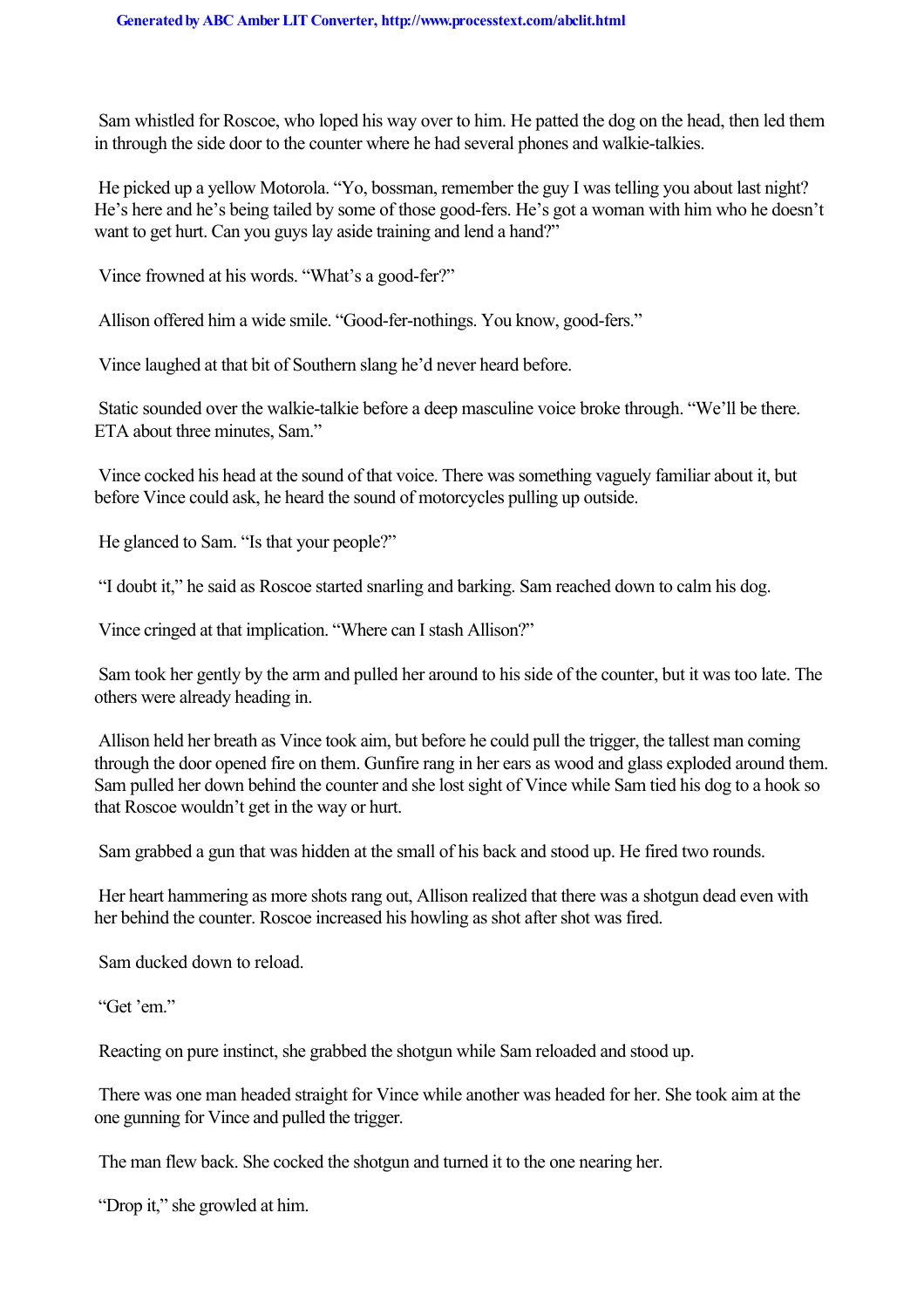Sam whistled for Roscoe, who loped his way over to him. He patted the dog on the head, then led them in through the side door to the counter where he had several phones and walkie-talkies.

He picked up a yellow Motorola. "Yo, bossman, remember the guy I was telling you about last night? He's here and he's being tailed by some of those good-fers. He's got a woman with him who he doesn't want to get hurt. Can you guys lay aside training and lend a hand?"

Vince frowned at his words. "What's a good-fer?"

Allison offered him a wide smile. "Good-fer-nothings. You know, good-fers."

Vince laughed at that bit of Southern slang he'd never heard before.

Static sounded over the walkie-talkie before a deep masculine voice broke through. "We'll be there. ETA about three minutes, Sam."

Vince cocked his head at the sound of that voice. There was something vaguely familiar about it, but before Vince could ask, he heard the sound of motorcycles pulling up outside.

He glanced to Sam. "Is that your people?"

"I doubt it," he said as Roscoe started snarling and barking. Sam reached down to calm his dog.

Vince cringed at that implication. "Where can I stash Allison?"

Sam took her gently by the arm and pulled her around to his side of the counter, but it was too late. The others were already heading in.

Allison held her breath as Vince took aim, but before he could pull the trigger, the tallest man coming through the door opened fire on them. Gunfire rang in her ears as wood and glass exploded around them. Sam pulled her down behind the counter and she lost sight of Vince while Sam tied his dog to a hook so that Roscoe wouldn't get in the way or hurt.

Sam grabbed a gun that was hidden at the small of his back and stood up. He fired two rounds.

Her heart hammering as more shots rang out, Allison realized that there was a shotgun dead even with her behind the counter. Roscoe increased his howling as shot after shot was fired.

Sam ducked down to reload.

"Get 'em."

Reacting on pure instinct, she grabbed the shotgun while Sam reloaded and stood up.

There was one man headed straight for Vince while another was headed for her. She took aim at the one gunning for Vince and pulled the trigger.

The man flew back. She cocked the shotgun and turned it to the one nearing her.

"Drop it," she growled at him.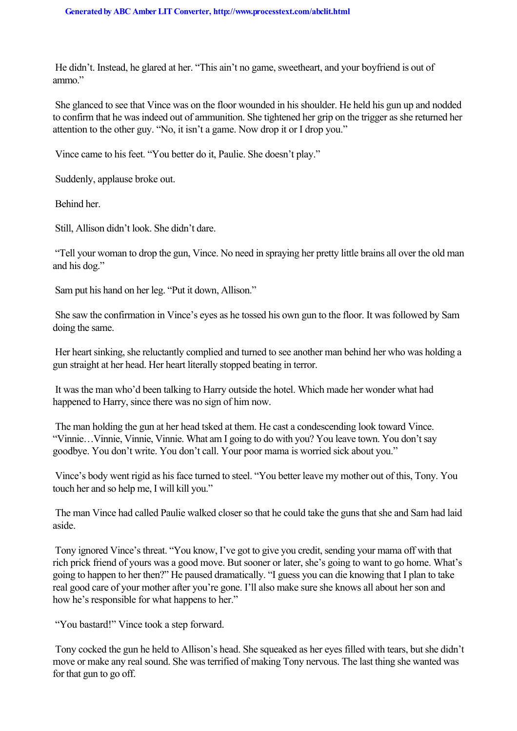He didn't. Instead, he glared at her. "This ain't no game, sweetheart, and your boyfriend is out of ammo."

She glanced to see that Vince was on the floor wounded in his shoulder. He held his gun up and nodded to confirm that he was indeed out of ammunition. She tightened her grip on the trigger as she returned her attention to the other guy. "No, it isn't a game. Now drop it or I drop you."

Vince came to his feet. "You better do it, Paulie. She doesn't play."

Suddenly, applause broke out.

Behind her.

Still, Allison didn't look. She didn't dare.

"Tell your woman to drop the gun, Vince. No need in spraying her pretty little brains all over the old man and his dog."

Sam put his hand on her leg. "Put it down, Allison."

She saw the confirmation in Vince's eyes as he tossed his own gun to the floor. It was followed by Sam doing the same.

Her heart sinking, she reluctantly complied and turned to see another man behind her who was holding a gun straight at her head. Her heart literally stopped beating in terror.

It was the man who'd been talking to Harry outside the hotel. Which made her wonder what had happened to Harry, since there was no sign of him now.

The man holding the gun at her head tsked at them. He cast a condescending look toward Vince. "Vinnie…Vinnie, Vinnie, Vinnie. What am I going to do with you? You leave town. You don't say goodbye. You don't write. You don't call. Your poor mama is worried sick about you."

Vince's body went rigid as his face turned to steel. "You better leave my mother out of this, Tony. You touch her and so help me, I will kill you."

The man Vince had called Paulie walked closer so that he could take the guns that she and Sam had laid aside.

Tony ignored Vince's threat. "You know, I've got to give you credit, sending your mama off with that rich prick friend of yours was a good move. But sooner or later, she's going to want to go home. What's going to happen to her then?" He paused dramatically. "I guess you can die knowing that I plan to take real good care of your mother after you're gone. I'll also make sure she knows all about her son and how he's responsible for what happens to her."

"You bastard!" Vince took a step forward.

Tony cocked the gun he held to Allison's head. She squeaked as her eyes filled with tears, but she didn't move or make any real sound. She was terrified of making Tony nervous. The last thing she wanted was for that gun to go off.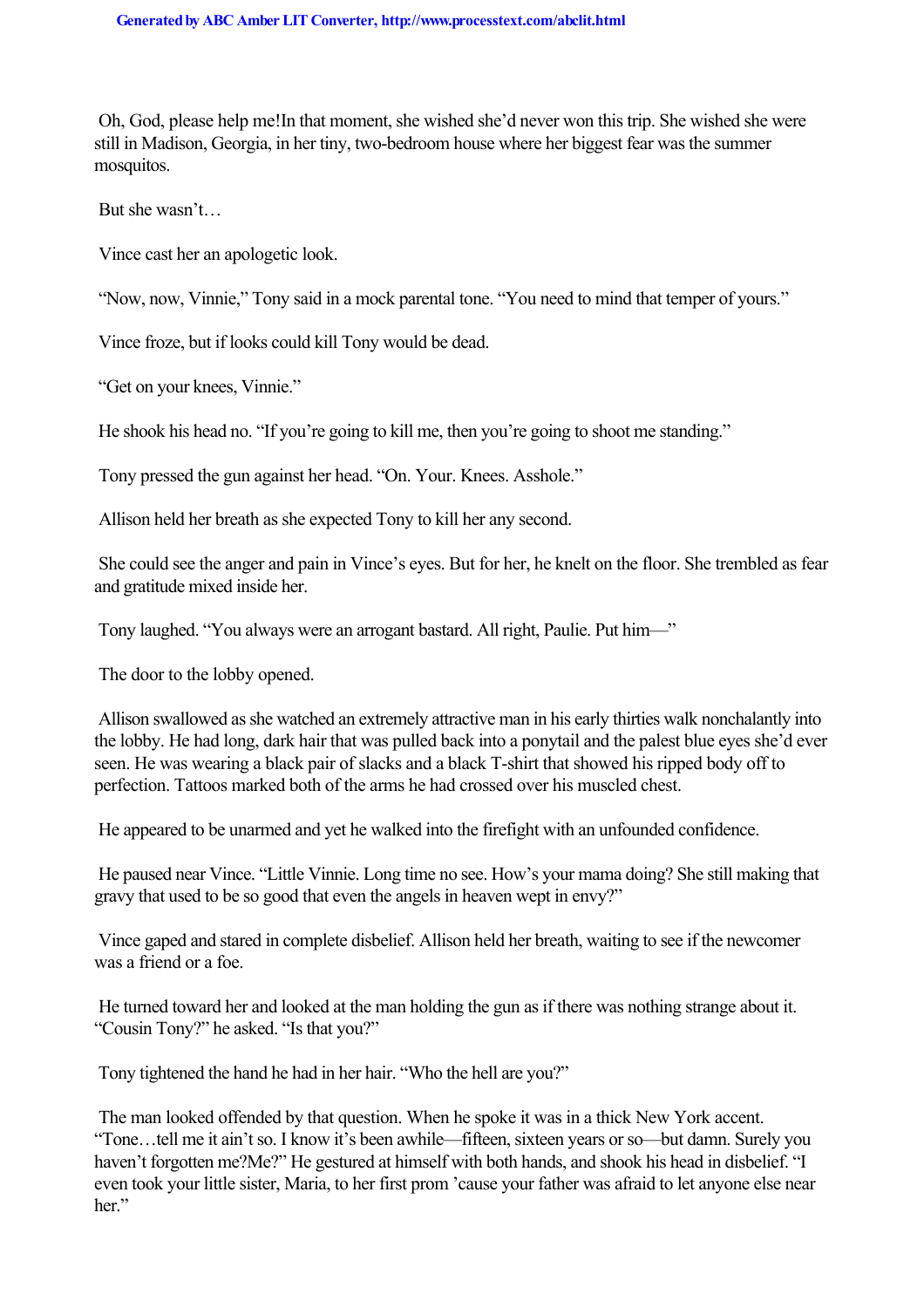*Oh, God, please help me!*In that moment, she wished she'd never won this trip. She wished she were still in Madison, Georgia, in her tiny, two-bedroom house where her biggest fear was the summer mosquitos.

But she wasn't…

Vince cast her an apologetic look.

"Now, now, Vinnie," Tony said in a mock parental tone. "You need to mind that temper of yours."

Vince froze, but if looks could kill Tony would be dead.

"Get on your knees, Vinnie."

He shook his head no. "If you're going to kill me, then you're going to shoot me standing."

Tony pressed the gun against her head. "On. Your. Knees. Asshole."

Allison held her breath as she expected Tony to kill her any second.

She could see the anger and pain in Vince's eyes. But for her, he knelt on the floor. She trembled as fear and gratitude mixed inside her.

Tony laughed. "You always were an arrogant bastard. All right, Paulie. Put him—"

The door to the lobby opened.

Allison swallowed as she watched an extremely attractive man in his early thirties walk nonchalantly into the lobby. He had long, dark hair that was pulled back into a ponytail and the palest blue eyes she'd ever seen. He was wearing a black pair of slacks and a black T-shirt that showed his ripped body off to perfection. Tattoos marked both of the arms he had crossed over his muscled chest.

He appeared to be unarmed and yet he walked into the firefight with an unfounded confidence.

He paused near Vince. "Little Vinnie. Long time no see. How's your mama doing? She still making that gravy that used to be so good that even the angels in heaven wept in envy?"

Vince gaped and stared in complete disbelief. Allison held her breath, waiting to see if the newcomer was a friend or a foe.

He turned toward her and looked at the man holding the gun as if there was nothing strange about it. "Cousin Tony?" he asked. "Is that you?"

Tony tightened the hand he had in her hair. "Who the hell are you?"

The man looked offended by that question. When he spoke it was in a thick New York accent. "Tone…tell me it ain't so. I know it's been awhile—fifteen, sixteen years or so—but damn. Surely you haven't forgotten me?*Me*?" He gestured at himself with both hands, and shook his head in disbelief. "I even took your little sister, Maria, to her first prom 'cause your father was afraid to let anyone else near her."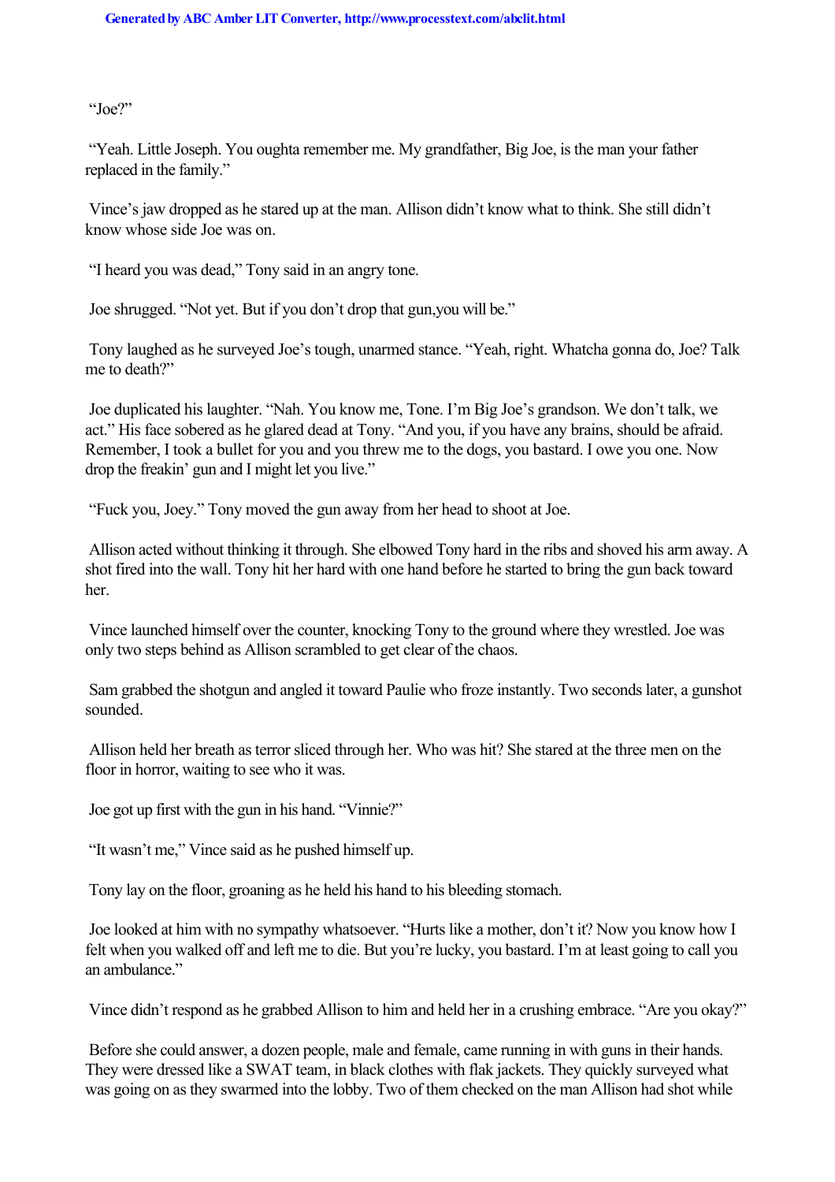"Joe?"

"Yeah. Little Joseph. You oughta remember me. My grandfather, Big Joe, is the man your father replaced in the family."

Vince's jaw dropped as he stared up at the man. Allison didn't know what to think. She still didn't know whose side Joe was on.

"I heard you was dead," Tony said in an angry tone.

Joe shrugged. "Not yet. But if you don't drop that gun,you will be."

Tony laughed as he surveyed Joe's tough, unarmed stance. "Yeah, right. Whatcha gonna do, Joe? Talk me to death?"

Joe duplicated his laughter. "Nah. You know me, Tone. I'm Big Joe's grandson. We don't talk, we act." His face sobered as he glared dead at Tony. "And you, if you have any brains, should be afraid. Remember, I took a bullet for you and you threw me to the dogs, you bastard. I owe you one. Now drop the freakin' gun and I might let you live."

"Fuck you, Joey." Tony moved the gun away from her head to shoot at Joe.

Allison acted without thinking it through. She elbowed Tony hard in the ribs and shoved his arm away. A shot fired into the wall. Tony hit her hard with one hand before he started to bring the gun back toward her.

Vince launched himself over the counter, knocking Tony to the ground where they wrestled. Joe was only two steps behind as Allison scrambled to get clear of the chaos.

Sam grabbed the shotgun and angled it toward Paulie who froze instantly. Two seconds later, a gunshot sounded.

Allison held her breath as terror sliced through her. Who was hit? She stared at the three men on the floor in horror, waiting to see who it was.

Joe got up first with the gun in his hand. "Vinnie?"

"It wasn't me," Vince said as he pushed himself up.

Tony lay on the floor, groaning as he held his hand to his bleeding stomach.

Joe looked at him with no sympathy whatsoever. "Hurts like a mother, don't it? Now you know how I felt when you walked off and left me to die. But you're lucky, you bastard. I'm at least going to call you an ambulance."

Vince didn't respond as he grabbed Allison to him and held her in a crushing embrace. "Are you okay?"

Before she could answer, a dozen people, male and female, came running in with guns in their hands. They were dressed like a SWAT team, in black clothes with flak jackets. They quickly surveyed what was going on as they swarmed into the lobby. Two of them checked on the man Allison had shot while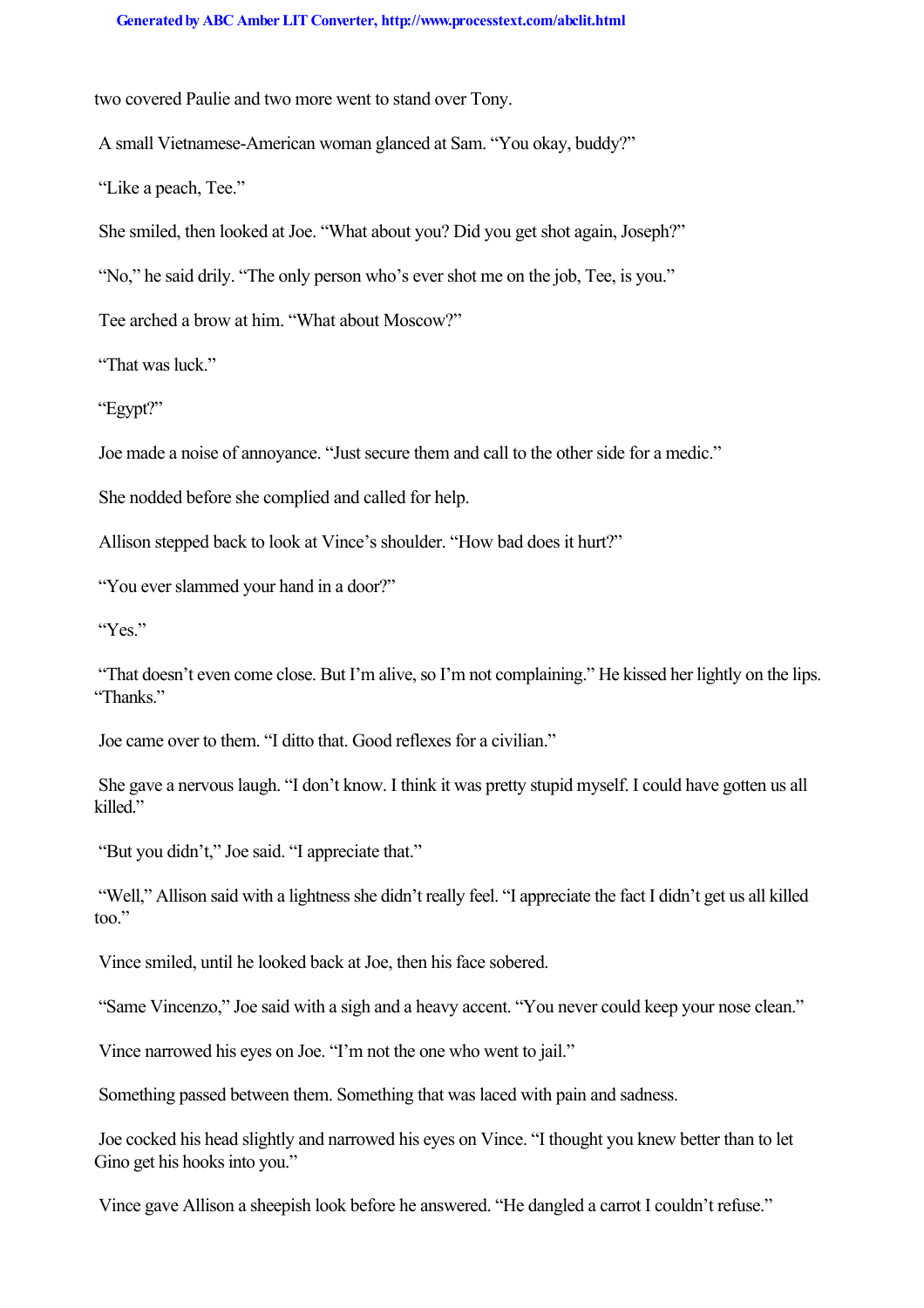two covered Paulie and two more went to stand over Tony.

A small Vietnamese-American woman glanced at Sam. "You okay, buddy?"

"Like a peach, Tee."

She smiled, then looked at Joe. "What about you? Did you get shot again, Joseph?"

"No," he said drily. "The only person who's ever shot me on the job, Tee, is you."

Tee arched a brow at him. "What about Moscow?"

"That was luck."

"Egypt?"

Joe made a noise of annoyance. "Just secure them and call to the other side for a medic."

She nodded before she complied and called for help.

Allison stepped back to look at Vince's shoulder. "How bad does it hurt?"

"You ever slammed your hand in a door?"

"Yes."

"That doesn't even come close. But I'm alive, so I'm not complaining." He kissed her lightly on the lips. "Thanks."

Joe came over to them. "I ditto that. Good reflexes for a civilian."

She gave a nervous laugh. "I don't know. I think it was pretty stupid myself. I could have gotten us all killed."

"But you didn't," Joe said. "I appreciate that."

"Well," Allison said with a lightness she didn't really feel. "I appreciate the fact I didn't get us all killed too."

Vince smiled, until he looked back at Joe, then his face sobered.

"Same Vincenzo," Joe said with a sigh and a heavy accent. "You never could keep your nose clean."

Vince narrowed his eyes on Joe. "I'm not the one who went to jail."

Something passed between them. Something that was laced with pain and sadness.

Joe cocked his head slightly and narrowed his eyes on Vince. "I thought you knew better than to let Gino get his hooks into you."

Vince gave Allison a sheepish look before he answered. "He dangled a carrot I couldn't refuse."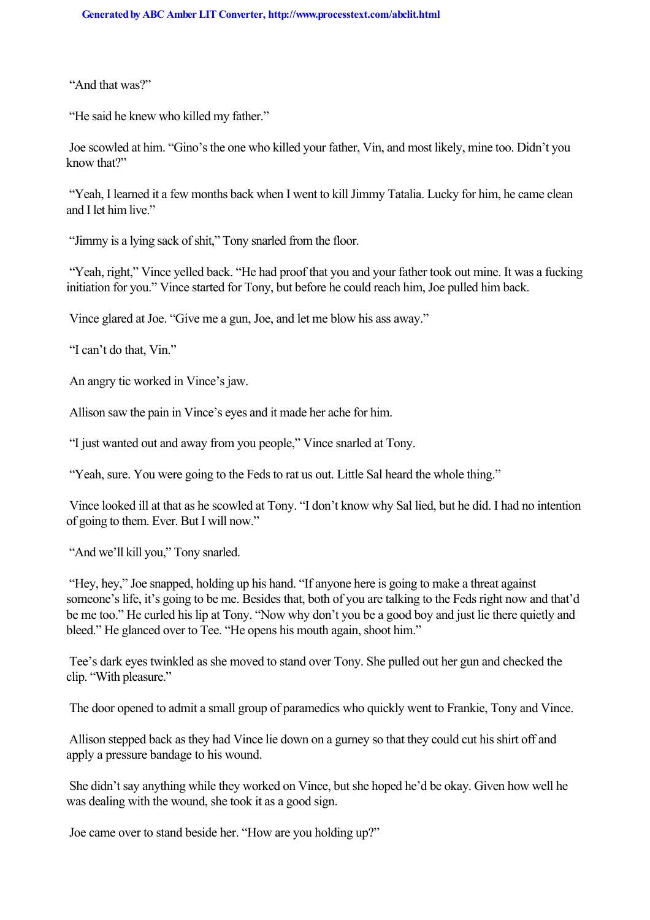"And that was?"

"He said he knew who killed my father."

Joe scowled at him. "Gino's the one who killed your father, Vin, and most likely, mine too. Didn't you know that?"

"Yeah, I learned it a few months back when I went to kill Jimmy Tatalia. Lucky for him, he came clean and I let him live."

"Jimmy is a lying sack of shit," Tony snarled from the floor.

"Yeah, right," Vince yelled back. "He had proof that you and your father took out mine. It was a fucking initiation for you." Vince started for Tony, but before he could reach him, Joe pulled him back.

Vince glared at Joe. "Give me a gun, Joe, and let me blow his ass away."

"I can't do that, Vin."

An angry tic worked in Vince's jaw.

Allison saw the pain in Vince's eyes and it made her ache for him.

"I just wanted out and away from you people," Vince snarled at Tony.

"Yeah, sure. You were going to the Feds to rat us out. Little Sal heard the whole thing."

Vince looked ill at that as he scowled at Tony. "I don't know why Sal lied, but he did. I had no intention of going to them. Ever. But I will now."

"And we'll kill you," Tony snarled.

"Hey, hey," Joe snapped, holding up his hand. "If anyone here is going to make a threat against someone's life, it's going to be me. Besides that, both of you are talking to the Feds right now and that'd be me too." He curled his lip at Tony. "Now why don't you be a good boy and just lie there quietly and bleed." He glanced over to Tee. "He opens his mouth again, shoot him."

Tee's dark eyes twinkled as she moved to stand over Tony. She pulled out her gun and checked the clip. "With pleasure."

The door opened to admit a small group of paramedics who quickly went to Frankie, Tony and Vince.

Allison stepped back as they had Vince lie down on a gurney so that they could cut his shirt off and apply a pressure bandage to his wound.

She didn't say anything while they worked on Vince, but she hoped he'd be okay. Given how well he was dealing with the wound, she took it as a good sign.

Joe came over to stand beside her. "How are you holding up?"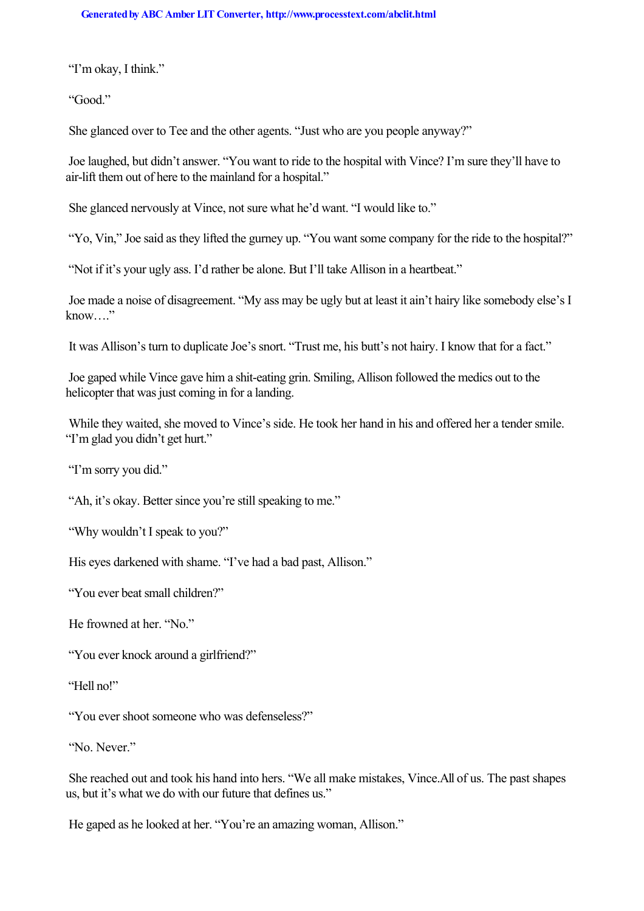"I'm okay, I think."

"Good."

She glanced over to Tee and the other agents. "Just who are you people anyway?"

Joe laughed, but didn't answer. "You want to ride to the hospital with Vince? I'm sure they'll have to air-lift them out of here to the mainland for a hospital."

She glanced nervously at Vince, not sure what he'd want. "I would like to."

"Yo, Vin," Joe said as they lifted the gurney up. "You want some company for the ride to the hospital?"

"Not if it's your ugly ass. I'd rather be alone. But I'll take Allison in a heartbeat."

Joe made a noise of disagreement. "My ass may be ugly but at least it ain't hairy like somebody else's I know…."

It was Allison's turn to duplicate Joe's snort. "Trust me, his butt's not hairy. I know that for a fact."

Joe gaped while Vince gave him a shit-eating grin. Smiling, Allison followed the medics out to the helicopter that was just coming in for a landing.

While they waited, she moved to Vince's side. He took her hand in his and offered her a tender smile. "I'm glad you didn't get hurt."

"I'm sorry you did."

"Ah, it's okay. Better since you're still speaking to me."

"Why wouldn't I speak to you?"

His eyes darkened with shame. "I've had a bad past, Allison."

"You ever beat small children?"

He frowned at her. "No."

"You ever knock around a girlfriend?"

"Hell no!"

"You ever shoot someone who was defenseless?"

"No. Never."

She reached out and took his hand into hers. "We all make mistakes, Vince.All of us. The past shapes us, but it's what we do with our future that defines us."

He gaped as he looked at her. "You're an amazing woman, Allison."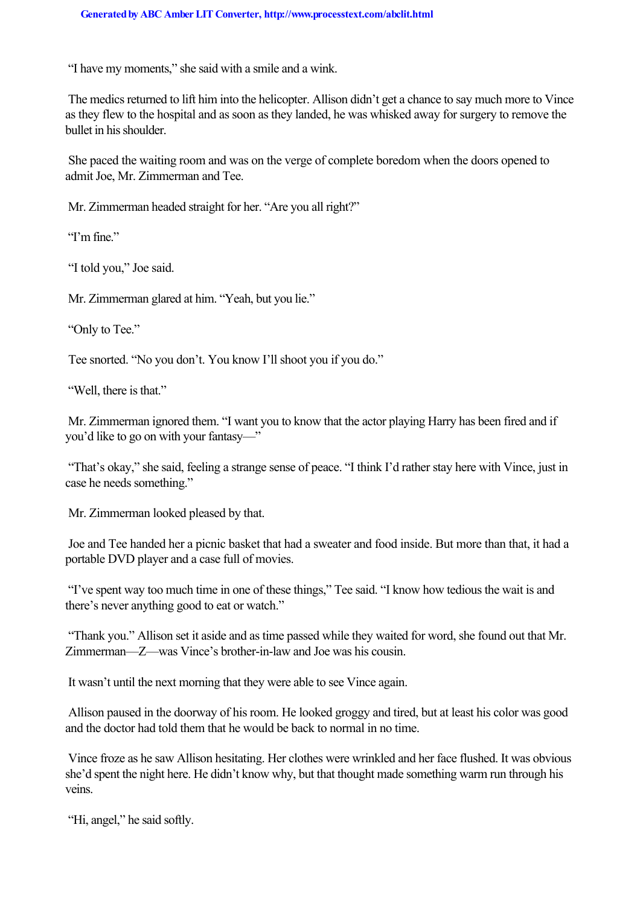"I have my moments," she said with a smile and a wink.

The medics returned to lift him into the helicopter. Allison didn't get a chance to say much more to Vince as they flew to the hospital and as soon as they landed, he was whisked away for surgery to remove the bullet in his shoulder.

She paced the waiting room and was on the verge of complete boredom when the doors opened to admit Joe, Mr. Zimmerman and Tee.

Mr. Zimmerman headed straight for her. "Are you all right?"

"I'm fine."

"I told you," Joe said.

Mr. Zimmerman glared at him. "Yeah, but you lie."

"Only to Tee."

Tee snorted. "No you don't. You know I'll shoot you if you do."

"Well, there is that."

Mr. Zimmerman ignored them. "I want you to know that the actor playing Harry has been fired and if you'd like to go on with your fantasy—"

"That's okay," she said, feeling a strange sense of peace. "I think I'd rather stay here with Vince, just in case he needs something."

Mr. Zimmerman looked pleased by that.

Joe and Tee handed her a picnic basket that had a sweater and food inside. But more than that, it had a portable DVD player and a case full of movies.

"I've spent way too much time in one of these things," Tee said. "I know how tedious the wait is and there's never anything good to eat or watch."

"Thank you." Allison set it aside and as time passed while they waited for word, she found out that Mr. Zimmerman—Z—was Vince's brother-in-law and Joe was his cousin.

It wasn't until the next morning that they were able to see Vince again.

Allison paused in the doorway of his room. He looked groggy and tired, but at least his color was good and the doctor had told them that he would be back to normal in no time.

Vince froze as he saw Allison hesitating. Her clothes were wrinkled and her face flushed. It was obvious she'd spent the night here. He didn't know why, but that thought made something warm run through his veins.

"Hi, angel," he said softly.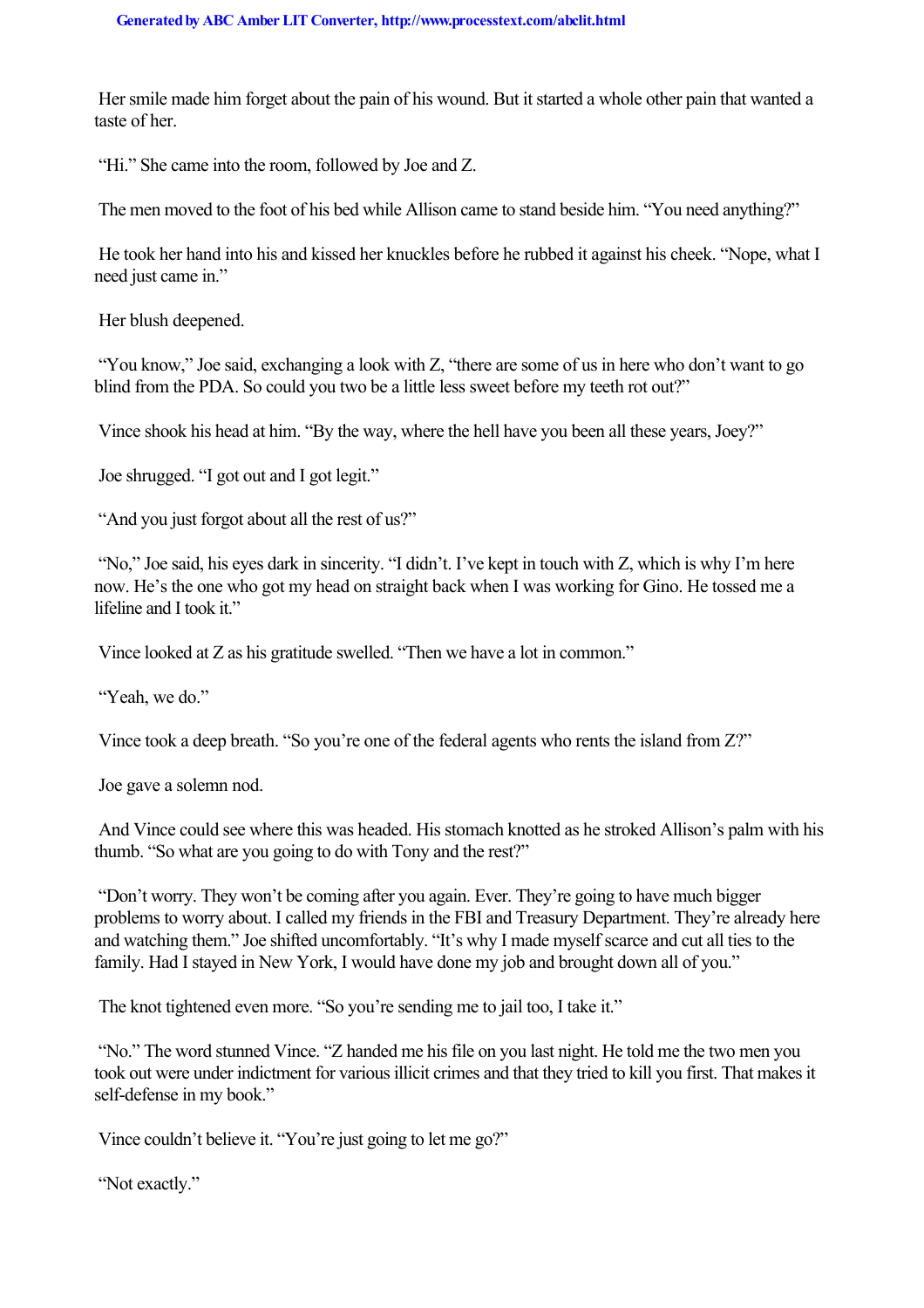Her smile made him forget about the pain of his wound. But it started a whole other pain that wanted a taste of her.

"Hi." She came into the room, followed by Joe and Z.

The men moved to the foot of his bed while Allison came to stand beside him. "You need anything?"

He took her hand into his and kissed her knuckles before he rubbed it against his cheek. "Nope, what I need just came in."

Her blush deepened.

"You know," Joe said, exchanging a look with Z, "there are some of us in here who don't want to go blind from the PDA. So could you two be a little less sweet before my teeth rot out?"

Vince shook his head at him. "By the way, where the hell have you been all these years, Joey?"

Joe shrugged. "I got out and I got legit."

"And you just forgot about all the rest of us?"

"No," Joe said, his eyes dark in sincerity. "I didn't. I've kept in touch with Z, which is why I'm here now. He's the one who got my head on straight back when I was working for Gino. He tossed me a lifeline and I took it."

Vince looked at Z as his gratitude swelled. "Then we have a lot in common."

"Yeah, we do."

Vince took a deep breath. "So you're one of the federal agents who rents the island from Z?"

Joe gave a solemn nod.

And Vince could see where this was headed. His stomach knotted as he stroked Allison's palm with his thumb. "So what are you going to do with Tony and the rest?"

"Don't worry. They won't be coming after you again. Ever. They're going to have much bigger problems to worry about. I called my friends in the FBI and Treasury Department. They're already here and watching them." Joe shifted uncomfortably. "It's why I made myself scarce and cut all ties to the family. Had I stayed in New York, I would have done my job and brought down all of you."

The knot tightened even more. "So you're sending me to jail too, I take it."

"No." The word stunned Vince. "Z handed me his file on you last night. He told me the two men you took out were under indictment for various illicit crimes and that they tried to kill you first. That makes it self-defense in my book."

Vince couldn't believe it. "You're just going to let me go?"

"Not exactly."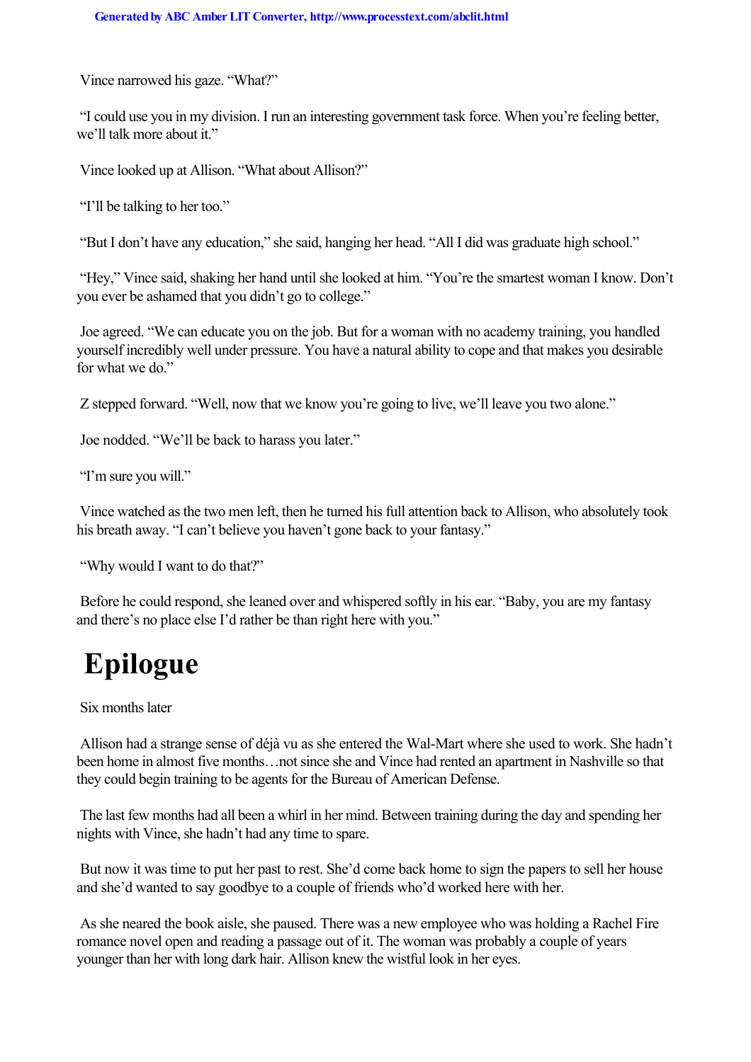Vince narrowed his gaze. “What?”

“I could use you in my division. I run an interesting government task force. When you’re feeling better, we’ll talk more about it.”

Vince looked up at Allison. “What about Allison?”

“I’ll be talking to her too.”

“But I don’t have any education,” she said, hanging her head. “All I did was graduate high school.”

“Hey,” Vince said, shaking her hand until she looked at him. “You’re the smartest woman I know. Don’t you ever be ashamed that you didn’t go to college.”

Joe agreed. “We can educate you on the job. But for a woman with no academy training, you handled yourself incredibly well under pressure. You have a natural ability to cope and that makes you desirable for what we do.”

Z stepped forward. “Well, now that we know you’re going to live, we’ll leave you two alone.”

Joe nodded. “We’ll be back to harass you later.”

“I’m sure you will.”

Vince watched as the two men left, then he turned his full attention back to Allison, who absolutely took his breath away. “I can’t believe you haven’t gone back to your fantasy.”

“Why would I want to do that?”

Before he could respond, she leaned over and whispered softly in his ear. “Baby, you are my fantasy and there’s no place else I’d rather be than right here with you.”

# Epilogue

Six months later

Allison had a strange sense of déjà vu as she entered the Wal-Mart where she used to work. She hadn’t been home in almost five months…not since she and Vince had rented an apartment in Nashville so that they could begin training to be agents for the Bureau of American Defense.

The last few months had all been a whirl in her mind. Between training during the day and spending her nights with Vince, she hadn’t had any time to spare.

But now it was time to put her past to rest. She’d come back home to sign the papers to sell her house and she’d wanted to say goodbye to a couple of friends who’d worked here with her.

As she neared the book aisle, she paused. There was a new employee who was holding a Rachel Fire romance novel open and reading a passage out of it. The woman was probably a couple of years younger than her with long dark hair. Allison knew the wistful look in her eyes.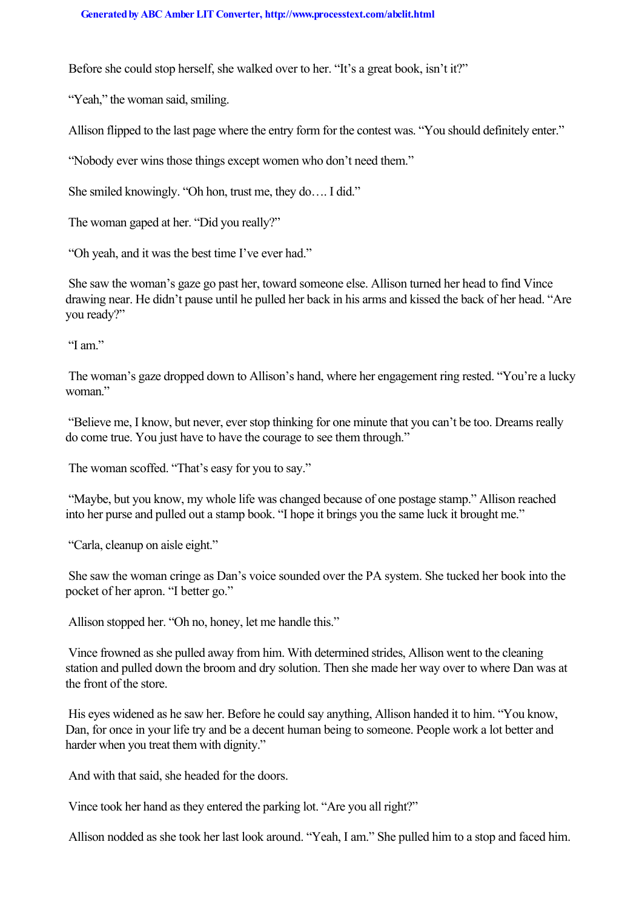Before she could stop herself, she walked over to her. "It's a great book, isn't it?"

"Yeah," the woman said, smiling.

Allison flipped to the last page where the entry form for the contest was. "You should definitely enter."

"Nobody ever wins those things except women who don't need them."

She smiled knowingly. "Oh hon, trust me, they do…. I did."

The woman gaped at her. "Did you really?"

"Oh yeah, and it was the best time I've ever had."

She saw the woman's gaze go past her, toward someone else. Allison turned her head to find Vince drawing near. He didn't pause until he pulled her back in his arms and kissed the back of her head. "Are you ready?"

"I am."

The woman's gaze dropped down to Allison's hand, where her engagement ring rested. "You're a lucky woman."

"Believe me, I know, but never, ever stop thinking for one minute that you can't be too. Dreams really do come true. You just have to have the courage to see them through."

The woman scoffed. "That's easy for you to say."

"Maybe, but you know, my whole life was changed because of one postage stamp." Allison reached into her purse and pulled out a stamp book. "I hope it brings you the same luck it brought me."

"Carla, cleanup on aisle eight."

She saw the woman cringe as Dan's voice sounded over the PA system. She tucked her book into the pocket of her apron. "I better go."

Allison stopped her. "Oh no, honey, let me handle this."

Vince frowned as she pulled away from him. With determined strides, Allison went to the cleaning station and pulled down the broom and dry solution. Then she made her way over to where Dan was at the front of the store.

His eyes widened as he saw her. Before he could say anything, Allison handed it to him. "You know, Dan, for once in your life try and be a decent human being to someone. People work a lot better and harder when you treat them with dignity."

And with that said, she headed for the doors.

Vince took her hand as they entered the parking lot. "Are you all right?"

Allison nodded as she took her last look around. "Yeah, I am." She pulled him to a stop and faced him.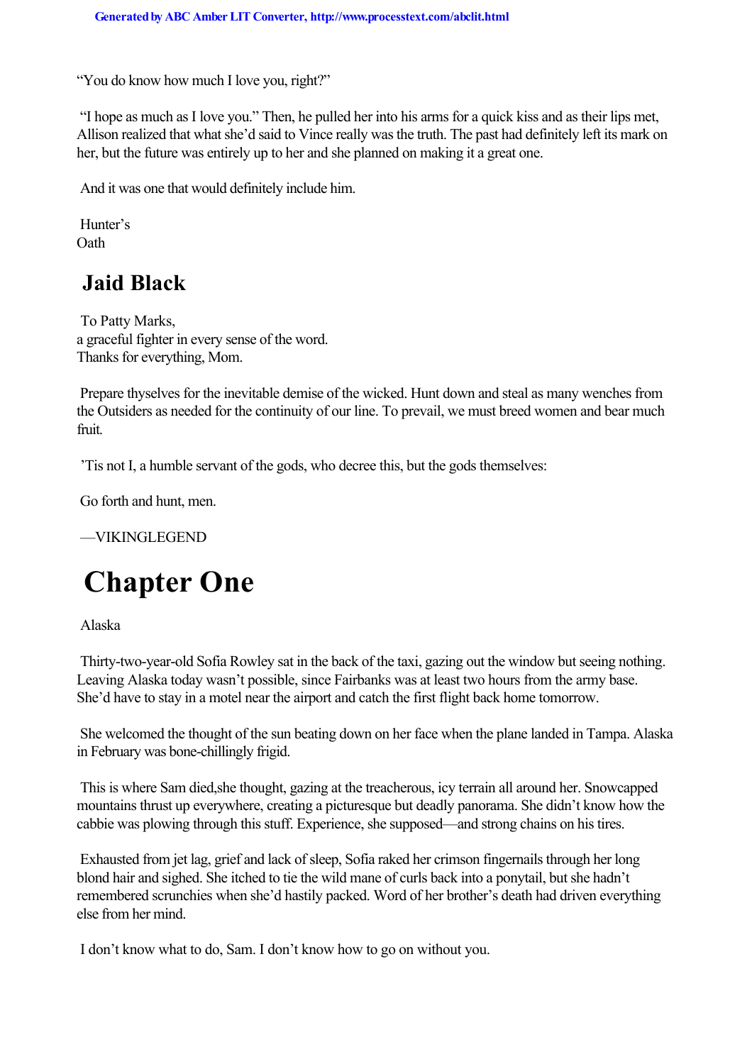"You do know how much I love you, right?"

"I hope as much as I love you." Then, he pulled her into his arms for a quick kiss and as their lips met, Allison realized that what she'd said to Vince really was the truth. The past had definitely left its mark on her, but the future was entirely up to her and she planned on making it a great one.

And it was one that would definitely include him.

Hunter's
Oath

## Jaid Black

To Patty Marks,
a graceful fighter in every sense of the word.
Thanks for everything, Mom.

Prepare thyselves for the inevitable demise of the wicked. Hunt down and steal as many wenches from the Outsiders as needed for the continuity of our line. To prevail, we must breed women and bear much fruit.

'Tis not I, a humble servant of the gods, who decree this, but the gods themselves:

Go forth and hunt, men.

—VIKINGLEGEND

# Chapter One

Alaska

Thirty-two-year-old Sofia Rowley sat in the back of the taxi, gazing out the window but seeing nothing. Leaving Alaska today wasn't possible, since Fairbanks was at least two hours from the army base. She'd have to stay in a motel near the airport and catch the first flight back home tomorrow.

She welcomed the thought of the sun beating down on her face when the plane landed in Tampa. Alaska in February was bone-chillingly frigid.

*This is where Sam died,* she thought, gazing at the treacherous, icy terrain all around her. Snowcapped mountains thrust up everywhere, creating a picturesque but deadly panorama. She didn't know how the cabbie was plowing through this stuff. Experience, she supposed—and strong chains on his tires.

Exhausted from jet lag, grief and lack of sleep, Sofia raked her crimson fingernails through her long blond hair and sighed. She itched to tie the wild mane of curls back into a ponytail, but she hadn't remembered scrunchies when she'd hastily packed. Word of her brother's death had driven everything else from her mind.

*I don't know what to do, Sam. I don't know how to go on without you.*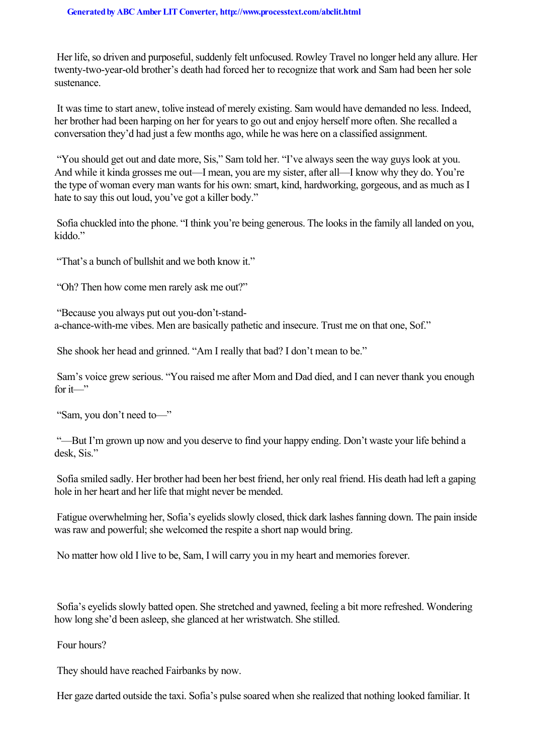Her life, so driven and purposeful, suddenly felt unfocused. Rowley Travel no longer held any allure. Her twenty-two-year-old brother's death had forced her to recognize that work and Sam had been her sole sustenance.

It was time to start anew, to *live* instead of merely existing. Sam would have demanded no less. Indeed, her brother had been harping on her for years to go out and enjoy herself more often. She recalled a conversation they'd had just a few months ago, while he was here on a classified assignment.

"You should get out and date more, Sis," Sam told her. "I've always seen the way guys look at you. And while it kinda grosses me out—I mean, you are my sister, after all—I know why they do. You're the type of woman every man wants for his own: smart, kind, hardworking, gorgeous, and as much as I hate to say this out loud, you've got a killer body."

Sofia chuckled into the phone. "I think you're being generous. The looks in the family all landed on you, kiddo."

"That's a bunch of bullshit and we both know it."

"Oh? Then how come men rarely ask me out?"

"Because you always put out you-don't-stand-a-chance-with-me vibes. Men are basically pathetic and insecure. Trust me on that one, Sof."

She shook her head and grinned. "Am I really that bad? I don't mean to be."

Sam's voice grew serious. "You raised me after Mom and Dad died, and I can never thank you enough for it—"

"Sam, you don't need to—"

"—But I'm grown up now and you deserve to find your happy ending. Don't waste your life behind a desk, Sis."

Sofia smiled sadly. Her brother had been her best friend, her only real friend. His death had left a gaping hole in her heart and her life that might never be mended.

Fatigue overwhelming her, Sofia's eyelids slowly closed, thick dark lashes fanning down. The pain inside was raw and powerful; she welcomed the respite a short nap would bring.

No matter how old I live to be, Sam, I will carry you in my heart and memories forever.

Sofia's eyelids slowly batted open. She stretched and yawned, feeling a bit more refreshed. Wondering how long she'd been asleep, she glanced at her wristwatch. She stilled.

Four hours?

They should have reached Fairbanks by now.

Her gaze darted outside the taxi. Sofia's pulse soared when she realized that nothing looked familiar. It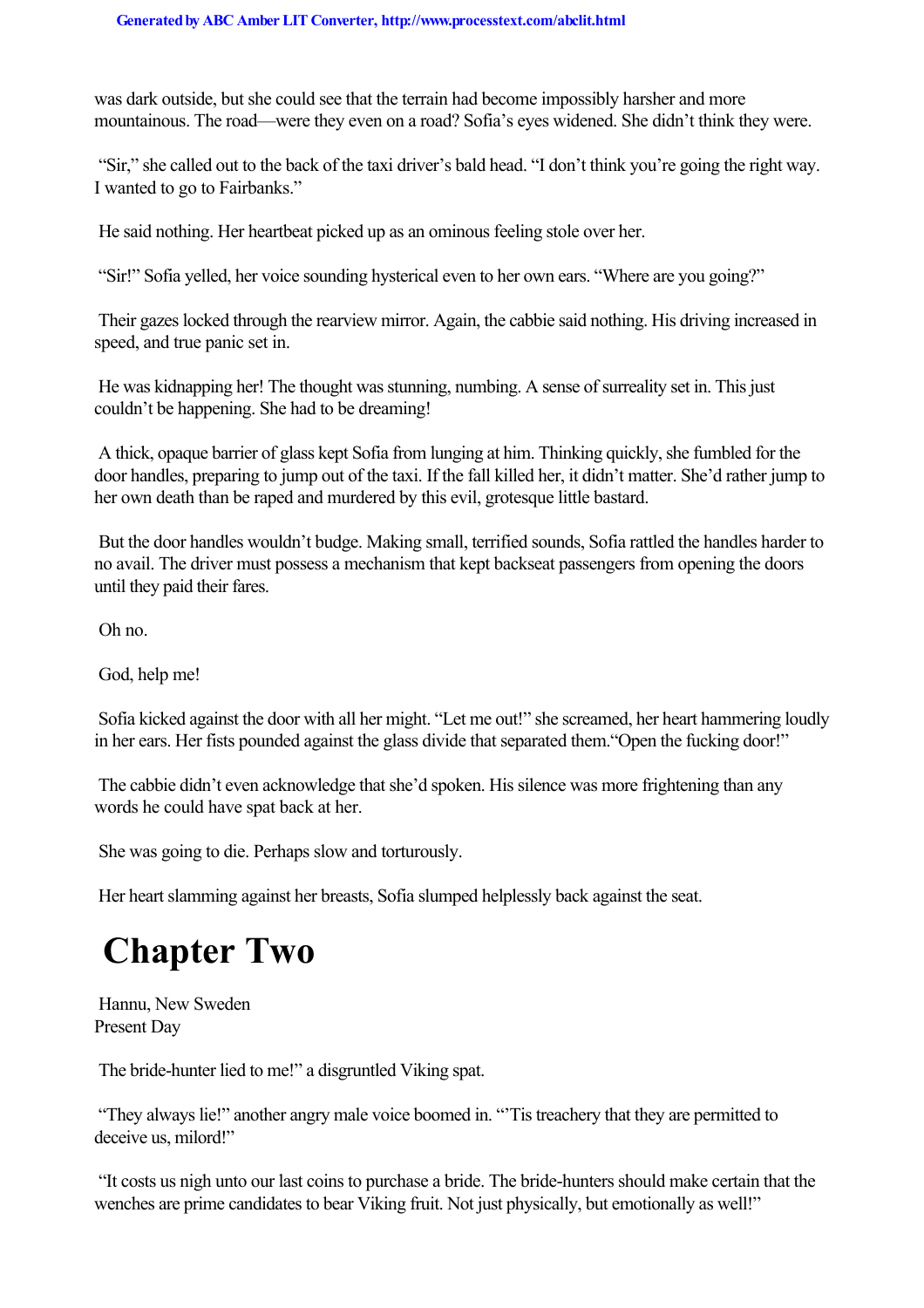was dark outside, but she could see that the terrain had become impossibly harsher and more mountainous. The road—were they even on a road? Sofia's eyes widened. She didn't think they were.

"Sir," she called out to the back of the taxi driver's bald head. "I don't think you're going the right way. I wanted to go to Fairbanks."

He said nothing. Her heartbeat picked up as an ominous feeling stole over her.

"Sir!" Sofia yelled, her voice sounding hysterical even to her own ears. "Where are you going?"

Their gazes locked through the rearview mirror. Again, the cabbie said nothing. His driving increased in speed, and true panic set in.

He was kidnapping her! The thought was stunning, numbing. A sense of surreality set in. This just couldn't be happening. She had to be dreaming!

A thick, opaque barrier of glass kept Sofia from lunging at him. Thinking quickly, she fumbled for the door handles, preparing to jump out of the taxi. If the fall killed her, it didn't matter. She'd rather jump to her own death than be raped and murdered by this evil, grotesque little bastard.

But the door handles wouldn't budge. Making small, terrified sounds, Sofia rattled the handles harder to no avail. The driver must possess a mechanism that kept backseat passengers from opening the doors until they paid their fares.

Oh no.

God, help me!

Sofia kicked against the door with all her might. "Let me out!" she screamed, her heart hammering loudly in her ears. Her fists pounded against the glass divide that separated them."Open the fucking door!"

The cabbie didn't even acknowledge that she'd spoken. His silence was more frightening than any words he could have spat back at her.

She was going to die. Perhaps slow and torturously.

Her heart slamming against her breasts, Sofia slumped helplessly back against the seat.

# Chapter Two

Hannu, New Sweden
Present Day

The bride-hunter lied to me!" a disgruntled Viking spat.

"They always lie!" another angry male voice boomed in. "'Tis treachery that they are permitted to deceive us, milord!"

"It costs us nigh unto our last coins to purchase a bride. The bride-hunters should make certain that the wenches are prime candidates to bear Viking fruit. Not just physically, but emotionally as well!"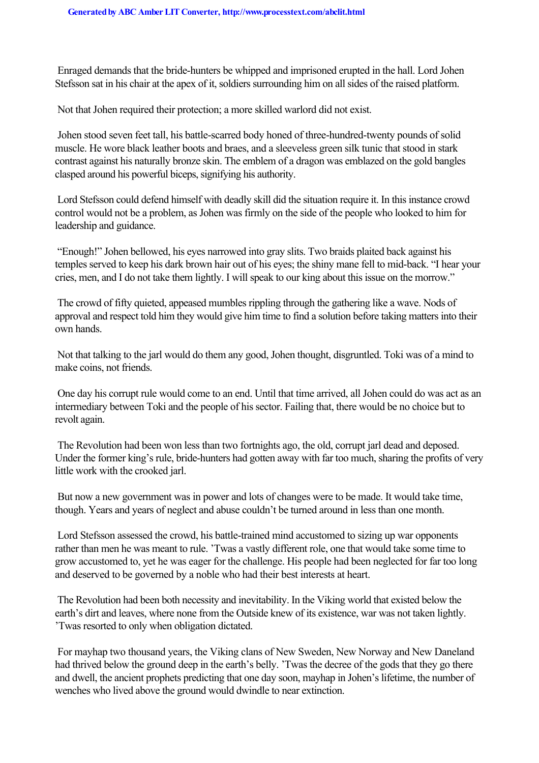Enraged demands that the bride-hunters be whipped and imprisoned erupted in the hall. Lord Johen Stefsson sat in his chair at the apex of it, soldiers surrounding him on all sides of the raised platform.

Not that Johen required their protection; a more skilled warlord did not exist.

Johen stood seven feet tall, his battle-scarred body honed of three-hundred-twenty pounds of solid muscle. He wore black leather boots and braes, and a sleeveless green silk tunic that stood in stark contrast against his naturally bronze skin. The emblem of a dragon was emblazed on the gold bangles clasped around his powerful biceps, signifying his authority.

Lord Stefsson could defend himself with deadly skill did the situation require it. In this instance crowd control would not be a problem, as Johen was firmly on the side of the people who looked to him for leadership and guidance.

"Enough!" Johen bellowed, his eyes narrowed into gray slits. Two braids plaited back against his temples served to keep his dark brown hair out of his eyes; the shiny mane fell to mid-back. "I hear your cries, men, and I do not take them lightly. I will speak to our king about this issue on the morrow."

The crowd of fifty quieted, appeased mumbles rippling through the gathering like a wave. Nods of approval and respect told him they would give him time to find a solution before taking matters into their own hands.

Not that talking to the jarl would do them any good, Johen thought, disgruntled. Toki was of a mind to make coins, not friends.

One day his corrupt rule would come to an end. Until that time arrived, all Johen could do was act as an intermediary between Toki and the people of his sector. Failing that, there would be no choice but to revolt again.

The Revolution had been won less than two fortnights ago, the old, corrupt jarl dead and deposed. Under the former king's rule, bride-hunters had gotten away with far too much, sharing the profits of very little work with the crooked jarl.

But now a new government was in power and lots of changes were to be made. It would take time, though. Years and years of neglect and abuse couldn't be turned around in less than one month.

Lord Stefsson assessed the crowd, his battle-trained mind accustomed to sizing up war opponents rather than men he was meant to rule. 'Twas a vastly different role, one that would take some time to grow accustomed to, yet he was eager for the challenge. His people had been neglected for far too long and deserved to be governed by a noble who had their best interests at heart.

The Revolution had been both necessity and inevitability. In the Viking world that existed below the earth's dirt and leaves, where none from the Outside knew of its existence, war was not taken lightly. 'Twas resorted to only when obligation dictated.

For mayhap two thousand years, the Viking clans of New Sweden, New Norway and New Daneland had thrived below the ground deep in the earth's belly. 'Twas the decree of the gods that they go there and dwell, the ancient prophets predicting that one day soon, mayhap in Johen's lifetime, the number of wenches who lived above the ground would dwindle to near extinction.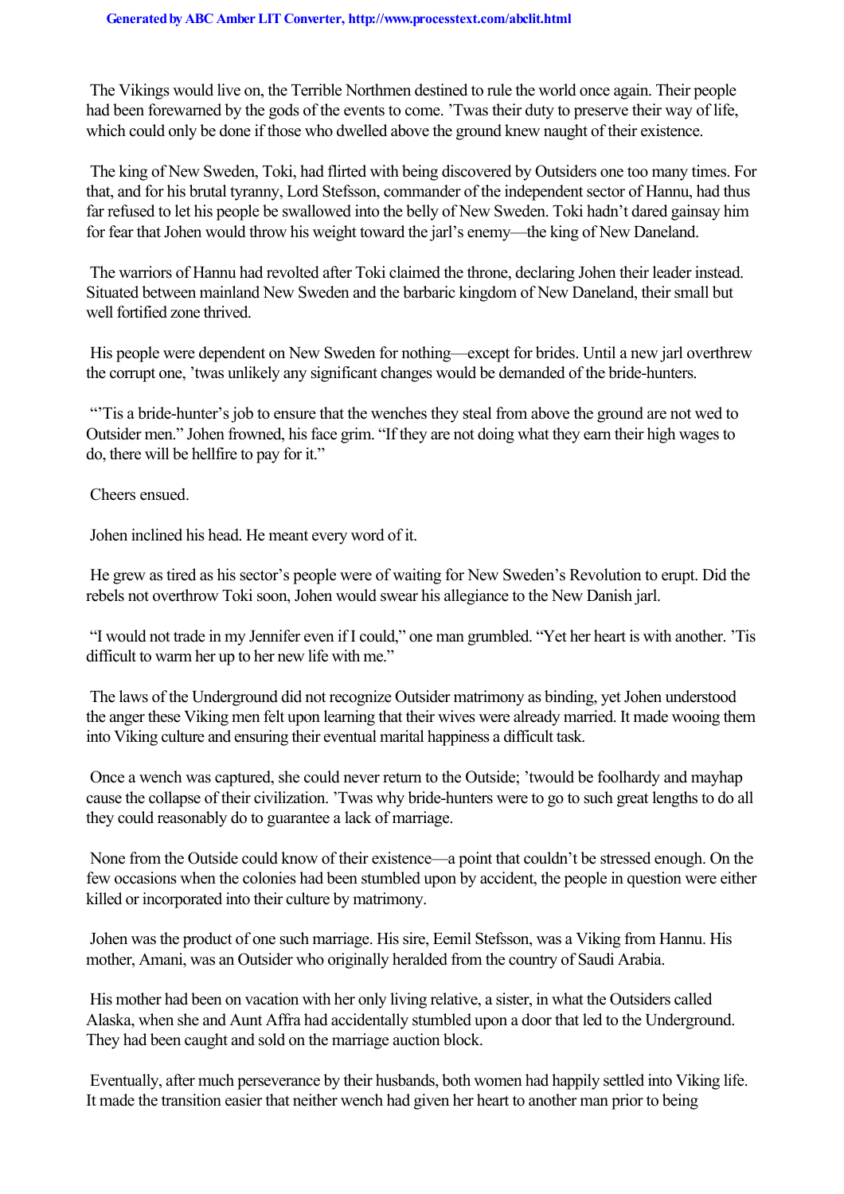The Vikings would live on, the Terrible Northmen destined to rule the world once again. Their people had been forewarned by the gods of the events to come. 'Twas their duty to preserve their way of life, which could only be done if those who dwelled above the ground knew naught of their existence.

The king of New Sweden, Toki, had flirted with being discovered by Outsiders one too many times. For that, and for his brutal tyranny, Lord Stefsson, commander of the independent sector of Hannu, had thus far refused to let his people be swallowed into the belly of New Sweden. Toki hadn't dared gainsay him for fear that Johen would throw his weight toward the jarl's enemy—the king of New Daneland.

The warriors of Hannu had revolted after Toki claimed the throne, declaring Johen their leader instead. Situated between mainland New Sweden and the barbaric kingdom of New Daneland, their small but well fortified zone thrived.

His people were dependent on New Sweden for nothing—except for brides. Until a new jarl overthrew the corrupt one, 'twas unlikely any significant changes would be demanded of the bride-hunters.

"'Tis a bride-hunter's job to ensure that the wenches they steal from above the ground are not wed to Outsider men." Johen frowned, his face grim. "If they are not doing what they earn their high wages to do, there will be hellfire to pay for it."

Cheers ensued.

Johen inclined his head. He meant every word of it.

He grew as tired as his sector's people were of waiting for New Sweden's Revolution to erupt. Did the rebels not overthrow Toki soon, Johen would swear his allegiance to the New Danish jarl.

"I would not trade in my Jennifer even if I could," one man grumbled. "Yet her heart is with another. 'Tis difficult to warm her up to her new life with me."

The laws of the Underground did not recognize Outsider matrimony as binding, yet Johen understood the anger these Viking men felt upon learning that their wives were already married. It made wooing them into Viking culture and ensuring their eventual marital happiness a difficult task.

Once a wench was captured, she could never return to the Outside; 'twould be foolhardy and mayhap cause the collapse of their civilization. 'Twas why bride-hunters were to go to such great lengths to do all they could reasonably do to guarantee a lack of marriage.

None from the Outside could know of their existence—a point that couldn't be stressed enough. On the few occasions when the colonies had been stumbled upon by accident, the people in question were either killed or incorporated into their culture by matrimony.

Johen was the product of one such marriage. His sire, Eemil Stefsson, was a Viking from Hannu. His mother, Amani, was an Outsider who originally heralded from the country of Saudi Arabia.

His mother had been on vacation with her only living relative, a sister, in what the Outsiders called Alaska, when she and Aunt Affra had accidentally stumbled upon a door that led to the Underground. They had been caught and sold on the marriage auction block.

Eventually, after much perseverance by their husbands, both women had happily settled into Viking life. It made the transition easier that neither wench had given her heart to another man prior to being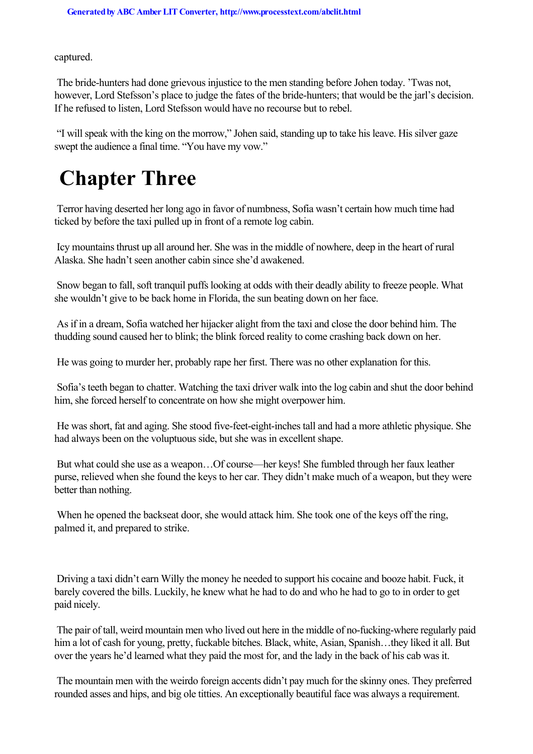captured.

The bride-hunters had done grievous injustice to the men standing before Johen today. 'Twas not, however, Lord Stefsson's place to judge the fates of the bride-hunters; that would be the jarl's decision. If he refused to listen, Lord Stefsson would have no recourse but to rebel.

"I will speak with the king on the morrow," Johen said, standing up to take his leave. His silver gaze swept the audience a final time. "You have my vow."

# Chapter Three

Terror having deserted her long ago in favor of numbness, Sofia wasn't certain how much time had ticked by before the taxi pulled up in front of a remote log cabin.

Icy mountains thrust up all around her. She was in the middle of nowhere, deep in the heart of rural Alaska. She hadn't seen another cabin since she'd awakened.

Snow began to fall, soft tranquil puffs looking at odds with their deadly ability to freeze people. What she wouldn't give to be back home in Florida, the sun beating down on her face.

As if in a dream, Sofia watched her hijacker alight from the taxi and close the door behind him. The thudding sound caused her to blink; the blink forced reality to come crashing back down on her.

He was going to murder her, probably rape her first. There was no other explanation for this.

Sofia's teeth began to chatter. Watching the taxi driver walk into the log cabin and shut the door behind him, she forced herself to concentrate on how she might overpower him.

He was short, fat and aging. She stood five-feet-eight-inches tall and had a more athletic physique. She had always been on the voluptuous side, but she was in excellent shape.

But what could she use as a weapon…Of course—her keys! She fumbled through her faux leather purse, relieved when she found the keys to her car. They didn't make much of a weapon, but they were better than nothing.

When he opened the backseat door, she would attack him. She took one of the keys off the ring, palmed it, and prepared to strike.

Driving a taxi didn't earn Willy the money he needed to support his cocaine and booze habit. Fuck, it barely covered the bills. Luckily, he knew what he had to do and who he had to go to in order to get paid nicely.

The pair of tall, weird mountain men who lived out here in the middle of no-fucking-where regularly paid him a lot of cash for young, pretty, fuckable bitches. Black, white, Asian, Spanish…they liked it all. But over the years he'd learned what they paid the most for, and the lady in the back of his cab was it.

The mountain men with the weirdo foreign accents didn't pay much for the skinny ones. They preferred rounded asses and hips, and big ole titties. An exceptionally beautiful face was always a requirement.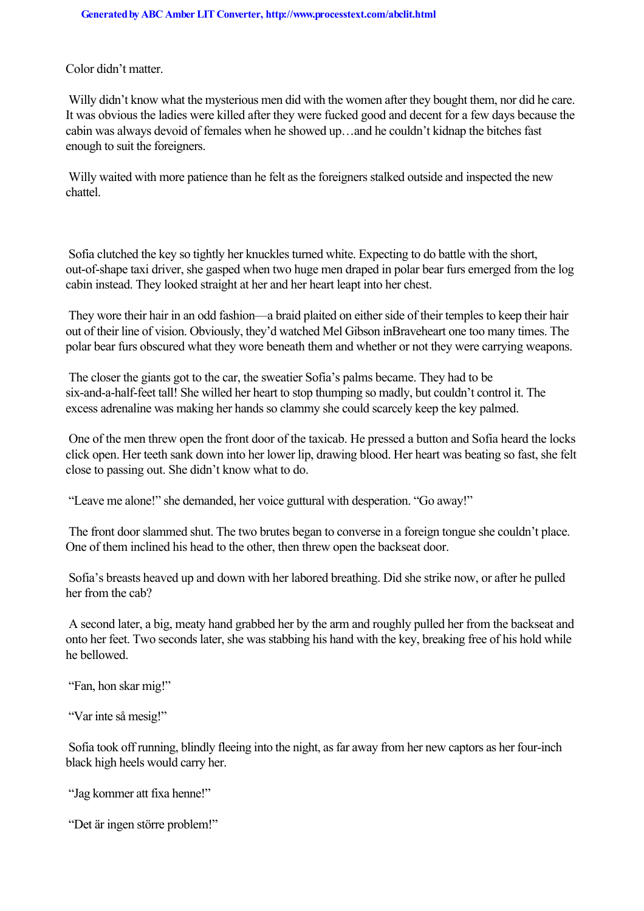Color didn't matter.

Willy didn't know what the mysterious men did with the women after they bought them, nor did he care. It was obvious the ladies were killed after they were fucked good and decent for a few days because the cabin was always devoid of females when he showed up…and he couldn't kidnap the bitches fast enough to suit the foreigners.

Willy waited with more patience than he felt as the foreigners stalked outside and inspected the new chattel.

Sofia clutched the key so tightly her knuckles turned white. Expecting to do battle with the short, out-of-shape taxi driver, she gasped when two huge men draped in polar bear furs emerged from the log cabin instead. They looked straight at her and her heart leapt into her chest.

They wore their hair in an odd fashion—a braid plaited on either side of their temples to keep their hair out of their line of vision. Obviously, they'd watched Mel Gibson in *Braveheart* one too many times. The polar bear furs obscured what they wore beneath them and whether or not they were carrying weapons.

The closer the giants got to the car, the sweatier Sofia's palms became. They had to be six-and-a-half-feet tall! She willed her heart to stop thumping so madly, but couldn't control it. The excess adrenaline was making her hands so clammy she could scarcely keep the key palmed.

One of the men threw open the front door of the taxicab. He pressed a button and Sofia heard the locks click open. Her teeth sank down into her lower lip, drawing blood. Her heart was beating so fast, she felt close to passing out. She didn't know what to do.

"Leave me alone!" she demanded, her voice guttural with desperation. "Go away!"

The front door slammed shut. The two brutes began to converse in a foreign tongue she couldn't place. One of them inclined his head to the other, then threw open the backseat door.

Sofia's breasts heaved up and down with her labored breathing. Did she strike now, or after he pulled her from the cab?

A second later, a big, meaty hand grabbed her by the arm and roughly pulled her from the backseat and onto her feet. Two seconds later, she was stabbing his hand with the key, breaking free of his hold while he bellowed.

"Fan, hon skar mig!"

"Var inte så mesig!"

Sofia took off running, blindly fleeing into the night, as far away from her new captors as her four-inch black high heels would carry her.

"Jag kommer att fixa henne!"

"Det är ingen större problem!"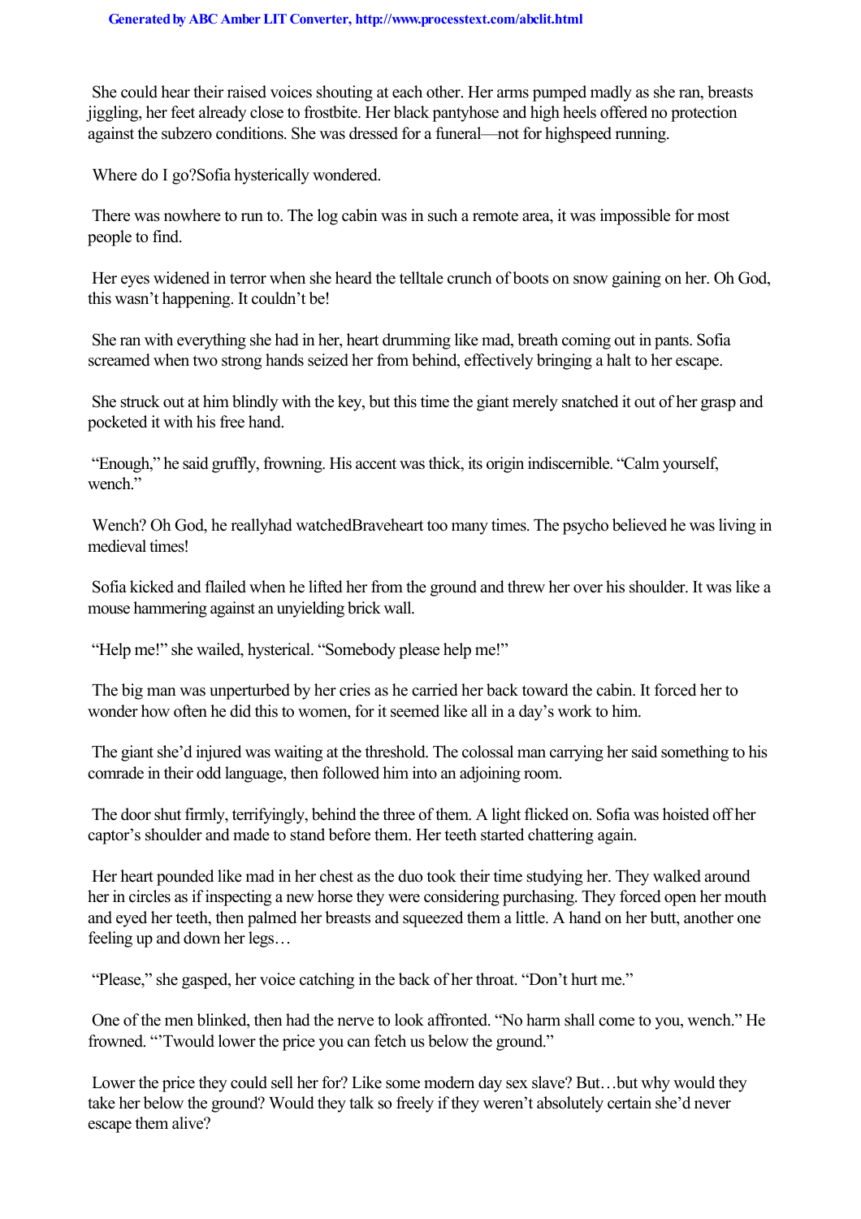She could hear their raised voices shouting at each other. Her arms pumped madly as she ran, breasts jiggling, her feet already close to frostbite. Her black pantyhose and high heels offered no protection against the subzero conditions. She was dressed for a funeral—not for highspeed running.

*Where do I go?* Sofia hysterically wondered.

There was nowhere to run to. The log cabin was in such a remote area, it was impossible for most people to find.

Her eyes widened in terror when she heard the telltale crunch of boots on snow gaining on her. Oh God, this wasn't happening. It couldn't be!

She ran with everything she had in her, heart drumming like mad, breath coming out in pants. Sofia screamed when two strong hands seized her from behind, effectively bringing a halt to her escape.

She struck out at him blindly with the key, but this time the giant merely snatched it out of her grasp and pocketed it with his free hand.

"Enough," he said gruffly, frowning. His accent was thick, its origin indiscernible. "Calm yourself, wench."

Wench? Oh God, he *really* had watched *Braveheart* too many times. The psycho believed he was living in medieval times!

Sofia kicked and flailed when he lifted her from the ground and threw her over his shoulder. It was like a mouse hammering against an unyielding brick wall.

"Help me!" she wailed, hysterical. "Somebody please help me!"

The big man was unperturbed by her cries as he carried her back toward the cabin. It forced her to wonder how often he did this to women, for it seemed like all in a day's work to him.

The giant she'd injured was waiting at the threshold. The colossal man carrying her said something to his comrade in their odd language, then followed him into an adjoining room.

The door shut firmly, terrifyingly, behind the three of them. A light flicked on. Sofia was hoisted off her captor's shoulder and made to stand before them. Her teeth started chattering again.

Her heart pounded like mad in her chest as the duo took their time studying her. They walked around her in circles as if inspecting a new horse they were considering purchasing. They forced open her mouth and eyed her teeth, then palmed her breasts and squeezed them a little. A hand on her butt, another one feeling up and down her legs…

"Please," she gasped, her voice catching in the back of her throat. "Don't hurt me."

One of the men blinked, then had the nerve to look affronted. "No harm shall come to you, wench." He frowned. "'Twould lower the price you can fetch us below the ground."

Lower the price they could sell her for? Like some modern day sex slave? But…but why would they take her below the ground? Would they talk so freely if they weren't absolutely certain she'd never escape them alive?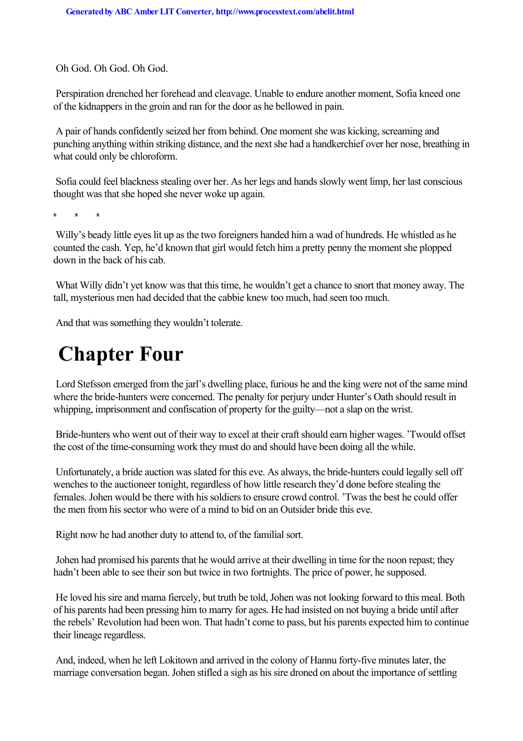Oh God. Oh God. Oh God.

Perspiration drenched her forehead and cleavage. Unable to endure another moment, Sofia kneed one of the kidnappers in the groin and ran for the door as he bellowed in pain.

A pair of hands confidently seized her from behind. One moment she was kicking, screaming and punching anything within striking distance, and the next she had a handkerchief over her nose, breathing in what could only be chloroform.

Sofia could feel blackness stealing over her. As her legs and hands slowly went limp, her last conscious thought was that she hoped she never woke up again.

\* \* \*

Willy's beady little eyes lit up as the two foreigners handed him a wad of hundreds. He whistled as he counted the cash. Yep, he'd known that girl would fetch him a pretty penny the moment she plopped down in the back of his cab.

What Willy didn't yet know was that this time, he wouldn't get a chance to snort that money away. The tall, mysterious men had decided that the cabbie knew too much, had seen too much.

And that was something they wouldn't tolerate.

# Chapter Four

Lord Stefsson emerged from the jarl's dwelling place, furious he and the king were not of the same mind where the bride-hunters were concerned. The penalty for perjury under Hunter's Oath should result in whipping, imprisonment and confiscation of property for the guilty—not a slap on the wrist.

Bride-hunters who went out of their way to excel at their craft should earn higher wages. 'Twould offset the cost of the time-consuming work they must do and should have been doing all the while.

Unfortunately, a bride auction was slated for this eve. As always, the bride-hunters could legally sell off wenches to the auctioneer tonight, regardless of how little research they'd done before stealing the females. Johen would be there with his soldiers to ensure crowd control. 'Twas the best he could offer the men from his sector who were of a mind to bid on an Outsider bride this eve.

Right now he had another duty to attend to, of the familial sort.

Johen had promised his parents that he would arrive at their dwelling in time for the noon repast; they hadn't been able to see their son but twice in two fortnights. The price of power, he supposed.

He loved his sire and mama fiercely, but truth be told, Johen was not looking forward to this meal. Both of his parents had been pressing him to marry for ages. He had insisted on not buying a bride until after the rebels' Revolution had been won. That hadn't come to pass, but his parents expected him to continue their lineage regardless.

And, indeed, when he left Lokitown and arrived in the colony of Hannu forty-five minutes later, the marriage conversation began. Johen stifled a sigh as his sire droned on about the importance of settling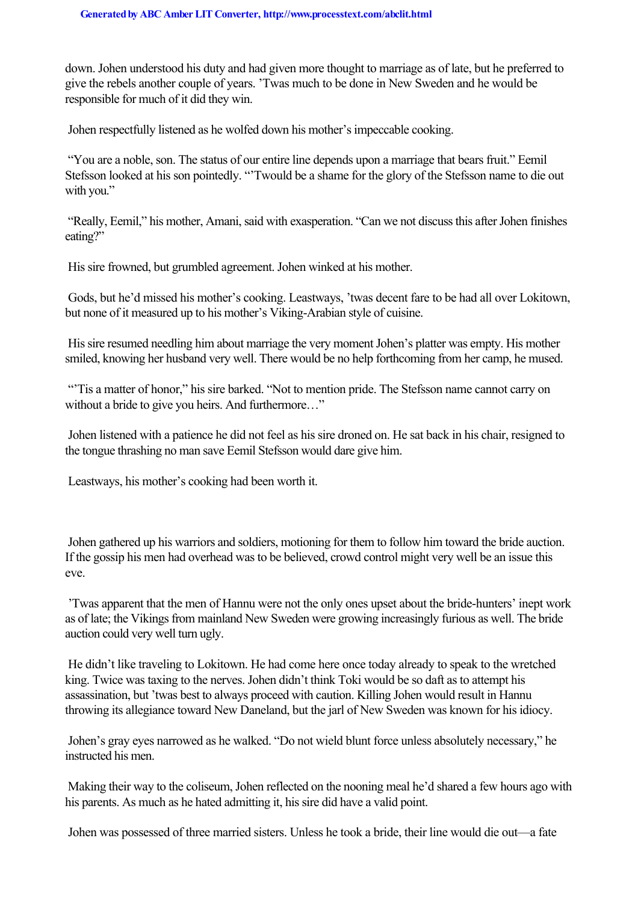down. Johen understood his duty and had given more thought to marriage as of late, but he preferred to give the rebels another couple of years. 'Twas much to be done in New Sweden and he would be responsible for much of it did they win.

Johen respectfully listened as he wolfed down his mother's impeccable cooking.

"You are a noble, son. The status of our entire line depends upon a marriage that bears fruit." Eemil Stefsson looked at his son pointedly. "'Twould be a shame for the glory of the Stefsson name to die out with you."

"Really, Eemil," his mother, Amani, said with exasperation. "Can we not discuss this after Johen finishes eating?"

His sire frowned, but grumbled agreement. Johen winked at his mother.

Gods, but he'd missed his mother's cooking. Leastways, 'twas decent fare to be had all over Lokitown, but none of it measured up to his mother's Viking-Arabian style of cuisine.

His sire resumed needling him about marriage the very moment Johen's platter was empty. His mother smiled, knowing her husband very well. There would be no help forthcoming from her camp, he mused.

"'Tis a matter of honor," his sire barked. "Not to mention pride. The Stefsson name cannot carry on without a bride to give you heirs. And furthermore…"

Johen listened with a patience he did not feel as his sire droned on. He sat back in his chair, resigned to the tongue thrashing no man save Eemil Stefsson would dare give him.

Leastways, his mother's cooking had been worth it.

Johen gathered up his warriors and soldiers, motioning for them to follow him toward the bride auction. If the gossip his men had overhead was to be believed, crowd control might very well be an issue this eve.

'Twas apparent that the men of Hannu were not the only ones upset about the bride-hunters' inept work as of late; the Vikings from mainland New Sweden were growing increasingly furious as well. The bride auction could very well turn ugly.

He didn't like traveling to Lokitown. He had come here once today already to speak to the wretched king. Twice was taxing to the nerves. Johen didn't think Toki would be so daft as to attempt his assassination, but 'twas best to always proceed with caution. Killing Johen would result in Hannu throwing its allegiance toward New Daneland, but the jarl of New Sweden was known for his idiocy.

Johen's gray eyes narrowed as he walked. "Do not wield blunt force unless absolutely necessary," he instructed his men.

Making their way to the coliseum, Johen reflected on the nooning meal he'd shared a few hours ago with his parents. As much as he hated admitting it, his sire did have a valid point.

Johen was possessed of three married sisters. Unless he took a bride, their line would die out—a fate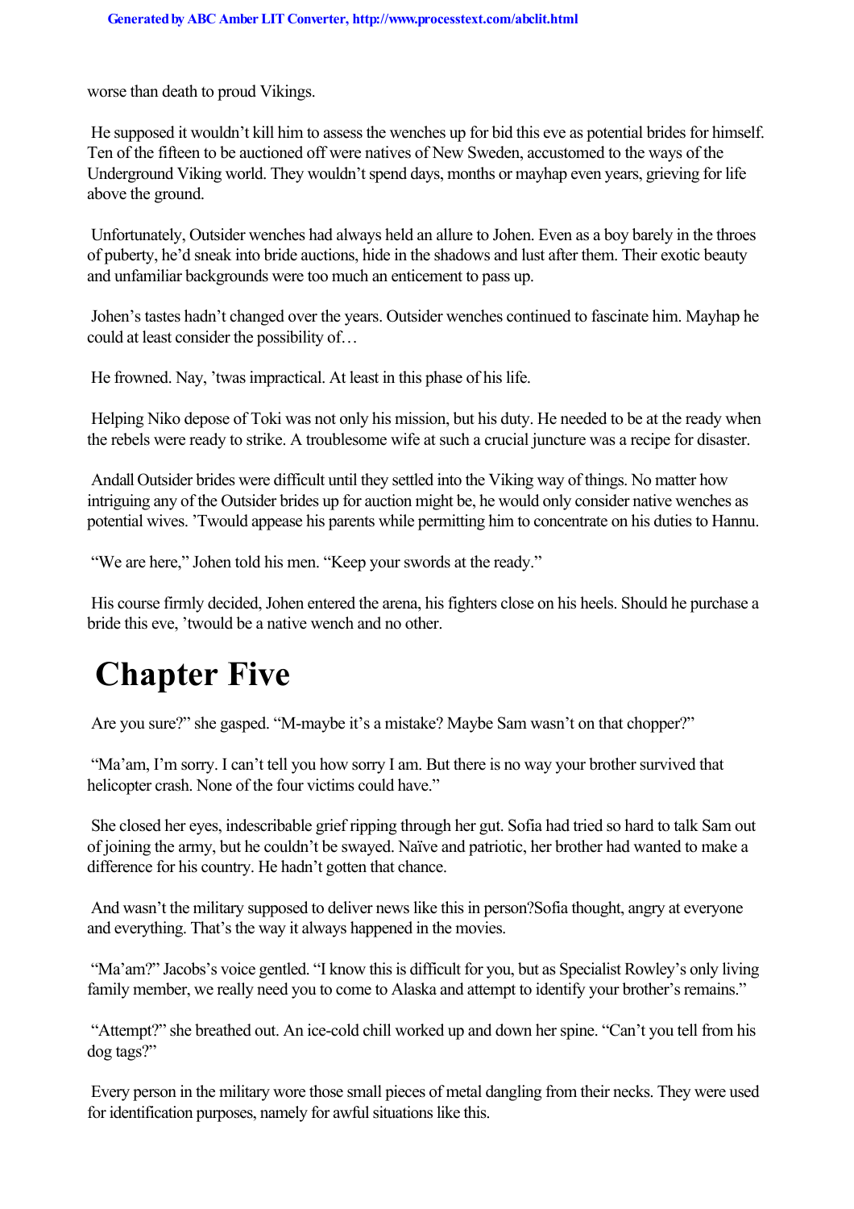worse than death to proud Vikings.

He supposed it wouldn't kill him to assess the wenches up for bid this eve as potential brides for himself. Ten of the fifteen to be auctioned off were natives of New Sweden, accustomed to the ways of the Underground Viking world. They wouldn't spend days, months or mayhap even years, grieving for life above the ground.

Unfortunately, Outsider wenches had always held an allure to Johen. Even as a boy barely in the throes of puberty, he'd sneak into bride auctions, hide in the shadows and lust after them. Their exotic beauty and unfamiliar backgrounds were too much an enticement to pass up.

Johen's tastes hadn't changed over the years. Outsider wenches continued to fascinate him. Mayhap he could at least consider the possibility of…

He frowned. Nay, 'twas impractical. At least in this phase of his life.

Helping Niko depose of Toki was not only his mission, but his duty. He needed to be at the ready when the rebels were ready to strike. A troublesome wife at such a crucial juncture was a recipe for disaster.

Andall Outsider brides were difficult until they settled into the Viking way of things. No matter how intriguing any of the Outsider brides up for auction might be, he would only consider native wenches as potential wives. 'Twould appease his parents while permitting him to concentrate on his duties to Hannu.

"We are here," Johen told his men. "Keep your swords at the ready."

His course firmly decided, Johen entered the arena, his fighters close on his heels. Should he purchase a bride this eve, 'twould be a native wench and no other.

# Chapter Five

Are you sure?" she gasped. "M-maybe it's a mistake? Maybe Sam wasn't on that chopper?"

"Ma'am, I'm sorry. I can't tell you how sorry I am. But there is no way your brother survived that helicopter crash. None of the four victims could have."

She closed her eyes, indescribable grief ripping through her gut. Sofia had tried so hard to talk Sam out of joining the army, but he couldn't be swayed. Naïve and patriotic, her brother had wanted to make a difference for his country. He hadn't gotten that chance.

And wasn't the military supposed to deliver news like this in person?Sofia thought, angry at everyone and everything. That's the way it always happened in the movies.

"Ma'am?" Jacobs's voice gentled. "I know this is difficult for you, but as Specialist Rowley's only living family member, we really need you to come to Alaska and attempt to identify your brother's remains."

"Attempt?" she breathed out. An ice-cold chill worked up and down her spine. "Can't you tell from his dog tags?"

Every person in the military wore those small pieces of metal dangling from their necks. They were used for identification purposes, namely for awful situations like this.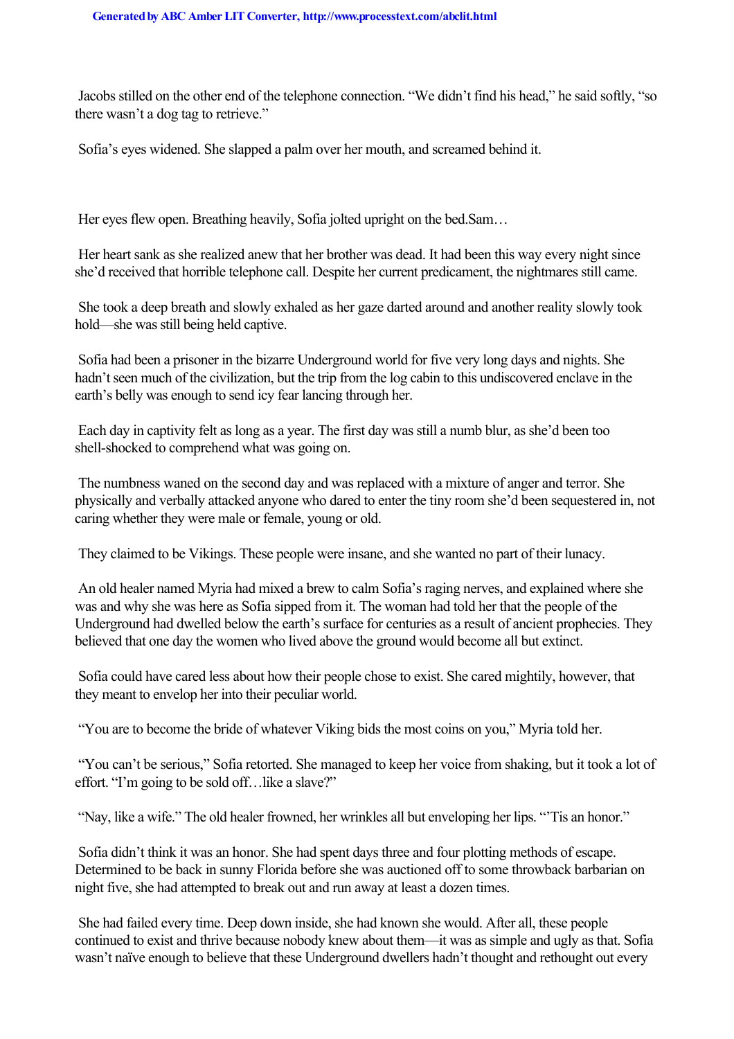Jacobs stilled on the other end of the telephone connection. "We didn't find his head," he said softly, "so there wasn't a dog tag to retrieve."

Sofia's eyes widened. She slapped a palm over her mouth, and screamed behind it.

Her eyes flew open. Breathing heavily, Sofia jolted upright on the bed.Sam…

Her heart sank as she realized anew that her brother was dead. It had been this way every night since she'd received that horrible telephone call. Despite her current predicament, the nightmares still came.

She took a deep breath and slowly exhaled as her gaze darted around and another reality slowly took hold—she was still being held captive.

Sofia had been a prisoner in the bizarre Underground world for five very long days and nights. She hadn't seen much of the civilization, but the trip from the log cabin to this undiscovered enclave in the earth's belly was enough to send icy fear lancing through her.

Each day in captivity felt as long as a year. The first day was still a numb blur, as she'd been too shell-shocked to comprehend what was going on.

The numbness waned on the second day and was replaced with a mixture of anger and terror. She physically and verbally attacked anyone who dared to enter the tiny room she'd been sequestered in, not caring whether they were male or female, young or old.

They claimed to be Vikings. These people were insane, and she wanted no part of their lunacy.

An old healer named Myria had mixed a brew to calm Sofia's raging nerves, and explained where she was and why she was here as Sofia sipped from it. The woman had told her that the people of the Underground had dwelled below the earth's surface for centuries as a result of ancient prophecies. They believed that one day the women who lived above the ground would become all but extinct.

Sofia could have cared less about how their people chose to exist. She cared mightily, however, that they meant to envelop her into their peculiar world.

"You are to become the bride of whatever Viking bids the most coins on you," Myria told her.

"You can't be serious," Sofia retorted. She managed to keep her voice from shaking, but it took a lot of effort. "I'm going to be sold off…like a slave?"

"Nay, like a wife." The old healer frowned, her wrinkles all but enveloping her lips. "'Tis an honor."

Sofia didn't think it was an honor. She had spent days three and four plotting methods of escape. Determined to be back in sunny Florida before she was auctioned off to some throwback barbarian on night five, she had attempted to break out and run away at least a dozen times.

She had failed every time. Deep down inside, she had known she would. After all, these people continued to exist and thrive because nobody knew about them—it was as simple and ugly as that. Sofia wasn't naïve enough to believe that these Underground dwellers hadn't thought and rethought out every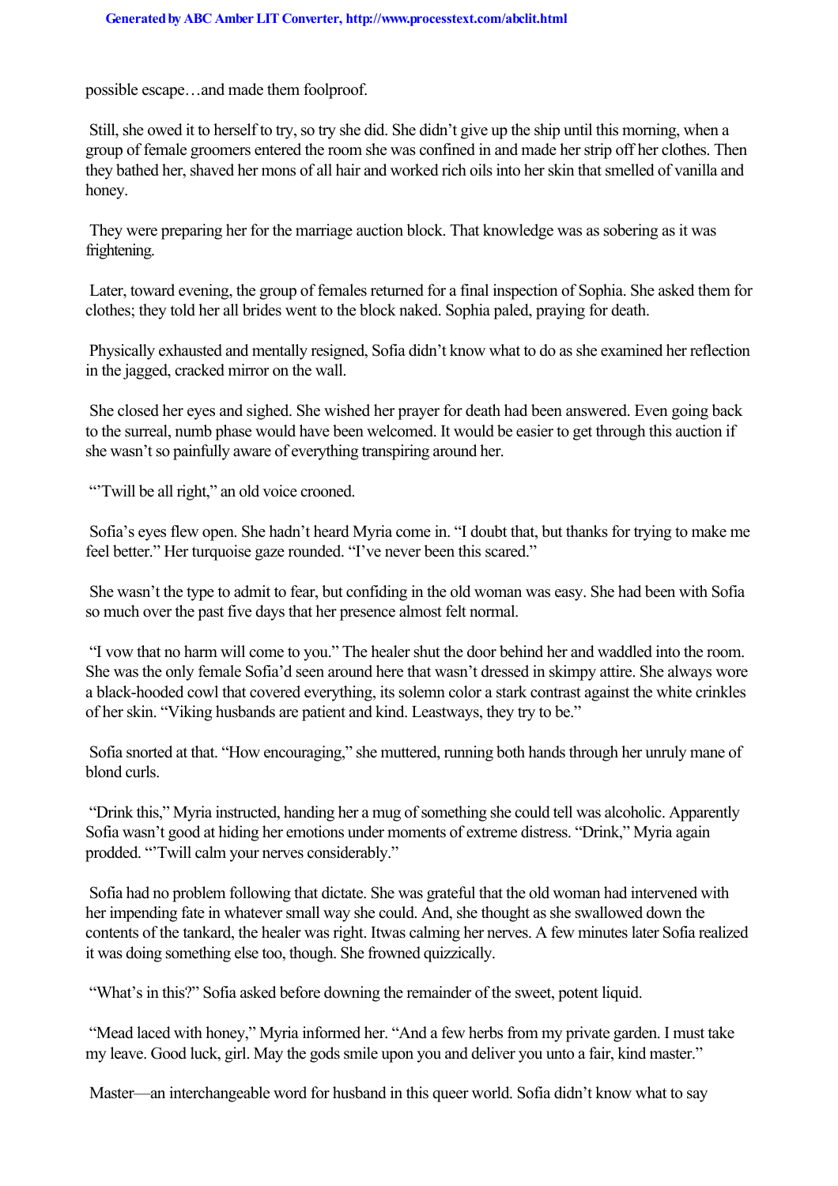possible escape…and made them foolproof.

Still, she owed it to herself to try, so try she did. She didn't give up the ship until this morning, when a group of female groomers entered the room she was confined in and made her strip off her clothes. Then they bathed her, shaved her mons of all hair and worked rich oils into her skin that smelled of vanilla and honey.

They were preparing her for the marriage auction block. That knowledge was as sobering as it was frightening.

Later, toward evening, the group of females returned for a final inspection of Sophia. She asked them for clothes; they told her all brides went to the block naked. Sophia paled, praying for death.

Physically exhausted and mentally resigned, Sofia didn't know what to do as she examined her reflection in the jagged, cracked mirror on the wall.

She closed her eyes and sighed. She wished her prayer for death had been answered. Even going back to the surreal, numb phase would have been welcomed. It would be easier to get through this auction if she wasn't so painfully aware of everything transpiring around her.

"'Twill be all right," an old voice crooned.

Sofia's eyes flew open. She hadn't heard Myria come in. "I doubt that, but thanks for trying to make me feel better." Her turquoise gaze rounded. "I've never been this scared."

She wasn't the type to admit to fear, but confiding in the old woman was easy. She had been with Sofia so much over the past five days that her presence almost felt normal.

"I vow that no harm will come to you." The healer shut the door behind her and waddled into the room. She was the only female Sofia'd seen around here that wasn't dressed in skimpy attire. She always wore a black-hooded cowl that covered everything, its solemn color a stark contrast against the white crinkles of her skin. "Viking husbands are patient and kind. Leastways, they try to be."

Sofia snorted at that. "How encouraging," she muttered, running both hands through her unruly mane of blond curls.

"Drink this," Myria instructed, handing her a mug of something she could tell was alcoholic. Apparently Sofia wasn't good at hiding her emotions under moments of extreme distress. "Drink," Myria again prodded. "'Twill calm your nerves considerably."

Sofia had no problem following that dictate. She was grateful that the old woman had intervened with her impending fate in whatever small way she could. And, she thought as she swallowed down the contents of the tankard, the healer was right. Itwas calming her nerves. A few minutes later Sofia realized it was doing something else too, though. She frowned quizzically.

"What's in this?" Sofia asked before downing the remainder of the sweet, potent liquid.

"Mead laced with honey," Myria informed her. "And a few herbs from my private garden. I must take my leave. Good luck, girl. May the gods smile upon you and deliver you unto a fair, kind master."

Master—an interchangeable word for husband in this queer world. Sofia didn't know what to say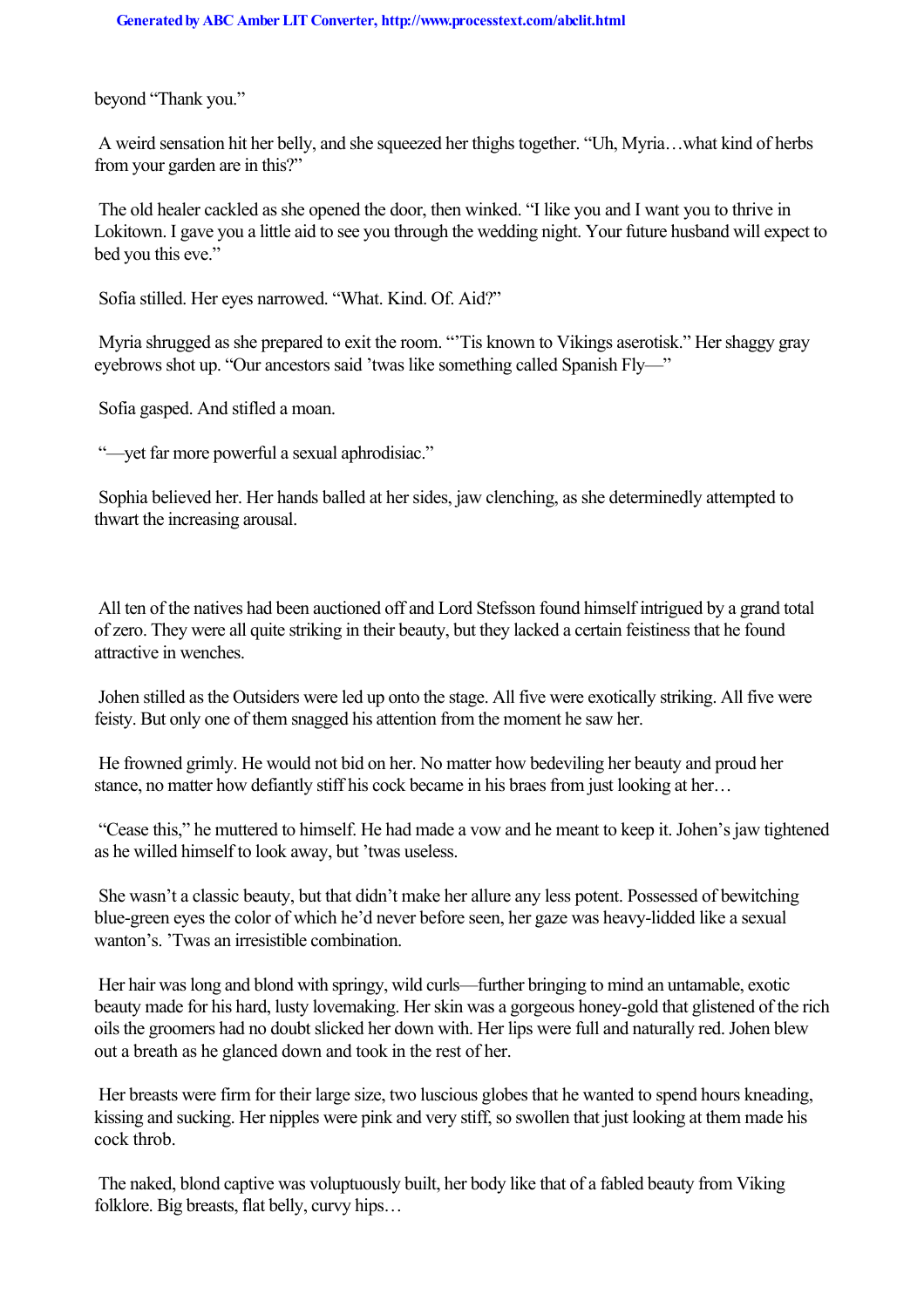beyond "Thank you."

A weird sensation hit her belly, and she squeezed her thighs together. "Uh, Myria…what kind of herbs from your garden are in this?"

The old healer cackled as she opened the door, then winked. "I like you and I want you to thrive in Lokitown. I gave you a little aid to see you through the wedding night. Your future husband will expect to bed you this eve."

Sofia stilled. Her eyes narrowed. "What. Kind. Of. Aid?"

Myria shrugged as she prepared to exit the room. "'Tis known to Vikings aserotisk." Her shaggy gray eyebrows shot up. "Our ancestors said 'twas like something called Spanish Fly—"

Sofia gasped. And stifled a moan.

"—yet far more powerful a sexual aphrodisiac."

Sophia believed her. Her hands balled at her sides, jaw clenching, as she determinedly attempted to thwart the increasing arousal.

All ten of the natives had been auctioned off and Lord Stefsson found himself intrigued by a grand total of zero. They were all quite striking in their beauty, but they lacked a certain feistiness that he found attractive in wenches.

Johen stilled as the Outsiders were led up onto the stage. All five were exotically striking. All five were feisty. But only one of them snagged his attention from the moment he saw her.

He frowned grimly. He would not bid on her. No matter how bedeviling her beauty and proud her stance, no matter how defiantly stiff his cock became in his braes from just looking at her…

"Cease this," he muttered to himself. He had made a vow and he meant to keep it. Johen's jaw tightened as he willed himself to look away, but 'twas useless.

She wasn't a classic beauty, but that didn't make her allure any less potent. Possessed of bewitching blue-green eyes the color of which he'd never before seen, her gaze was heavy-lidded like a sexual wanton's. 'Twas an irresistible combination.

Her hair was long and blond with springy, wild curls—further bringing to mind an untamable, exotic beauty made for his hard, lusty lovemaking. Her skin was a gorgeous honey-gold that glistened of the rich oils the groomers had no doubt slicked her down with. Her lips were full and naturally red. Johen blew out a breath as he glanced down and took in the rest of her.

Her breasts were firm for their large size, two luscious globes that he wanted to spend hours kneading, kissing and sucking. Her nipples were pink and very stiff, so swollen that just looking at them made his cock throb.

The naked, blond captive was voluptuously built, her body like that of a fabled beauty from Viking folklore. Big breasts, flat belly, curvy hips…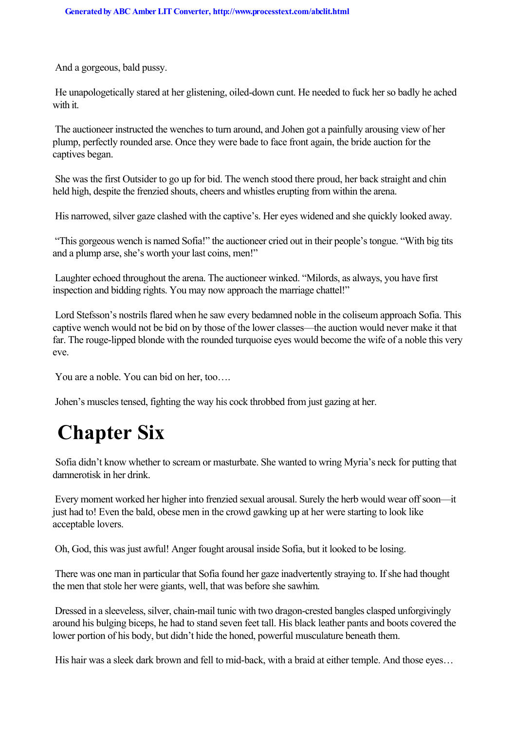And a gorgeous, bald pussy.

He unapologetically stared at her glistening, oiled-down cunt. He needed to fuck her so badly he ached with it.

The auctioneer instructed the wenches to turn around, and Johen got a painfully arousing view of her plump, perfectly rounded arse. Once they were bade to face front again, the bride auction for the captives began.

She was the first Outsider to go up for bid. The wench stood there proud, her back straight and chin held high, despite the frenzied shouts, cheers and whistles erupting from within the arena.

His narrowed, silver gaze clashed with the captive's. Her eyes widened and she quickly looked away.

"This gorgeous wench is named Sofia!" the auctioneer cried out in their people's tongue. "With big tits and a plump arse, she's worth your last coins, men!"

Laughter echoed throughout the arena. The auctioneer winked. "Milords, as always, you have first inspection and bidding rights. You may now approach the marriage chattel!"

Lord Stefsson's nostrils flared when he saw every bedamned noble in the coliseum approach Sofia. This captive wench would not be bid on by those of the lower classes—the auction would never make it that far. The rouge-lipped blonde with the rounded turquoise eyes would become the wife of a noble this very eve.

*You are a noble. You can bid on her, too….*

Johen's muscles tensed, fighting the way his cock throbbed from just gazing at her.

# Chapter Six

Sofia didn't know whether to scream or masturbate. She wanted to wring Myria's neck for putting that damnerotisk in her drink.

Every moment worked her higher into frenzied sexual arousal. Surely the herb would wear off soon—it just had to! Even the bald, obese men in the crowd gawking up at her were starting to look like acceptable lovers.

Oh, God, this was just awful! Anger fought arousal inside Sofia, but it looked to be losing.

There was one man in particular that Sofia found her gaze inadvertently straying to. If she had thought the men that stole her were giants, well, that was before she sawhim.

Dressed in a sleeveless, silver, chain-mail tunic with two dragon-crested bangles clasped unforgivingly around his bulging biceps, he had to stand seven feet tall. His black leather pants and boots covered the lower portion of his body, but didn't hide the honed, powerful musculature beneath them.

His hair was a sleek dark brown and fell to mid-back, with a braid at either temple. And those eyes…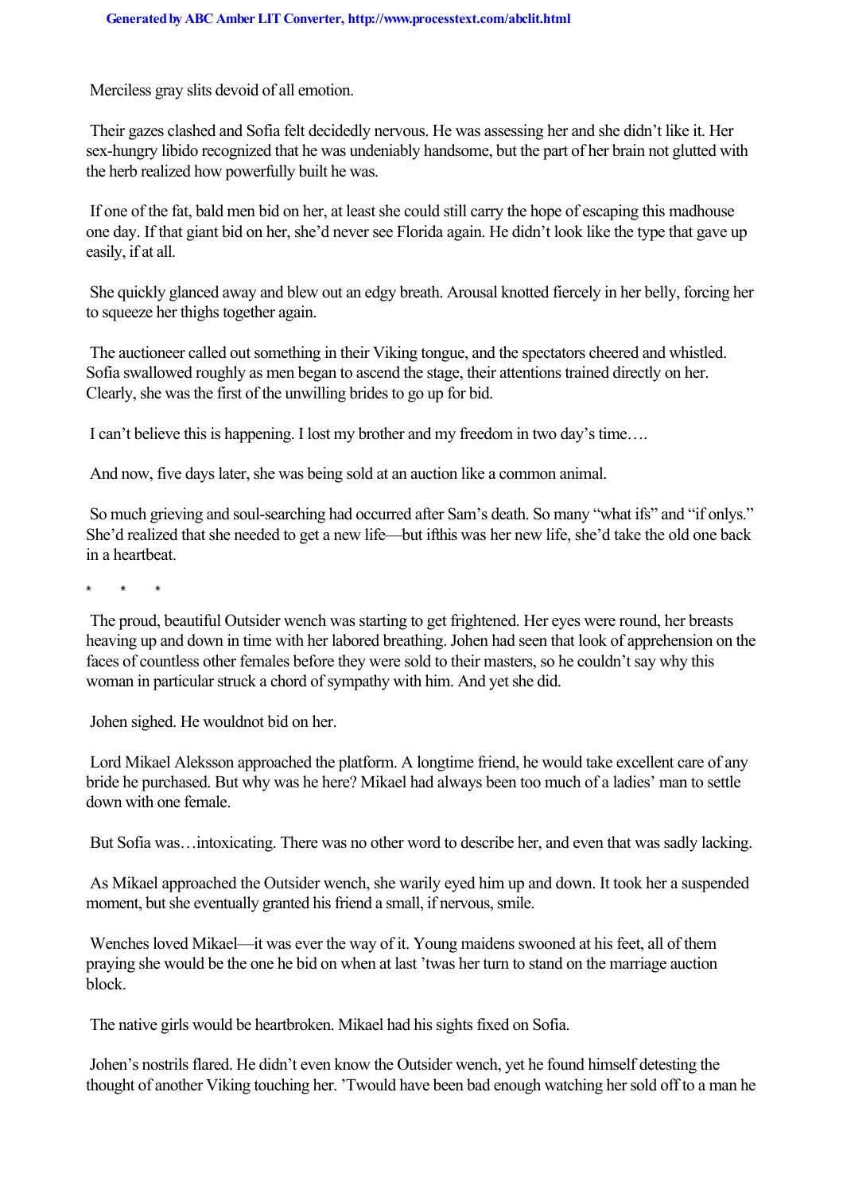Merciless gray slits devoid of all emotion.

Their gazes clashed and Sofia felt decidedly nervous. He was assessing her and she didn't like it. Her sex-hungry libido recognized that he was undeniably handsome, but the part of her brain not glutted with the herb realized how powerfully built he was.

If one of the fat, bald men bid on her, at least she could still carry the hope of escaping this madhouse one day. If that giant bid on her, she'd never see Florida again. He didn't look like the type that gave up easily, if at all.

She quickly glanced away and blew out an edgy breath. Arousal knotted fiercely in her belly, forcing her to squeeze her thighs together again.

The auctioneer called out something in their Viking tongue, and the spectators cheered and whistled. Sofia swallowed roughly as men began to ascend the stage, their attentions trained directly on her. Clearly, she was the first of the unwilling brides to go up for bid.

I can't believe this is happening. I lost my brother and my freedom in two day's time….

And now, five days later, she was being sold at an auction like a common animal.

So much grieving and soul-searching had occurred after Sam's death. So many "what ifs" and "if onlys." She'd realized that she needed to get a new life—but ifthis was her new life, she'd take the old one back in a heartbeat.

\*   \*   \*

The proud, beautiful Outsider wench was starting to get frightened. Her eyes were round, her breasts heaving up and down in time with her labored breathing. Johen had seen that look of apprehension on the faces of countless other females before they were sold to their masters, so he couldn't say why this woman in particular struck a chord of sympathy with him. And yet she did.

Johen sighed. He wouldnot bid on her.

Lord Mikael Aleksson approached the platform. A longtime friend, he would take excellent care of any bride he purchased. But why was he here? Mikael had always been too much of a ladies' man to settle down with one female.

But Sofia was…intoxicating. There was no other word to describe her, and even that was sadly lacking.

As Mikael approached the Outsider wench, she warily eyed him up and down. It took her a suspended moment, but she eventually granted his friend a small, if nervous, smile.

Wenches loved Mikael—it was ever the way of it. Young maidens swooned at his feet, all of them praying she would be the one he bid on when at last 'twas her turn to stand on the marriage auction block.

The native girls would be heartbroken. Mikael had his sights fixed on Sofia.

Johen's nostrils flared. He didn't even know the Outsider wench, yet he found himself detesting the thought of another Viking touching her. 'Twould have been bad enough watching her sold off to a man he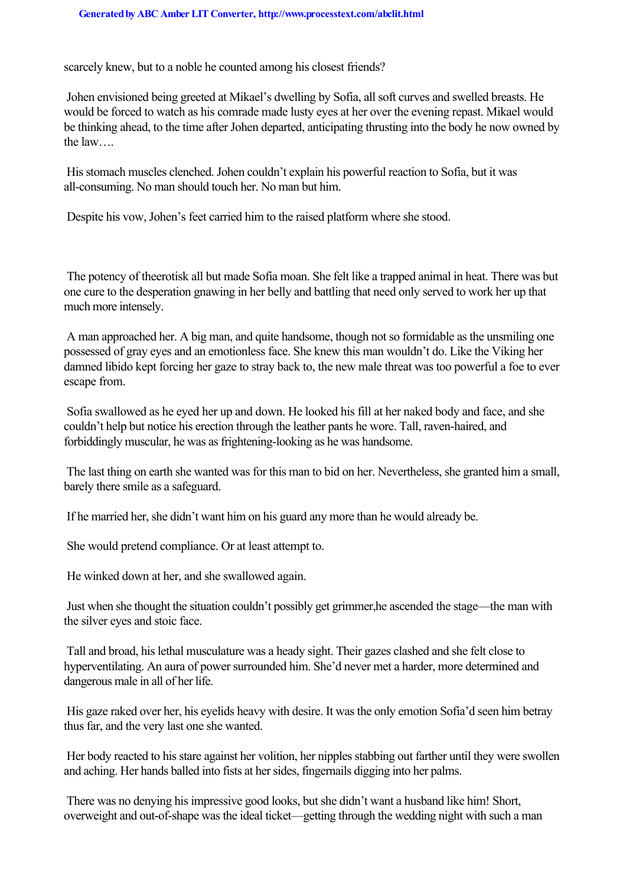scarcely knew, but to a noble he counted among his closest friends?

Johen envisioned being greeted at Mikael's dwelling by Sofia, all soft curves and swelled breasts. He would be forced to watch as his comrade made lusty eyes at her over the evening repast. Mikael would be thinking ahead, to the time after Johen departed, anticipating thrusting into the body he now owned by the law….

His stomach muscles clenched. Johen couldn't explain his powerful reaction to Sofia, but it was all-consuming. No man should touch her. No man but him.

Despite his vow, Johen's feet carried him to the raised platform where she stood.

The potency of theerotisk all but made Sofia moan. She felt like a trapped animal in heat. There was but one cure to the desperation gnawing in her belly and battling that need only served to work her up that much more intensely.

A man approached her. A big man, and quite handsome, though not so formidable as the unsmiling one possessed of gray eyes and an emotionless face. She knew this man wouldn't do. Like the Viking her damned libido kept forcing her gaze to stray back to, the new male threat was too powerful a foe to ever escape from.

Sofia swallowed as he eyed her up and down. He looked his fill at her naked body and face, and she couldn't help but notice his erection through the leather pants he wore. Tall, raven-haired, and forbiddingly muscular, he was as frightening-looking as he was handsome.

The last thing on earth she wanted was for this man to bid on her. Nevertheless, she granted him a small, barely there smile as a safeguard.

If he married her, she didn't want him on his guard any more than he would already be.

She would pretend compliance. Or at least attempt to.

He winked down at her, and she swallowed again.

Just when she thought the situation couldn't possibly get grimmer,he ascended the stage—the man with the silver eyes and stoic face.

Tall and broad, his lethal musculature was a heady sight. Their gazes clashed and she felt close to hyperventilating. An aura of power surrounded him. She'd never met a harder, more determined and dangerous male in all of her life.

His gaze raked over her, his eyelids heavy with desire. It was the only emotion Sofia'd seen him betray thus far, and the very last one she wanted.

Her body reacted to his stare against her volition, her nipples stabbing out farther until they were swollen and aching. Her hands balled into fists at her sides, fingernails digging into her palms.

There was no denying his impressive good looks, but she didn't want a husband like him! Short, overweight and out-of-shape was the ideal ticket—getting through the wedding night with such a man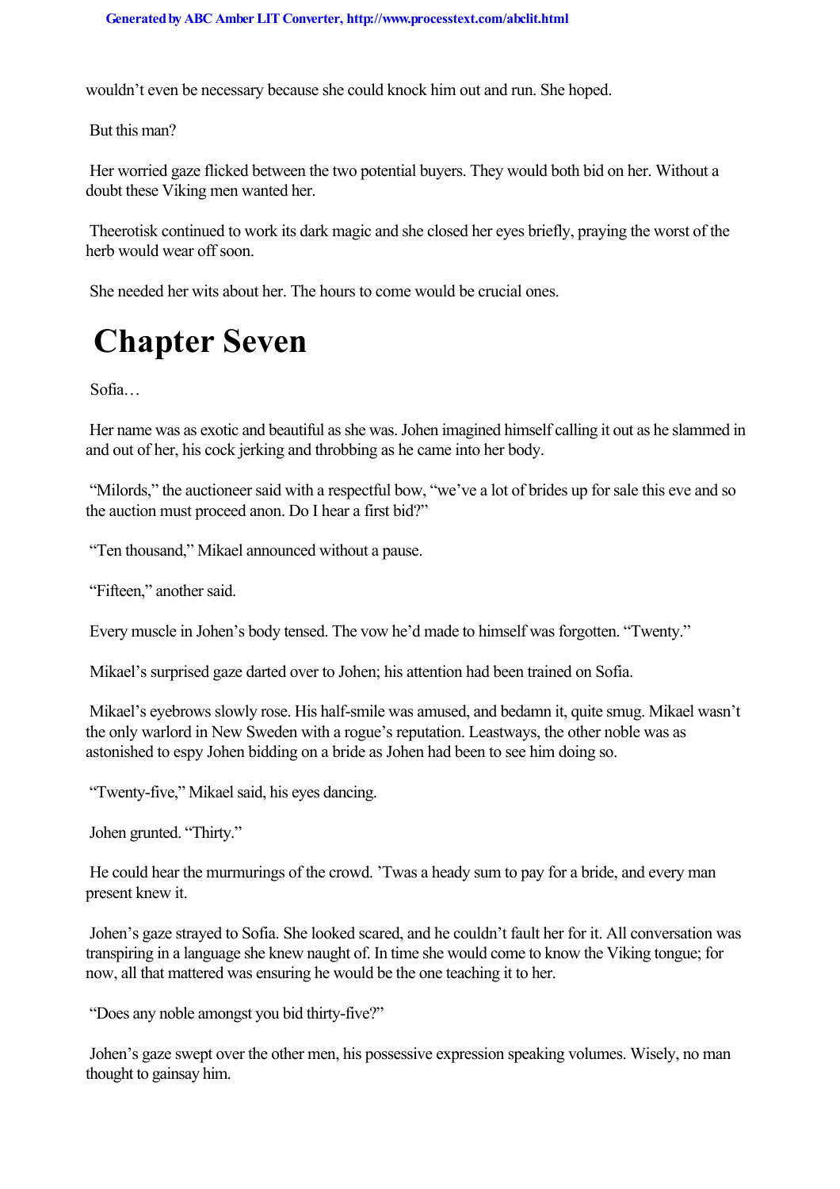wouldn't even be necessary because she could knock him out and run. She hoped.

But this man?

Her worried gaze flicked between the two potential buyers. They would both bid on her. Without a doubt these Viking men wanted her.

Theerotisk continued to work its dark magic and she closed her eyes briefly, praying the worst of the herb would wear off soon.

She needed her wits about her. The hours to come would be crucial ones.

# Chapter Seven

Sofia…

Her name was as exotic and beautiful as she was. Johen imagined himself calling it out as he slammed in and out of her, his cock jerking and throbbing as he came into her body.

"Milords," the auctioneer said with a respectful bow, "we've a lot of brides up for sale this eve and so the auction must proceed anon. Do I hear a first bid?"

"Ten thousand," Mikael announced without a pause.

"Fifteen," another said.

Every muscle in Johen's body tensed. The vow he'd made to himself was forgotten. "Twenty."

Mikael's surprised gaze darted over to Johen; his attention had been trained on Sofia.

Mikael's eyebrows slowly rose. His half-smile was amused, and bedamn it, quite smug. Mikael wasn't the only warlord in New Sweden with a rogue's reputation. Leastways, the other noble was as astonished to espy Johen bidding on a bride as Johen had been to see him doing so.

"Twenty-five," Mikael said, his eyes dancing.

Johen grunted. "Thirty."

He could hear the murmurings of the crowd. 'Twas a heady sum to pay for a bride, and every man present knew it.

Johen's gaze strayed to Sofia. She looked scared, and he couldn't fault her for it. All conversation was transpiring in a language she knew naught of. In time she would come to know the Viking tongue; for now, all that mattered was ensuring he would be the one teaching it to her.

"Does any noble amongst you bid thirty-five?"

Johen's gaze swept over the other men, his possessive expression speaking volumes. Wisely, no man thought to gainsay him.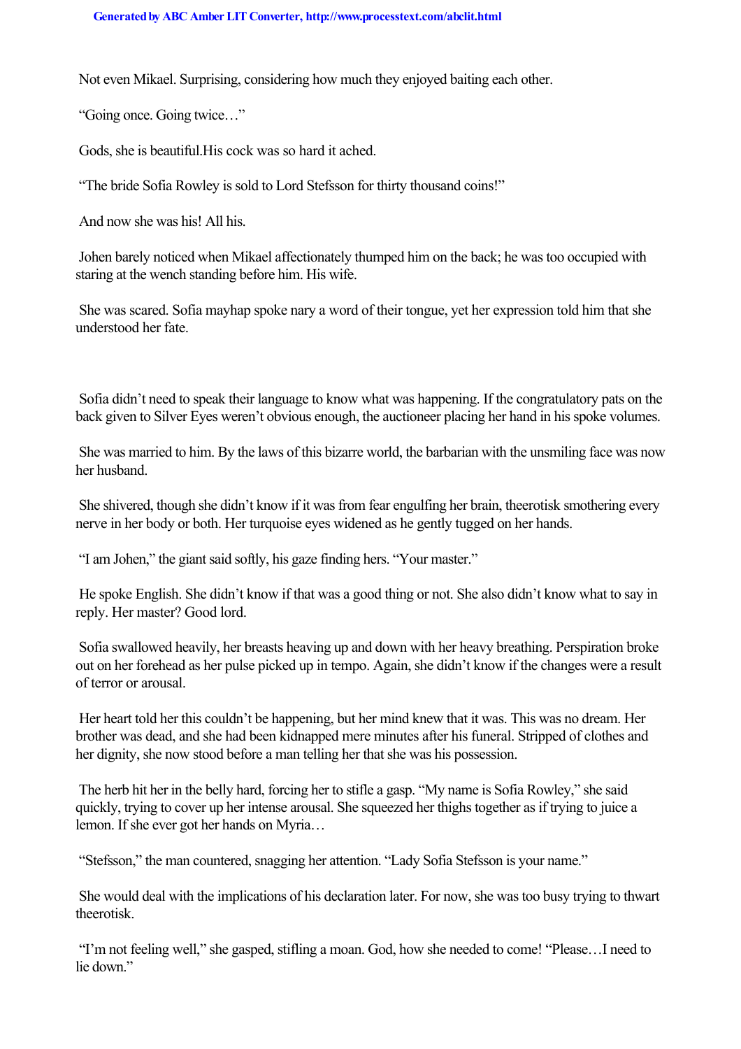Not even Mikael. Surprising, considering how much they enjoyed baiting each other.

"Going once. Going twice…"

Gods, she is beautiful.His cock was so hard it ached.

"The bride Sofia Rowley is sold to Lord Stefsson for thirty thousand coins!"

And now she was his! All his.

Johen barely noticed when Mikael affectionately thumped him on the back; he was too occupied with staring at the wench standing before him. His wife.

She was scared. Sofia mayhap spoke nary a word of their tongue, yet her expression told him that she understood her fate.

Sofia didn't need to speak their language to know what was happening. If the congratulatory pats on the back given to Silver Eyes weren't obvious enough, the auctioneer placing her hand in his spoke volumes.

She was married to him. By the laws of this bizarre world, the barbarian with the unsmiling face was now her husband.

She shivered, though she didn't know if it was from fear engulfing her brain, theerotisk smothering every nerve in her body or both. Her turquoise eyes widened as he gently tugged on her hands.

"I am Johen," the giant said softly, his gaze finding hers. "Your master."

He spoke English. She didn't know if that was a good thing or not. She also didn't know what to say in reply. Her master? Good lord.

Sofia swallowed heavily, her breasts heaving up and down with her heavy breathing. Perspiration broke out on her forehead as her pulse picked up in tempo. Again, she didn't know if the changes were a result of terror or arousal.

Her heart told her this couldn't be happening, but her mind knew that it was. This was no dream. Her brother was dead, and she had been kidnapped mere minutes after his funeral. Stripped of clothes and her dignity, she now stood before a man telling her that she was his possession.

The herb hit her in the belly hard, forcing her to stifle a gasp. "My name is Sofia Rowley," she said quickly, trying to cover up her intense arousal. She squeezed her thighs together as if trying to juice a lemon. If she ever got her hands on Myria…

"Stefsson," the man countered, snagging her attention. "Lady Sofia Stefsson is your name."

She would deal with the implications of his declaration later. For now, she was too busy trying to thwart theerotisk.

"I'm not feeling well," she gasped, stifling a moan. God, how she needed to come! "Please…I need to lie down."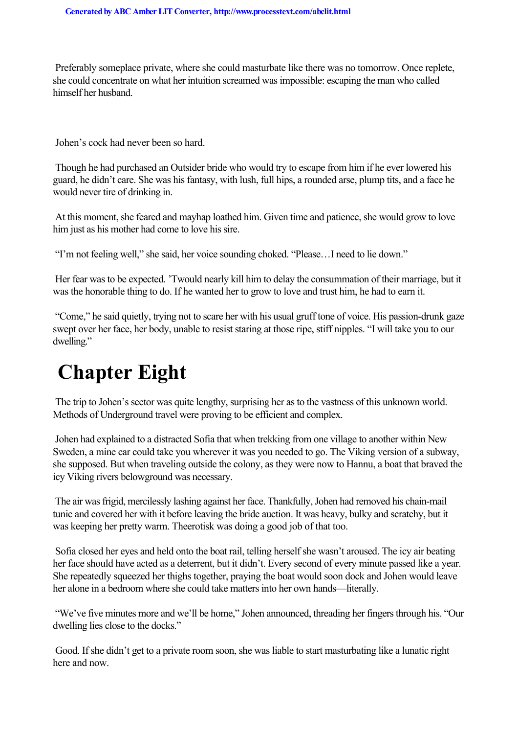Preferably someplace private, where she could masturbate like there was no tomorrow. Once replete, she could concentrate on what her intuition screamed was impossible: escaping the man who called himself her husband.

Johen's cock had never been so hard.

Though he had purchased an Outsider bride who would try to escape from him if he ever lowered his guard, he didn't care. She was his fantasy, with lush, full hips, a rounded arse, plump tits, and a face he would never tire of drinking in.

At this moment, she feared and mayhap loathed him. Given time and patience, she would grow to love him just as his mother had come to love his sire.

"I'm not feeling well," she said, her voice sounding choked. "Please…I need to lie down."

Her fear was to be expected. 'Twould nearly kill him to delay the consummation of their marriage, but it was the honorable thing to do. If he wanted her to grow to love and trust him, he had to earn it.

"Come," he said quietly, trying not to scare her with his usual gruff tone of voice. His passion-drunk gaze swept over her face, her body, unable to resist staring at those ripe, stiff nipples. "I will take you to our dwelling."

# Chapter Eight

The trip to Johen's sector was quite lengthy, surprising her as to the vastness of this unknown world. Methods of Underground travel were proving to be efficient and complex.

Johen had explained to a distracted Sofia that when trekking from one village to another within New Sweden, a mine car could take you wherever it was you needed to go. The Viking version of a subway, she supposed. But when traveling outside the colony, as they were now to Hannu, a boat that braved the icy Viking rivers belowground was necessary.

The air was frigid, mercilessly lashing against her face. Thankfully, Johen had removed his chain-mail tunic and covered her with it before leaving the bride auction. It was heavy, bulky and scratchy, but it was keeping her pretty warm. Theerotisk was doing a good job of that too.

Sofia closed her eyes and held onto the boat rail, telling herself she wasn't aroused. The icy air beating her face should have acted as a deterrent, but it didn't. Every second of every minute passed like a year. She repeatedly squeezed her thighs together, praying the boat would soon dock and Johen would leave her alone in a bedroom where she could take matters into her own hands—literally.

"We've five minutes more and we'll be home," Johen announced, threading her fingers through his. "Our dwelling lies close to the docks."

Good. If she didn't get to a private room soon, she was liable to start masturbating like a lunatic right here and now.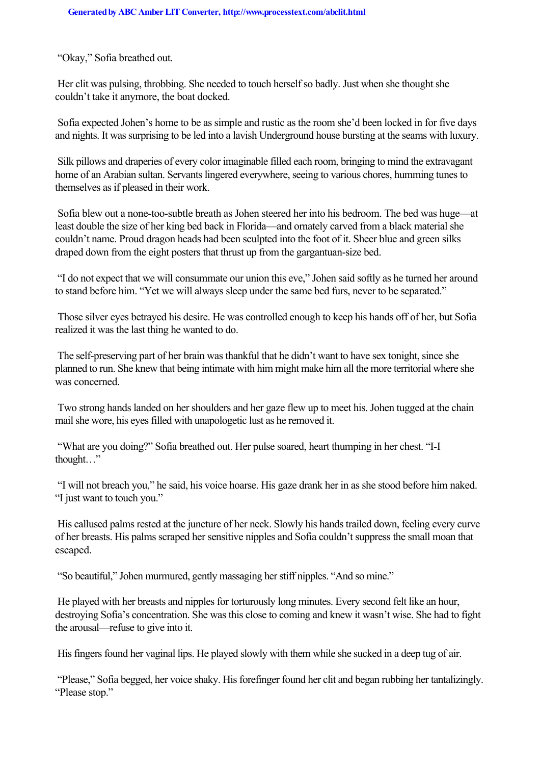"Okay," Sofia breathed out.

Her clit was pulsing, throbbing. She needed to touch herself so badly. Just when she thought she couldn't take it anymore, the boat docked.

Sofia expected Johen's home to be as simple and rustic as the room she'd been locked in for five days and nights. It was surprising to be led into a lavish Underground house bursting at the seams with luxury.

Silk pillows and draperies of every color imaginable filled each room, bringing to mind the extravagant home of an Arabian sultan. Servants lingered everywhere, seeing to various chores, humming tunes to themselves as if pleased in their work.

Sofia blew out a none-too-subtle breath as Johen steered her into his bedroom. The bed was huge—at least double the size of her king bed back in Florida—and ornately carved from a black material she couldn't name. Proud dragon heads had been sculpted into the foot of it. Sheer blue and green silks draped down from the eight posters that thrust up from the gargantuan-size bed.

"I do not expect that we will consummate our union this eve," Johen said softly as he turned her around to stand before him. "Yet we will always sleep under the same bed furs, never to be separated."

Those silver eyes betrayed his desire. He was controlled enough to keep his hands off of her, but Sofia realized it was the last thing he wanted to do.

The self-preserving part of her brain was thankful that he didn't want to have sex tonight, since she planned to run. She knew that being intimate with him might make him all the more territorial where she was concerned.

Two strong hands landed on her shoulders and her gaze flew up to meet his. Johen tugged at the chain mail she wore, his eyes filled with unapologetic lust as he removed it.

"What are you doing?" Sofia breathed out. Her pulse soared, heart thumping in her chest. "I-I thought…"

"I will not breach you," he said, his voice hoarse. His gaze drank her in as she stood before him naked. "I just want to touch you."

His callused palms rested at the juncture of her neck. Slowly his hands trailed down, feeling every curve of her breasts. His palms scraped her sensitive nipples and Sofia couldn't suppress the small moan that escaped.

"So beautiful," Johen murmured, gently massaging her stiff nipples. "And so mine."

He played with her breasts and nipples for torturously long minutes. Every second felt like an hour, destroying Sofia's concentration. She was this close to coming and knew it wasn't wise. She had to fight the arousal—refuse to give into it.

His fingers found her vaginal lips. He played slowly with them while she sucked in a deep tug of air.

"Please," Sofia begged, her voice shaky. His forefinger found her clit and began rubbing her tantalizingly. "Please stop."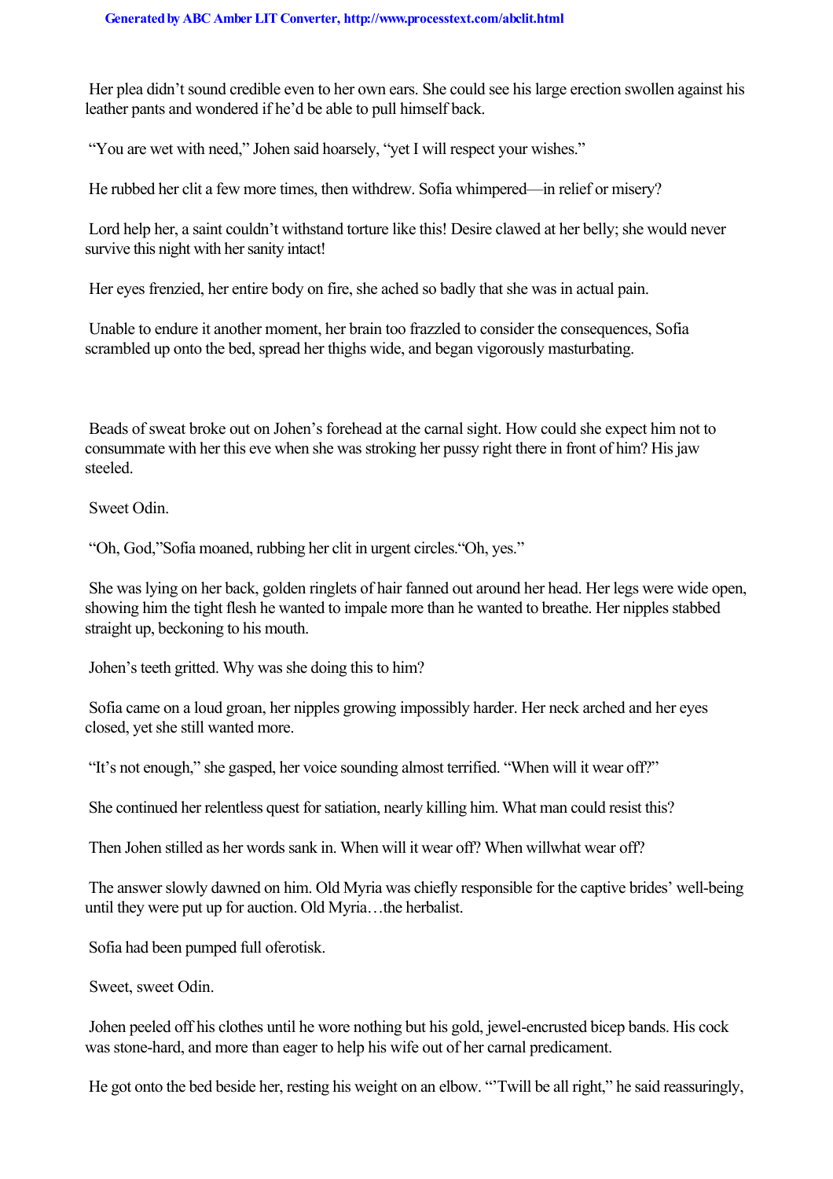Her plea didn't sound credible even to her own ears. She could see his large erection swollen against his leather pants and wondered if he'd be able to pull himself back.

"You are wet with need," Johen said hoarsely, "yet I will respect your wishes."

He rubbed her clit a few more times, then withdrew. Sofia whimpered—in relief or misery?

Lord help her, a saint couldn't withstand torture like this! Desire clawed at her belly; she would never survive this night with her sanity intact!

Her eyes frenzied, her entire body on fire, she ached so badly that she was in actual pain.

Unable to endure it another moment, her brain too frazzled to consider the consequences, Sofia scrambled up onto the bed, spread her thighs wide, and began vigorously masturbating.

Beads of sweat broke out on Johen's forehead at the carnal sight. How could she expect him not to consummate with her this eve when she was stroking her pussy right there in front of him? His jaw steeled.

Sweet Odin.

"Oh, God,"Sofia moaned, rubbing her clit in urgent circles."Oh, yes."

She was lying on her back, golden ringlets of hair fanned out around her head. Her legs were wide open, showing him the tight flesh he wanted to impale more than he wanted to breathe. Her nipples stabbed straight up, beckoning to his mouth.

Johen's teeth gritted. Why was she doing this to him?

Sofia came on a loud groan, her nipples growing impossibly harder. Her neck arched and her eyes closed, yet she still wanted more.

"It's not enough," she gasped, her voice sounding almost terrified. "When will it wear off?"

She continued her relentless quest for satiation, nearly killing him. What man could resist this?

Then Johen stilled as her words sank in. When will it wear off? When willwhat wear off?

The answer slowly dawned on him. Old Myria was chiefly responsible for the captive brides' well-being until they were put up for auction. Old Myria…the herbalist.

Sofia had been pumped full oferotisk.

Sweet, sweet Odin.

Johen peeled off his clothes until he wore nothing but his gold, jewel-encrusted bicep bands. His cock was stone-hard, and more than eager to help his wife out of her carnal predicament.

He got onto the bed beside her, resting his weight on an elbow. "'Twill be all right," he said reassuringly,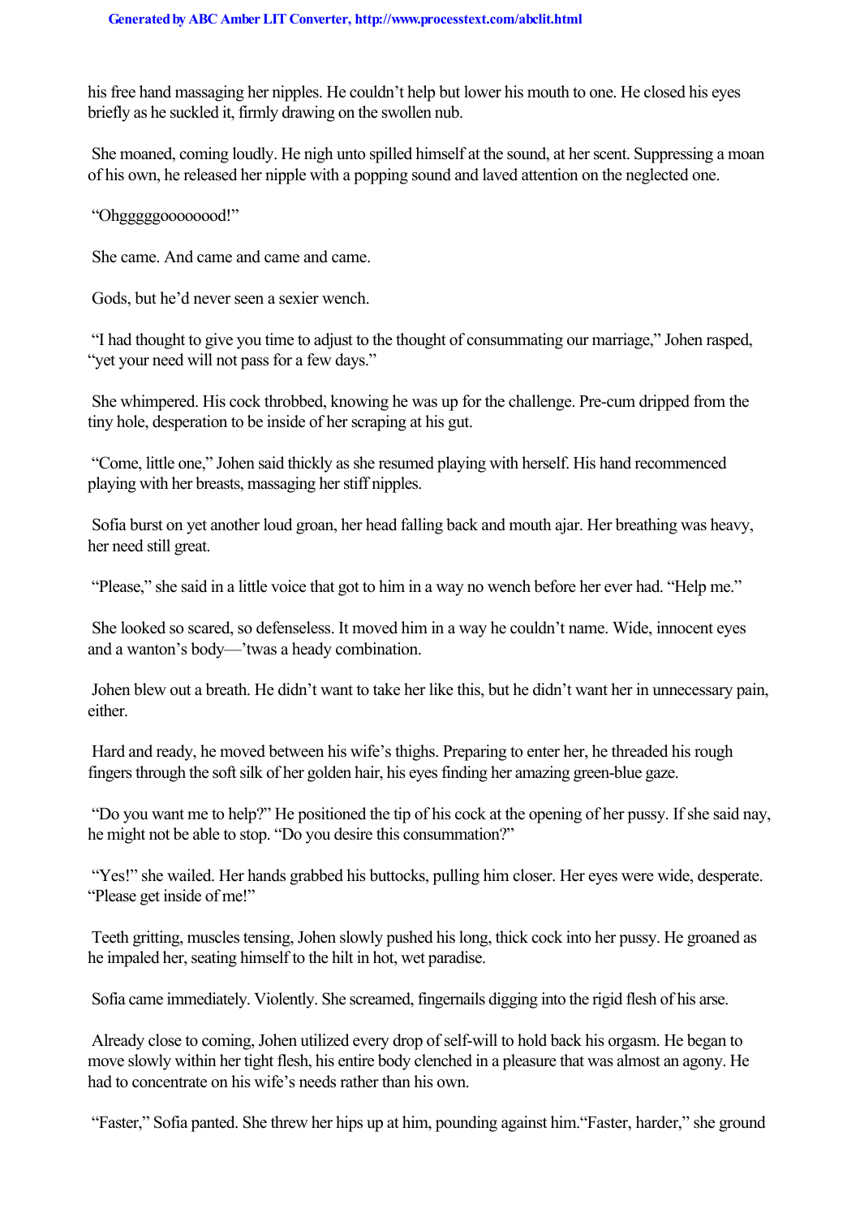his free hand massaging her nipples. He couldn't help but lower his mouth to one. He closed his eyes briefly as he suckled it, firmly drawing on the swollen nub.

She moaned, coming loudly. He nigh unto spilled himself at the sound, at her scent. Suppressing a moan of his own, he released her nipple with a popping sound and laved attention on the neglected one.

"Ohgggggoooooood!"

She came. And came and came and came.

Gods, but he'd never seen a sexier wench.

"I had thought to give you time to adjust to the thought of consummating our marriage," Johen rasped, "yet your need will not pass for a few days."

She whimpered. His cock throbbed, knowing he was up for the challenge. Pre-cum dripped from the tiny hole, desperation to be inside of her scraping at his gut.

"Come, little one," Johen said thickly as she resumed playing with herself. His hand recommenced playing with her breasts, massaging her stiff nipples.

Sofia burst on yet another loud groan, her head falling back and mouth ajar. Her breathing was heavy, her need still great.

"Please," she said in a little voice that got to him in a way no wench before her ever had. "Help me."

She looked so scared, so defenseless. It moved him in a way he couldn't name. Wide, innocent eyes and a wanton's body—'twas a heady combination.

Johen blew out a breath. He didn't want to take her like this, but he didn't want her in unnecessary pain, either.

Hard and ready, he moved between his wife's thighs. Preparing to enter her, he threaded his rough fingers through the soft silk of her golden hair, his eyes finding her amazing green-blue gaze.

"Do you want me to help?" He positioned the tip of his cock at the opening of her pussy. If she said nay, he might not be able to stop. "Do you desire this consummation?"

"Yes!" she wailed. Her hands grabbed his buttocks, pulling him closer. Her eyes were wide, desperate. "Please get inside of me!"

Teeth gritting, muscles tensing, Johen slowly pushed his long, thick cock into her pussy. He groaned as he impaled her, seating himself to the hilt in hot, wet paradise.

Sofia came immediately. Violently. She screamed, fingernails digging into the rigid flesh of his arse.

Already close to coming, Johen utilized every drop of self-will to hold back his orgasm. He began to move slowly within her tight flesh, his entire body clenched in a pleasure that was almost an agony. He had to concentrate on his wife's needs rather than his own.

"Faster," Sofia panted. She threw her hips up at him, pounding against him."Faster, harder," she ground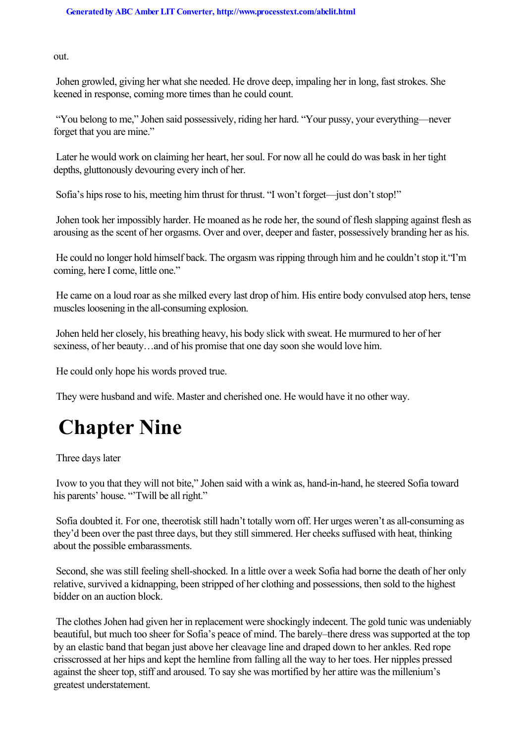out.

Johen growled, giving her what she needed. He drove deep, impaling her in long, fast strokes. She keened in response, coming more times than he could count.

"You belong to me," Johen said possessively, riding her hard. "Your pussy, your everything—never forget that you are mine."

Later he would work on claiming her heart, her soul. For now all he could do was bask in her tight depths, gluttonously devouring every inch of her.

Sofia's hips rose to his, meeting him thrust for thrust. "I won't forget—just don't stop!"

Johen took her impossibly harder. He moaned as he rode her, the sound of flesh slapping against flesh as arousing as the scent of her orgasms. Over and over, deeper and faster, possessively branding her as his.

He could no longer hold himself back. The orgasm was ripping through him and he couldn't stop it."I'm coming, here I come, little one."

He came on a loud roar as she milked every last drop of him. His entire body convulsed atop hers, tense muscles loosening in the all-consuming explosion.

Johen held her closely, his breathing heavy, his body slick with sweat. He murmured to her of her sexiness, of her beauty…and of his promise that one day soon she would love him.

He could only hope his words proved true.

They were husband and wife. Master and cherished one. He would have it no other way.

# Chapter Nine

Three days later

Ivow to you that they will not bite," Johen said with a wink as, hand-in-hand, he steered Sofia toward his parents' house. "'Twill be all right."

Sofia doubted it. For one, theerotisk still hadn't totally worn off. Her urges weren't as all-consuming as they'd been over the past three days, but they still simmered. Her cheeks suffused with heat, thinking about the possible embarassments.

Second, she was still feeling shell-shocked. In a little over a week Sofia had borne the death of her only relative, survived a kidnapping, been stripped of her clothing and possessions, then sold to the highest bidder on an auction block.

The clothes Johen had given her in replacement were shockingly indecent. The gold tunic was undeniably beautiful, but much too sheer for Sofia's peace of mind. The barely–there dress was supported at the top by an elastic band that began just above her cleavage line and draped down to her ankles. Red rope crisscrossed at her hips and kept the hemline from falling all the way to her toes. Her nipples pressed against the sheer top, stiff and aroused. To say she was mortified by her attire was the millenium's greatest understatement.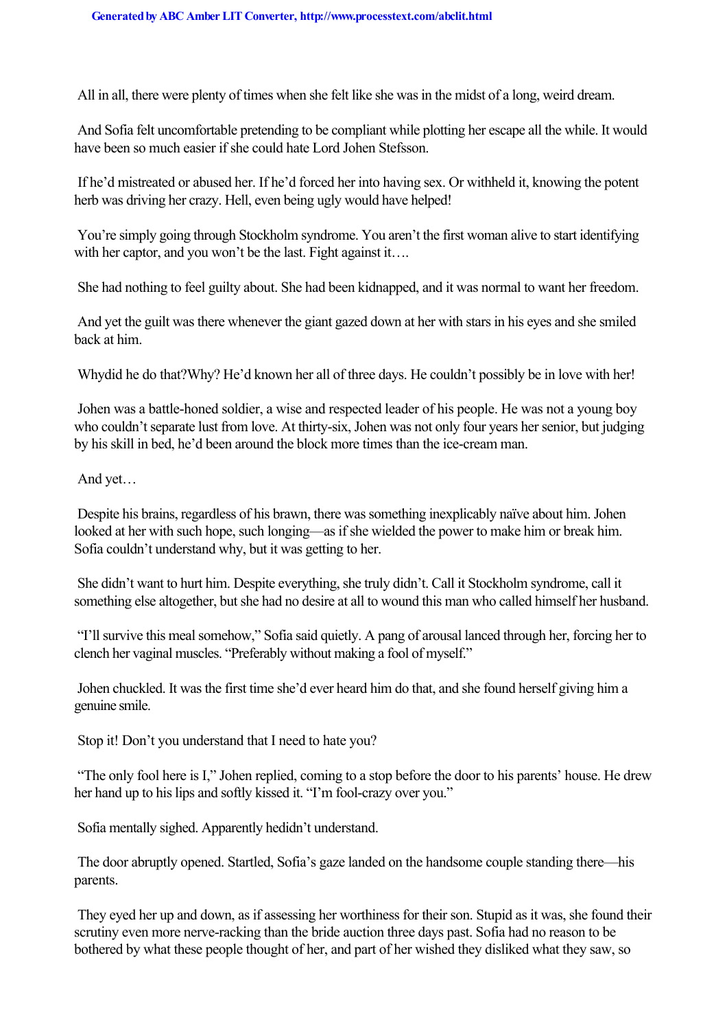All in all, there were plenty of times when she felt like she was in the midst of a long, weird dream.

And Sofia felt uncomfortable pretending to be compliant while plotting her escape all the while. It would have been so much easier if she could hate Lord Johen Stefsson.

If he'd mistreated or abused her. If he'd forced her into having sex. Or withheld it, knowing the potent herb was driving her crazy. Hell, even being ugly would have helped!

*You're simply going through Stockholm syndrome. You aren't the first woman alive to start identifying with her captor, and you won't be the last. Fight against it….*

She had nothing to feel guilty about. She had been kidnapped, and it was normal to want her freedom.

And yet the guilt was there whenever the giant gazed down at her with stars in his eyes and she smiled back at him.

*Why*did he do that?*Why?* He'd known her all of three days. He couldn't possibly be in love with her!

Johen was a battle-honed soldier, a wise and respected leader of his people. He was not a young boy who couldn't separate lust from love. At thirty-six, Johen was not only four years her senior, but judging by his skill in bed, he'd been around the block more times than the ice-cream man.

And yet…

Despite his brains, regardless of his brawn, there was something inexplicably naïve about him. Johen looked at her with such hope, such longing—as if she wielded the power to make him or break him. Sofia couldn't understand why, but it was getting to her.

She didn't want to hurt him. Despite everything, she truly didn't. Call it Stockholm syndrome, call it something else altogether, but she had no desire at all to wound this man who called himself her husband.

"I'll survive this meal somehow," Sofia said quietly. A pang of arousal lanced through her, forcing her to clench her vaginal muscles. "Preferably without making a fool of myself."

Johen chuckled. It was the first time she'd ever heard him do that, and she found herself giving him a genuine smile.

*Stop it! Don't you understand that I need to hate you?*

"The only fool here is I," Johen replied, coming to a stop before the door to his parents' house. He drew her hand up to his lips and softly kissed it. "I'm fool-crazy over you."

Sofia mentally sighed. Apparently he*didn't* understand.

The door abruptly opened. Startled, Sofia's gaze landed on the handsome couple standing there—his parents.

They eyed her up and down, as if assessing her worthiness for their son. Stupid as it was, she found their scrutiny even more nerve-racking than the bride auction three days past. Sofia had no reason to be bothered by what these people thought of her, and part of her wished they disliked what they saw, so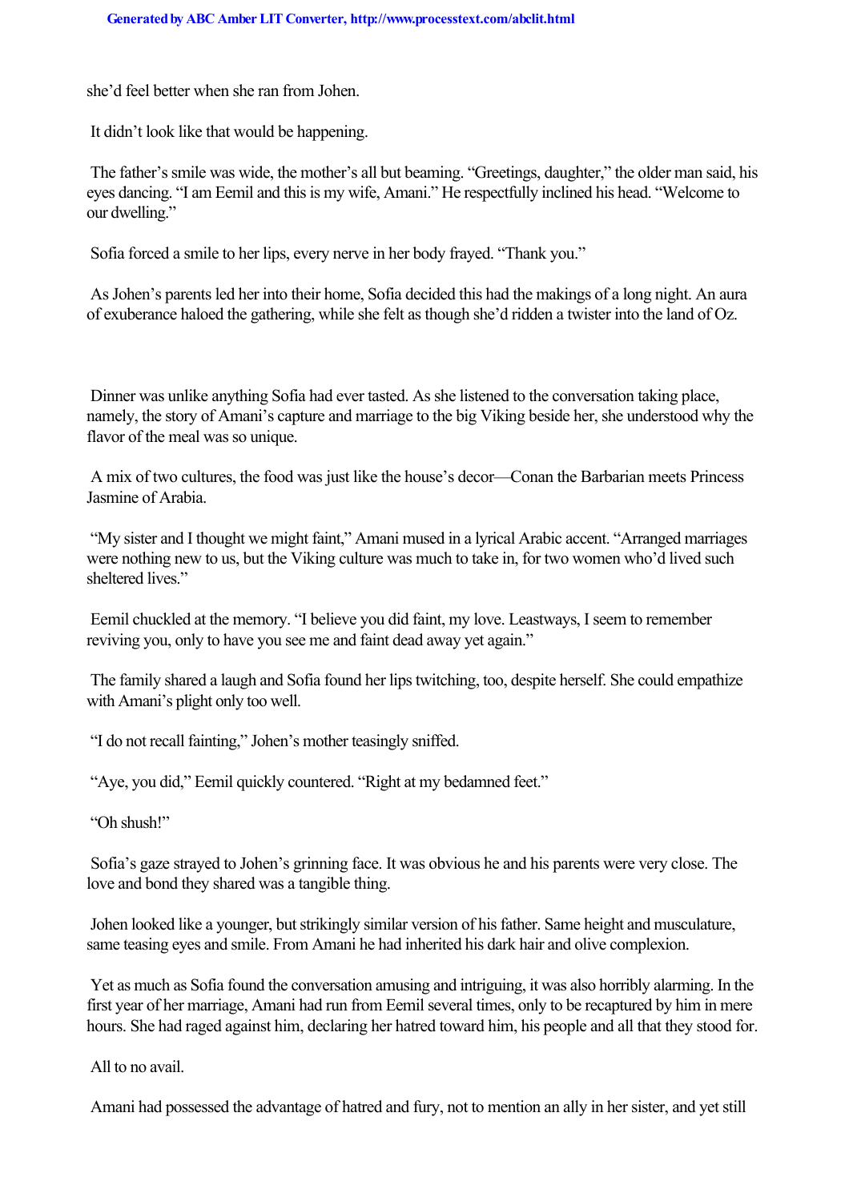she'd feel better when she ran from Johen.

It didn't look like that would be happening.

The father's smile was wide, the mother's all but beaming. "Greetings, daughter," the older man said, his eyes dancing. "I am Eemil and this is my wife, Amani." He respectfully inclined his head. "Welcome to our dwelling."

Sofia forced a smile to her lips, every nerve in her body frayed. "Thank you."

As Johen's parents led her into their home, Sofia decided this had the makings of a long night. An aura of exuberance haloed the gathering, while she felt as though she'd ridden a twister into the land of Oz.

Dinner was unlike anything Sofia had ever tasted. As she listened to the conversation taking place, namely, the story of Amani's capture and marriage to the big Viking beside her, she understood why the flavor of the meal was so unique.

A mix of two cultures, the food was just like the house's decor—Conan the Barbarian meets Princess Jasmine of Arabia.

"My sister and I thought we might faint," Amani mused in a lyrical Arabic accent. "Arranged marriages were nothing new to us, but the Viking culture was much to take in, for two women who'd lived such sheltered lives."

Eemil chuckled at the memory. "I believe you did faint, my love. Leastways, I seem to remember reviving you, only to have you see me and faint dead away yet again."

The family shared a laugh and Sofia found her lips twitching, too, despite herself. She could empathize with Amani's plight only too well.

"I do not recall fainting," Johen's mother teasingly sniffed.

"Aye, you did," Eemil quickly countered. "Right at my bedamned feet."

"Oh shush!"

Sofia's gaze strayed to Johen's grinning face. It was obvious he and his parents were very close. The love and bond they shared was a tangible thing.

Johen looked like a younger, but strikingly similar version of his father. Same height and musculature, same teasing eyes and smile. From Amani he had inherited his dark hair and olive complexion.

Yet as much as Sofia found the conversation amusing and intriguing, it was also horribly alarming. In the first year of her marriage, Amani had run from Eemil several times, only to be recaptured by him in mere hours. She had raged against him, declaring her hatred toward him, his people and all that they stood for.

All to no avail.

Amani had possessed the advantage of hatred and fury, not to mention an ally in her sister, and yet still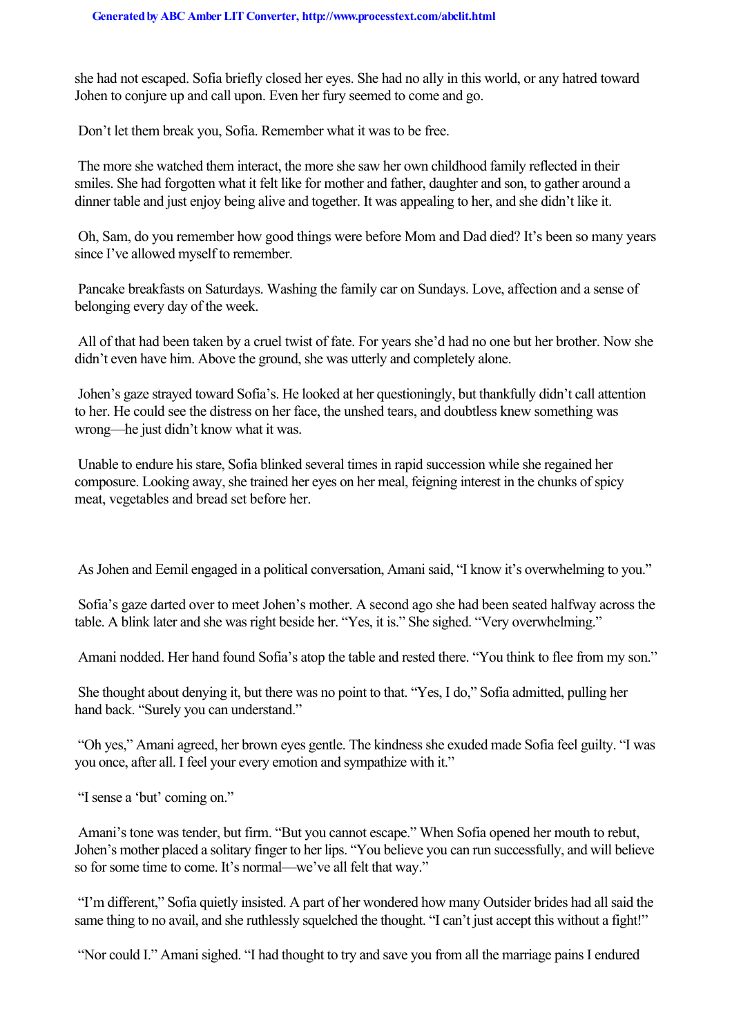she had not escaped. Sofia briefly closed her eyes. She had no ally in this world, or any hatred toward Johen to conjure up and call upon. Even her fury seemed to come and go.

Don't let them break you, Sofia. Remember what it was to be free.

The more she watched them interact, the more she saw her own childhood family reflected in their smiles. She had forgotten what it felt like for mother and father, daughter and son, to gather around a dinner table and just enjoy being alive and together. It was appealing to her, and she didn't like it.

Oh, Sam, do you remember how good things were before Mom and Dad died? It's been so many years since I've allowed myself to remember.

Pancake breakfasts on Saturdays. Washing the family car on Sundays. Love, affection and a sense of belonging every day of the week.

All of that had been taken by a cruel twist of fate. For years she'd had no one but her brother. Now she didn't even have him. Above the ground, she was utterly and completely alone.

Johen's gaze strayed toward Sofia's. He looked at her questioningly, but thankfully didn't call attention to her. He could see the distress on her face, the unshed tears, and doubtless knew something was wrong—he just didn't know what it was.

Unable to endure his stare, Sofia blinked several times in rapid succession while she regained her composure. Looking away, she trained her eyes on her meal, feigning interest in the chunks of spicy meat, vegetables and bread set before her.

As Johen and Eemil engaged in a political conversation, Amani said, "I know it's overwhelming to you."

Sofia's gaze darted over to meet Johen's mother. A second ago she had been seated halfway across the table. A blink later and she was right beside her. "Yes, it is." She sighed. "Very overwhelming."

Amani nodded. Her hand found Sofia's atop the table and rested there. "You think to flee from my son."

She thought about denying it, but there was no point to that. "Yes, I do," Sofia admitted, pulling her hand back. "Surely you can understand."

"Oh yes," Amani agreed, her brown eyes gentle. The kindness she exuded made Sofia feel guilty. "I was you once, after all. I feel your every emotion and sympathize with it."

"I sense a 'but' coming on."

Amani's tone was tender, but firm. "But you cannot escape." When Sofia opened her mouth to rebut, Johen's mother placed a solitary finger to her lips. "You believe you can run successfully, and will believe so for some time to come. It's normal—we've all felt that way."

"I'm different," Sofia quietly insisted. A part of her wondered how many Outsider brides had all said the same thing to no avail, and she ruthlessly squelched the thought. "I can't just accept this without a fight!"

"Nor could I." Amani sighed. "I had thought to try and save you from all the marriage pains I endured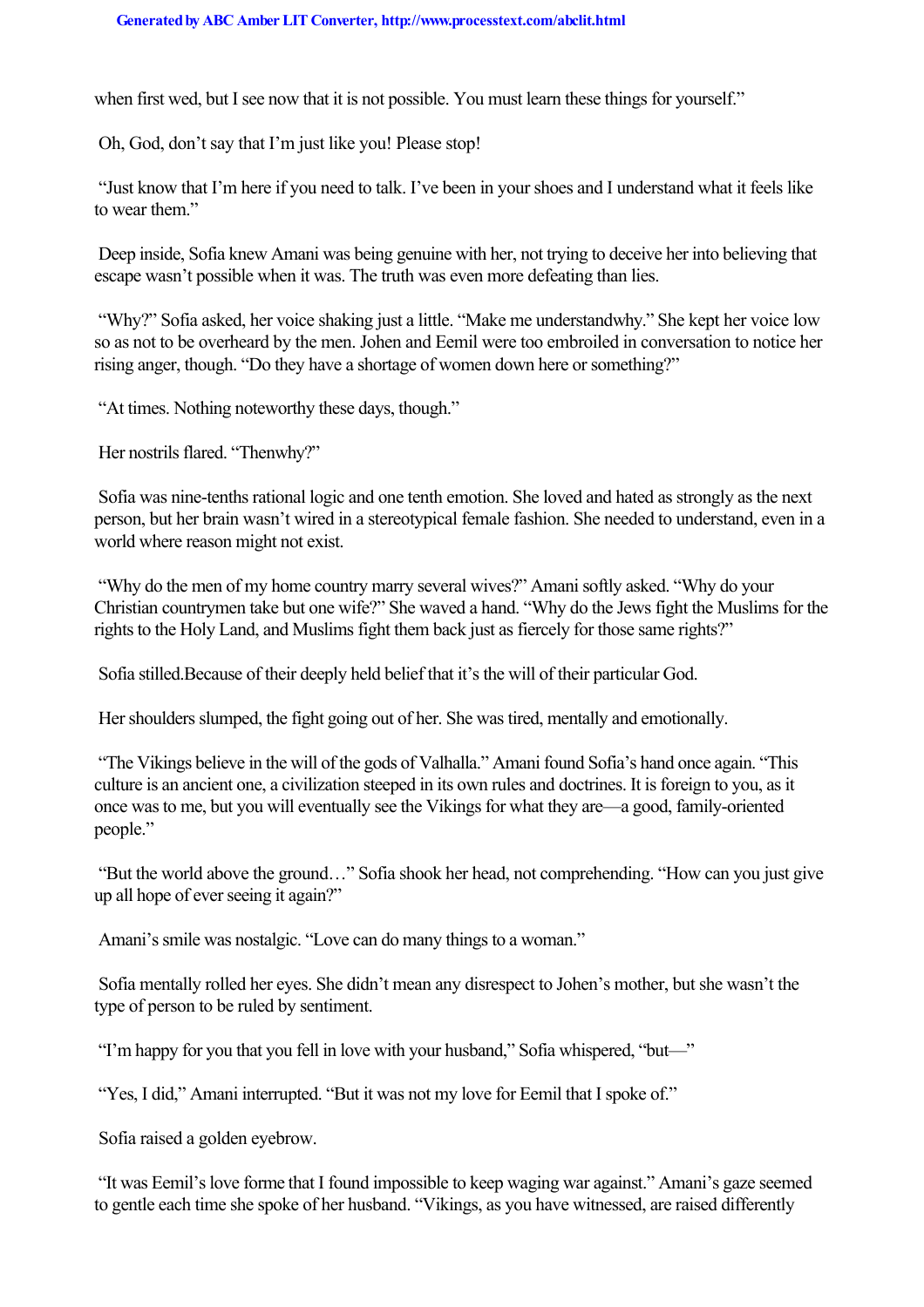when first wed, but I see now that it is not possible. You must learn these things for yourself."

Oh, God, don't say that I'm just like you! Please stop!

"Just know that I'm here if you need to talk. I've been in your shoes and I understand what it feels like to wear them."

Deep inside, Sofia knew Amani was being genuine with her, not trying to deceive her into believing that escape wasn't possible when it was. The truth was even more defeating than lies.

"Why?" Sofia asked, her voice shaking just a little. "Make me understandwhy." She kept her voice low so as not to be overheard by the men. Johen and Eemil were too embroiled in conversation to notice her rising anger, though. "Do they have a shortage of women down here or something?"

"At times. Nothing noteworthy these days, though."

Her nostrils flared. "Thenwhy?"

Sofia was nine-tenths rational logic and one tenth emotion. She loved and hated as strongly as the next person, but her brain wasn't wired in a stereotypical female fashion. She needed to understand, even in a world where reason might not exist.

"Why do the men of my home country marry several wives?" Amani softly asked. "Why do your Christian countrymen take but one wife?" She waved a hand. "Why do the Jews fight the Muslims for the rights to the Holy Land, and Muslims fight them back just as fiercely for those same rights?"

Sofia stilled.Because of their deeply held belief that it's the will of their particular God.

Her shoulders slumped, the fight going out of her. She was tired, mentally and emotionally.

"The Vikings believe in the will of the gods of Valhalla." Amani found Sofia's hand once again. "This culture is an ancient one, a civilization steeped in its own rules and doctrines. It is foreign to you, as it once was to me, but you will eventually see the Vikings for what they are—a good, family-oriented people."

"But the world above the ground…" Sofia shook her head, not comprehending. "How can you just give up all hope of ever seeing it again?"

Amani's smile was nostalgic. "Love can do many things to a woman."

Sofia mentally rolled her eyes. She didn't mean any disrespect to Johen's mother, but she wasn't the type of person to be ruled by sentiment.

"I'm happy for you that you fell in love with your husband," Sofia whispered, "but—"

"Yes, I did," Amani interrupted. "But it was not my love for Eemil that I spoke of."

Sofia raised a golden eyebrow.

"It was Eemil's love forme that I found impossible to keep waging war against." Amani's gaze seemed to gentle each time she spoke of her husband. "Vikings, as you have witnessed, are raised differently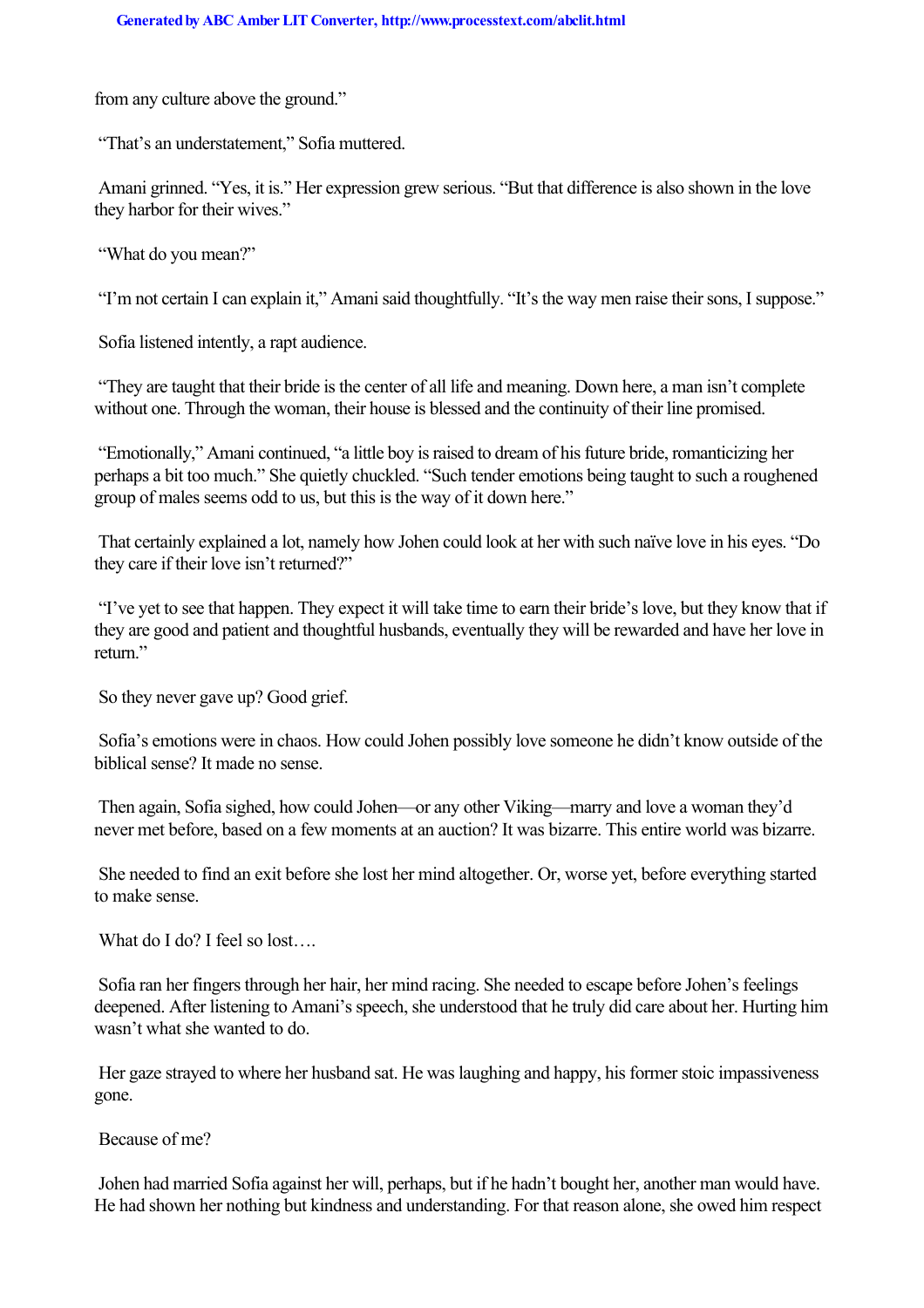from any culture above the ground."

"That's an understatement," Sofia muttered.

Amani grinned. "Yes, it is." Her expression grew serious. "But that difference is also shown in the love they harbor for their wives."

"What do you mean?"

"I'm not certain I can explain it," Amani said thoughtfully. "It's the way men raise their sons, I suppose."

Sofia listened intently, a rapt audience.

"They are taught that their bride is the center of all life and meaning. Down here, a man isn't complete without one. Through the woman, their house is blessed and the continuity of their line promised.

"Emotionally," Amani continued, "a little boy is raised to dream of his future bride, romanticizing her perhaps a bit too much." She quietly chuckled. "Such tender emotions being taught to such a roughened group of males seems odd to us, but this is the way of it down here."

That certainly explained a lot, namely how Johen could look at her with such naïve love in his eyes. "Do they care if their love isn't returned?"

"I've yet to see that happen. They expect it will take time to earn their bride's love, but they know that if they are good and patient and thoughtful husbands, eventually they will be rewarded and have her love in return."

So they never gave up? Good grief.

Sofia's emotions were in chaos. How could Johen possibly love someone he didn't know outside of the biblical sense? It made no sense.

Then again, Sofia sighed, how could Johen—or any other Viking—marry and love a woman they'd never met before, based on a few moments at an auction? It was bizarre. This entire world was bizarre.

She needed to find an exit before she lost her mind altogether. Or, worse yet, before everything started to make sense.

What do I do? I feel so lost….

Sofia ran her fingers through her hair, her mind racing. She needed to escape before Johen's feelings deepened. After listening to Amani's speech, she understood that he truly did care about her. Hurting him wasn't what she wanted to do.

Her gaze strayed to where her husband sat. He was laughing and happy, his former stoic impassiveness gone.

Because of me?

Johen had married Sofia against her will, perhaps, but if he hadn't bought her, another man would have. He had shown her nothing but kindness and understanding. For that reason alone, she owed him respect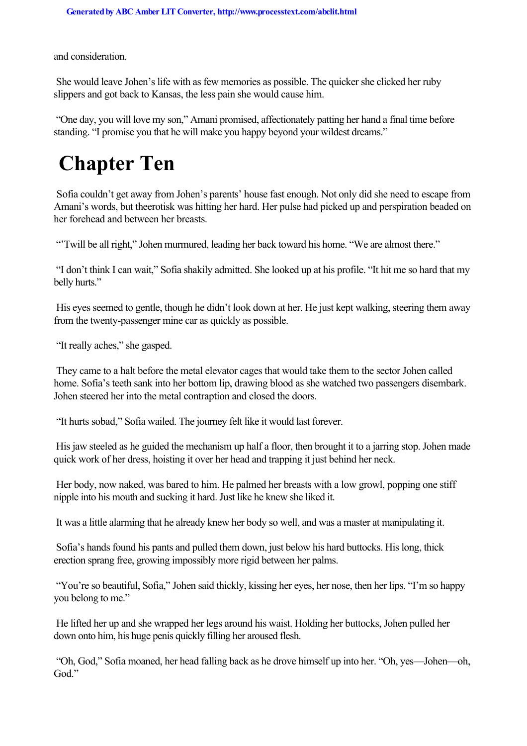and consideration.

She would leave Johen's life with as few memories as possible. The quicker she clicked her ruby slippers and got back to Kansas, the less pain she would cause him.

"One day, you will love my son," Amani promised, affectionately patting her hand a final time before standing. "I promise you that he will make you happy beyond your wildest dreams."

# Chapter Ten

Sofia couldn't get away from Johen's parents' house fast enough. Not only did she need to escape from Amani's words, but theerotisk was hitting her hard. Her pulse had picked up and perspiration beaded on her forehead and between her breasts.

"'Twill be all right," Johen murmured, leading her back toward his home. "We are almost there."

"I don't think I can wait," Sofia shakily admitted. She looked up at his profile. "It hit me so hard that my belly hurts."

His eyes seemed to gentle, though he didn't look down at her. He just kept walking, steering them away from the twenty-passenger mine car as quickly as possible.

"It really aches," she gasped.

They came to a halt before the metal elevator cages that would take them to the sector Johen called home. Sofia's teeth sank into her bottom lip, drawing blood as she watched two passengers disembark. Johen steered her into the metal contraption and closed the doors.

"It hurts sobad," Sofia wailed. The journey felt like it would last forever.

His jaw steeled as he guided the mechanism up half a floor, then brought it to a jarring stop. Johen made quick work of her dress, hoisting it over her head and trapping it just behind her neck.

Her body, now naked, was bared to him. He palmed her breasts with a low growl, popping one stiff nipple into his mouth and sucking it hard. Just like he knew she liked it.

It was a little alarming that he already knew her body so well, and was a master at manipulating it.

Sofia's hands found his pants and pulled them down, just below his hard buttocks. His long, thick erection sprang free, growing impossibly more rigid between her palms.

"You're so beautiful, Sofia," Johen said thickly, kissing her eyes, her nose, then her lips. "I'm so happy you belong to me."

He lifted her up and she wrapped her legs around his waist. Holding her buttocks, Johen pulled her down onto him, his huge penis quickly filling her aroused flesh.

"Oh, God," Sofia moaned, her head falling back as he drove himself up into her. "Oh, yes—Johen—oh, God."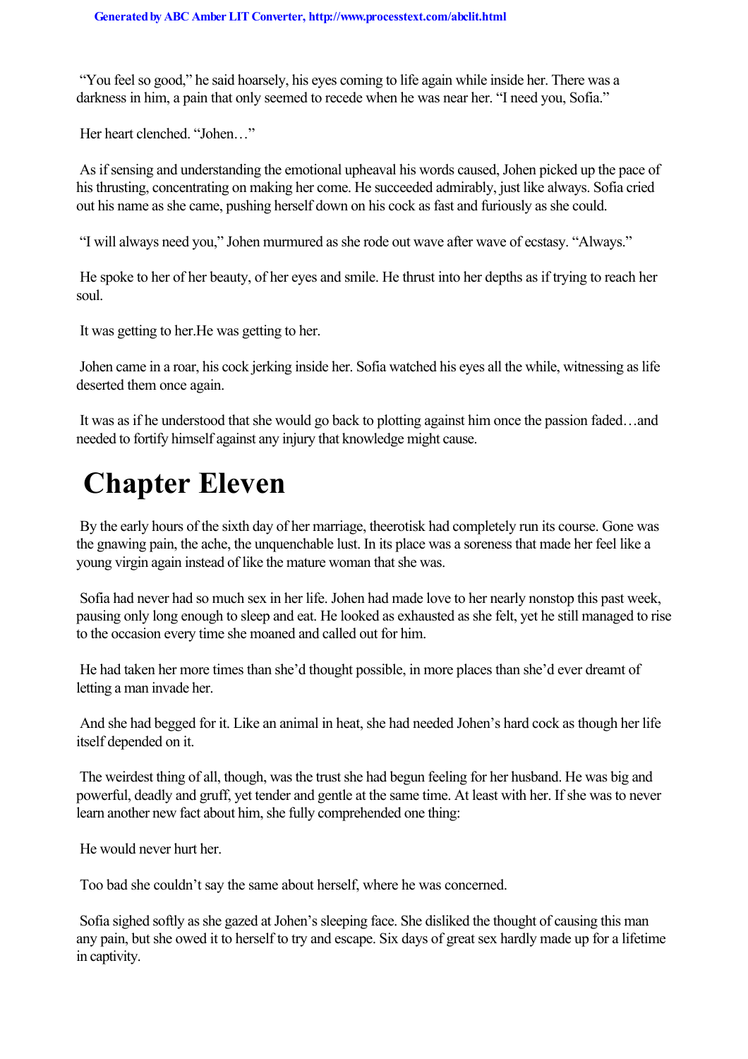"You feel so good," he said hoarsely, his eyes coming to life again while inside her. There was a darkness in him, a pain that only seemed to recede when he was near her. "I need you, Sofia."

Her heart clenched. "Johen…"

As if sensing and understanding the emotional upheaval his words caused, Johen picked up the pace of his thrusting, concentrating on making her come. He succeeded admirably, just like always. Sofia cried out his name as she came, pushing herself down on his cock as fast and furiously as she could.

"I will always need you," Johen murmured as she rode out wave after wave of ecstasy. "Always."

He spoke to her of her beauty, of her eyes and smile. He thrust into her depths as if trying to reach her soul.

It was getting to her.He was getting to her.

Johen came in a roar, his cock jerking inside her. Sofia watched his eyes all the while, witnessing as life deserted them once again.

It was as if he understood that she would go back to plotting against him once the passion faded…and needed to fortify himself against any injury that knowledge might cause.

# Chapter Eleven

By the early hours of the sixth day of her marriage, theerotisk had completely run its course. Gone was the gnawing pain, the ache, the unquenchable lust. In its place was a soreness that made her feel like a young virgin again instead of like the mature woman that she was.

Sofia had never had so much sex in her life. Johen had made love to her nearly nonstop this past week, pausing only long enough to sleep and eat. He looked as exhausted as she felt, yet he still managed to rise to the occasion every time she moaned and called out for him.

He had taken her more times than she'd thought possible, in more places than she'd ever dreamt of letting a man invade her.

And she had begged for it. Like an animal in heat, she had needed Johen's hard cock as though her life itself depended on it.

The weirdest thing of all, though, was the trust she had begun feeling for her husband. He was big and powerful, deadly and gruff, yet tender and gentle at the same time. At least with her. If she was to never learn another new fact about him, she fully comprehended one thing:

He would never hurt her.

Too bad she couldn't say the same about herself, where he was concerned.

Sofia sighed softly as she gazed at Johen's sleeping face. She disliked the thought of causing this man any pain, but she owed it to herself to try and escape. Six days of great sex hardly made up for a lifetime in captivity.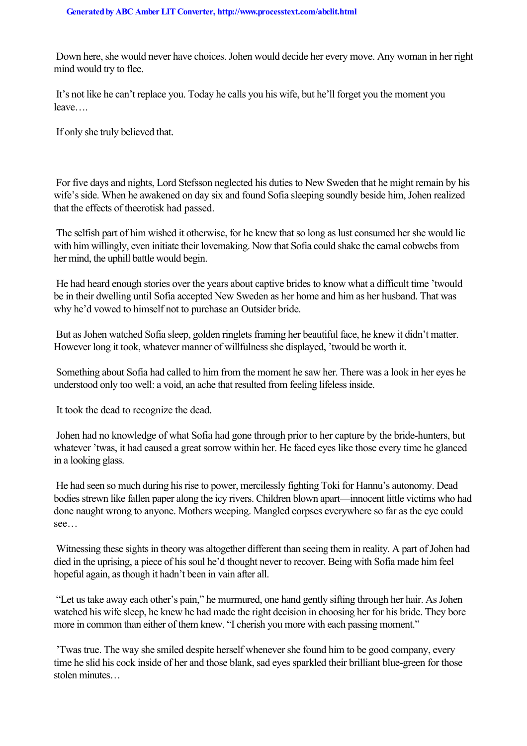Down here, she would never have choices. Johen would decide her every move. Any woman in her right mind would try to flee.

It's not like he can't replace you. Today he calls you his wife, but he'll forget you the moment you leave….

If only she truly believed that.

For five days and nights, Lord Stefsson neglected his duties to New Sweden that he might remain by his wife's side. When he awakened on day six and found Sofia sleeping soundly beside him, Johen realized that the effects of theerotisk had passed.

The selfish part of him wished it otherwise, for he knew that so long as lust consumed her she would lie with him willingly, even initiate their lovemaking. Now that Sofia could shake the carnal cobwebs from her mind, the uphill battle would begin.

He had heard enough stories over the years about captive brides to know what a difficult time 'twould be in their dwelling until Sofia accepted New Sweden as her home and him as her husband. That was why he'd vowed to himself not to purchase an Outsider bride.

But as Johen watched Sofia sleep, golden ringlets framing her beautiful face, he knew it didn't matter. However long it took, whatever manner of willfulness she displayed, 'twould be worth it.

Something about Sofia had called to him from the moment he saw her. There was a look in her eyes he understood only too well: a void, an ache that resulted from feeling lifeless inside.

It took the dead to recognize the dead.

Johen had no knowledge of what Sofia had gone through prior to her capture by the bride-hunters, but whatever 'twas, it had caused a great sorrow within her. He faced eyes like those every time he glanced in a looking glass.

He had seen so much during his rise to power, mercilessly fighting Toki for Hannu's autonomy. Dead bodies strewn like fallen paper along the icy rivers. Children blown apart—innocent little victims who had done naught wrong to anyone. Mothers weeping. Mangled corpses everywhere so far as the eye could see…

Witnessing these sights in theory was altogether different than seeing them in reality. A part of Johen had died in the uprising, a piece of his soul he'd thought never to recover. Being with Sofia made him feel hopeful again, as though it hadn't been in vain after all.

"Let us take away each other's pain," he murmured, one hand gently sifting through her hair. As Johen watched his wife sleep, he knew he had made the right decision in choosing her for his bride. They bore more in common than either of them knew. "I cherish you more with each passing moment."

'Twas true. The way she smiled despite herself whenever she found him to be good company, every time he slid his cock inside of her and those blank, sad eyes sparkled their brilliant blue-green for those stolen minutes…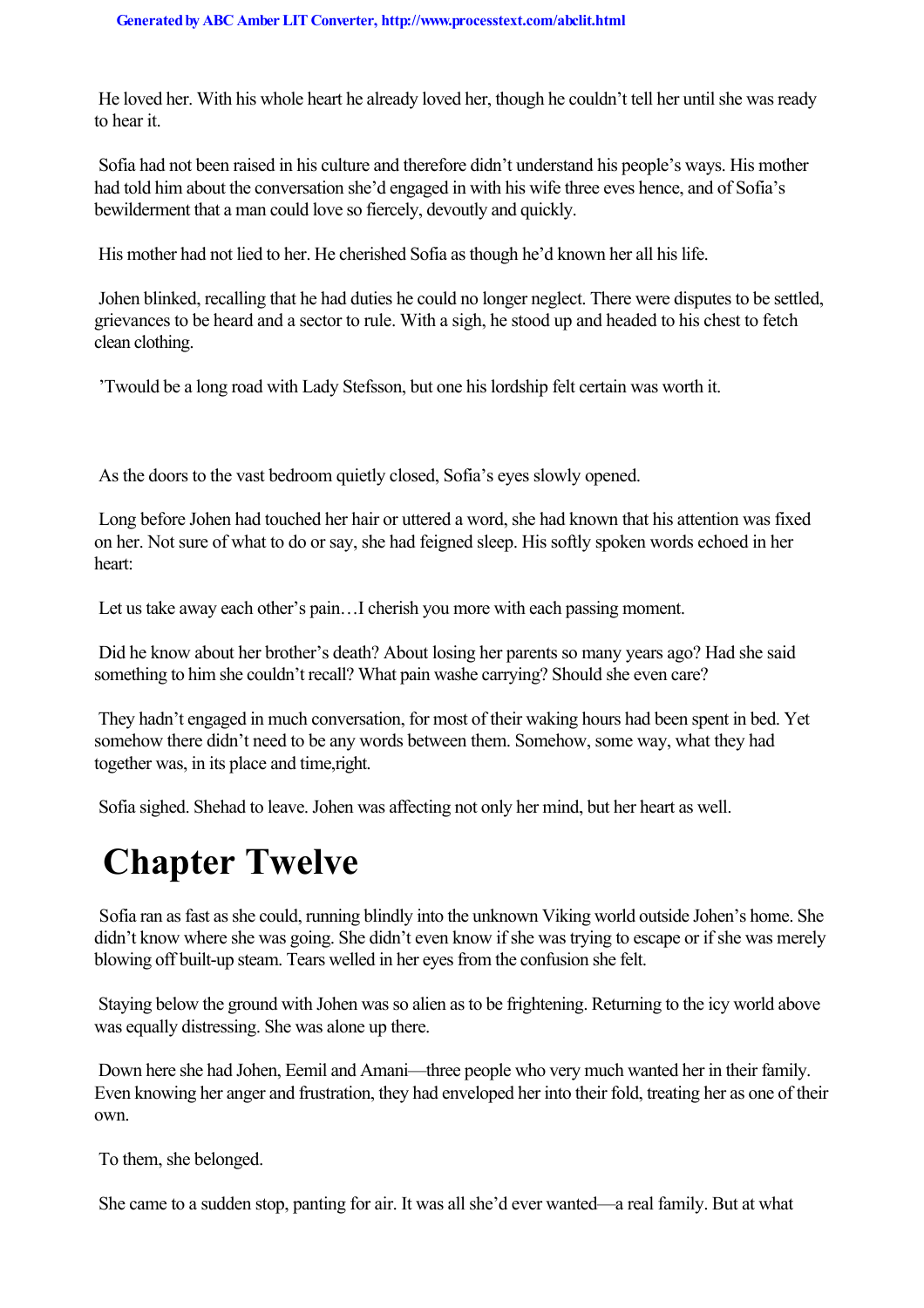He loved her. With his whole heart he already loved her, though he couldn't tell her until she was ready to hear it.

Sofia had not been raised in his culture and therefore didn't understand his people's ways. His mother had told him about the conversation she'd engaged in with his wife three eves hence, and of Sofia's bewilderment that a man could love so fiercely, devoutly and quickly.

His mother had not lied to her. He cherished Sofia as though he'd known her all his life.

Johen blinked, recalling that he had duties he could no longer neglect. There were disputes to be settled, grievances to be heard and a sector to rule. With a sigh, he stood up and headed to his chest to fetch clean clothing.

'Twould be a long road with Lady Stefsson, but one his lordship felt certain was worth it.

As the doors to the vast bedroom quietly closed, Sofia's eyes slowly opened.

Long before Johen had touched her hair or uttered a word, she had known that his attention was fixed on her. Not sure of what to do or say, she had feigned sleep. His softly spoken words echoed in her heart:

Let us take away each other's pain…I cherish you more with each passing moment.

Did he know about her brother's death? About losing her parents so many years ago? Had she said something to him she couldn't recall? What pain washe carrying? Should she even care?

They hadn't engaged in much conversation, for most of their waking hours had been spent in bed. Yet somehow there didn't need to be any words between them. Somehow, some way, what they had together was, in its place and time,right.

Sofia sighed. Shehad to leave. Johen was affecting not only her mind, but her heart as well.

# Chapter Twelve

Sofia ran as fast as she could, running blindly into the unknown Viking world outside Johen's home. She didn't know where she was going. She didn't even know if she was trying to escape or if she was merely blowing off built-up steam. Tears welled in her eyes from the confusion she felt.

Staying below the ground with Johen was so alien as to be frightening. Returning to the icy world above was equally distressing. She was alone up there.

Down here she had Johen, Eemil and Amani—three people who very much wanted her in their family. Even knowing her anger and frustration, they had enveloped her into their fold, treating her as one of their own.

To them, she belonged.

She came to a sudden stop, panting for air. It was all she'd ever wanted—a real family. But at what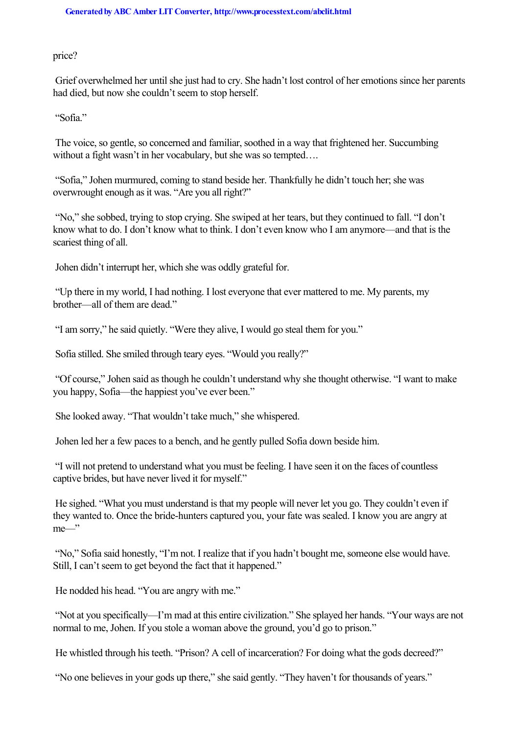price?

Grief overwhelmed her until she just had to cry. She hadn't lost control of her emotions since her parents had died, but now she couldn't seem to stop herself.

"Sofia."

The voice, so gentle, so concerned and familiar, soothed in a way that frightened her. Succumbing without a fight wasn't in her vocabulary, but she was so tempted….

"Sofia," Johen murmured, coming to stand beside her. Thankfully he didn't touch her; she was overwrought enough as it was. "Are you all right?"

"No," she sobbed, trying to stop crying. She swiped at her tears, but they continued to fall. "I don't know what to do. I don't know what to think. I don't even know who I am anymore—and that is the scariest thing of all.

Johen didn't interrupt her, which she was oddly grateful for.

"Up there in my world, I had nothing. I lost everyone that ever mattered to me. My parents, my brother—all of them are dead."

"I am sorry," he said quietly. "Were they alive, I would go steal them for you."

Sofia stilled. She smiled through teary eyes. "Would you really?"

"Of course," Johen said as though he couldn't understand why she thought otherwise. "I want to make you happy, Sofia—the happiest you've ever been."

She looked away. "That wouldn't take much," she whispered.

Johen led her a few paces to a bench, and he gently pulled Sofia down beside him.

"I will not pretend to understand what you must be feeling. I have seen it on the faces of countless captive brides, but have never lived it for myself."

He sighed. "What you must understand is that my people will never let you go. They couldn't even if they wanted to. Once the bride-hunters captured you, your fate was sealed. I know you are angry at me—"

"No," Sofia said honestly, "I'm not. I realize that if you hadn't bought me, someone else would have. Still, I can't seem to get beyond the fact that it happened."

He nodded his head. "You are angry with me."

"Not at you specifically—I'm mad at this entire civilization." She splayed her hands. "Your ways are not normal to me, Johen. If you stole a woman above the ground, you'd go to prison."

He whistled through his teeth. "Prison? A cell of incarceration? For doing what the gods decreed?"

"No one believes in your gods up there," she said gently. "They haven't for thousands of years."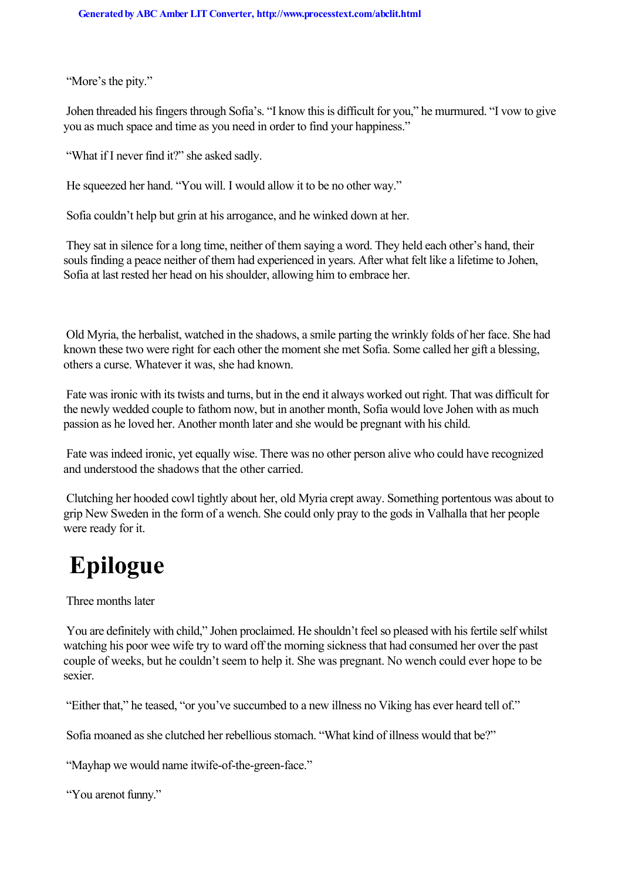"More's the pity."

Johen threaded his fingers through Sofia's. "I know this is difficult for you," he murmured. "I vow to give you as much space and time as you need in order to find your happiness."

"What if I never find it?" she asked sadly.

He squeezed her hand. "You will. I would allow it to be no other way."

Sofia couldn't help but grin at his arrogance, and he winked down at her.

They sat in silence for a long time, neither of them saying a word. They held each other's hand, their souls finding a peace neither of them had experienced in years. After what felt like a lifetime to Johen, Sofia at last rested her head on his shoulder, allowing him to embrace her.

Old Myria, the herbalist, watched in the shadows, a smile parting the wrinkly folds of her face. She had known these two were right for each other the moment she met Sofia. Some called her gift a blessing, others a curse. Whatever it was, she had known.

Fate was ironic with its twists and turns, but in the end it always worked out right. That was difficult for the newly wedded couple to fathom now, but in another month, Sofia would love Johen with as much passion as he loved her. Another month later and she would be pregnant with his child.

Fate was indeed ironic, yet equally wise. There was no other person alive who could have recognized and understood the shadows that the other carried.

Clutching her hooded cowl tightly about her, old Myria crept away. Something portentous was about to grip New Sweden in the form of a wench. She could only pray to the gods in Valhalla that her people were ready for it.

# Epilogue

Three months later

You are definitely with child," Johen proclaimed. He shouldn't feel so pleased with his fertile self whilst watching his poor wee wife try to ward off the morning sickness that had consumed her over the past couple of weeks, but he couldn't seem to help it. She was pregnant. No wench could ever hope to be sexier.

"Either that," he teased, "or you've succumbed to a new illness no Viking has ever heard tell of."

Sofia moaned as she clutched her rebellious stomach. "What kind of illness would that be?"

"Mayhap we would name itwife-of-the-green-face."

"You arenot funny."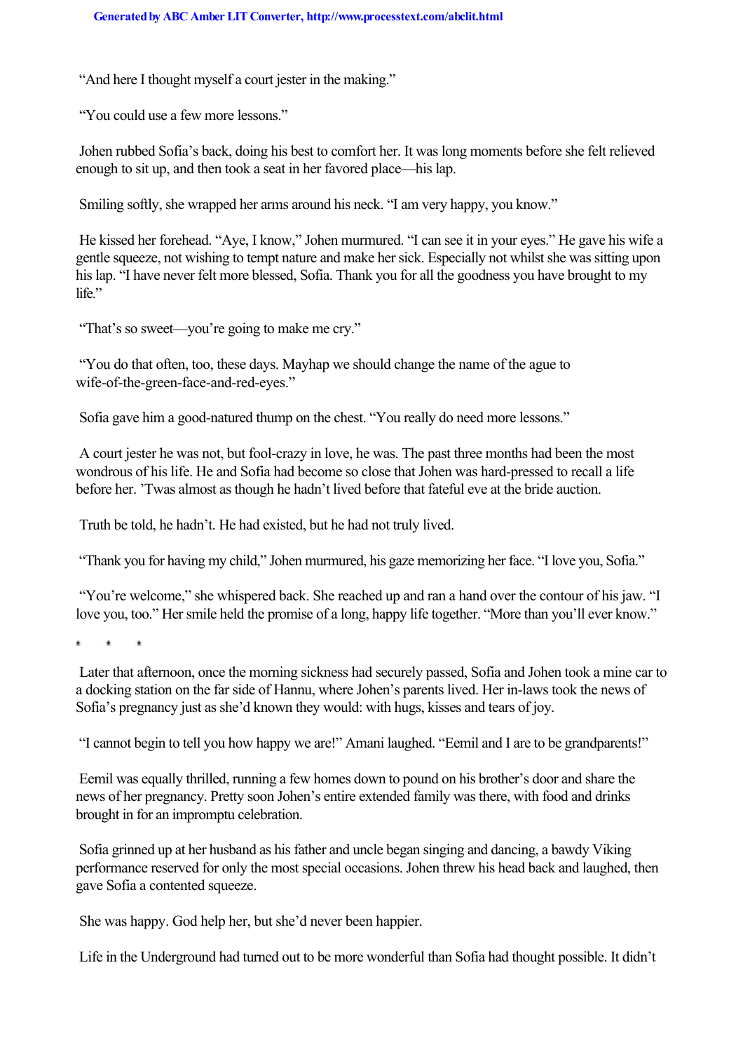"And here I thought myself a court jester in the making."

"You could use a few more lessons."

Johen rubbed Sofia's back, doing his best to comfort her. It was long moments before she felt relieved enough to sit up, and then took a seat in her favored place—his lap.

Smiling softly, she wrapped her arms around his neck. "I am very happy, you know."

He kissed her forehead. "Aye, I know," Johen murmured. "I can see it in your eyes." He gave his wife a gentle squeeze, not wishing to tempt nature and make her sick. Especially not whilst she was sitting upon his lap. "I have never felt more blessed, Sofia. Thank you for all the goodness you have brought to my life."

"That's so sweet—you're going to make me cry."

"You do that often, too, these days. Mayhap we should change the name of the ague to wife-of-the-green-face-and-red-eyes."

Sofia gave him a good-natured thump on the chest. "You really do need more lessons."

A court jester he was not, but fool-crazy in love, he was. The past three months had been the most wondrous of his life. He and Sofia had become so close that Johen was hard-pressed to recall a life before her. 'Twas almost as though he hadn't lived before that fateful eve at the bride auction.

Truth be told, he hadn't. He had existed, but he had not truly lived.

"Thank you for having my child," Johen murmured, his gaze memorizing her face. "I love you, Sofia."

"You're welcome," she whispered back. She reached up and ran a hand over the contour of his jaw. "I love you, too." Her smile held the promise of a long, happy life together. "More than you'll ever know."

\* \* \*

Later that afternoon, once the morning sickness had securely passed, Sofia and Johen took a mine car to a docking station on the far side of Hannu, where Johen's parents lived. Her in-laws took the news of Sofia's pregnancy just as she'd known they would: with hugs, kisses and tears of joy.

"I cannot begin to tell you how happy we are!" Amani laughed. "Eemil and I are to be grandparents!"

Eemil was equally thrilled, running a few homes down to pound on his brother's door and share the news of her pregnancy. Pretty soon Johen's entire extended family was there, with food and drinks brought in for an impromptu celebration.

Sofia grinned up at her husband as his father and uncle began singing and dancing, a bawdy Viking performance reserved for only the most special occasions. Johen threw his head back and laughed, then gave Sofia a contented squeeze.

She was happy. God help her, but she'd never been happier.

Life in the Underground had turned out to be more wonderful than Sofia had thought possible. It didn't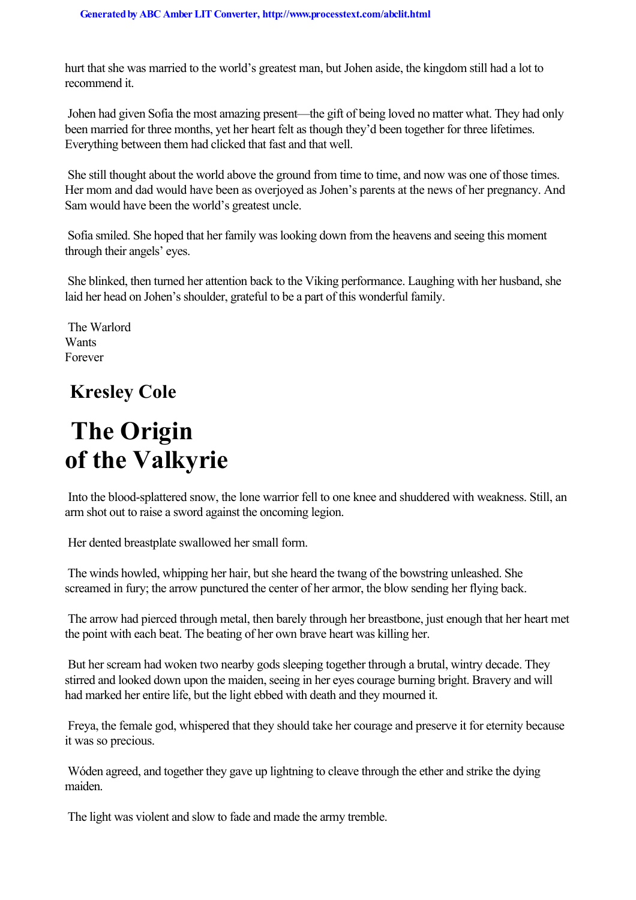hurt that she was married to the world's greatest man, but Johen aside, the kingdom still had a lot to recommend it.

Johen had given Sofia the most amazing present—the gift of being loved no matter what. They had only been married for three months, yet her heart felt as though they'd been together for three lifetimes. Everything between them had clicked that fast and that well.

She still thought about the world above the ground from time to time, and now was one of those times. Her mom and dad would have been as overjoyed as Johen's parents at the news of her pregnancy. And Sam would have been the world's greatest uncle.

Sofia smiled. She hoped that her family was looking down from the heavens and seeing this moment through their angels' eyes.

She blinked, then turned her attention back to the Viking performance. Laughing with her husband, she laid her head on Johen's shoulder, grateful to be a part of this wonderful family.

The Warlord
Wants
Forever

## Kresley Cole

# The Origin of the Valkyrie

Into the blood-splattered snow, the lone warrior fell to one knee and shuddered with weakness. Still, an arm shot out to raise a sword against the oncoming legion.

Her dented breastplate swallowed her small form.

The winds howled, whipping her hair, but she heard the twang of the bowstring unleashed. She screamed in fury; the arrow punctured the center of her armor, the blow sending her flying back.

The arrow had pierced through metal, then barely through her breastbone, just enough that her heart met the point with each beat. The beating of her own brave heart was killing her.

But her scream had woken two nearby gods sleeping together through a brutal, wintry decade. They stirred and looked down upon the maiden, seeing in her eyes courage burning bright. Bravery and will had marked her entire life, but the light ebbed with death and they mourned it.

Freya, the female god, whispered that they should take her courage and preserve it for eternity because it was so precious.

Wóden agreed, and together they gave up lightning to cleave through the ether and strike the dying maiden.

The light was violent and slow to fade and made the army tremble.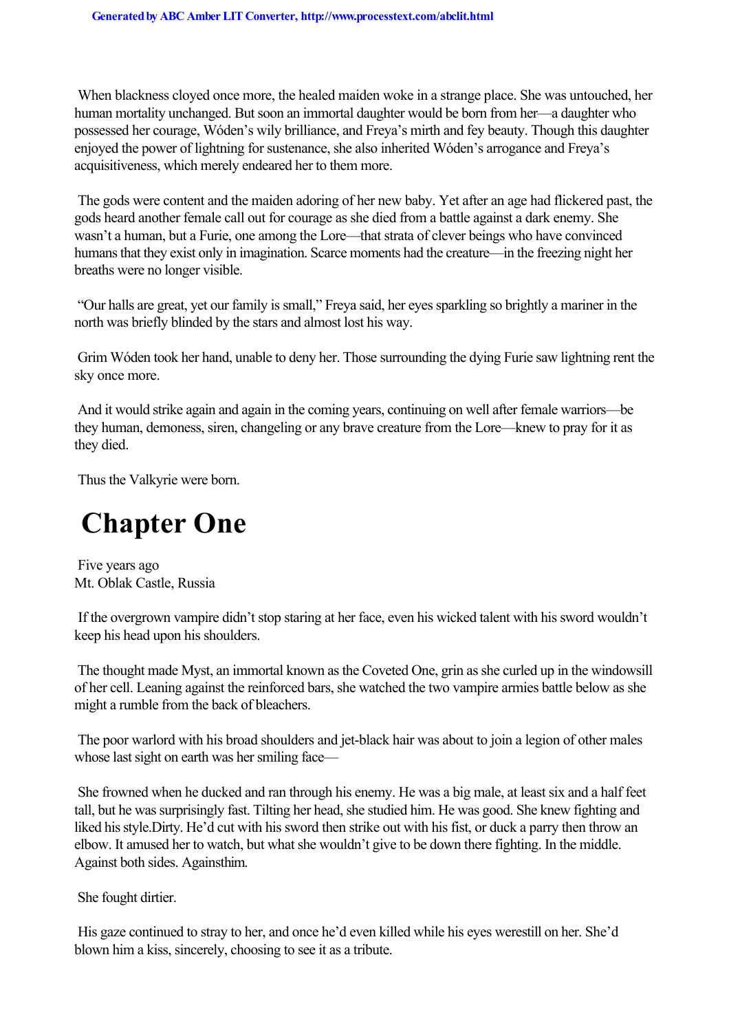When blackness cloyed once more, the healed maiden woke in a strange place. She was untouched, her human mortality unchanged. But soon an immortal daughter would be born from her—a daughter who possessed her courage, Wóden's wily brilliance, and Freya's mirth and fey beauty. Though this daughter enjoyed the power of lightning for sustenance, she also inherited Wóden's arrogance and Freya's acquisitiveness, which merely endeared her to them more.

The gods were content and the maiden adoring of her new baby. Yet after an age had flickered past, the gods heard another female call out for courage as she died from a battle against a dark enemy. She wasn't a human, but a Furie, one among the Lore—that strata of clever beings who have convinced humans that they exist only in imagination. Scarce moments had the creature—in the freezing night her breaths were no longer visible.

"Our halls are great, yet our family is small," Freya said, her eyes sparkling so brightly a mariner in the north was briefly blinded by the stars and almost lost his way.

Grim Wóden took her hand, unable to deny her. Those surrounding the dying Furie saw lightning rent the sky once more.

And it would strike again and again in the coming years, continuing on well after female warriors—be they human, demoness, siren, changeling or any brave creature from the Lore—knew to pray for it as they died.

Thus the Valkyrie were born.

# Chapter One

Five years ago
Mt. Oblak Castle, Russia

If the overgrown vampire didn't stop staring at her face, even his wicked talent with his sword wouldn't keep his head upon his shoulders.

The thought made Myst, an immortal known as the Coveted One, grin as she curled up in the windowsill of her cell. Leaning against the reinforced bars, she watched the two vampire armies battle below as she might a rumble from the back of bleachers.

The poor warlord with his broad shoulders and jet-black hair was about to join a legion of other males whose last sight on earth was her smiling face—

She frowned when he ducked and ran through his enemy. He was a big male, at least six and a half feet tall, but he was surprisingly fast. Tilting her head, she studied him. He was good. She knew fighting and liked his style. *Dirty.* He'd cut with his sword then strike out with his fist, or duck a parry then throw an elbow. It amused her to watch, but what she wouldn't give to be down there fighting. In the middle. Against both sides. Against *him.*

She fought dirtier.

His gaze continued to stray to her, and once he'd even killed while his eyes were *still* on her. She'd blown him a kiss, sincerely, choosing to see it as a tribute.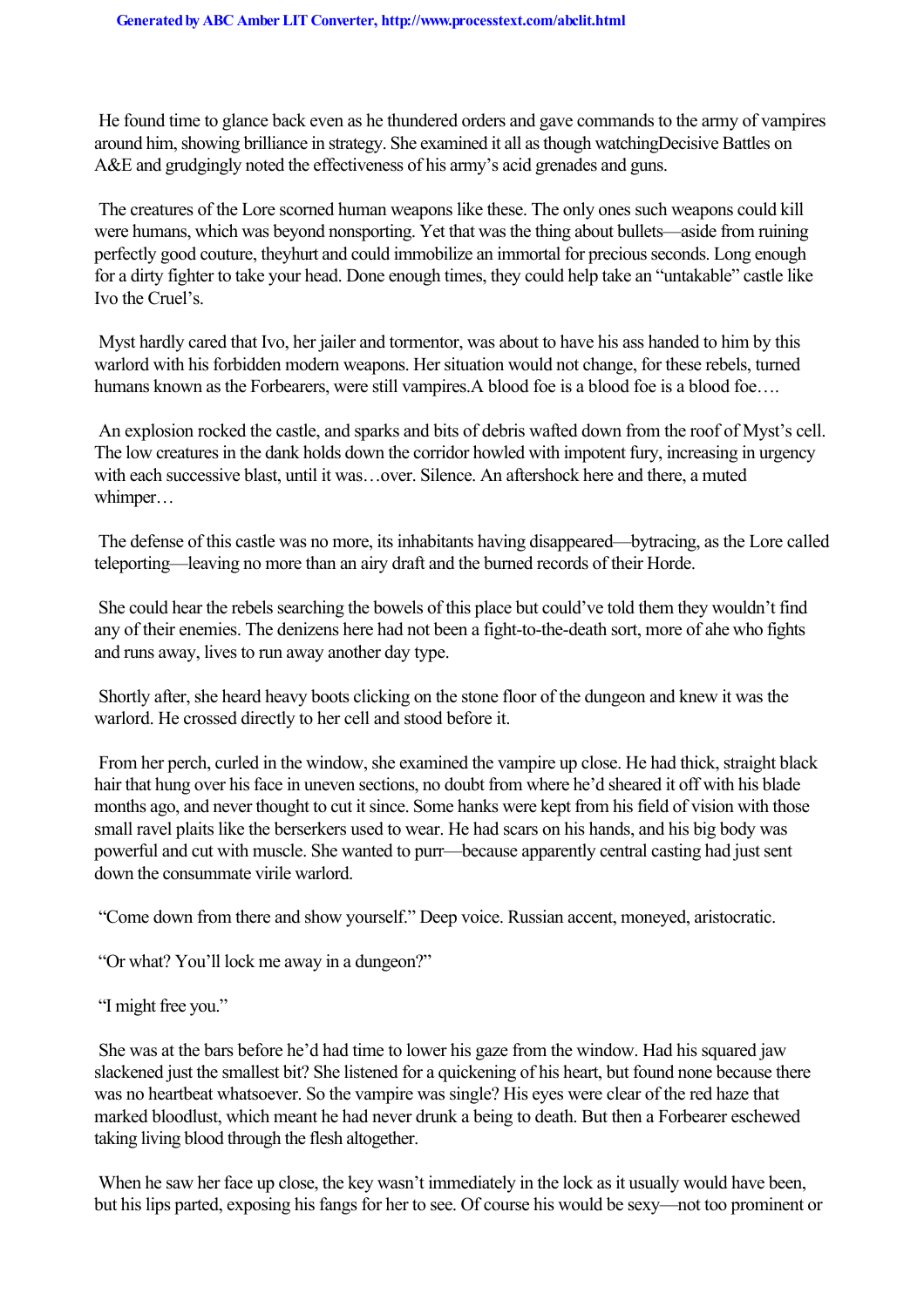He found time to glance back even as he thundered orders and gave commands to the army of vampires around him, showing brilliance in strategy. She examined it all as though watching *Decisive Battles* on A&E and grudgingly noted the effectiveness of his army's acid grenades and guns.

The creatures of the Lore scorned human weapons like these. The only ones such weapons could kill were humans, which was beyond nonsporting. Yet that was the thing about bullets—aside from ruining perfectly good couture, they *hurt* and could immobilize an immortal for precious seconds. Long enough for a dirty fighter to take your head. Done enough times, they could help take an "untakable" castle like Ivo the Cruel's.

Myst hardly cared that Ivo, her jailer and tormentor, was about to have his ass handed to him by this warlord with his forbidden modern weapons. Her situation would not change, for these rebels, turned humans known as the Forbearers, were still vampires. *A blood foe is a blood foe is a blood foe….*

An explosion rocked the castle, and sparks and bits of debris wafted down from the roof of Myst's cell. The low creatures in the dank holds down the corridor howled with impotent fury, increasing in urgency with each successive blast, until it was…over. Silence. An aftershock here and there, a muted whimper…

The defense of this castle was no more, its inhabitants having disappeared—by *tracing*, as the Lore called teleporting—leaving no more than an airy draft and the burned records of their Horde.

She could hear the rebels searching the bowels of this place but could've told them they wouldn't find any of their enemies. The denizens here had not been a fight-to-the-death sort, more of a *he who fights and runs away, lives to run away another day* type.

Shortly after, she heard heavy boots clicking on the stone floor of the dungeon and knew it was the warlord. He crossed directly to her cell and stood before it.

From her perch, curled in the window, she examined the vampire up close. He had thick, straight black hair that hung over his face in uneven sections, no doubt from where he'd sheared it off with his blade months ago, and never thought to cut it since. Some hanks were kept from his field of vision with those small ravel plaits like the berserkers used to wear. He had scars on his hands, and his big body was powerful and cut with muscle. She wanted to purr—because apparently central casting had just sent down the consummate virile warlord.

"Come down from there and show yourself." Deep voice. Russian accent, moneyed, aristocratic.

"Or what? You'll lock me away in a dungeon?"

"I might free you."

She was at the bars before he'd had time to lower his gaze from the window. Had his squared jaw slackened just the smallest bit? She listened for a quickening of his heart, but found none because there was no heartbeat whatsoever. So the vampire was single? His eyes were clear of the red haze that marked bloodlust, which meant he had never drunk a being to death. But then a Forbearer eschewed taking living blood through the flesh altogether.

When he saw her face up close, the key wasn't immediately in the lock as it usually would have been, but his lips parted, exposing his fangs for her to see. Of course his would be sexy—not too prominent or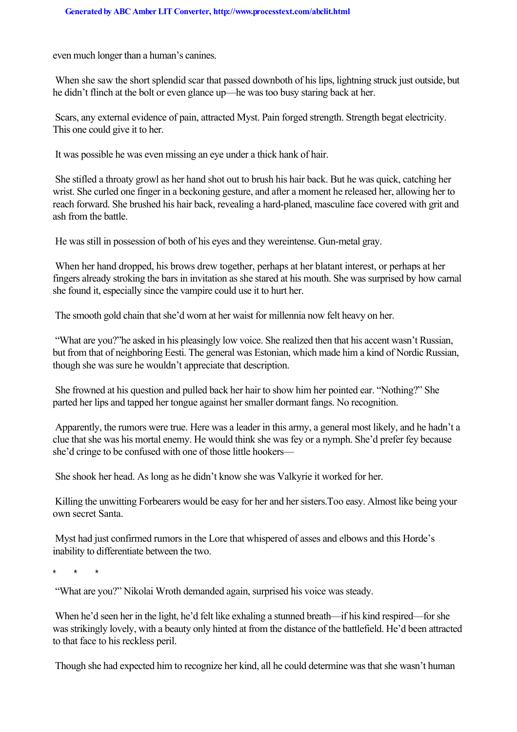even much longer than a human's canines.

When she saw the short splendid scar that passed downboth of his lips, lightning struck just outside, but he didn't flinch at the bolt or even glance up—he was too busy staring back at her.

Scars, any external evidence of pain, attracted Myst. Pain forged strength. Strength begat electricity. This one could give it to her.

It was possible he was even missing an eye under a thick hank of hair.

She stifled a throaty growl as her hand shot out to brush his hair back. But he was quick, catching her wrist. She curled one finger in a beckoning gesture, and after a moment he released her, allowing her to reach forward. She brushed his hair back, revealing a hard-planed, masculine face covered with grit and ash from the battle.

He was still in possession of both of his eyes and they wereintense. Gun-metal gray.

When her hand dropped, his brows drew together, perhaps at her blatant interest, or perhaps at her fingers already stroking the bars in invitation as she stared at his mouth. She was surprised by how carnal she found it, especially since the vampire could use it to hurt her.

The smooth gold chain that she'd worn at her waist for millennia now felt heavy on her.

"What are you?"he asked in his pleasingly low voice. She realized then that his accent wasn't Russian, but from that of neighboring Eesti. The general was Estonian, which made him a kind of Nordic Russian, though she was sure he wouldn't appreciate that description.

She frowned at his question and pulled back her hair to show him her pointed ear. "Nothing?" She parted her lips and tapped her tongue against her smaller dormant fangs. No recognition.

Apparently, the rumors were true. Here was a leader in this army, a general most likely, and he hadn't a clue that she was his mortal enemy. He would think she was fey or a nymph. She'd prefer fey because she'd cringe to be confused with one of those little hookers—

She shook her head. As long as he didn't know she was Valkyrie it worked for her.

Killing the unwitting Forbearers would be easy for her and her sisters.Too easy. Almost like being your own secret Santa.

Myst had just confirmed rumors in the Lore that whispered of asses and elbows and this Horde's inability to differentiate between the two.

\* \* \*

"What are you?" Nikolai Wroth demanded again, surprised his voice was steady.

When he'd seen her in the light, he'd felt like exhaling a stunned breath—if his kind respired—for she was strikingly lovely, with a beauty only hinted at from the distance of the battlefield. He'd been attracted to that face to his reckless peril.

Though she had expected him to recognize her kind, all he could determine was that she wasn't human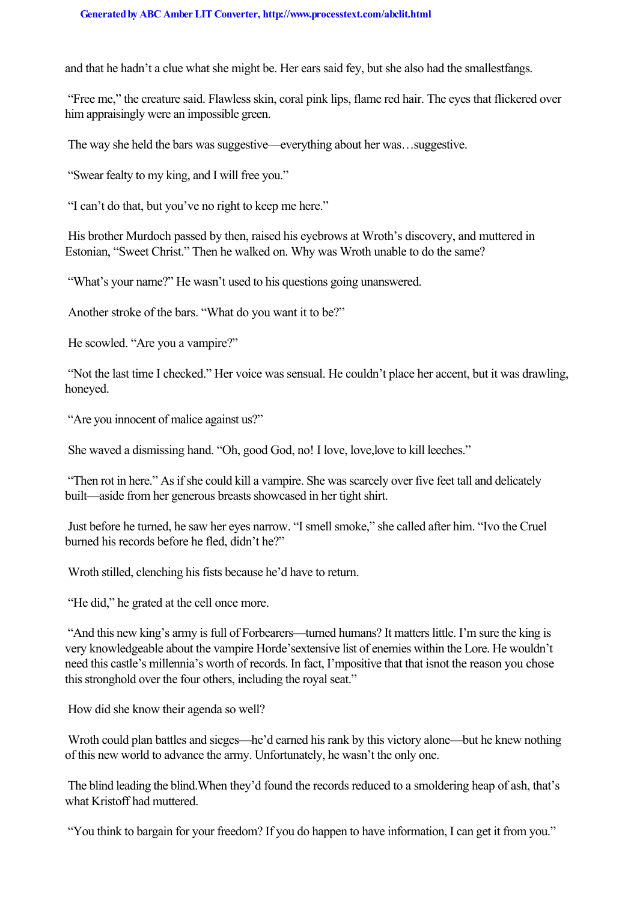and that he hadn't a clue what she might be. Her ears said fey, but she also had the smallestfangs.

"Free me," the creature said. Flawless skin, coral pink lips, flame red hair. The eyes that flickered over him appraisingly were an impossible green.

The way she held the bars was suggestive—everything about her was…suggestive.

"Swear fealty to my king, and I will free you."

"I can't do that, but you've no right to keep me here."

His brother Murdoch passed by then, raised his eyebrows at Wroth's discovery, and muttered in Estonian, "Sweet Christ." Then he walked on. Why was Wroth unable to do the same?

"What's your name?" He wasn't used to his questions going unanswered.

Another stroke of the bars. "What do you want it to be?"

He scowled. "Are you a vampire?"

"Not the last time I checked." Her voice was sensual. He couldn't place her accent, but it was drawling, honeyed.

"Are you innocent of malice against us?"

She waved a dismissing hand. "Oh, good God, no! I love, love,love to kill leeches."

"Then rot in here." As if she could kill a vampire. She was scarcely over five feet tall and delicately built—aside from her generous breasts showcased in her tight shirt.

Just before he turned, he saw her eyes narrow. "I smell smoke," she called after him. "Ivo the Cruel burned his records before he fled, didn't he?"

Wroth stilled, clenching his fists because he'd have to return.

"He did," he grated at the cell once more.

"And this new king's army is full of Forbearers—turned humans? It matters little. I'm sure the king is very knowledgeable about the vampire Horde'sextensive list of enemies within the Lore. He wouldn't need this castle's millennia's worth of records. In fact, I'mpositive that that isnot the reason you chose this stronghold over the four others, including the royal seat."

How did she know their agenda so well?

Wroth could plan battles and sieges—he'd earned his rank by this victory alone—but he knew nothing of this new world to advance the army. Unfortunately, he wasn't the only one.

*The blind leading the blind.*When they'd found the records reduced to a smoldering heap of ash, that's what Kristoff had muttered.

"You think to bargain for your freedom? If you do happen to have information, I can get it from you."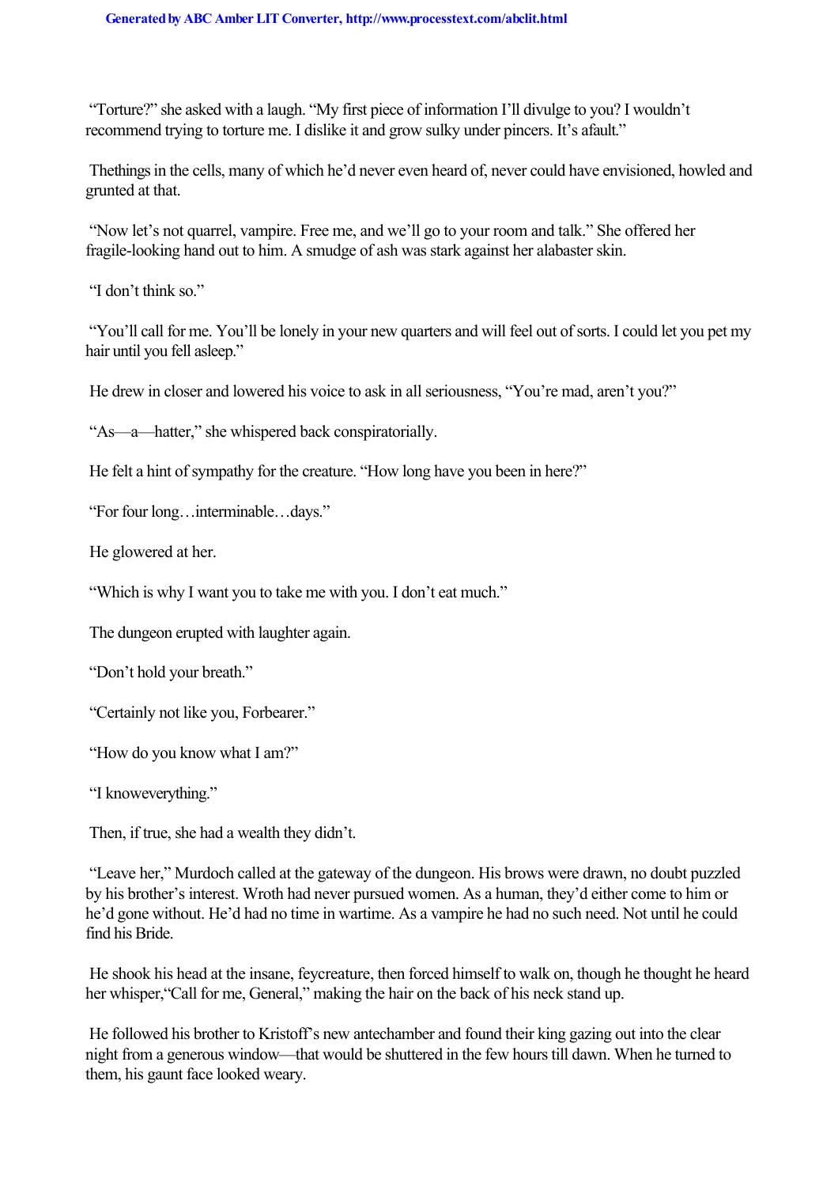"Torture?" she asked with a laugh. "My first piece of information I'll divulge to you? I wouldn't recommend trying to torture me. I dislike it and grow sulky under pincers. It's afault."

Thethings in the cells, many of which he'd never even heard of, never could have envisioned, howled and grunted at that.

"Now let's not quarrel, vampire. Free me, and we'll go to your room and talk." She offered her fragile-looking hand out to him. A smudge of ash was stark against her alabaster skin.

"I don't think so."

"You'll call for me. You'll be lonely in your new quarters and will feel out of sorts. I could let you pet my hair until you fell asleep."

He drew in closer and lowered his voice to ask in all seriousness, "You're mad, aren't you?"

"As—a—hatter," she whispered back conspiratorially.

He felt a hint of sympathy for the creature. "How long have you been in here?"

"For four long…interminable…days."

He glowered at her.

"Which is why I want you to take me with you. I don't eat much."

The dungeon erupted with laughter again.

"Don't hold your breath."

"Certainly not like you, Forbearer."

"How do you know what I am?"

"I knoweverything."

Then, if true, she had a wealth they didn't.

"Leave her," Murdoch called at the gateway of the dungeon. His brows were drawn, no doubt puzzled by his brother's interest. Wroth had never pursued women. As a human, they'd either come to him or he'd gone without. He'd had no time in wartime. As a vampire he had no such need. Not until he could find his Bride.

He shook his head at the insane, feycreature, then forced himself to walk on, though he thought he heard her whisper,"Call for me, General," making the hair on the back of his neck stand up.

He followed his brother to Kristoff's new antechamber and found their king gazing out into the clear night from a generous window—that would be shuttered in the few hours till dawn. When he turned to them, his gaunt face looked weary.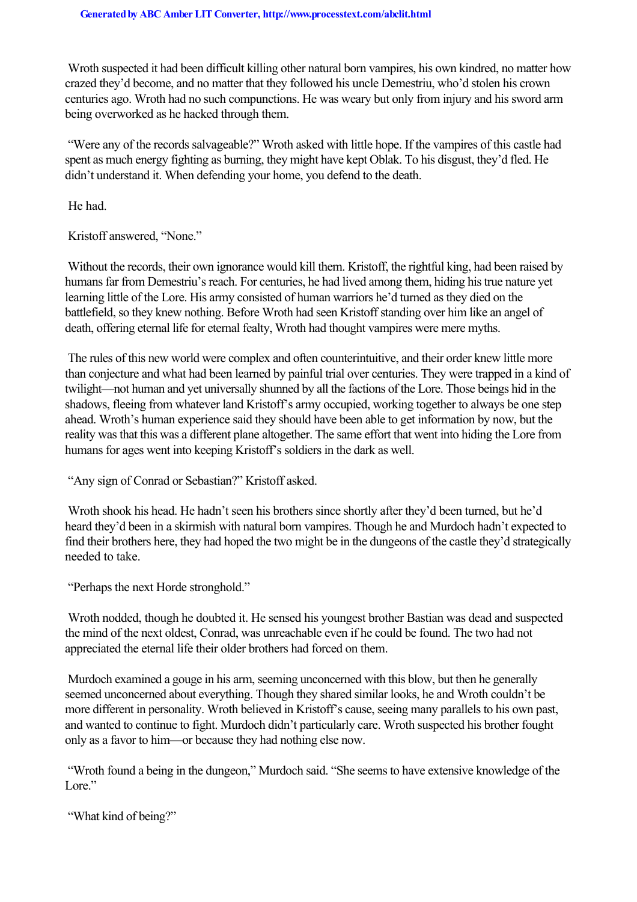Wroth suspected it had been difficult killing other natural born vampires, his own kindred, no matter how crazed they'd become, and no matter that they followed his uncle Demestriu, who'd stolen his crown centuries ago. Wroth had no such compunctions. He was weary but only from injury and his sword arm being overworked as he hacked through them.

"Were any of the records salvageable?" Wroth asked with little hope. If the vampires of this castle had spent as much energy fighting as burning, they might have kept Oblak. To his disgust, they'd fled. He didn't understand it. When defending your home, you defend to the death.

He had.

Kristoff answered, "None."

Without the records, their own ignorance would kill them. Kristoff, the rightful king, had been raised by humans far from Demestriu's reach. For centuries, he had lived among them, hiding his true nature yet learning little of the Lore. His army consisted of human warriors he'd turned as they died on the battlefield, so they knew nothing. Before Wroth had seen Kristoff standing over him like an angel of death, offering eternal life for eternal fealty, Wroth had thought vampires were mere myths.

The rules of this new world were complex and often counterintuitive, and their order knew little more than conjecture and what had been learned by painful trial over centuries. They were trapped in a kind of twilight—not human and yet universally shunned by all the factions of the Lore. Those beings hid in the shadows, fleeing from whatever land Kristoff's army occupied, working together to always be one step ahead. Wroth's human experience said they should have been able to get information by now, but the reality was that this was a different plane altogether. The same effort that went into hiding the Lore from humans for ages went into keeping Kristoff's soldiers in the dark as well.

"Any sign of Conrad or Sebastian?" Kristoff asked.

Wroth shook his head. He hadn't seen his brothers since shortly after they'd been turned, but he'd heard they'd been in a skirmish with natural born vampires. Though he and Murdoch hadn't expected to find their brothers here, they had hoped the two might be in the dungeons of the castle they'd strategically needed to take.

"Perhaps the next Horde stronghold."

Wroth nodded, though he doubted it. He sensed his youngest brother Bastian was dead and suspected the mind of the next oldest, Conrad, was unreachable even if he could be found. The two had not appreciated the eternal life their older brothers had forced on them.

Murdoch examined a gouge in his arm, seeming unconcerned with this blow, but then he generally seemed unconcerned about everything. Though they shared similar looks, he and Wroth couldn't be more different in personality. Wroth believed in Kristoff's cause, seeing many parallels to his own past, and wanted to continue to fight. Murdoch didn't particularly care. Wroth suspected his brother fought only as a favor to him—or because they had nothing else now.

"Wroth found a being in the dungeon," Murdoch said. "She seems to have extensive knowledge of the Lore."

"What kind of being?"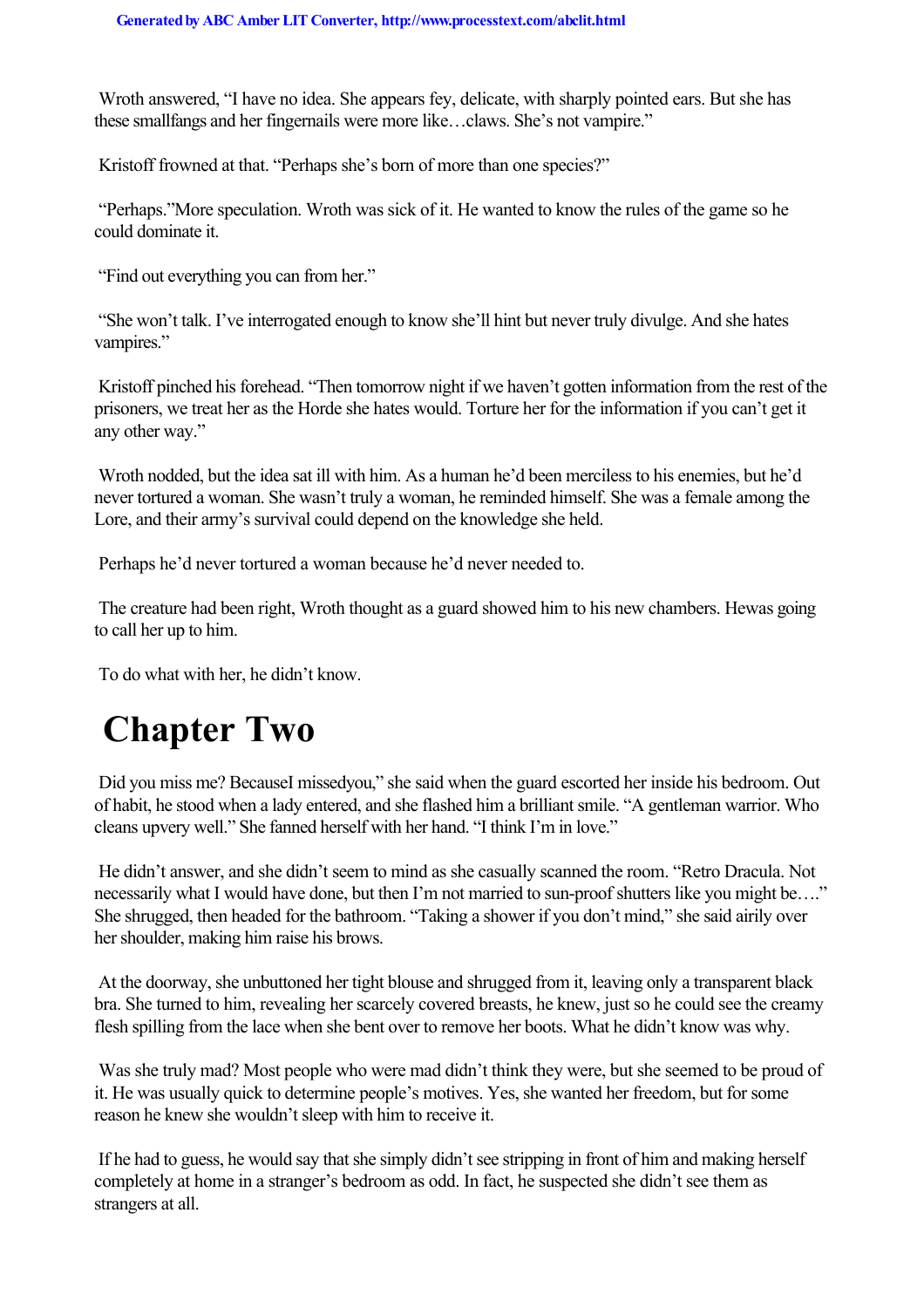Wroth answered, "I have no idea. She appears fey, delicate, with sharply pointed ears. But she has these smallfangs and her fingernails were more like…claws. She's not vampire."

Kristoff frowned at that. "Perhaps she's born of more than one species?"

"Perhaps."More speculation. Wroth was sick of it. He wanted to know the rules of the game so he could dominate it.

"Find out everything you can from her."

"She won't talk. I've interrogated enough to know she'll hint but never truly divulge. And she hates vampires."

Kristoff pinched his forehead. "Then tomorrow night if we haven't gotten information from the rest of the prisoners, we treat her as the Horde she hates would. Torture her for the information if you can't get it any other way."

Wroth nodded, but the idea sat ill with him. As a human he'd been merciless to his enemies, but he'd never tortured a woman. She wasn't truly a woman, he reminded himself. She was a female among the Lore, and their army's survival could depend on the knowledge she held.

Perhaps he'd never tortured a woman because he'd never needed to.

The creature had been right, Wroth thought as a guard showed him to his new chambers. Hewas going to call her up to him.

To do what with her, he didn't know.

# Chapter Two

Did you miss me? BecauseI missedyou," she said when the guard escorted her inside his bedroom. Out of habit, he stood when a lady entered, and she flashed him a brilliant smile. "A gentleman warrior. Who cleans upvery well." She fanned herself with her hand. "I think I'm in love."

He didn't answer, and she didn't seem to mind as she casually scanned the room. "Retro Dracula. Not necessarily what I would have done, but then I'm not married to sun-proof shutters like you might be…." She shrugged, then headed for the bathroom. "Taking a shower if you don't mind," she said airily over her shoulder, making him raise his brows.

At the doorway, she unbuttoned her tight blouse and shrugged from it, leaving only a transparent black bra. She turned to him, revealing her scarcely covered breasts, he knew, just so he could see the creamy flesh spilling from the lace when she bent over to remove her boots. What he didn't know was why.

Was she truly mad? Most people who were mad didn't think they were, but she seemed to be proud of it. He was usually quick to determine people's motives. Yes, she wanted her freedom, but for some reason he knew she wouldn't sleep with him to receive it.

If he had to guess, he would say that she simply didn't see stripping in front of him and making herself completely at home in a stranger's bedroom as odd. In fact, he suspected she didn't see them as strangers at all.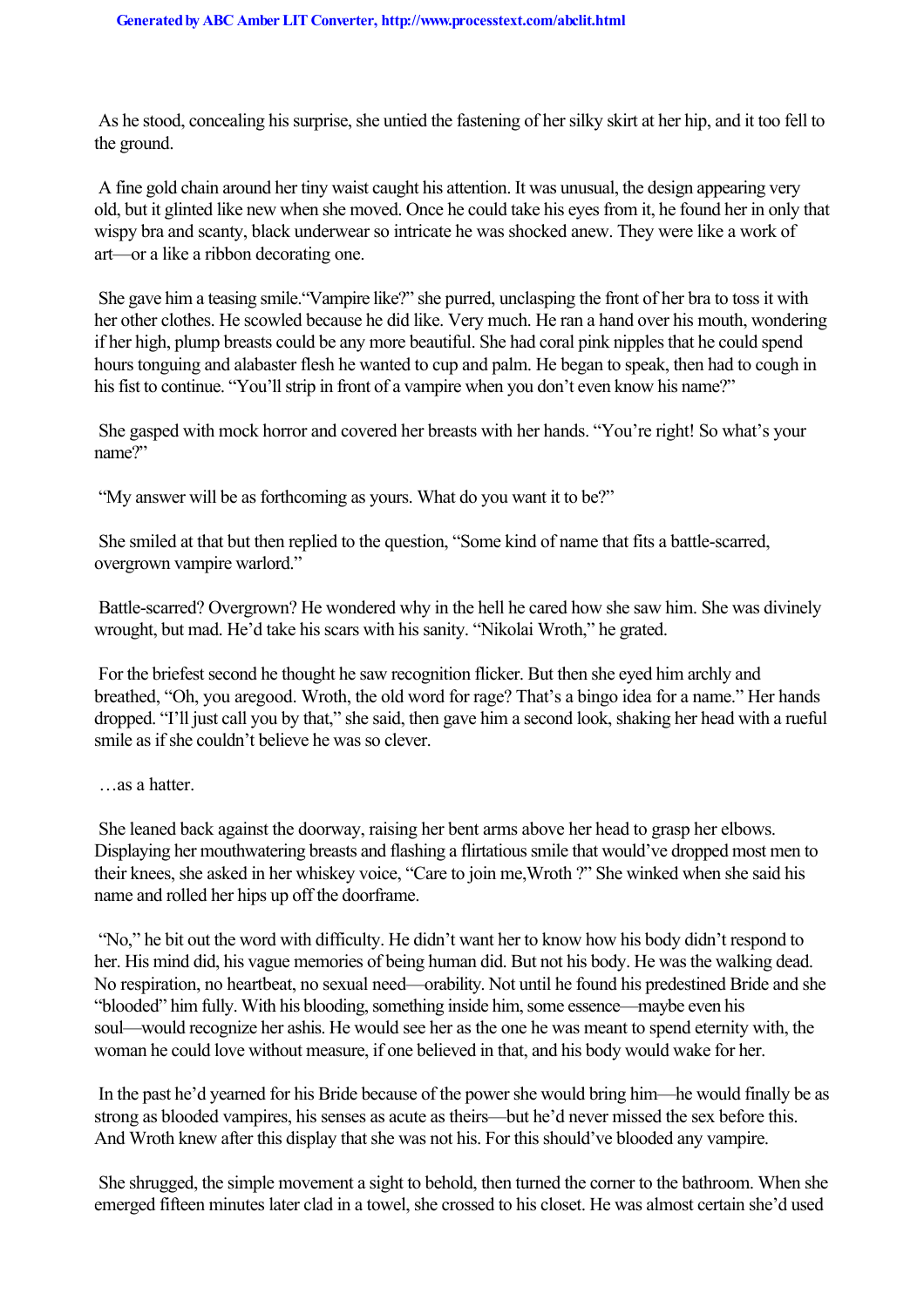As he stood, concealing his surprise, she untied the fastening of her silky skirt at her hip, and it too fell to the ground.

A fine gold chain around her tiny waist caught his attention. It was unusual, the design appearing very old, but it glinted like new when she moved. Once he could take his eyes from it, he found her in only that wispy bra and scanty, black underwear so intricate he was shocked anew. They were like a work of art—or a like a ribbon decorating one.

She gave him a teasing smile."Vampire like?" she purred, unclasping the front of her bra to toss it with her other clothes. He scowled because he did like. Very much. He ran a hand over his mouth, wondering if her high, plump breasts could be any more beautiful. She had coral pink nipples that he could spend hours tonguing and alabaster flesh he wanted to cup and palm. He began to speak, then had to cough in his fist to continue. "You'll strip in front of a vampire when you don't even know his name?"

She gasped with mock horror and covered her breasts with her hands. "You're right! So what's your name?"

"My answer will be as forthcoming as yours. What do you want it to be?"

She smiled at that but then replied to the question, "Some kind of name that fits a battle-scarred, overgrown vampire warlord."

Battle-scarred? Overgrown? He wondered why in the hell he cared how she saw him. She was divinely wrought, but mad. He'd take his scars with his sanity. "Nikolai Wroth," he grated.

For the briefest second he thought he saw recognition flicker. But then she eyed him archly and breathed, "Oh, you aregood. Wroth, the old word for rage? That's a bingo idea for a name." Her hands dropped. "I'll just call you by that," she said, then gave him a second look, shaking her head with a rueful smile as if she couldn't believe he was so clever.

…as a hatter.

She leaned back against the doorway, raising her bent arms above her head to grasp her elbows. Displaying her mouthwatering breasts and flashing a flirtatious smile that would've dropped most men to their knees, she asked in her whiskey voice, "Care to join me,Wroth ?" She winked when she said his name and rolled her hips up off the doorframe.

"No," he bit out the word with difficulty. He didn't want her to know how his body didn't respond to her. His mind did, his vague memories of being human did. But not his body. He was the walking dead. No respiration, no heartbeat, no sexual need—orability. Not until he found his predestined Bride and she "blooded" him fully. With his blooding, something inside him, some essence—maybe even his soul—would recognize her ashis. He would see her as the one he was meant to spend eternity with, the woman he could love without measure, if one believed in that, and his body would wake for her.

In the past he'd yearned for his Bride because of the power she would bring him—he would finally be as strong as blooded vampires, his senses as acute as theirs—but he'd never missed the sex before this. And Wroth knew after this display that she was not his. For this should've blooded any vampire.

She shrugged, the simple movement a sight to behold, then turned the corner to the bathroom. When she emerged fifteen minutes later clad in a towel, she crossed to his closet. He was almost certain she'd used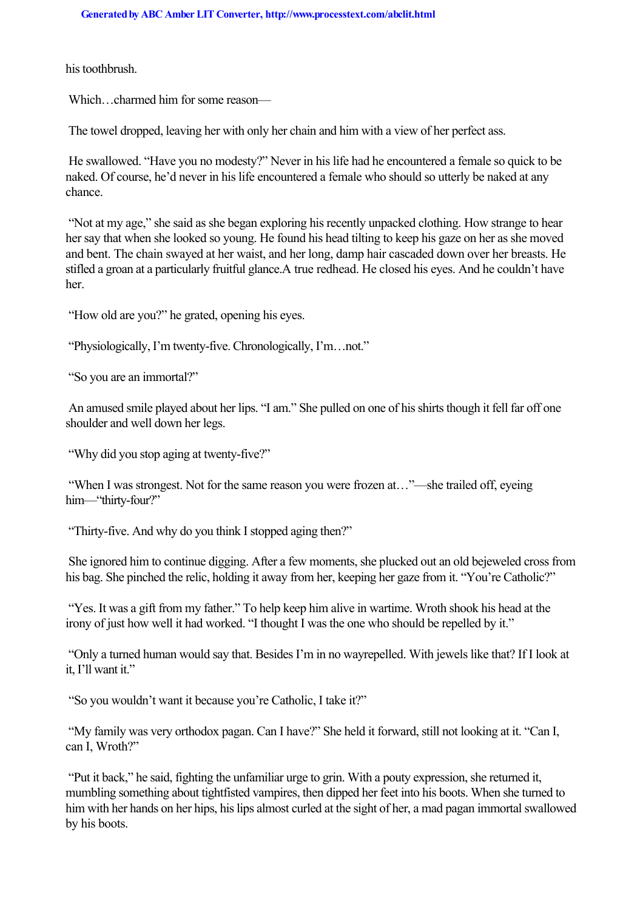his toothbrush.

Which…charmed him for some reason—

The towel dropped, leaving her with only her chain and him with a view of her perfect ass.

He swallowed. “Have you no modesty?” Never in his life had he encountered a female so quick to be naked. Of course, he’d never in his life encountered a female who should so utterly be naked at any chance.

“Not at my age,” she said as she began exploring his recently unpacked clothing. How strange to hear her say that when she looked so young. He found his head tilting to keep his gaze on her as she moved and bent. The chain swayed at her waist, and her long, damp hair cascaded down over her breasts. He stifled a groan at a particularly fruitful glance.A true redhead. He closed his eyes. And he couldn’t have her.

“How old are you?” he grated, opening his eyes.

“Physiologically, I’m twenty-five. Chronologically, I’m…not.”

“So you are an immortal?”

An amused smile played about her lips. “I am.” She pulled on one of his shirts though it fell far off one shoulder and well down her legs.

“Why did you stop aging at twenty-five?”

“When I was strongest. Not for the same reason you were frozen at…”—she trailed off, eyeing him—“thirty-four?”

“Thirty-five. And why do you think I stopped aging then?”

She ignored him to continue digging. After a few moments, she plucked out an old bejeweled cross from his bag. She pinched the relic, holding it away from her, keeping her gaze from it. “You’re Catholic?”

“Yes. It was a gift from my father.” To help keep him alive in wartime. Wroth shook his head at the irony of just how well it had worked. “I thought I was the one who should be repelled by it.”

“Only a turned human would say that. Besides I’m in no wayrepelled. With jewels like that? If I look at it, I’ll want it.”

“So you wouldn’t want it because you’re Catholic, I take it?”

“My family was very orthodox pagan. Can I have?” She held it forward, still not looking at it. “Can I, can I, Wroth?”

“Put it back,” he said, fighting the unfamiliar urge to grin. With a pouty expression, she returned it, mumbling something about tightfisted vampires, then dipped her feet into his boots. When she turned to him with her hands on her hips, his lips almost curled at the sight of her, a mad pagan immortal swallowed by his boots.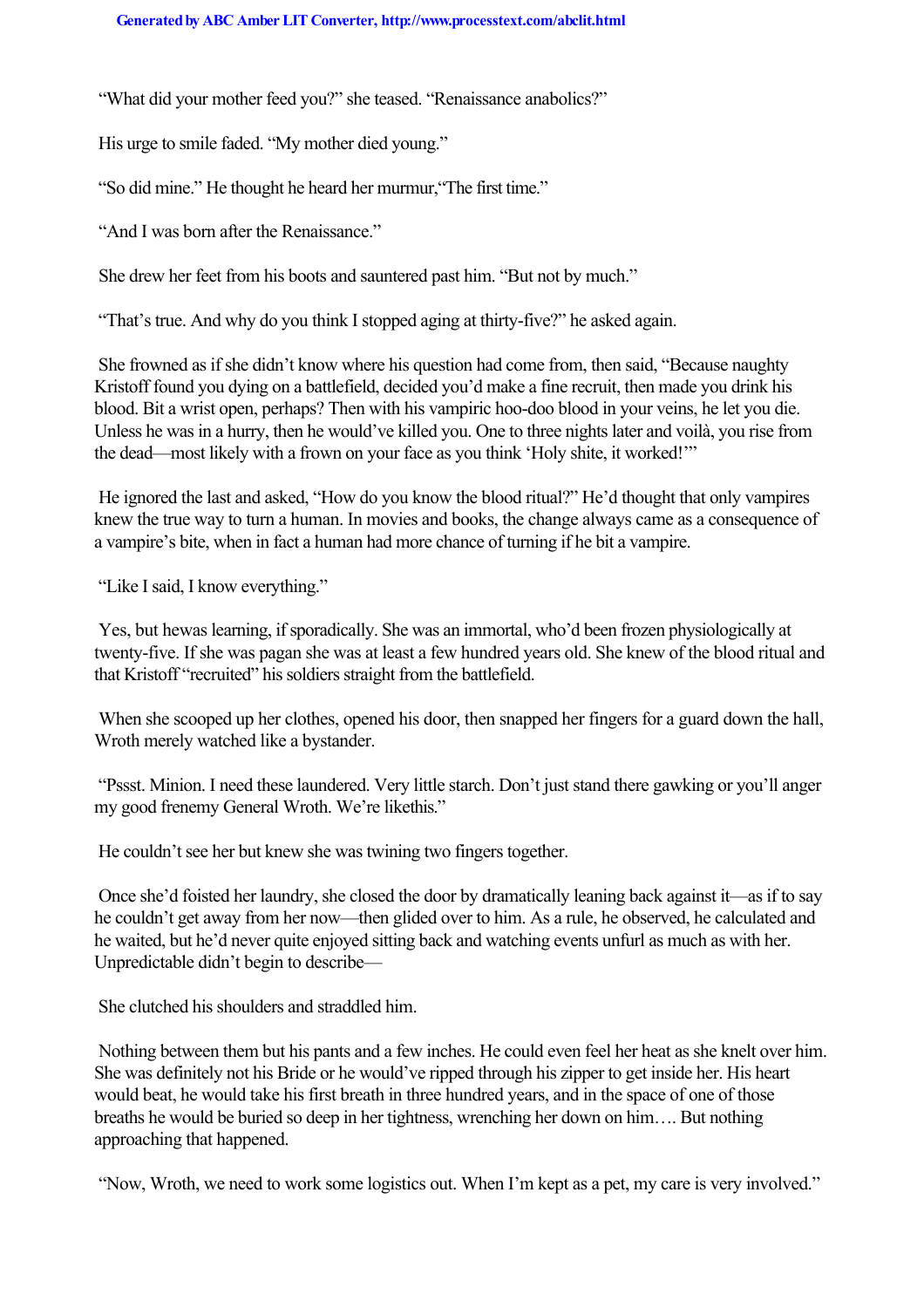"What did your mother feed you?" she teased. "Renaissance anabolics?"

His urge to smile faded. "My mother died young."

"So did mine." He thought he heard her murmur,"The first time."

"And I was born after the Renaissance."

She drew her feet from his boots and sauntered past him. "But not by much."

"That's true. And why do you think I stopped aging at thirty-five?" he asked again.

She frowned as if she didn't know where his question had come from, then said, "Because naughty Kristoff found you dying on a battlefield, decided you'd make a fine recruit, then made you drink his blood. Bit a wrist open, perhaps? Then with his vampiric hoo-doo blood in your veins, he let you die. Unless he was in a hurry, then he would've killed you. One to three nights later and voilà, you rise from the dead—most likely with a frown on your face as you think 'Holy shite, it worked!'"

He ignored the last and asked, "How do you know the blood ritual?" He'd thought that only vampires knew the true way to turn a human. In movies and books, the change always came as a consequence of a vampire's bite, when in fact a human had more chance of turning if he bit a vampire.

"Like I said, I know everything."

Yes, but he*was* learning, if sporadically. She was an immortal, who'd been frozen physiologically at twenty-five. If she was pagan she was at least a few hundred years old. She knew of the blood ritual and that Kristoff "recruited" his soldiers straight from the battlefield.

When she scooped up her clothes, opened his door, then snapped her fingers for a guard down the hall, Wroth merely watched like a bystander.

"Pssst. Minion. I need these laundered. Very little starch. Don't just stand there gawking or you'll anger my good frenemy General Wroth. We're like*this*."

He couldn't see her but knew she was twining two fingers together.

Once she'd foisted her laundry, she closed the door by dramatically leaning back against it—as if to say he couldn't get away from her now—then glided over to him. As a rule, he observed, he calculated and he waited, but he'd never quite enjoyed sitting back and watching events unfurl as much as with her. Unpredictable didn't begin to describe—

She clutched his shoulders and straddled him.

Nothing between them but his pants and a few inches. He could even feel her heat as she knelt over him. She was definitely not his Bride or he would've ripped through his zipper to get inside her. His heart would beat, he would take his first breath in three hundred years, and in the space of one of those breaths he would be buried so deep in her tightness, wrenching her down on him…. But nothing approaching that happened.

"Now, Wroth, we need to work some logistics out. When I'm kept as a pet, my care is very involved."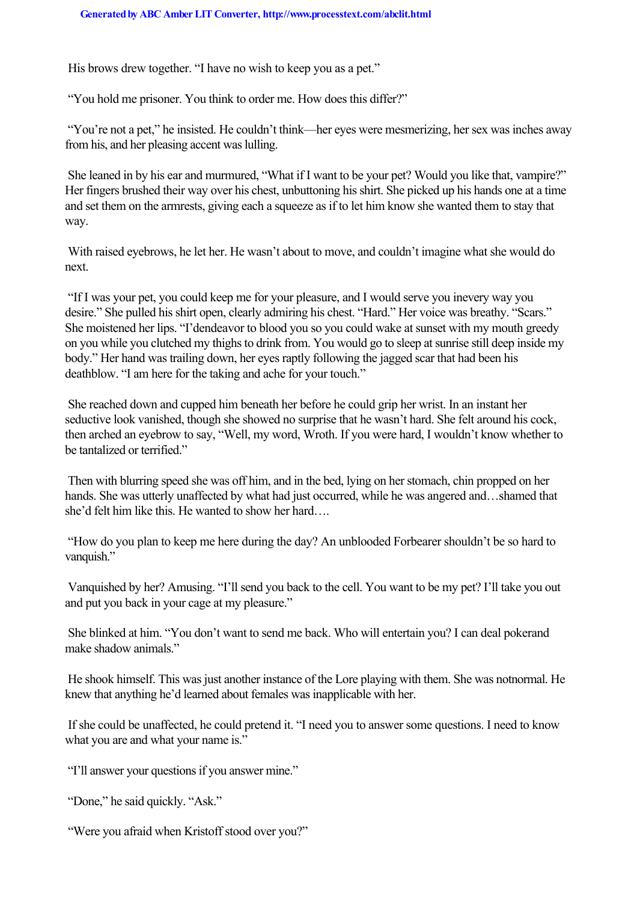His brows drew together. "I have no wish to keep you as a pet."

"You hold me prisoner. You think to order me. How does this differ?"

"You're not a pet," he insisted. He couldn't think—her eyes were mesmerizing, her sex was inches away from his, and her pleasing accent was lulling.

She leaned in by his ear and murmured, "What if I want to be your pet? Would you like that, vampire?" Her fingers brushed their way over his chest, unbuttoning his shirt. She picked up his hands one at a time and set them on the armrests, giving each a squeeze as if to let him know she wanted them to stay that way.

With raised eyebrows, he let her. He wasn't about to move, and couldn't imagine what she would do next.

"If I was your pet, you could keep me for your pleasure, and I would serve you inevery way you desire." She pulled his shirt open, clearly admiring his chest. "Hard." Her voice was breathy. "Scars." She moistened her lips. "I'dendeavor to blood you so you could wake at sunset with my mouth greedy on you while you clutched my thighs to drink from. You would go to sleep at sunrise still deep inside my body." Her hand was trailing down, her eyes raptly following the jagged scar that had been his deathblow. "I am here for the taking and ache for your touch."

She reached down and cupped him beneath her before he could grip her wrist. In an instant her seductive look vanished, though she showed no surprise that he wasn't hard. She felt around his cock, then arched an eyebrow to say, "Well, my word, Wroth. If you were hard, I wouldn't know whether to be tantalized or terrified."

Then with blurring speed she was off him, and in the bed, lying on her stomach, chin propped on her hands. She was utterly unaffected by what had just occurred, while he was angered and…shamed that she'd felt him like this. He wanted to show her hard….

"How do you plan to keep me here during the day? An unblooded Forbearer shouldn't be so hard to vanquish."

Vanquished by her? Amusing. "I'll send you back to the cell. You want to be my pet? I'll take you out and put you back in your cage at my pleasure."

She blinked at him. "You don't want to send me back. Who will entertain you? I can deal pokerand make shadow animals."

He shook himself. This was just another instance of the Lore playing with them. She was notnormal. He knew that anything he'd learned about females was inapplicable with her.

If she could be unaffected, he could pretend it. "I need you to answer some questions. I need to know what you are and what your name is."

"I'll answer your questions if you answer mine."

"Done," he said quickly. "Ask."

"Were you afraid when Kristoff stood over you?"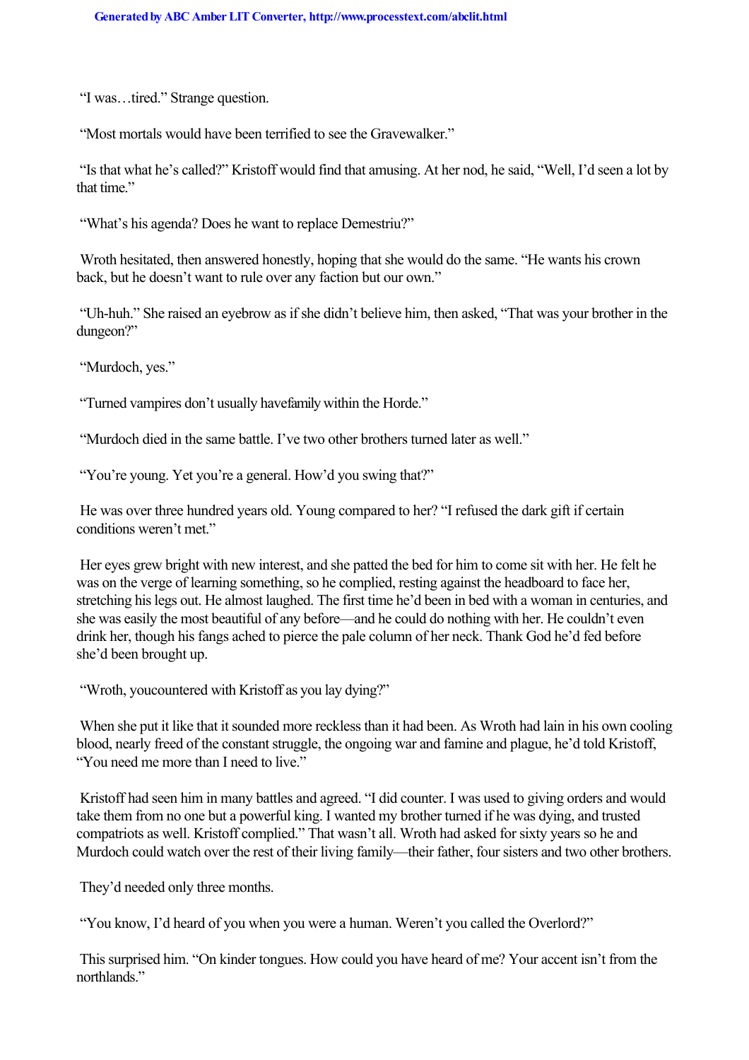"I was…tired." Strange question.

"Most mortals would have been terrified to see the Gravewalker."

"Is that what he's called?" Kristoff would find that amusing. At her nod, he said, "Well, I'd seen a lot by that time."

"What's his agenda? Does he want to replace Demestriu?"

Wroth hesitated, then answered honestly, hoping that she would do the same. "He wants his crown back, but he doesn't want to rule over any faction but our own."

"Uh-huh." She raised an eyebrow as if she didn't believe him, then asked, "That was your brother in the dungeon?"

"Murdoch, yes."

"Turned vampires don't usually have *family* within the Horde."

"Murdoch died in the same battle. I've two other brothers turned later as well."

"You're young. Yet you're a general. How'd you swing that?"

He was over three hundred years old. Young compared to her? "I refused the dark gift if certain conditions weren't met."

Her eyes grew bright with new interest, and she patted the bed for him to come sit with her. He felt he was on the verge of learning something, so he complied, resting against the headboard to face her, stretching his legs out. He almost laughed. The first time he'd been in bed with a woman in centuries, and she was easily the most beautiful of any before—and he could do nothing with her. He couldn't even drink her, though his fangs ached to pierce the pale column of her neck. Thank God he'd fed before she'd been brought up.

"Wroth, you *countered* with Kristoff as you lay dying?"

When she put it like that it sounded more reckless than it had been. As Wroth had lain in his own cooling blood, nearly freed of the constant struggle, the ongoing war and famine and plague, he'd told Kristoff, "You need me more than I need to live."

Kristoff had seen him in many battles and agreed. "I did counter. I was used to giving orders and would take them from no one but a powerful king. I wanted my brother turned if he was dying, and trusted compatriots as well. Kristoff complied." That wasn't all. Wroth had asked for sixty years so he and Murdoch could watch over the rest of their living family—their father, four sisters and two other brothers.

They'd needed only three months.

"You know, I'd heard of you when you were a human. Weren't you called the Overlord?"

This surprised him. "On kinder tongues. How could you have heard of me? Your accent isn't from the northlands."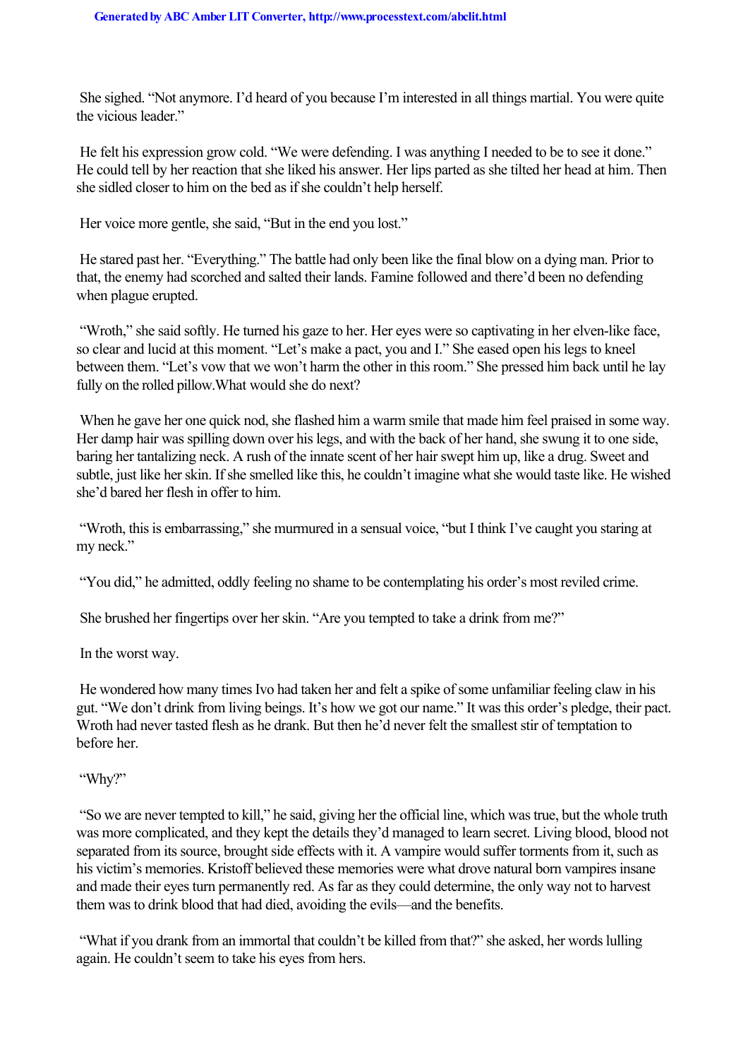She sighed. "Not anymore. I'd heard of you because I'm interested in all things martial. You were quite the vicious leader."

He felt his expression grow cold. "We were defending. I was anything I needed to be to see it done." He could tell by her reaction that she liked his answer. Her lips parted as she tilted her head at him. Then she sidled closer to him on the bed as if she couldn't help herself.

Her voice more gentle, she said, "But in the end you lost."

He stared past her. "Everything." The battle had only been like the final blow on a dying man. Prior to that, the enemy had scorched and salted their lands. Famine followed and there'd been no defending when plague erupted.

"Wroth," she said softly. He turned his gaze to her. Her eyes were so captivating in her elven-like face, so clear and lucid at this moment. "Let's make a pact, you and I." She eased open his legs to kneel between them. "Let's vow that we won't harm the other in this room." She pressed him back until he lay fully on the rolled pillow.What would she do next?

When he gave her one quick nod, she flashed him a warm smile that made him feel praised in some way. Her damp hair was spilling down over his legs, and with the back of her hand, she swung it to one side, baring her tantalizing neck. A rush of the innate scent of her hair swept him up, like a drug. Sweet and subtle, just like her skin. If she smelled like this, he couldn't imagine what she would taste like. He wished she'd bared her flesh in offer to him.

"Wroth, this is embarrassing," she murmured in a sensual voice, "but I think I've caught you staring at my neck."

"You did," he admitted, oddly feeling no shame to be contemplating his order's most reviled crime.

She brushed her fingertips over her skin. "Are you tempted to take a drink from me?"

In the worst way.

He wondered how many times Ivo had taken her and felt a spike of some unfamiliar feeling claw in his gut. "We don't drink from living beings. It's how we got our name." It was this order's pledge, their pact. Wroth had never tasted flesh as he drank. But then he'd never felt the smallest stir of temptation to before her.

"Why?"

"So we are never tempted to kill," he said, giving her the official line, which was true, but the whole truth was more complicated, and they kept the details they'd managed to learn secret. Living blood, blood not separated from its source, brought side effects with it. A vampire would suffer torments from it, such as his victim's memories. Kristoff believed these memories were what drove natural born vampires insane and made their eyes turn permanently red. As far as they could determine, the only way not to harvest them was to drink blood that had died, avoiding the evils—and the benefits.

"What if you drank from an immortal that couldn't be killed from that?" she asked, her words lulling again. He couldn't seem to take his eyes from hers.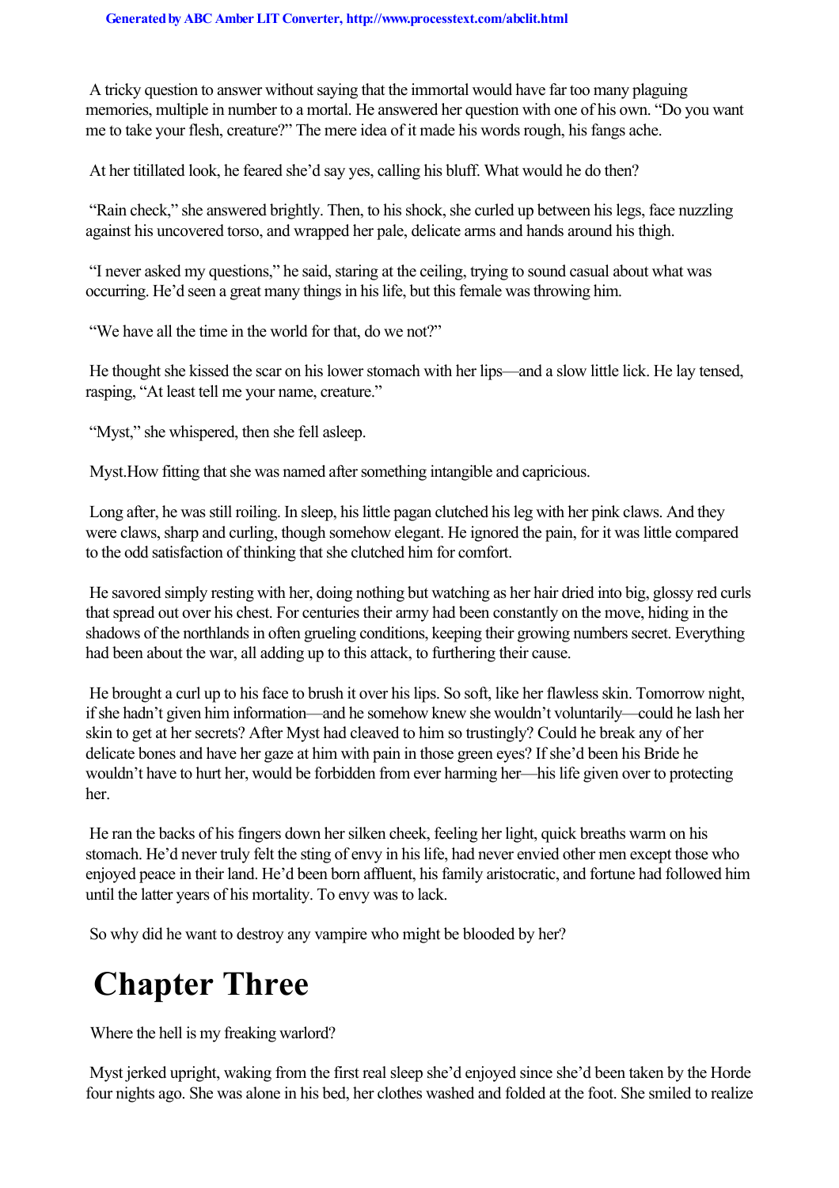A tricky question to answer without saying that the immortal would have far too many plaguing memories, multiple in number to a mortal. He answered her question with one of his own. “Do you want me to take your flesh, creature?” The mere idea of it made his words rough, his fangs ache.

At her titillated look, he feared she’d say yes, calling his bluff. What would he do then?

“Rain check,” she answered brightly. Then, to his shock, she curled up between his legs, face nuzzling against his uncovered torso, and wrapped her pale, delicate arms and hands around his thigh.

“I never asked my questions,” he said, staring at the ceiling, trying to sound casual about what was occurring. He’d seen a great many things in his life, but this female was throwing him.

“We have all the time in the world for that, do we not?”

He thought she kissed the scar on his lower stomach with her lips—and a slow little lick. He lay tensed, rasping, “At least tell me your name, creature.”

“Myst,” she whispered, then she fell asleep.

Myst.How fitting that she was named after something intangible and capricious.

Long after, he was still roiling. In sleep, his little pagan clutched his leg with her pink claws. And they were claws, sharp and curling, though somehow elegant. He ignored the pain, for it was little compared to the odd satisfaction of thinking that she clutched him for comfort.

He savored simply resting with her, doing nothing but watching as her hair dried into big, glossy red curls that spread out over his chest. For centuries their army had been constantly on the move, hiding in the shadows of the northlands in often grueling conditions, keeping their growing numbers secret. Everything had been about the war, all adding up to this attack, to furthering their cause.

He brought a curl up to his face to brush it over his lips. So soft, like her flawless skin. Tomorrow night, if she hadn’t given him information—and he somehow knew she wouldn’t voluntarily—could he lash her skin to get at her secrets? After Myst had cleaved to him so trustingly? Could he break any of her delicate bones and have her gaze at him with pain in those green eyes? If she’d been his Bride he wouldn’t have to hurt her, would be forbidden from ever harming her—his life given over to protecting her.

He ran the backs of his fingers down her silken cheek, feeling her light, quick breaths warm on his stomach. He’d never truly felt the sting of envy in his life, had never envied other men except those who enjoyed peace in their land. He’d been born affluent, his family aristocratic, and fortune had followed him until the latter years of his mortality. To envy was to lack.

So why did he want to destroy any vampire who might be blooded by her?

# Chapter Three

*Where the hell is my freaking warlord?*

Myst jerked upright, waking from the first real sleep she’d enjoyed since she’d been taken by the Horde four nights ago. She was alone in his bed, her clothes washed and folded at the foot. She smiled to realize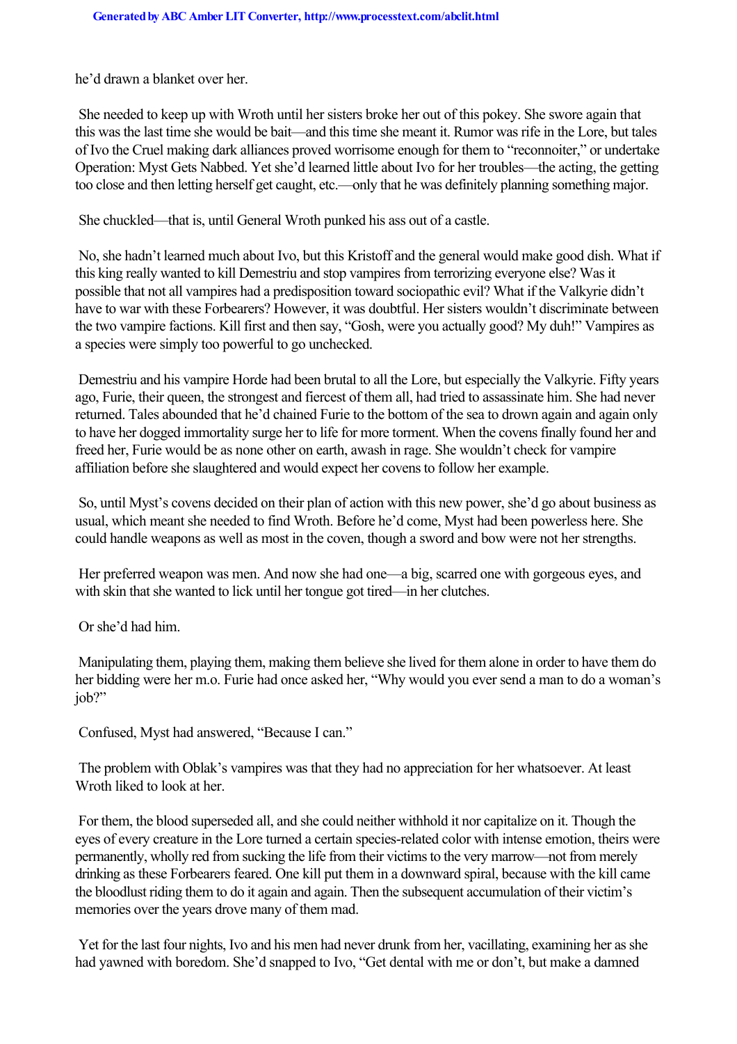he'd drawn a blanket over her.

She needed to keep up with Wroth until her sisters broke her out of this pokey. She swore again that this was the last time she would be bait—and this time she meant it. Rumor was rife in the Lore, but tales of Ivo the Cruel making dark alliances proved worrisome enough for them to "reconnoiter," or undertake Operation: Myst Gets Nabbed. Yet she'd learned little about Ivo for her troubles—the acting, the getting too close and then letting herself get caught, etc.—only that he was definitely planning something major.

She chuckled—that is, until General Wroth punked his ass out of a castle.

No, she hadn't learned much about Ivo, but this Kristoff and the general would make good dish. What if this king really wanted to kill Demestriu and stop vampires from terrorizing everyone else? Was it possible that not all vampires had a predisposition toward sociopathic evil? What if the Valkyrie didn't have to war with these Forbearers? However, it was doubtful. Her sisters wouldn't discriminate between the two vampire factions. Kill first and then say, "Gosh, were you actually good? My duh!" Vampires as a species were simply too powerful to go unchecked.

Demestriu and his vampire Horde had been brutal to all the Lore, but especially the Valkyrie. Fifty years ago, Furie, their queen, the strongest and fiercest of them all, had tried to assassinate him. She had never returned. Tales abounded that he'd chained Furie to the bottom of the sea to drown again and again only to have her dogged immortality surge her to life for more torment. When the covens finally found her and freed her, Furie would be as none other on earth, awash in rage. She wouldn't check for vampire affiliation before she slaughtered and would expect her covens to follow her example.

So, until Myst's covens decided on their plan of action with this new power, she'd go about business as usual, which meant she needed to find Wroth. Before he'd come, Myst had been powerless here. She could handle weapons as well as most in the coven, though a sword and bow were not her strengths.

Her preferred weapon was men. And now she had one—a big, scarred one with gorgeous eyes, and with skin that she wanted to lick until her tongue got tired—in her clutches.

Or she'd had him.

Manipulating them, playing them, making them believe she lived for them alone in order to have them do her bidding were her m.o. Furie had once asked her, "Why would you ever send a man to do a woman's job?"

Confused, Myst had answered, "Because I can."

The problem with Oblak's vampires was that they had no appreciation for her whatsoever. At least Wroth liked to look at her.

For them, the blood superseded all, and she could neither withhold it nor capitalize on it. Though the eyes of every creature in the Lore turned a certain species-related color with intense emotion, theirs were permanently, wholly red from sucking the life from their victims to the very marrow—not from merely drinking as these Forbearers feared. One kill put them in a downward spiral, because with the kill came the bloodlust riding them to do it again and again. Then the subsequent accumulation of their victim's memories over the years drove many of them mad.

Yet for the last four nights, Ivo and his men had never drunk from her, vacillating, examining her as she had yawned with boredom. She'd snapped to Ivo, "Get dental with me or don't, but make a damned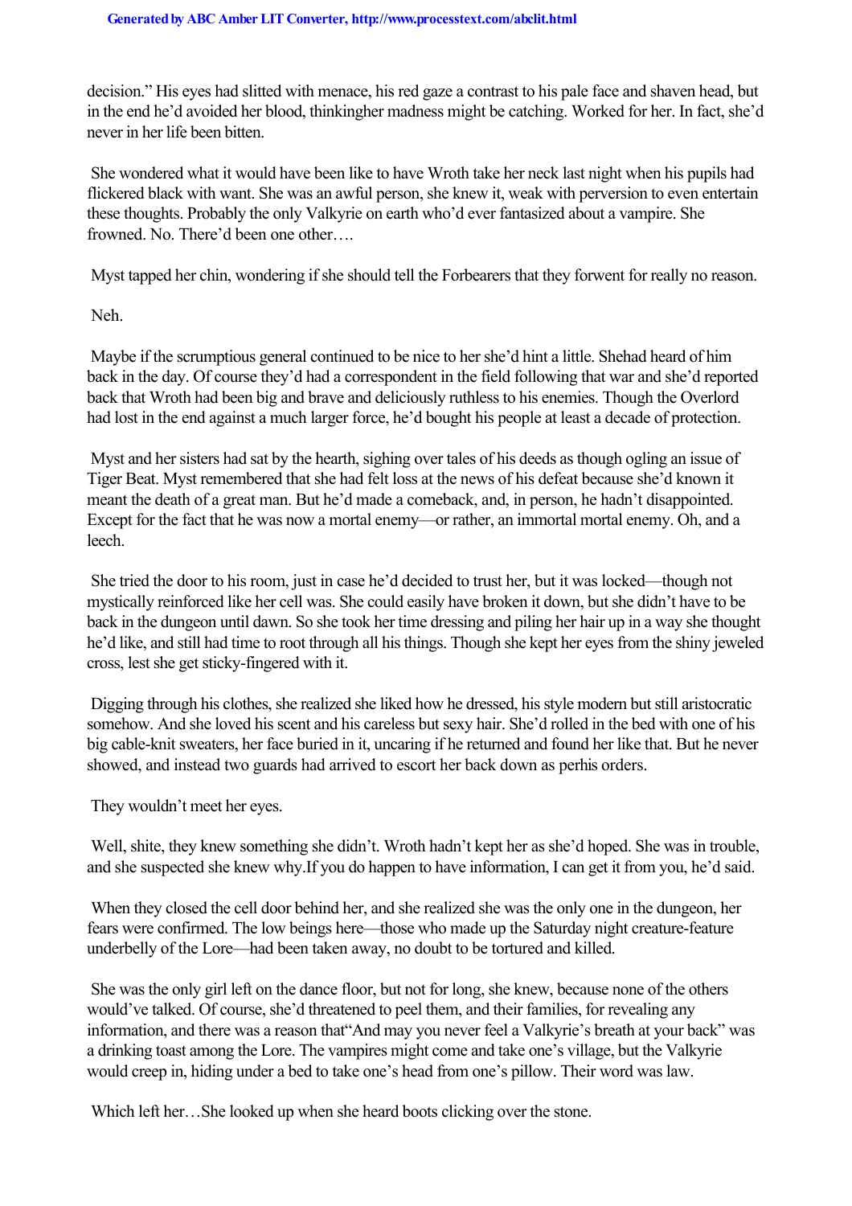decision." His eyes had slitted with menace, his red gaze a contrast to his pale face and shaven head, but in the end he'd avoided her blood, thinkingher madness might be catching. Worked for her. In fact, she'd never in her life been bitten.

She wondered what it would have been like to have Wroth take her neck last night when his pupils had flickered black with want. She was an awful person, she knew it, weak with perversion to even entertain these thoughts. Probably the only Valkyrie on earth who'd ever fantasized about a vampire. She frowned. No. There'd been one other….

Myst tapped her chin, wondering if she should tell the Forbearers that they forwent for really no reason.

Neh.

Maybe if the scrumptious general continued to be nice to her she'd hint a little. Shehad heard of him back in the day. Of course they'd had a correspondent in the field following that war and she'd reported back that Wroth had been big and brave and deliciously ruthless to his enemies. Though the Overlord had lost in the end against a much larger force, he'd bought his people at least a decade of protection.

Myst and her sisters had sat by the hearth, sighing over tales of his deeds as though ogling an issue of Tiger Beat. Myst remembered that she had felt loss at the news of his defeat because she'd known it meant the death of a great man. But he'd made a comeback, and, in person, he hadn't disappointed. Except for the fact that he was now a mortal enemy—or rather, an immortal mortal enemy. Oh, and a leech.

She tried the door to his room, just in case he'd decided to trust her, but it was locked—though not mystically reinforced like her cell was. She could easily have broken it down, but she didn't have to be back in the dungeon until dawn. So she took her time dressing and piling her hair up in a way she thought he'd like, and still had time to root through all his things. Though she kept her eyes from the shiny jeweled cross, lest she get sticky-fingered with it.

Digging through his clothes, she realized she liked how he dressed, his style modern but still aristocratic somehow. And she loved his scent and his careless but sexy hair. She'd rolled in the bed with one of his big cable-knit sweaters, her face buried in it, uncaring if he returned and found her like that. But he never showed, and instead two guards had arrived to escort her back down as perhis orders.

They wouldn't meet her eyes.

Well, shite, they knew something she didn't. Wroth hadn't kept her as she'd hoped. She was in trouble, and she suspected she knew why.*If you do happen to have information, I can get it from you,* he'd said.

When they closed the cell door behind her, and she realized she was the only one in the dungeon, her fears were confirmed. The low beings here—those who made up the Saturday night creature-feature underbelly of the Lore—had been taken away, no doubt to be tortured and killed.

She was the only girl left on the dance floor, but not for long, she knew, because none of the others would've talked. Of course, she'd threatened to peel them, and their families, for revealing any information, and there was a reason that"And may you never feel a Valkyrie's breath at your back" was a drinking toast among the Lore. The vampires might come and take one's village, but the Valkyrie would creep in, hiding under a bed to take one's head from one's pillow. Their word was law.

Which left her…She looked up when she heard boots clicking over the stone.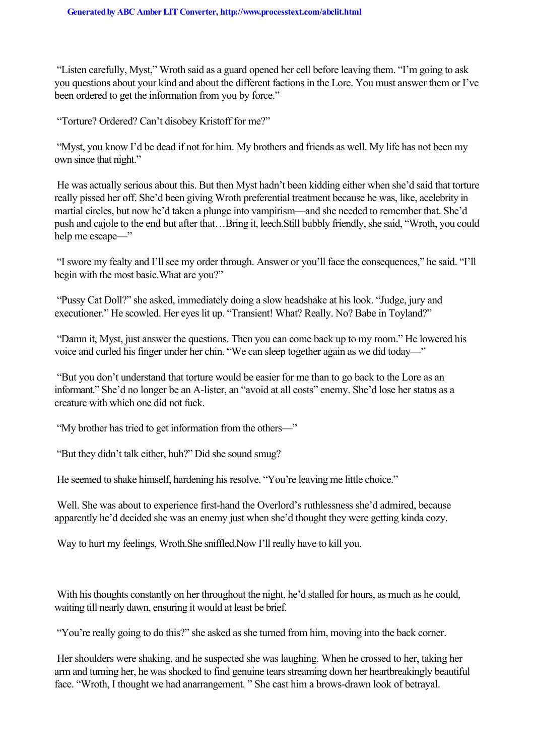"Listen carefully, Myst," Wroth said as a guard opened her cell before leaving them. "I'm going to ask you questions about your kind and about the different factions in the Lore. You must answer them or I've been ordered to get the information from you by force."

"Torture? Ordered? Can't disobey Kristoff for me?"

"Myst, you know I'd be dead if not for him. My brothers and friends as well. My life has not been my own since that night."

He was actually serious about this. But then Myst hadn't been kidding either when she'd said that torture really pissed her off. She'd been giving Wroth preferential treatment because he was, like, acelebrity in martial circles, but now he'd taken a plunge into vampirism—and she needed to remember that. She'd push and cajole to the end but after that…*Bring it, leech.*Still bubbly friendly, she said, "Wroth, you could help me escape—"

"I swore my fealty and I'll see my order through. Answer or you'll face the consequences," he said. "I'll begin with the most basic.*What are you?*"

"Pussy Cat Doll?" she asked, immediately doing a slow headshake at his look. "Judge, jury and executioner." He scowled. Her eyes lit up. "Transient! What? Really. No? Babe in Toyland?"

"Damn it, Myst, just answer the questions. Then you can come back up to my room." He lowered his voice and curled his finger under her chin. "We can sleep together again as we did today—"

"But you don't understand that torture would be easier for me than to go back to the Lore as an informant." She'd no longer be an A-lister, an "avoid at all costs" enemy. She'd lose her status as a creature with which one did not fuck.

"My brother has tried to get information from the others—"

"But they didn't talk either, huh?" Did she sound smug?

He seemed to shake himself, hardening his resolve. "You're leaving me little choice."

Well. She was about to experience first-hand the Overlord's ruthlessness she'd admired, because apparently he'd decided she was an enemy just when she'd thought they were getting kinda cozy.

*Way to hurt my feelings, Wroth.*She sniffled.*Now I'll really have to kill you.*

With his thoughts constantly on her throughout the night, he'd stalled for hours, as much as he could, waiting till nearly dawn, ensuring it would at least be brief.

"You're really going to do this?" she asked as she turned from him, moving into the back corner.

Her shoulders were shaking, and he suspected she was laughing. When he crossed to her, taking her arm and turning her, he was shocked to find genuine tears streaming down her heartbreakingly beautiful face. "Wroth, I thought we had an*arrangement.* " She cast him a brows-drawn look of betrayal.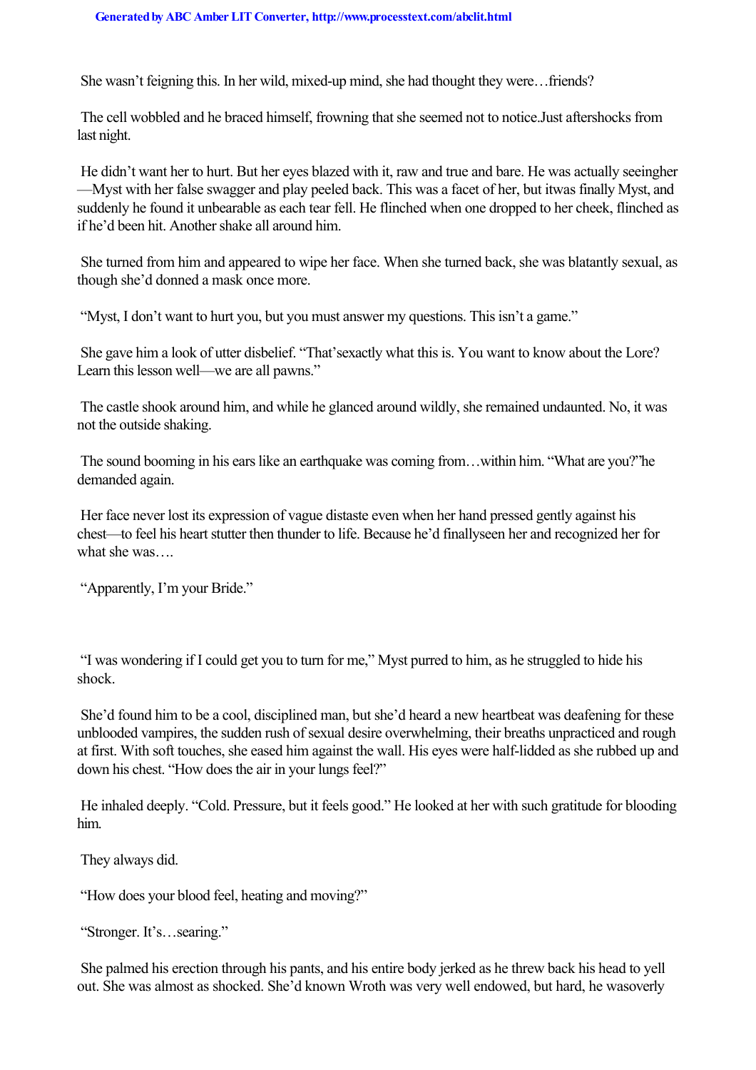She wasn't feigning this. In her wild, mixed-up mind, she had thought they were…friends?

The cell wobbled and he braced himself, frowning that she seemed not to notice.Just aftershocks from last night.

He didn't want her to hurt. But her eyes blazed with it, raw and true and bare. He was actually seeingher—Myst with her false swagger and play peeled back. This was a facet of her, but itwas finally Myst, and suddenly he found it unbearable as each tear fell. He flinched when one dropped to her cheek, flinched as if he'd been hit. Another shake all around him.

She turned from him and appeared to wipe her face. When she turned back, she was blatantly sexual, as though she'd donned a mask once more.

"Myst, I don't want to hurt you, but you must answer my questions. This isn't a game."

She gave him a look of utter disbelief. "That'sexactly what this is. You want to know about the Lore? Learn this lesson well—we are all pawns."

The castle shook around him, and while he glanced around wildly, she remained undaunted. No, it was not the outside shaking.

The sound booming in his ears like an earthquake was coming from…within him. "What are you?"he demanded again.

Her face never lost its expression of vague distaste even when her hand pressed gently against his chest—to feel his heart stutter then thunder to life. Because he'd finallyseen her and recognized her for what she was….

"Apparently, I'm your Bride."

"I was wondering if I could get you to turn for me," Myst purred to him, as he struggled to hide his shock.

She'd found him to be a cool, disciplined man, but she'd heard a new heartbeat was deafening for these unblooded vampires, the sudden rush of sexual desire overwhelming, their breaths unpracticed and rough at first. With soft touches, she eased him against the wall. His eyes were half-lidded as she rubbed up and down his chest. "How does the air in your lungs feel?"

He inhaled deeply. "Cold. Pressure, but it feels good." He looked at her with such gratitude for blooding him.

They always did.

"How does your blood feel, heating and moving?"

"Stronger. It's…searing."

She palmed his erection through his pants, and his entire body jerked as he threw back his head to yell out. She was almost as shocked. She'd known Wroth was very well endowed, but hard, he wasoverly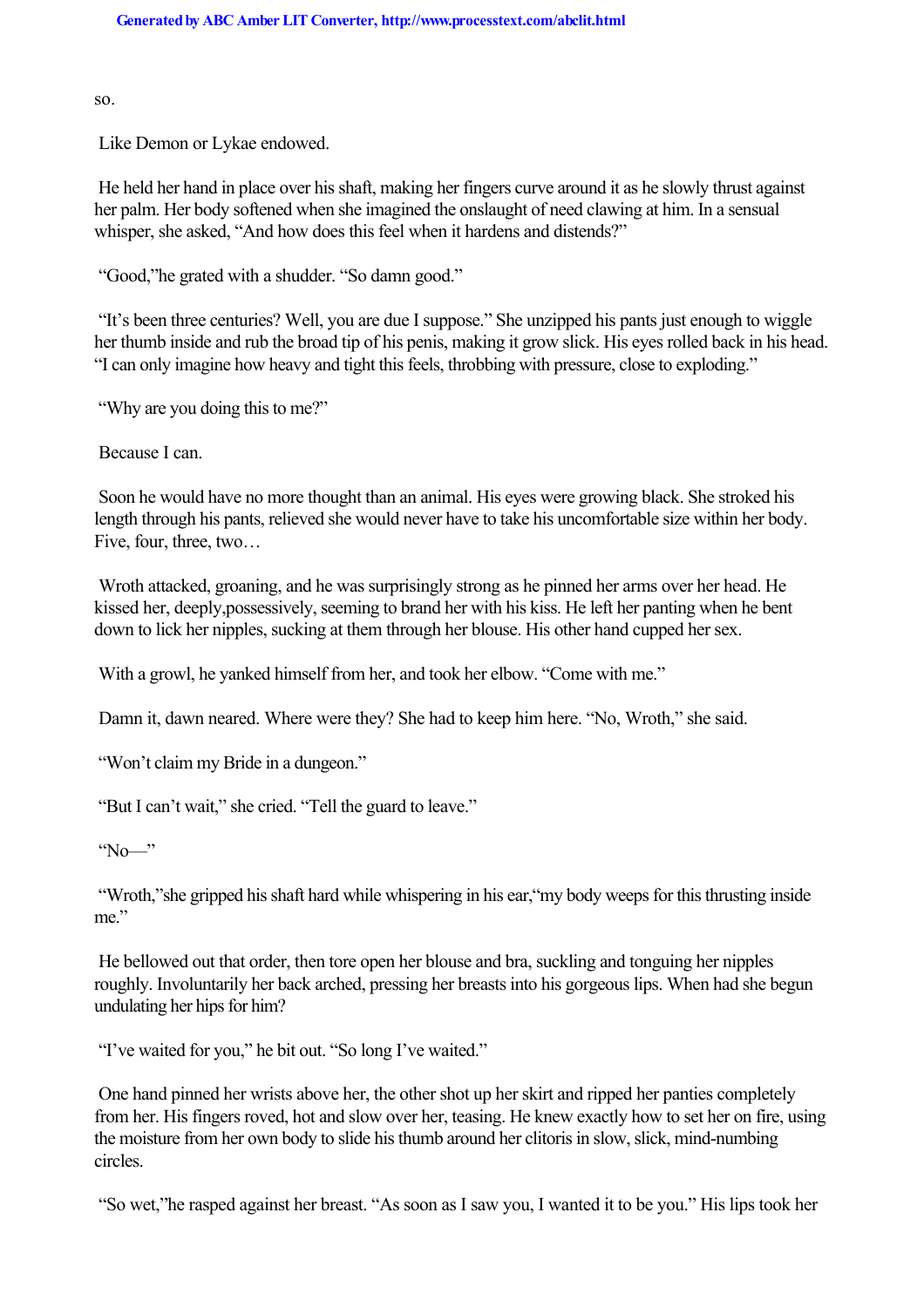so.

Like Demon or Lykae endowed.

He held her hand in place over his shaft, making her fingers curve around it as he slowly thrust against her palm. Her body softened when she imagined the onslaught of need clawing at him. In a sensual whisper, she asked, "And how does this feel when it hardens and distends?"

"Good," he grated with a shudder. "So damn good."

"It's been three centuries? Well, you are due I suppose." She unzipped his pants just enough to wiggle her thumb inside and rub the broad tip of his penis, making it grow slick. His eyes rolled back in his head. "I can only imagine how heavy and tight this feels, throbbing with pressure, close to exploding."

"Why are you doing this to me?"

Because I can.

Soon he would have no more thought than an animal. His eyes were growing black. She stroked his length through his pants, relieved she would never have to take his uncomfortable size within her body. Five, four, three, two…

Wroth attacked, groaning, and he was surprisingly strong as he pinned her arms over her head. He kissed her, deeply, possessively, seeming to brand her with his kiss. He left her panting when he bent down to lick her nipples, sucking at them through her blouse. His other hand cupped her sex.

With a growl, he yanked himself from her, and took her elbow. "Come with me."

Damn it, dawn neared. Where were they? She had to keep him here. "No, Wroth," she said.

"Won't claim my Bride in a dungeon."

"But I can't wait," she cried. "Tell the guard to leave."

"No—"

"Wroth," she gripped his shaft hard while whispering in his ear, "my body weeps for this thrusting inside me."

He bellowed out that order, then tore open her blouse and bra, suckling and tonguing her nipples roughly. Involuntarily her back arched, pressing her breasts into his gorgeous lips. When had she begun undulating her hips for him?

"I've waited for you," he bit out. "So long I've waited."

One hand pinned her wrists above her, the other shot up her skirt and ripped her panties completely from her. His fingers roved, hot and slow over her, teasing. He knew exactly how to set her on fire, using the moisture from her own body to slide his thumb around her clitoris in slow, slick, mind-numbing circles.

"So wet," he rasped against her breast. "As soon as I saw you, I wanted it to be you." His lips took her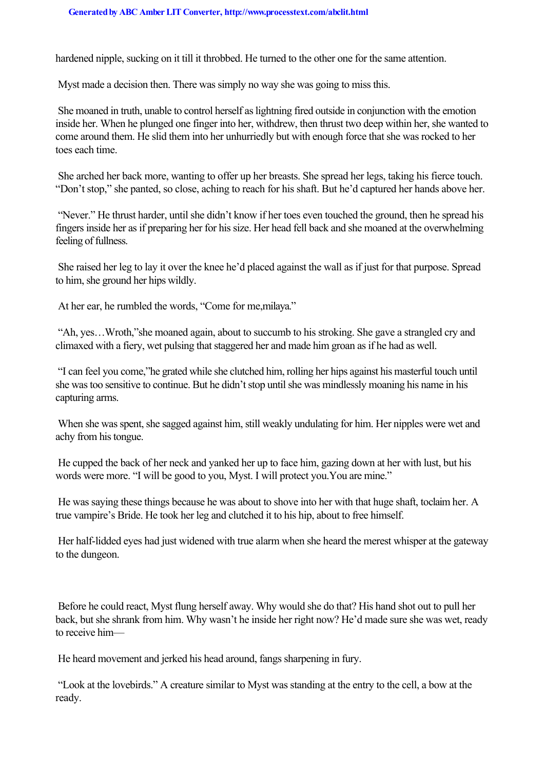hardened nipple, sucking on it till it throbbed. He turned to the other one for the same attention.

Myst made a decision then. There was simply no way she was going to miss this.

She moaned in truth, unable to control herself as lightning fired outside in conjunction with the emotion inside her. When he plunged one finger into her, withdrew, then thrust two deep within her, she wanted to come around them. He slid them into her unhurriedly but with enough force that she was rocked to her toes each time.

She arched her back more, wanting to offer up her breasts. She spread her legs, taking his fierce touch. "Don't stop," she panted, so close, aching to reach for his shaft. But he'd captured her hands above her.

"Never." He thrust harder, until she didn't know if her toes even touched the ground, then he spread his fingers inside her as if preparing her for his size. Her head fell back and she moaned at the overwhelming feeling of fullness.

She raised her leg to lay it over the knee he'd placed against the wall as if just for that purpose. Spread to him, she ground her hips wildly.

At her ear, he rumbled the words, "Come for me,*milaya*."

"Ah, yes…Wroth,"she moaned again, about to succumb to his stroking. She gave a strangled cry and climaxed with a fiery, wet pulsing that staggered her and made him groan as if he had as well.

"I can feel you come,"he grated while she clutched him, rolling her hips against his masterful touch until she was too sensitive to continue. But he didn't stop until she was mindlessly moaning his name in his capturing arms.

When she was spent, she sagged against him, still weakly undulating for him. Her nipples were wet and achy from his tongue.

He cupped the back of her neck and yanked her up to face him, gazing down at her with lust, but his words were more. "I will be good to you, Myst. I will protect you.*You are mine*."

He was saying these things because he was about to shove into her with that huge shaft, to*claim* her. A true vampire's Bride. He took her leg and clutched it to his hip, about to free himself.

Her half-lidded eyes had just widened with true alarm when she heard the merest whisper at the gateway to the dungeon.

Before he could react, Myst flung herself away. Why would she do that? His hand shot out to pull her back, but she shrank from him. Why wasn't he inside her right now? He'd made sure she was wet, ready to receive him—

He heard movement and jerked his head around, fangs sharpening in fury.

"Look at the lovebirds." A creature similar to Myst was standing at the entry to the cell, a bow at the ready.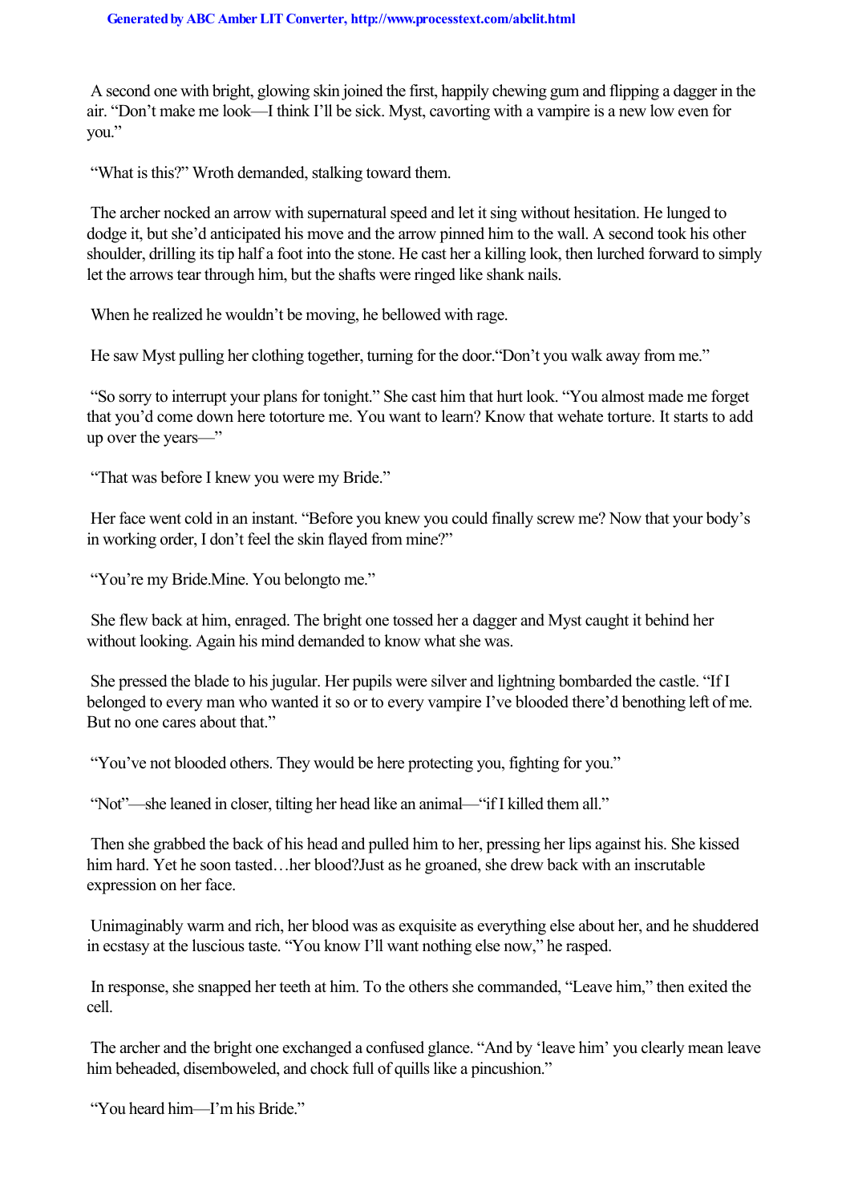A second one with bright, glowing skin joined the first, happily chewing gum and flipping a dagger in the air. "Don't make me look—I think I'll be sick. Myst, cavorting with a vampire is a new low even for you."

"What is this?" Wroth demanded, stalking toward them.

The archer nocked an arrow with supernatural speed and let it sing without hesitation. He lunged to dodge it, but she'd anticipated his move and the arrow pinned him to the wall. A second took his other shoulder, drilling its tip half a foot into the stone. He cast her a killing look, then lurched forward to simply let the arrows tear through him, but the shafts were ringed like shank nails.

When he realized he wouldn't be moving, he bellowed with rage.

He saw Myst pulling her clothing together, turning for the door."Don't you walk away from me."

"So sorry to interrupt your plans for tonight." She cast him that hurt look. "You almost made me forget that you'd come down here totorture me. You want to learn? Know that wehate torture. It starts to add up over the years—"

"That was before I knew you were my Bride."

Her face went cold in an instant. "Before you knew you could finally screw me? Now that your body's in working order, I don't feel the skin flayed from mine?"

"You're my Bride.Mine. You belongto me."

She flew back at him, enraged. The bright one tossed her a dagger and Myst caught it behind her without looking. Again his mind demanded to know what she was.

She pressed the blade to his jugular. Her pupils were silver and lightning bombarded the castle. "If I belonged to every man who wanted it so or to every vampire I've blooded there'd benothing left of me. But no one cares about that."

"You've not blooded others. They would be here protecting you, fighting for you."

"Not"—she leaned in closer, tilting her head like an animal—"if I killed them all."

Then she grabbed the back of his head and pulled him to her, pressing her lips against his. She kissed him hard. Yet he soon tasted…her blood?Just as he groaned, she drew back with an inscrutable expression on her face.

Unimaginably warm and rich, her blood was as exquisite as everything else about her, and he shuddered in ecstasy at the luscious taste. "You know I'll want nothing else now," he rasped.

In response, she snapped her teeth at him. To the others she commanded, "Leave him," then exited the cell.

The archer and the bright one exchanged a confused glance. "And by 'leave him' you clearly mean leave him beheaded, disemboweled, and chock full of quills like a pincushion."

"You heard him—I'm his Bride."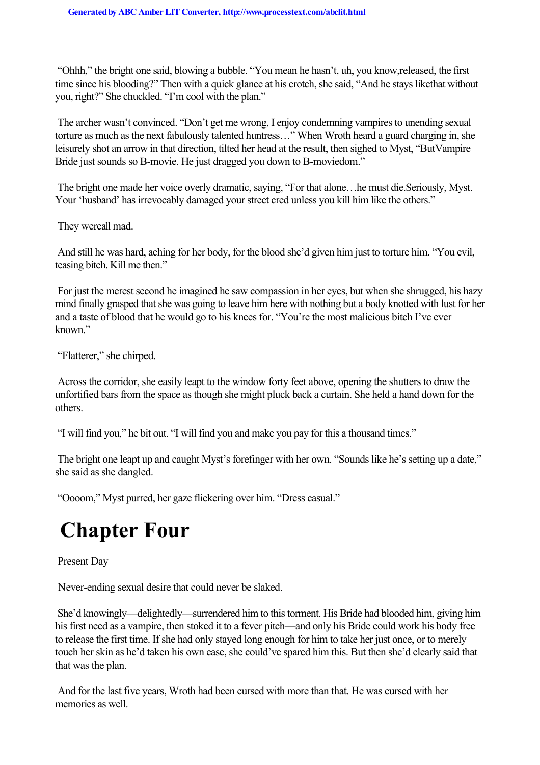"Ohhh," the bright one said, blowing a bubble. "You mean he hasn't, uh, you know,released, the first time since his blooding?" Then with a quick glance at his crotch, she said, "And he stays likethat without you, right?" She chuckled. "I'm cool with the plan."

The archer wasn't convinced. "Don't get me wrong, I enjoy condemning vampires to unending sexual torture as much as the next fabulously talented huntress…" When Wroth heard a guard charging in, she leisurely shot an arrow in that direction, tilted her head at the result, then sighed to Myst, "ButVampire Bride just sounds so B-movie. He just dragged you down to B-moviedom."

The bright one made her voice overly dramatic, saying, "For that alone…he must die.Seriously, Myst. Your 'husband' has irrevocably damaged your street cred unless you kill him like the others."

They wereall mad.

And still he was hard, aching for her body, for the blood she'd given him just to torture him. "You evil, teasing bitch. Kill me then."

For just the merest second he imagined he saw compassion in her eyes, but when she shrugged, his hazy mind finally grasped that she was going to leave him here with nothing but a body knotted with lust for her and a taste of blood that he would go to his knees for. "You're the most malicious bitch I've ever known."

"Flatterer," she chirped.

Across the corridor, she easily leapt to the window forty feet above, opening the shutters to draw the unfortified bars from the space as though she might pluck back a curtain. She held a hand down for the others.

"I will find you," he bit out. "I will find you and make you pay for this a thousand times."

The bright one leapt up and caught Myst's forefinger with her own. "Sounds like he's setting up a date," she said as she dangled.

"Oooom," Myst purred, her gaze flickering over him. "Dress casual."

# Chapter Four

Present Day

Never-ending sexual desire that could never be slaked.

She'd knowingly—delightedly—surrendered him to this torment. His Bride had blooded him, giving him his first need as a vampire, then stoked it to a fever pitch—and only his Bride could work his body free to release the first time. If she had only stayed long enough for him to take her just once, or to merely touch her skin as he'd taken his own ease, she could've spared him this. But then she'd clearly said that that was the plan.

And for the last five years, Wroth had been cursed with more than that. He was cursed with her memories as well.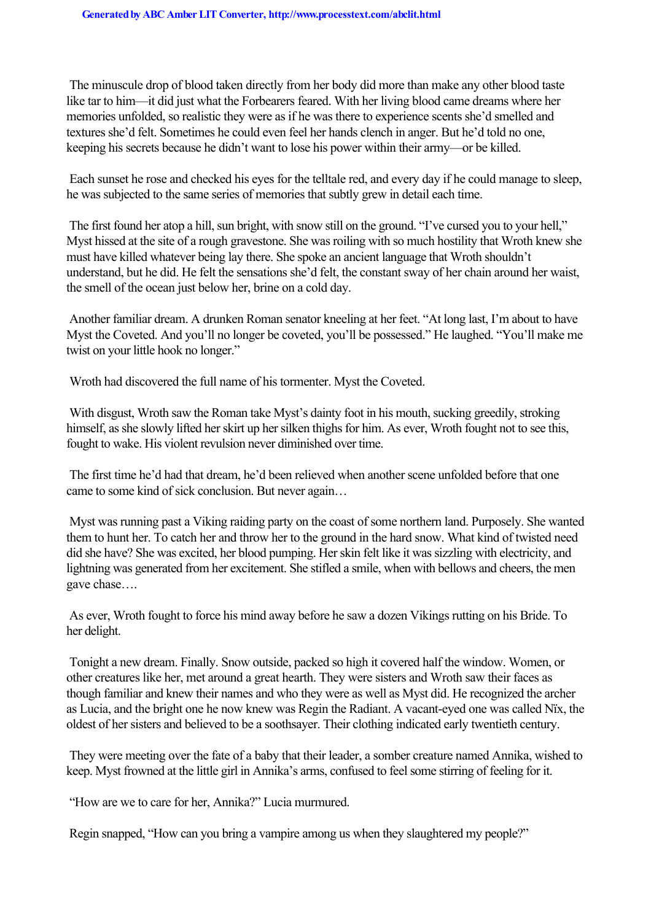The minuscule drop of blood taken directly from her body did more than make any other blood taste like tar to him—it did just what the Forbearers feared. With her living blood came dreams where her memories unfolded, so realistic they were as if he was there to experience scents she'd smelled and textures she'd felt. Sometimes he could even feel her hands clench in anger. But he'd told no one, keeping his secrets because he didn't want to lose his power within their army—or be killed.

Each sunset he rose and checked his eyes for the telltale red, and every day if he could manage to sleep, he was subjected to the same series of memories that subtly grew in detail each time.

The first found her atop a hill, sun bright, with snow still on the ground. "I've cursed you to your hell," Myst hissed at the site of a rough gravestone. She was roiling with so much hostility that Wroth knew she must have killed whatever being lay there. She spoke an ancient language that Wroth shouldn't understand, but he did. He felt the sensations she'd felt, the constant sway of her chain around her waist, the smell of the ocean just below her, brine on a cold day.

Another familiar dream. A drunken Roman senator kneeling at her feet. "At long last, I'm about to have Myst the Coveted. And you'll no longer be coveted, you'll be possessed." He laughed. "You'll make me twist on your little hook no longer."

Wroth had discovered the full name of his tormenter. Myst the Coveted.

With disgust, Wroth saw the Roman take Myst's dainty foot in his mouth, sucking greedily, stroking himself, as she slowly lifted her skirt up her silken thighs for him. As ever, Wroth fought not to see this, fought to wake. His violent revulsion never diminished over time.

The first time he'd had that dream, he'd been relieved when another scene unfolded before that one came to some kind of sick conclusion. But never again…

Myst was running past a Viking raiding party on the coast of some northern land. Purposely. She wanted them to hunt her. To catch her and throw her to the ground in the hard snow. What kind of twisted need did she have? She was excited, her blood pumping. Her skin felt like it was sizzling with electricity, and lightning was generated from her excitement. She stifled a smile, when with bellows and cheers, the men gave chase….

As ever, Wroth fought to force his mind away before he saw a dozen Vikings rutting on his Bride. To her delight.

Tonight a new dream. Finally. Snow outside, packed so high it covered half the window. Women, or other creatures like her, met around a great hearth. They were sisters and Wroth saw their faces as though familiar and knew their names and who they were as well as Myst did. He recognized the archer as Lucia, and the bright one he now knew was Regin the Radiant. A vacant-eyed one was called Nïx, the oldest of her sisters and believed to be a soothsayer. Their clothing indicated early twentieth century.

They were meeting over the fate of a baby that their leader, a somber creature named Annika, wished to keep. Myst frowned at the little girl in Annika's arms, confused to feel some stirring of feeling for it.

"How are we to care for her, Annika?" Lucia murmured.

Regin snapped, "How can you bring a vampire among us when they slaughtered my people?"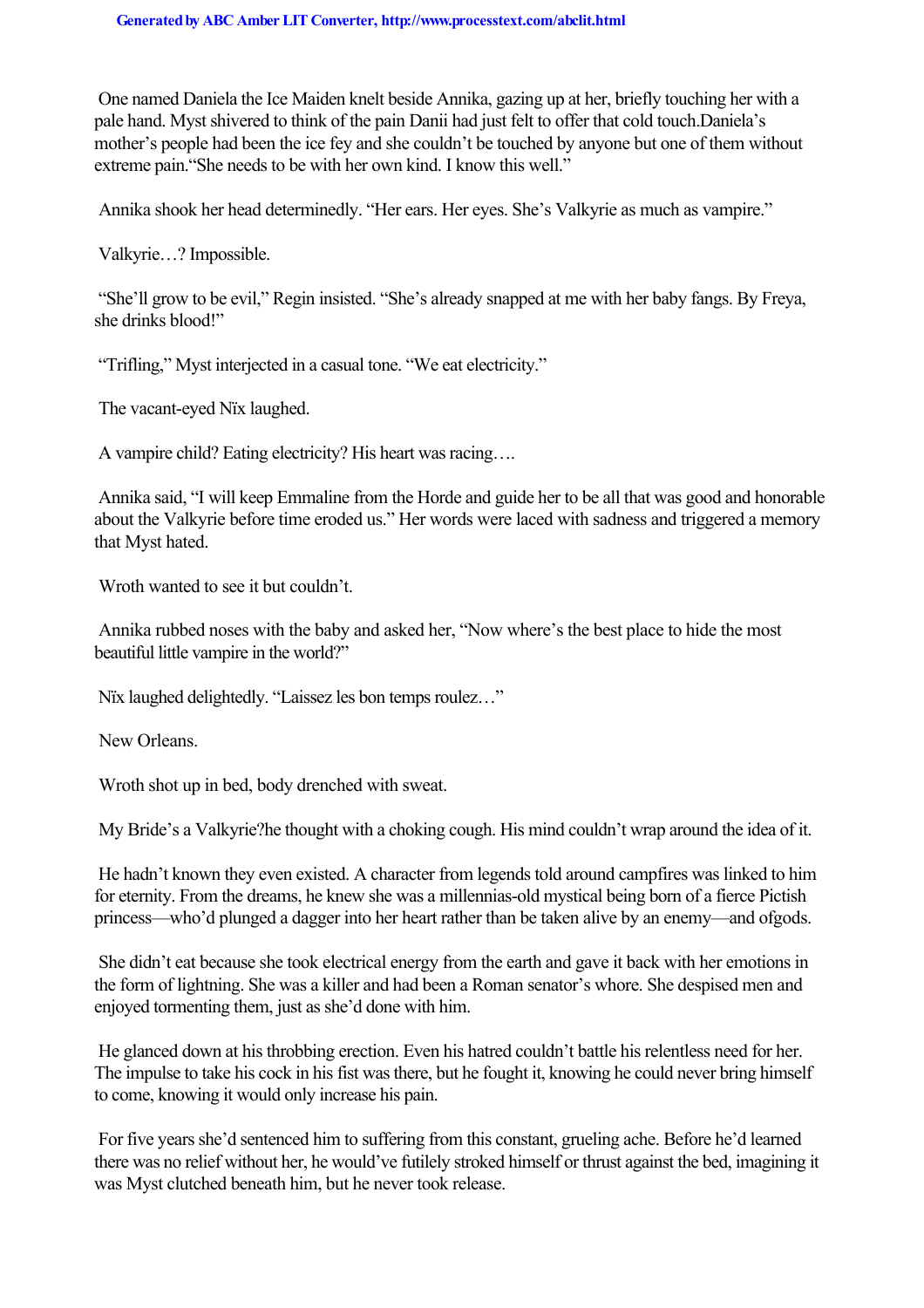One named Daniela the Ice Maiden knelt beside Annika, gazing up at her, briefly touching her with a pale hand. Myst shivered to think of the pain Danii had just felt to offer that cold touch.Daniela's mother's people had been the ice fey and she couldn't be touched by anyone but one of them without extreme pain."She needs to be with her own kind. I know this well."

Annika shook her head determinedly. "Her ears. Her eyes. She's Valkyrie as much as vampire."

Valkyrie…? Impossible.

"She'll grow to be evil," Regin insisted. "She's already snapped at me with her baby fangs. By Freya, she drinks blood!"

"Trifling," Myst interjected in a casual tone. "We eat electricity."

The vacant-eyed Nïx laughed.

A vampire child? Eating electricity? His heart was racing….

Annika said, "I will keep Emmaline from the Horde and guide her to be all that was good and honorable about the Valkyrie before time eroded us." Her words were laced with sadness and triggered a memory that Myst hated.

Wroth wanted to see it but couldn't.

Annika rubbed noses with the baby and asked her, "Now where's the best place to hide the most beautiful little vampire in the world?"

Nïx laughed delightedly. "Laissez les bon temps roulez…"

New Orleans.

Wroth shot up in bed, body drenched with sweat.

My Bride's a Valkyrie?he thought with a choking cough. His mind couldn't wrap around the idea of it.

He hadn't known they even existed. A character from legends told around campfires was linked to him for eternity. From the dreams, he knew she was a millennias-old mystical being born of a fierce Pictish princess—who'd plunged a dagger into her heart rather than be taken alive by an enemy—and ofgods.

She didn't eat because she took electrical energy from the earth and gave it back with her emotions in the form of lightning. She was a killer and had been a Roman senator's whore. She despised men and enjoyed tormenting them, just as she'd done with him.

He glanced down at his throbbing erection. Even his hatred couldn't battle his relentless need for her. The impulse to take his cock in his fist was there, but he fought it, knowing he could never bring himself to come, knowing it would only increase his pain.

For five years she'd sentenced him to suffering from this constant, grueling ache. Before he'd learned there was no relief without her, he would've futilely stroked himself or thrust against the bed, imagining it was Myst clutched beneath him, but he never took release.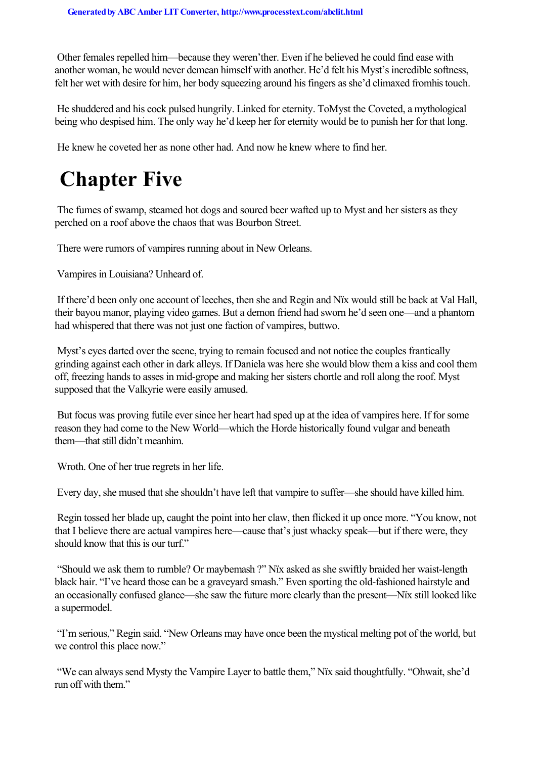Other females repelled him—because they weren't her. Even if he believed he could find ease with another woman, he would never demean himself with another. He'd felt his Myst's incredible softness, felt her wet with desire for him, her body squeezing around his fingers as she'd climaxed from *his* touch.

He shuddered and his cock pulsed hungrily. Linked for eternity. To Myst the Coveted, a mythological being who despised him. The only way he'd keep her for eternity would be to punish her for that long.

He knew he coveted her as none other had. And now he knew where to find her.

# Chapter Five

The fumes of swamp, steamed hot dogs and soured beer wafted up to Myst and her sisters as they perched on a roof above the chaos that was Bourbon Street.

There were rumors of vampires running about in New Orleans.

Vampires in Louisiana? Unheard of.

If there'd been only one account of leeches, then she and Regin and Nïx would still be back at Val Hall, their bayou manor, playing video games. But a demon friend had sworn he'd seen one—and a phantom had whispered that there was not just one faction of vampires, but *two*.

Myst's eyes darted over the scene, trying to remain focused and not notice the couples frantically grinding against each other in dark alleys. If Daniela was here she would blow them a kiss and cool them off, freezing hands to asses in mid-grope and making her sisters chortle and roll along the roof. Myst supposed that the Valkyrie were easily amused.

But focus was proving futile ever since her heart had sped up at the idea of vampires here. If for some reason they had come to the New World—which the Horde historically found vulgar and beneath them—that still didn't mean *him*.

Wroth. One of her true regrets in her life.

Every day, she mused that she shouldn't have left that vampire to suffer—she should have killed him.

Regin tossed her blade up, caught the point into her claw, then flicked it up once more. "You know, not that I believe there are actual vampires here—cause that's just whacky speak—but if there were, they should know that this is our turf."

"Should we ask them to rumble? Or maybe *mash*?" Nïx asked as she swiftly braided her waist-length black hair. "I've heard those can be a graveyard smash." Even sporting the old-fashioned hairstyle and an occasionally confused glance—she saw the future more clearly than the present—Nïx still looked like a supermodel.

"I'm serious," Regin said. "New Orleans may have once been the mystical melting pot of the world, but we control this place now."

"We can always send Mysty the Vampire Layer to battle them," Nïx said thoughtfully. "Oh *wait*, she'd run off with them."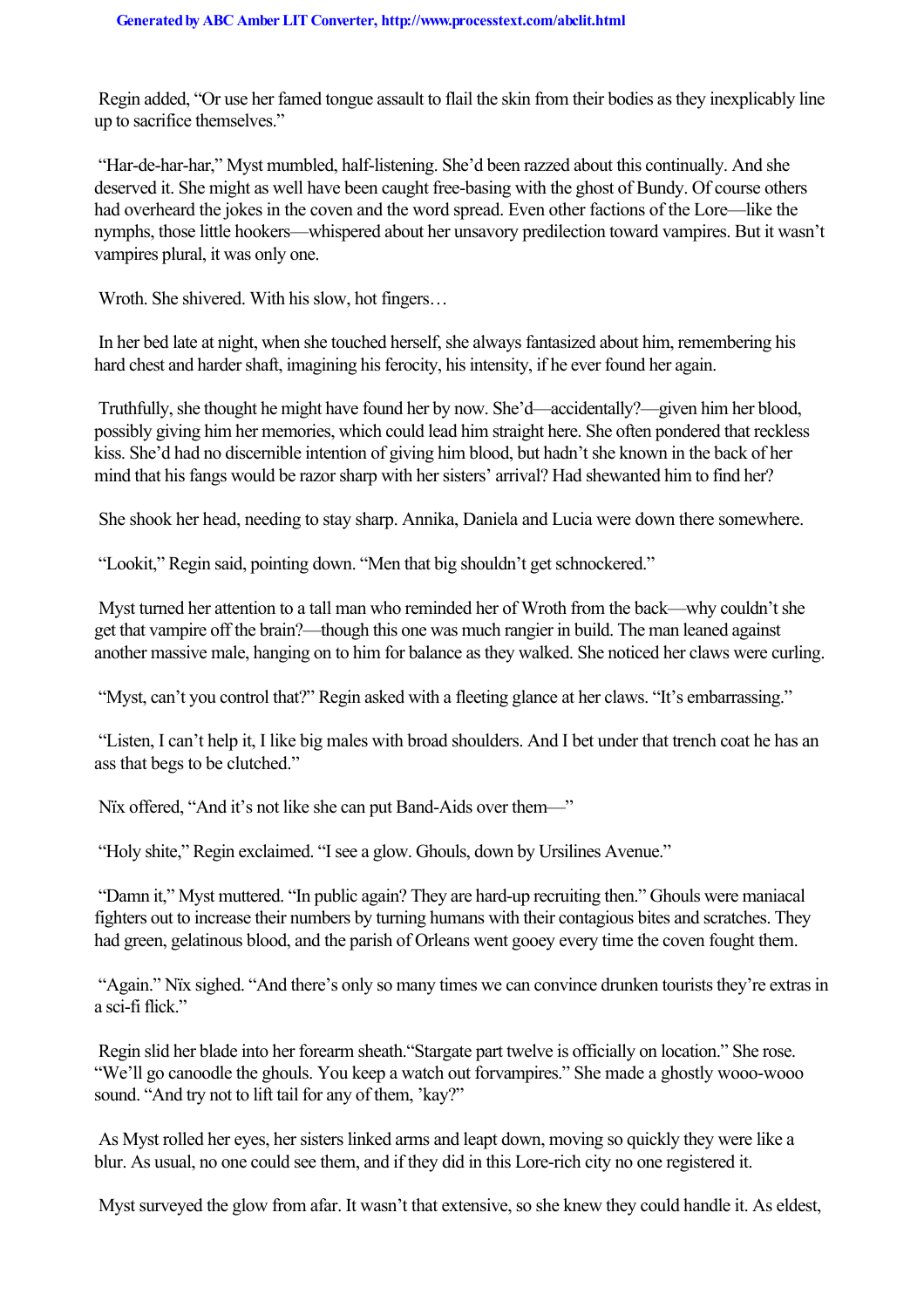Regin added, "Or use her famed tongue assault to flail the skin from their bodies as they inexplicably line up to sacrifice themselves."

"Har-de-har-har," Myst mumbled, half-listening. She'd been razzed about this continually. And she deserved it. She might as well have been caught free-basing with the ghost of Bundy. Of course others had overheard the jokes in the coven and the word spread. Even other factions of the Lore—like the nymphs, those little hookers—whispered about her unsavory predilection toward vampires. But it wasn't vampires plural, it was only one.

Wroth. She shivered. With his slow, hot fingers…

In her bed late at night, when she touched herself, she always fantasized about him, remembering his hard chest and harder shaft, imagining his ferocity, his intensity, if he ever found her again.

Truthfully, she thought he might have found her by now. She'd—accidentally?—given him her blood, possibly giving him her memories, which could lead him straight here. She often pondered that reckless kiss. She'd had no discernible intention of giving him blood, but hadn't she known in the back of her mind that his fangs would be razor sharp with her sisters' arrival? Had shewanted him to find her?

She shook her head, needing to stay sharp. Annika, Daniela and Lucia were down there somewhere.

"Lookit," Regin said, pointing down. "Men that big shouldn't get schnockered."

Myst turned her attention to a tall man who reminded her of Wroth from the back—why couldn't she get that vampire off the brain?—though this one was much rangier in build. The man leaned against another massive male, hanging on to him for balance as they walked. She noticed her claws were curling.

"Myst, can't you control that?" Regin asked with a fleeting glance at her claws. "It's embarrassing."

"Listen, I can't help it, I like big males with broad shoulders. And I bet under that trench coat he has an ass that begs to be clutched."

Nïx offered, "And it's not like she can put Band-Aids over them—"

"Holy shite," Regin exclaimed. "I see a glow. Ghouls, down by Ursilines Avenue."

"Damn it," Myst muttered. "In public again? They are hard-up recruiting then." Ghouls were maniacal fighters out to increase their numbers by turning humans with their contagious bites and scratches. They had green, gelatinous blood, and the parish of Orleans went gooey every time the coven fought them.

"Again." Nïx sighed. "And there's only so many times we can convince drunken tourists they're extras in a sci-fi flick."

Regin slid her blade into her forearm sheath."Stargate part twelve is officially on location." She rose. "We'll go canoodle the ghouls. You keep a watch out forvampires." She made a ghostly wooo-wooo sound. "And try not to lift tail for any of them, 'kay?"

As Myst rolled her eyes, her sisters linked arms and leapt down, moving so quickly they were like a blur. As usual, no one could see them, and if they did in this Lore-rich city no one registered it.

Myst surveyed the glow from afar. It wasn't that extensive, so she knew they could handle it. As eldest,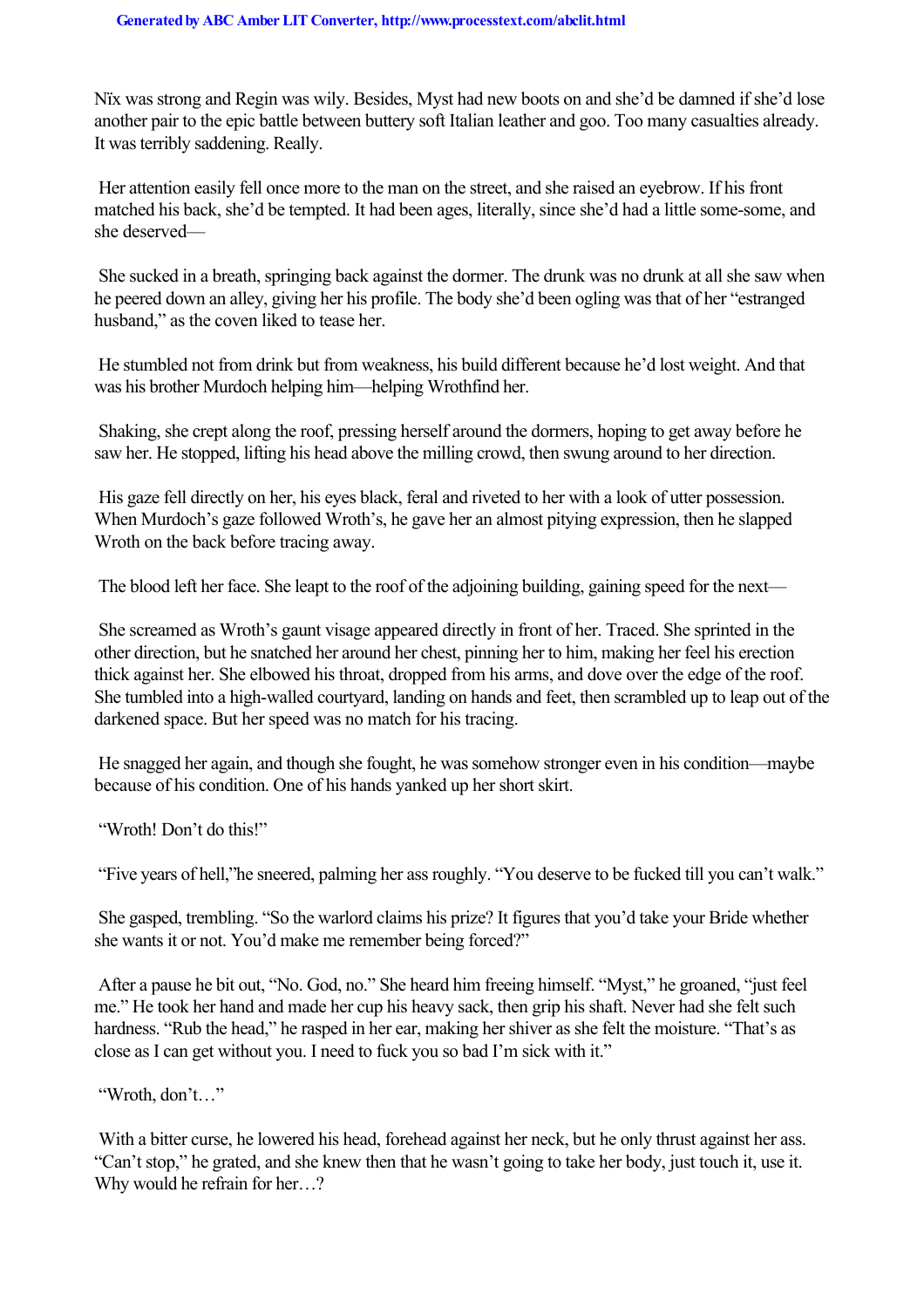Nïx was strong and Regin was wily. Besides, Myst had new boots on and she'd be damned if she'd lose another pair to the epic battle between buttery soft Italian leather and goo. Too many casualties already. It was terribly saddening. Really.

Her attention easily fell once more to the man on the street, and she raised an eyebrow. If his front matched his back, she'd be tempted. It had been ages, literally, since she'd had a little some-some, and she deserved—

She sucked in a breath, springing back against the dormer. The drunk was no drunk at all she saw when he peered down an alley, giving her his profile. The body she'd been ogling was that of her "estranged husband," as the coven liked to tease her.

He stumbled not from drink but from weakness, his build different because he'd lost weight. And that was his brother Murdoch helping him—helping Wrothfind her.

Shaking, she crept along the roof, pressing herself around the dormers, hoping to get away before he saw her. He stopped, lifting his head above the milling crowd, then swung around to her direction.

His gaze fell directly on her, his eyes black, feral and riveted to her with a look of utter possession. When Murdoch's gaze followed Wroth's, he gave her an almost pitying expression, then he slapped Wroth on the back before tracing away.

The blood left her face. She leapt to the roof of the adjoining building, gaining speed for the next—

She screamed as Wroth's gaunt visage appeared directly in front of her. Traced. She sprinted in the other direction, but he snatched her around her chest, pinning her to him, making her feel his erection thick against her. She elbowed his throat, dropped from his arms, and dove over the edge of the roof. She tumbled into a high-walled courtyard, landing on hands and feet, then scrambled up to leap out of the darkened space. But her speed was no match for his tracing.

He snagged her again, and though she fought, he was somehow stronger even in his condition—maybe because of his condition. One of his hands yanked up her short skirt.

"Wroth! Don't do this!"

"Five years of hell,"he sneered, palming her ass roughly. "You deserve to be fucked till you can't walk."

She gasped, trembling. "So the warlord claims his prize? It figures that you'd take your Bride whether she wants it or not. You'd make me remember being forced?"

After a pause he bit out, "No. God, no." She heard him freeing himself. "Myst," he groaned, "just feel me." He took her hand and made her cup his heavy sack, then grip his shaft. Never had she felt such hardness. "Rub the head," he rasped in her ear, making her shiver as she felt the moisture. "That's as close as I can get without you. I need to fuck you so bad I'm sick with it."

"Wroth, don't…"

With a bitter curse, he lowered his head, forehead against her neck, but he only thrust against her ass. "Can't stop," he grated, and she knew then that he wasn't going to take her body, just touch it, use it. Why would he refrain for her…?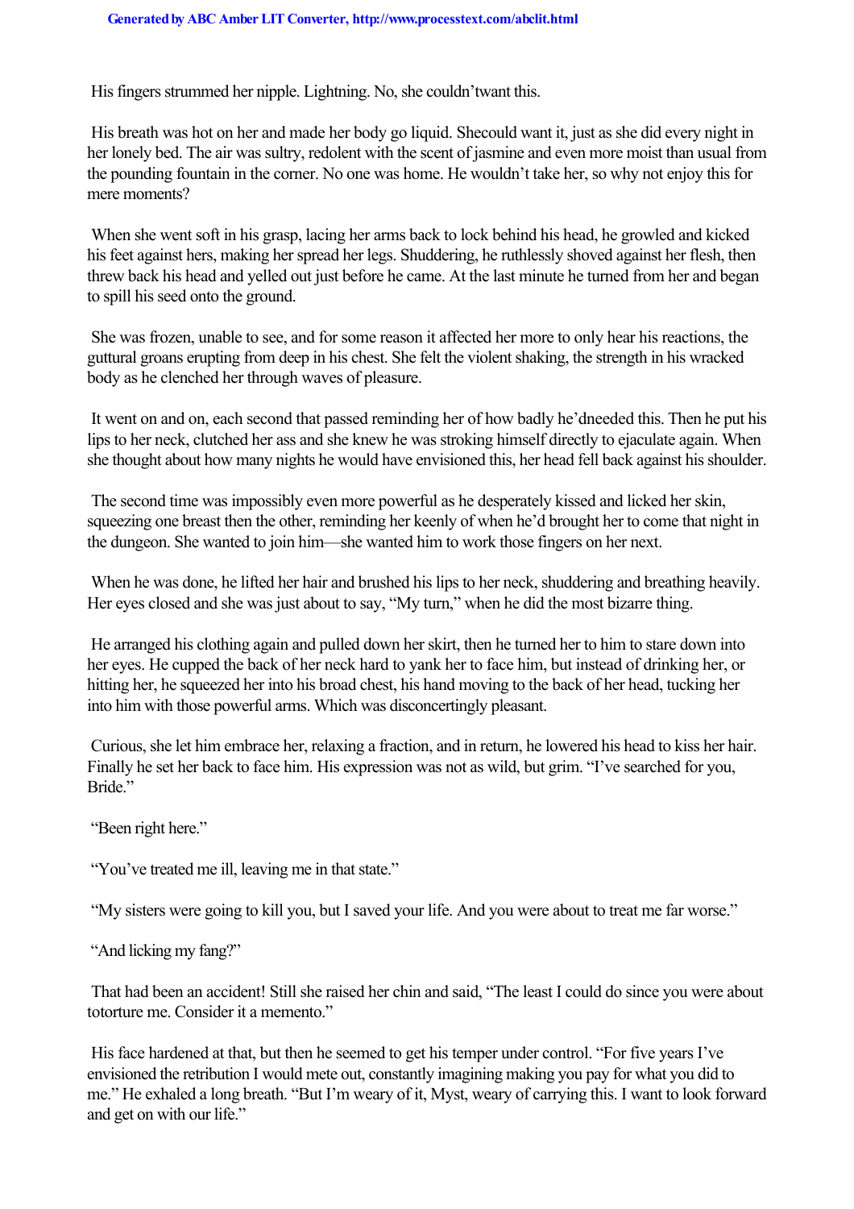His fingers strummed her nipple. Lightning. No, she couldn'twant this.

His breath was hot on her and made her body go liquid. Shecould want it, just as she did every night in her lonely bed. The air was sultry, redolent with the scent of jasmine and even more moist than usual from the pounding fountain in the corner. No one was home. He wouldn't take her, so why not enjoy this for mere moments?

When she went soft in his grasp, lacing her arms back to lock behind his head, he growled and kicked his feet against hers, making her spread her legs. Shuddering, he ruthlessly shoved against her flesh, then threw back his head and yelled out just before he came. At the last minute he turned from her and began to spill his seed onto the ground.

She was frozen, unable to see, and for some reason it affected her more to only hear his reactions, the guttural groans erupting from deep in his chest. She felt the violent shaking, the strength in his wracked body as he clenched her through waves of pleasure.

It went on and on, each second that passed reminding her of how badly he'dneeded this. Then he put his lips to her neck, clutched her ass and she knew he was stroking himself directly to ejaculate again. When she thought about how many nights he would have envisioned this, her head fell back against his shoulder.

The second time was impossibly even more powerful as he desperately kissed and licked her skin, squeezing one breast then the other, reminding her keenly of when he'd brought her to come that night in the dungeon. She wanted to join him—she wanted him to work those fingers on her next.

When he was done, he lifted her hair and brushed his lips to her neck, shuddering and breathing heavily. Her eyes closed and she was just about to say, "My turn," when he did the most bizarre thing.

He arranged his clothing again and pulled down her skirt, then he turned her to him to stare down into her eyes. He cupped the back of her neck hard to yank her to face him, but instead of drinking her, or hitting her, he squeezed her into his broad chest, his hand moving to the back of her head, tucking her into him with those powerful arms. Which was disconcertingly pleasant.

Curious, she let him embrace her, relaxing a fraction, and in return, he lowered his head to kiss her hair. Finally he set her back to face him. His expression was not as wild, but grim. "I've searched for you, Bride."

"Been right here."

"You've treated me ill, leaving me in that state."

"My sisters were going to kill you, but I saved your life. And you were about to treat me far worse."

"And licking my fang?"

That had been an accident! Still she raised her chin and said, "The least I could do since you were about totorture me. Consider it a memento."

His face hardened at that, but then he seemed to get his temper under control. "For five years I've envisioned the retribution I would mete out, constantly imagining making you pay for what you did to me." He exhaled a long breath. "But I'm weary of it, Myst, weary of carrying this. I want to look forward and get on with our life."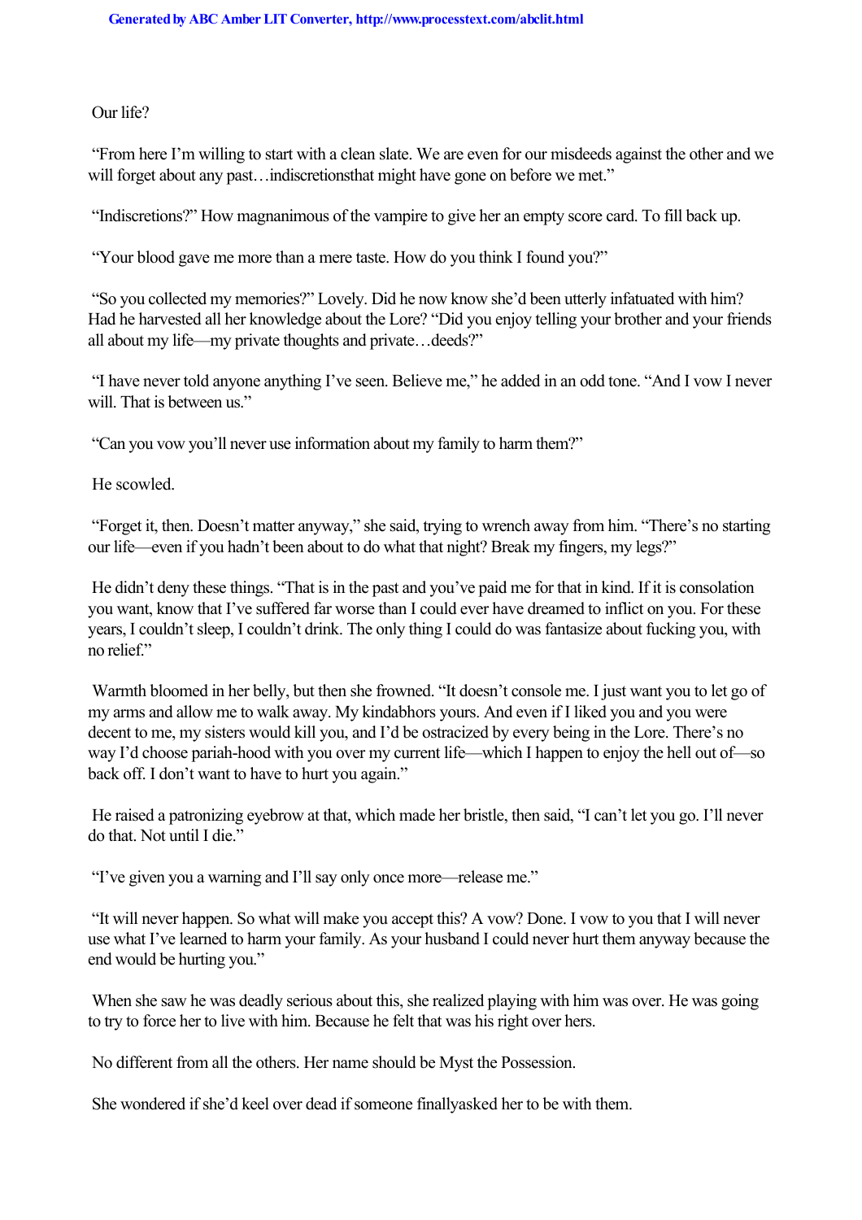Our life?

"From here I'm willing to start with a clean slate. We are even for our misdeeds against the other and we will forget about any past…indiscretionsthat might have gone on before we met."

"Indiscretions?" How magnanimous of the vampire to give her an empty score card. To fill back up.

"Your blood gave me more than a mere taste. How do you think I found you?"

"So you collected my memories?" Lovely. Did he now know she'd been utterly infatuated with him? Had he harvested all her knowledge about the Lore? "Did you enjoy telling your brother and your friends all about my life—my private thoughts and private…deeds?"

"I have never told anyone anything I've seen. Believe me," he added in an odd tone. "And I vow I never will. That is between us."

"Can you vow you'll never use information about my family to harm them?"

He scowled.

"Forget it, then. Doesn't matter anyway," she said, trying to wrench away from him. "There's no starting our life—even if you hadn't been about to do what that night? Break my fingers, my legs?"

He didn't deny these things. "That is in the past and you've paid me for that in kind. If it is consolation you want, know that I've suffered far worse than I could ever have dreamed to inflict on you. For these years, I couldn't sleep, I couldn't drink. The only thing I could do was fantasize about fucking you, with no relief."

Warmth bloomed in her belly, but then she frowned. "It doesn't console me. I just want you to let go of my arms and allow me to walk away. My kindabhors yours. And even if I liked you and you were decent to me, my sisters would kill you, and I'd be ostracized by every being in the Lore. There's no way I'd choose pariah-hood with you over my current life—which I happen to enjoy the hell out of—so back off. I don't want to have to hurt you again."

He raised a patronizing eyebrow at that, which made her bristle, then said, "I can't let you go. I'll never do that. Not until I die."

"I've given you a warning and I'll say only once more—release me."

"It will never happen. So what will make you accept this? A vow? Done. I vow to you that I will never use what I've learned to harm your family. As your husband I could never hurt them anyway because the end would be hurting you."

When she saw he was deadly serious about this, she realized playing with him was over. He was going to try to force her to live with him. Because he felt that was his right over hers.

No different from all the others. Her name should be Myst the Possession.

She wondered if she'd keel over dead if someone finallyasked her to be with them.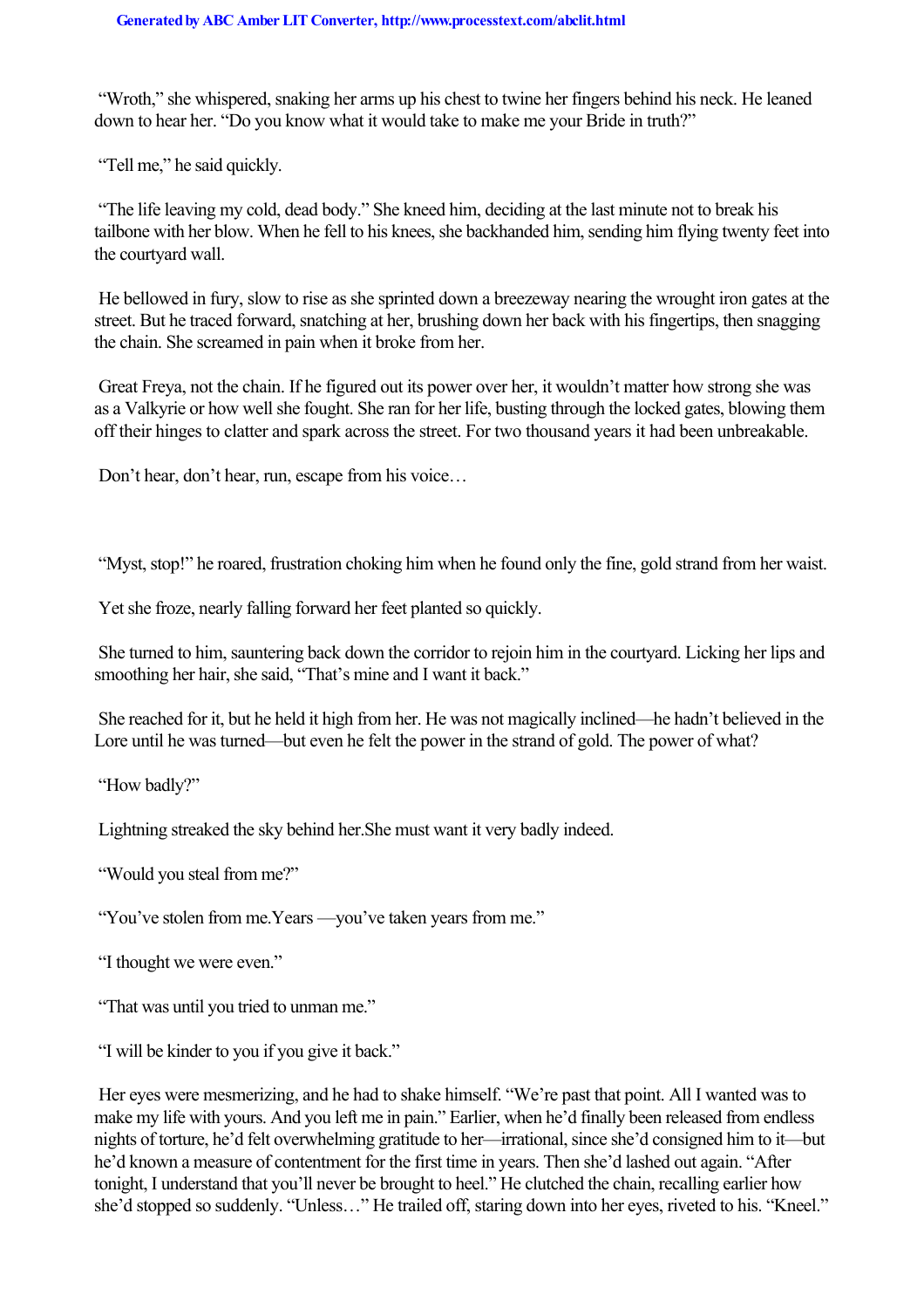"Wroth," she whispered, snaking her arms up his chest to twine her fingers behind his neck. He leaned down to hear her. "Do you know what it would take to make me your Bride in truth?"

"Tell me," he said quickly.

"The life leaving my cold, dead body." She kneed him, deciding at the last minute not to break his tailbone with her blow. When he fell to his knees, she backhanded him, sending him flying twenty feet into the courtyard wall.

He bellowed in fury, slow to rise as she sprinted down a breezeway nearing the wrought iron gates at the street. But he traced forward, snatching at her, brushing down her back with his fingertips, then snagging the chain. She screamed in pain when it broke from her.

Great Freya, not the chain. If he figured out its power over her, it wouldn't matter how strong she was as a Valkyrie or how well she fought. She ran for her life, busting through the locked gates, blowing them off their hinges to clatter and spark across the street. For two thousand years it had been unbreakable.

Don't hear, don't hear, run, escape from his voice…

"Myst, stop!" he roared, frustration choking him when he found only the fine, gold strand from her waist.

Yet she froze, nearly falling forward her feet planted so quickly.

She turned to him, sauntering back down the corridor to rejoin him in the courtyard. Licking her lips and smoothing her hair, she said, "That's mine and I want it back."

She reached for it, but he held it high from her. He was not magically inclined—he hadn't believed in the Lore until he was turned—but even he felt the power in the strand of gold. The power of what?

"How badly?"

Lightning streaked the sky behind her.She must want it very badly indeed.

"Would you steal from me?"

"You've stolen from me.Years —you've taken years from me."

"I thought we were even."

"That was until you tried to unman me."

"I will be kinder to you if you give it back."

Her eyes were mesmerizing, and he had to shake himself. "We're past that point. All I wanted was to make my life with yours. And you left me in pain." Earlier, when he'd finally been released from endless nights of torture, he'd felt overwhelming gratitude to her—irrational, since she'd consigned him to it—but he'd known a measure of contentment for the first time in years. Then she'd lashed out again. "After tonight, I understand that you'll never be brought to heel." He clutched the chain, recalling earlier how she'd stopped so suddenly. "Unless…" He trailed off, staring down into her eyes, riveted to his. "Kneel."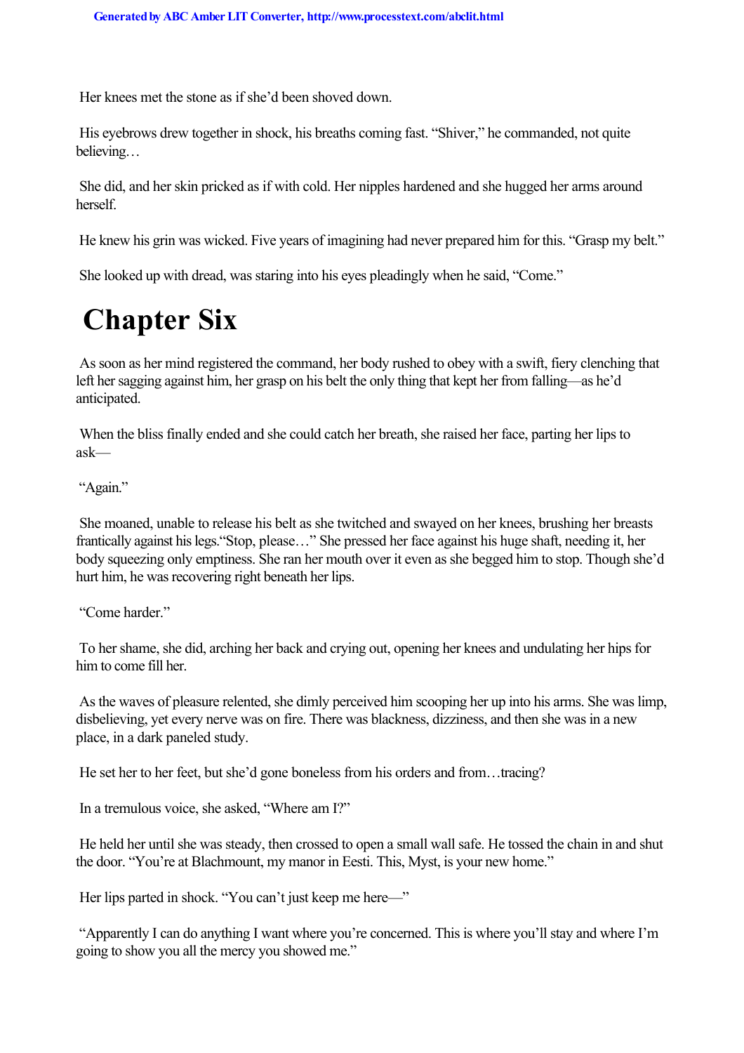Her knees met the stone as if she'd been shoved down.

His eyebrows drew together in shock, his breaths coming fast. "Shiver," he commanded, not quite believing…

She did, and her skin pricked as if with cold. Her nipples hardened and she hugged her arms around herself.

He knew his grin was wicked. Five years of imagining had never prepared him for this. "Grasp my belt."

She looked up with dread, was staring into his eyes pleadingly when he said, "Come."

# Chapter Six

As soon as her mind registered the command, her body rushed to obey with a swift, fiery clenching that left her sagging against him, her grasp on his belt the only thing that kept her from falling—as he'd anticipated.

When the bliss finally ended and she could catch her breath, she raised her face, parting her lips to ask—

"Again."

She moaned, unable to release his belt as she twitched and swayed on her knees, brushing her breasts frantically against his legs."Stop, please…" She pressed her face against his huge shaft, needing it, her body squeezing only emptiness. She ran her mouth over it even as she begged him to stop. Though she'd hurt him, he was recovering right beneath her lips.

"Come harder."

To her shame, she did, arching her back and crying out, opening her knees and undulating her hips for him to come fill her.

As the waves of pleasure relented, she dimly perceived him scooping her up into his arms. She was limp, disbelieving, yet every nerve was on fire. There was blackness, dizziness, and then she was in a new place, in a dark paneled study.

He set her to her feet, but she'd gone boneless from his orders and from…tracing?

In a tremulous voice, she asked, "Where am I?"

He held her until she was steady, then crossed to open a small wall safe. He tossed the chain in and shut the door. "You're at Blachmount, my manor in Eesti. This, Myst, is your new home."

Her lips parted in shock. "You can't just keep me here—"

"Apparently I can do anything I want where you're concerned. This is where you'll stay and where I'm going to show you all the mercy you showed me."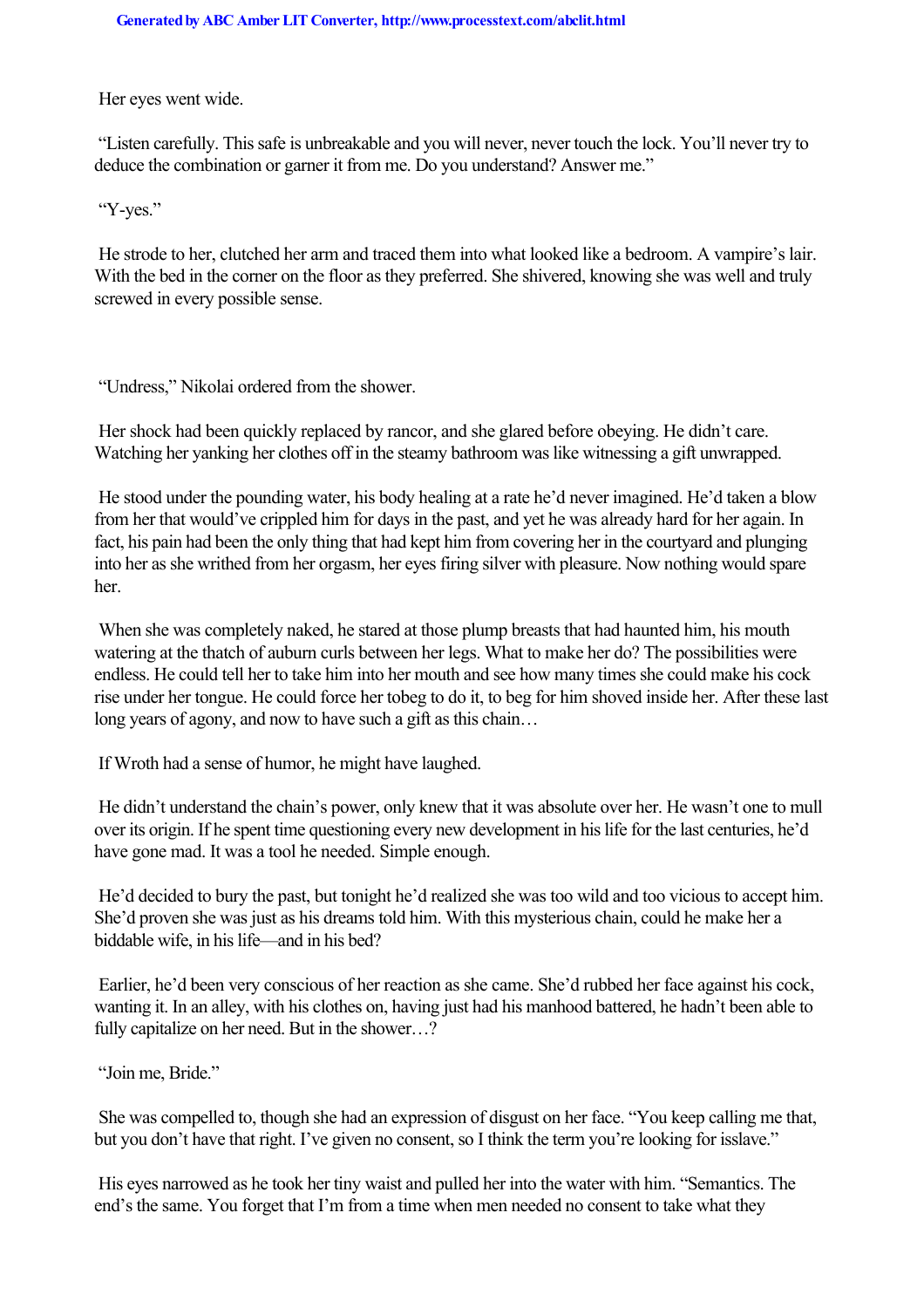Her eyes went wide.

"Listen carefully. This safe is unbreakable and you will never, never touch the lock. You'll never try to deduce the combination or garner it from me. Do you understand? Answer me."

"Y-yes."

He strode to her, clutched her arm and traced them into what looked like a bedroom. A vampire's lair. With the bed in the corner on the floor as they preferred. She shivered, knowing she was well and truly screwed in every possible sense.

"Undress," Nikolai ordered from the shower.

Her shock had been quickly replaced by rancor, and she glared before obeying. He didn't care. Watching her yanking her clothes off in the steamy bathroom was like witnessing a gift unwrapped.

He stood under the pounding water, his body healing at a rate he'd never imagined. He'd taken a blow from her that would've crippled him for days in the past, and yet he was already hard for her again. In fact, his pain had been the only thing that had kept him from covering her in the courtyard and plunging into her as she writhed from her orgasm, her eyes firing silver with pleasure. Now nothing would spare her.

When she was completely naked, he stared at those plump breasts that had haunted him, his mouth watering at the thatch of auburn curls between her legs. What to make her do? The possibilities were endless. He could tell her to take him into her mouth and see how many times she could make his cock rise under her tongue. He could force her tobeg to do it, to beg for him shoved inside her. After these last long years of agony, and now to have such a gift as this chain…

If Wroth had a sense of humor, he might have laughed.

He didn't understand the chain's power, only knew that it was absolute over her. He wasn't one to mull over its origin. If he spent time questioning every new development in his life for the last centuries, he'd have gone mad. It was a tool he needed. Simple enough.

He'd decided to bury the past, but tonight he'd realized she was too wild and too vicious to accept him. She'd proven she was just as his dreams told him. With this mysterious chain, could he make her a biddable wife, in his life—and in his bed?

Earlier, he'd been very conscious of her reaction as she came. She'd rubbed her face against his cock, wanting it. In an alley, with his clothes on, having just had his manhood battered, he hadn't been able to fully capitalize on her need. But in the shower…?

"Join me, Bride."

She was compelled to, though she had an expression of disgust on her face. "You keep calling me that, but you don't have that right. I've given no consent, so I think the term you're looking for isslave."

His eyes narrowed as he took her tiny waist and pulled her into the water with him. "Semantics. The end's the same. You forget that I'm from a time when men needed no consent to take what they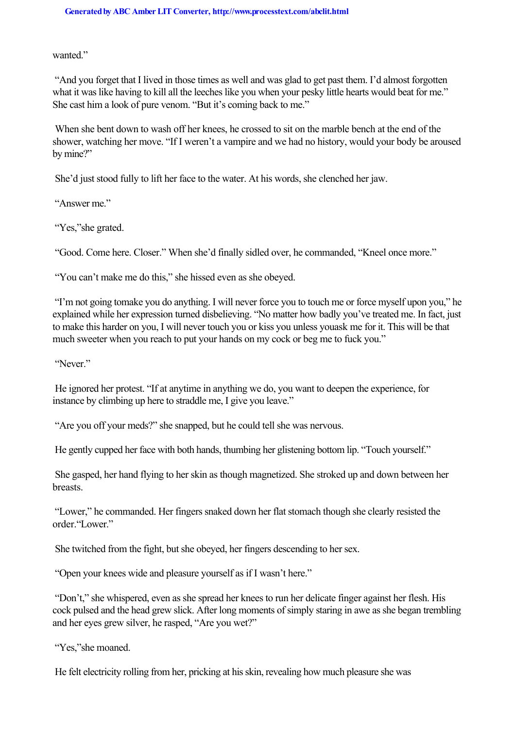wanted."

"And you forget that I lived in those times as well and was glad to get past them. I'd almost forgotten what it was like having to kill all the leeches like you when your pesky little hearts would beat for me." She cast him a look of pure venom. "But it's coming back to me."

When she bent down to wash off her knees, he crossed to sit on the marble bench at the end of the shower, watching her move. "If I weren't a vampire and we had no history, would your body be aroused by mine?"

She'd just stood fully to lift her face to the water. At his words, she clenched her jaw.

"Answer me."

"Yes,"she grated.

"Good. Come here. Closer." When she'd finally sidled over, he commanded, "Kneel once more."

"You can't make me do this," she hissed even as she obeyed.

"I'm not going tomake you do anything. I will never force you to touch me or force myself upon you," he explained while her expression turned disbelieving. "No matter how badly you've treated me. In fact, just to make this harder on you, I will never touch you or kiss you unless youask me for it. This will be that much sweeter when you reach to put your hands on my cock or beg me to fuck you."

"Never."

He ignored her protest. "If at anytime in anything we do, you want to deepen the experience, for instance by climbing up here to straddle me, I give you leave."

"Are you off your meds?" she snapped, but he could tell she was nervous.

He gently cupped her face with both hands, thumbing her glistening bottom lip. "Touch yourself."

She gasped, her hand flying to her skin as though magnetized. She stroked up and down between her breasts.

"Lower," he commanded. Her fingers snaked down her flat stomach though she clearly resisted the order."Lower."

She twitched from the fight, but she obeyed, her fingers descending to her sex.

"Open your knees wide and pleasure yourself as if I wasn't here."

"Don't," she whispered, even as she spread her knees to run her delicate finger against her flesh. His cock pulsed and the head grew slick. After long moments of simply staring in awe as she began trembling and her eyes grew silver, he rasped, "Are you wet?"

"Yes,"she moaned.

He felt electricity rolling from her, pricking at his skin, revealing how much pleasure she was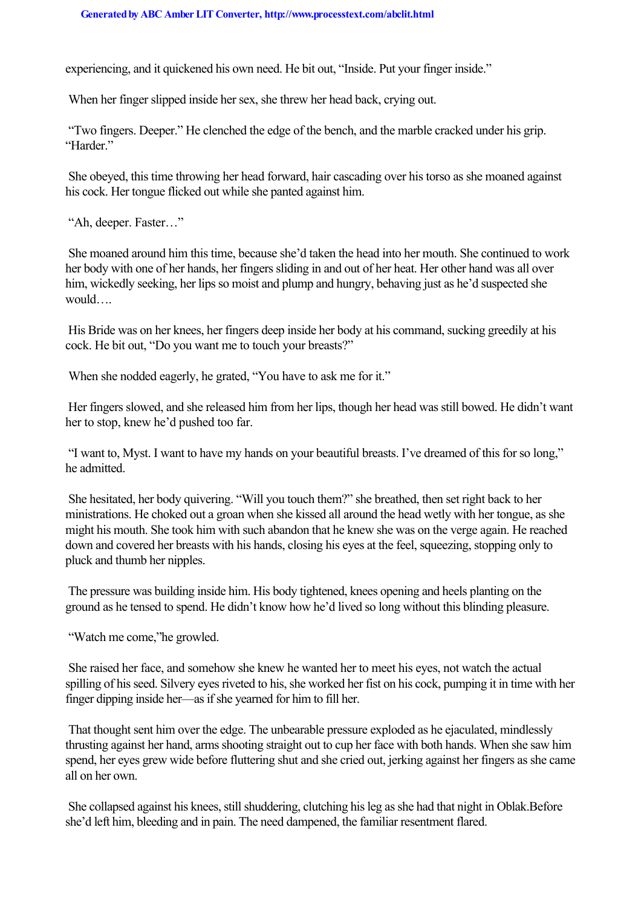experiencing, and it quickened his own need. He bit out, "Inside. Put your finger inside."

When her finger slipped inside her sex, she threw her head back, crying out.

"Two fingers. Deeper." He clenched the edge of the bench, and the marble cracked under his grip. "Harder."

She obeyed, this time throwing her head forward, hair cascading over his torso as she moaned against his cock. Her tongue flicked out while she panted against him.

"Ah, deeper. Faster…"

She moaned around him this time, because she'd taken the head into her mouth. She continued to work her body with one of her hands, her fingers sliding in and out of her heat. Her other hand was all over him, wickedly seeking, her lips so moist and plump and hungry, behaving just as he'd suspected she would….

His Bride was on her knees, her fingers deep inside her body at his command, sucking greedily at his cock. He bit out, "Do you want me to touch your breasts?"

When she nodded eagerly, he grated, "You have to ask me for it."

Her fingers slowed, and she released him from her lips, though her head was still bowed. He didn't want her to stop, knew he'd pushed too far.

"I want to, Myst. I want to have my hands on your beautiful breasts. I've dreamed of this for so long," he admitted.

She hesitated, her body quivering. "Will you touch them?" she breathed, then set right back to her ministrations. He choked out a groan when she kissed all around the head wetly with her tongue, as she might his mouth. She took him with such abandon that he knew she was on the verge again. He reached down and covered her breasts with his hands, closing his eyes at the feel, squeezing, stopping only to pluck and thumb her nipples.

The pressure was building inside him. His body tightened, knees opening and heels planting on the ground as he tensed to spend. He didn't know how he'd lived so long without this blinding pleasure.

"Watch me come,"he growled.

She raised her face, and somehow she knew he wanted her to meet his eyes, not watch the actual spilling of his seed. Silvery eyes riveted to his, she worked her fist on his cock, pumping it in time with her finger dipping inside her—as if she yearned for him to fill her.

That thought sent him over the edge. The unbearable pressure exploded as he ejaculated, mindlessly thrusting against her hand, arms shooting straight out to cup her face with both hands. When she saw him spend, her eyes grew wide before fluttering shut and she cried out, jerking against her fingers as she came all on her own.

She collapsed against his knees, still shuddering, clutching his leg as she had that night in Oblak.Before she'd left him, bleeding and in pain. The need dampened, the familiar resentment flared.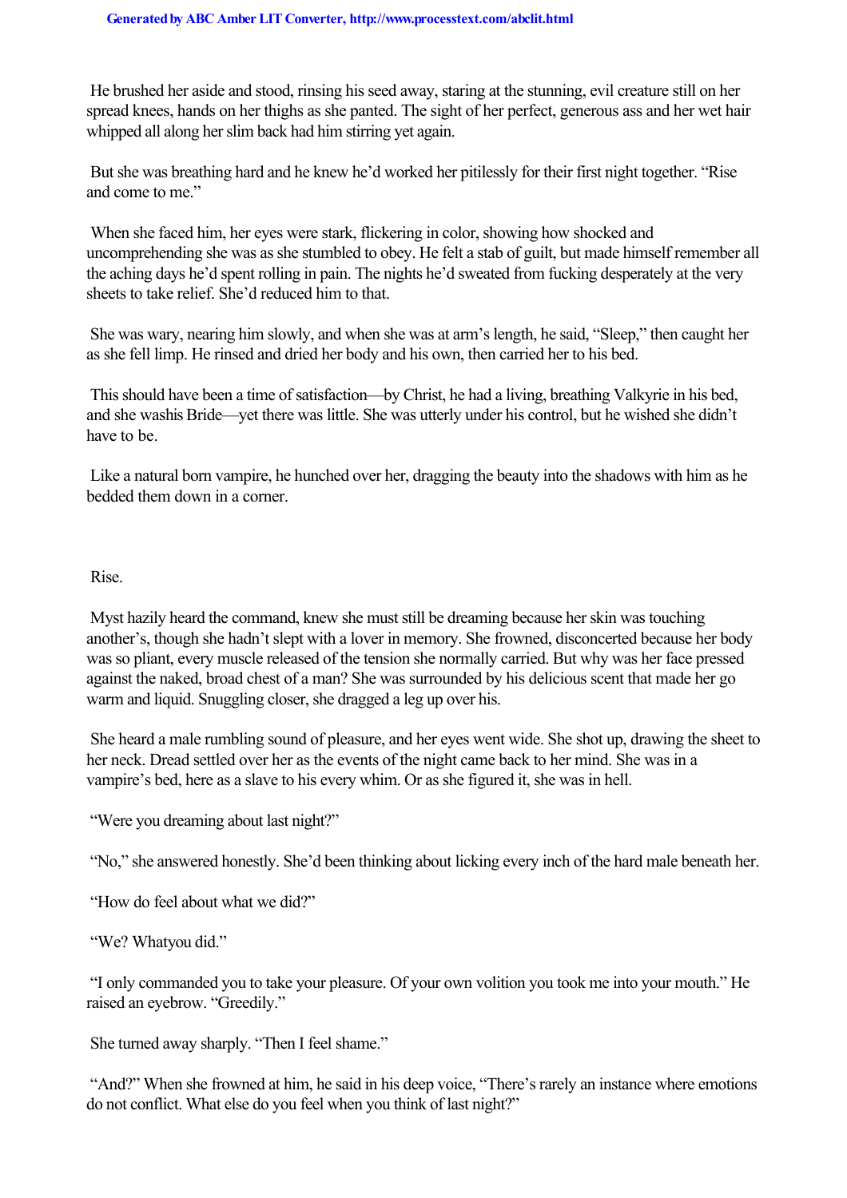He brushed her aside and stood, rinsing his seed away, staring at the stunning, evil creature still on her spread knees, hands on her thighs as she panted. The sight of her perfect, generous ass and her wet hair whipped all along her slim back had him stirring yet again.

But she was breathing hard and he knew he'd worked her pitilessly for their first night together. "Rise and come to me."

When she faced him, her eyes were stark, flickering in color, showing how shocked and uncomprehending she was as she stumbled to obey. He felt a stab of guilt, but made himself remember all the aching days he'd spent rolling in pain. The nights he'd sweated from fucking desperately at the very sheets to take relief. She'd reduced him to that.

She was wary, nearing him slowly, and when she was at arm's length, he said, "Sleep," then caught her as she fell limp. He rinsed and dried her body and his own, then carried her to his bed.

This should have been a time of satisfaction—by Christ, he had a living, breathing Valkyrie in his bed, and she was *his* Bride—yet there was little. She was utterly under his control, but he wished she didn't have to be.

Like a natural born vampire, he hunched over her, dragging the beauty into the shadows with him as he bedded them down in a corner.

*Rise.*

Myst hazily heard the command, knew she must still be dreaming because her skin was touching another's, though she hadn't slept with a lover in memory. She frowned, disconcerted because her body was so pliant, every muscle released of the tension she normally carried. But why was her face pressed against the naked, broad chest of a man? She was surrounded by his delicious scent that made her go warm and liquid. Snuggling closer, she dragged a leg up over his.

She heard a male rumbling sound of pleasure, and her eyes went wide. She shot up, drawing the sheet to her neck. Dread settled over her as the events of the night came back to her mind. She was in a vampire's bed, here as a slave to his every whim. Or as she figured it, she was in hell.

"Were you dreaming about last night?"

"No," she answered honestly. She'd been thinking about licking every inch of the hard male beneath her.

"How do feel about what we did?"

"We? What *you* did."

"I only commanded you to take your pleasure. Of your own volition you took me into your mouth." He raised an eyebrow. "Greedily."

She turned away sharply. "Then I feel shame."

"And?" When she frowned at him, he said in his deep voice, "There's rarely an instance where emotions do not conflict. What else do you feel when you think of last night?"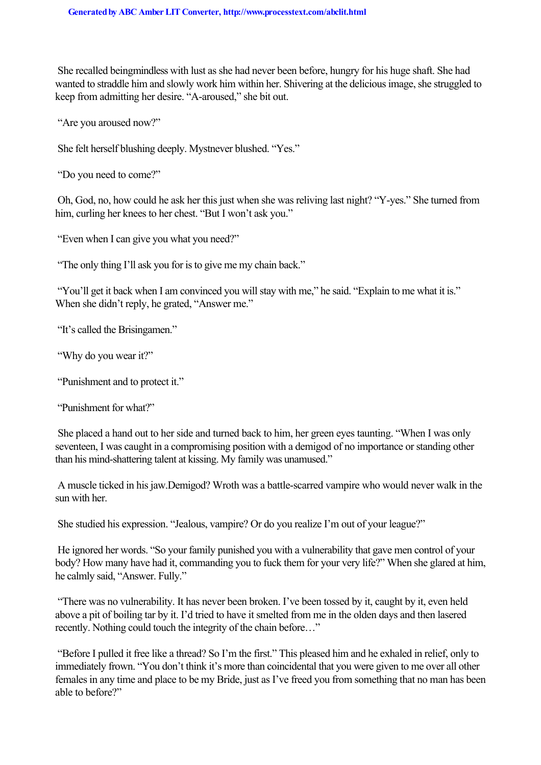She recalled being *mindless* with lust as she had never been before, hungry for his huge shaft. She had wanted to straddle him and slowly work him within her. Shivering at the delicious image, she struggled to keep from admitting her desire. "A-aroused," she bit out.

"Are you aroused now?"

She felt herself blushing deeply. Myst *never* blushed. "Yes."

"Do you need to come?"

Oh, God, no, how could he ask her this just when she was reliving last night? "Y-yes." She turned from him, curling her knees to her chest. "But I won't ask you."

"Even when I can give you what you need?"

"The only thing I'll ask you for is to give me my chain back."

"You'll get it back when I am convinced you will stay with me," he said. "Explain to me what it is." When she didn't reply, he grated, "Answer me."

"It's called the Brisingamen."

"Why do you wear it?"

"Punishment and to protect it."

"Punishment for what?"

She placed a hand out to her side and turned back to him, her green eyes taunting. "When I was only seventeen, I was caught in a compromising position with a demigod of no importance or standing other than his mind-shattering talent at kissing. My family was unamused."

A muscle ticked in his jaw. *Demigod?* Wroth was a battle-scarred vampire who would never walk in the sun with her.

She studied his expression. "Jealous, vampire? Or do you realize I'm out of your league?"

He ignored her words. "So your family punished you with a vulnerability that gave men control of your body? How many have had it, commanding you to fuck them for your very life?" When she glared at him, he calmly said, "Answer. Fully."

"There was no vulnerability. It has never been broken. I've been tossed by it, caught by it, even held above a pit of boiling tar by it. I'd tried to have it smelted from me in the olden days and then lasered recently. Nothing could touch the integrity of the chain before…"

"Before I pulled it free like a thread? So I'm the first." This pleased him and he exhaled in relief, only to immediately frown. "You don't think it's more than coincidental that you were given to me over all other females in any time and place to be my Bride, just as I've freed you from something that no man has been able to before?"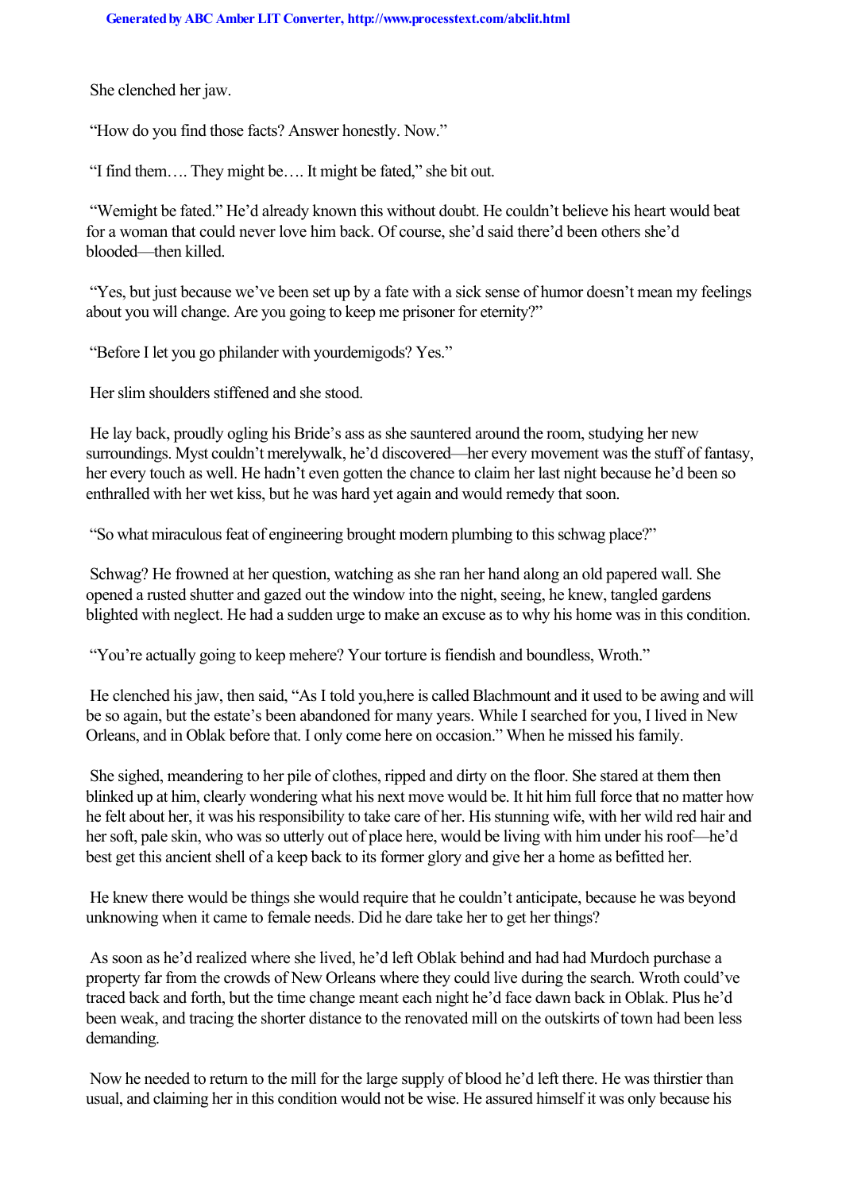She clenched her jaw.

"How do you find those facts? Answer honestly. Now."

"I find them…. They might be…. It might be fated," she bit out.

"We*might* be fated." He'd already known this without doubt. He couldn't believe his heart would beat for a woman that could never love him back. Of course, she'd said there'd been others she'd blooded—then killed.

"Yes, but just because we've been set up by a fate with a sick sense of humor doesn't mean my feelings about you will change. Are you going to keep me prisoner for eternity?"

"Before I let you go philander with your*demigods*? Yes."

Her slim shoulders stiffened and she stood.

He lay back, proudly ogling his Bride's ass as she sauntered around the room, studying her new surroundings. Myst couldn't merely*walk*, he'd discovered—her every movement was the stuff of fantasy, her every touch as well. He hadn't even gotten the chance to claim her last night because he'd been so enthralled with her wet kiss, but he was hard yet again and would remedy that soon.

"So what miraculous feat of engineering brought modern plumbing to this schwag place?"

Schwag? He frowned at her question, watching as she ran her hand along an old papered wall. She opened a rusted shutter and gazed out the window into the night, seeing, he knew, tangled gardens blighted with neglect. He had a sudden urge to make an excuse as to why his home was in this condition.

"You're actually going to keep me*here*? Your torture is fiendish and boundless, Wroth."

He clenched his jaw, then said, "As I told you,*here* is called Blachmount and it used to be awing and will be so again, but the estate's been abandoned for many years. While I searched for you, I lived in New Orleans, and in Oblak before that. I only come here on occasion." When he missed his family.

She sighed, meandering to her pile of clothes, ripped and dirty on the floor. She stared at them then blinked up at him, clearly wondering what his next move would be. It hit him full force that no matter how he felt about her, it was his responsibility to take care of her. His stunning wife, with her wild red hair and her soft, pale skin, who was so utterly out of place here, would be living with him under his roof—he'd best get this ancient shell of a keep back to its former glory and give her a home as befitted her.

He knew there would be things she would require that he couldn't anticipate, because he was beyond unknowing when it came to female needs. Did he dare take her to get her things?

As soon as he'd realized where she lived, he'd left Oblak behind and had had Murdoch purchase a property far from the crowds of New Orleans where they could live during the search. Wroth could've traced back and forth, but the time change meant each night he'd face dawn back in Oblak. Plus he'd been weak, and tracing the shorter distance to the renovated mill on the outskirts of town had been less demanding.

Now he needed to return to the mill for the large supply of blood he'd left there. He was thirstier than usual, and claiming her in this condition would not be wise. He assured himself it was only because his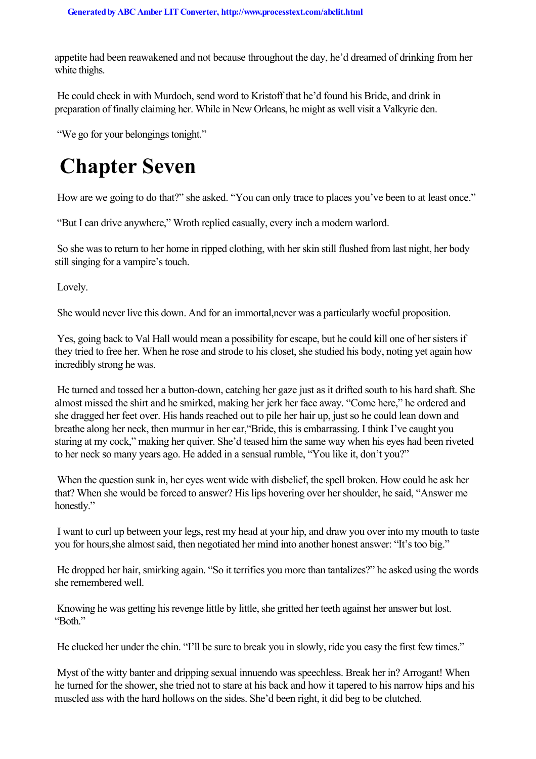appetite had been reawakened and not because throughout the day, he'd dreamed of drinking from her white thighs.

He could check in with Murdoch, send word to Kristoff that he'd found his Bride, and drink in preparation of finally claiming her. While in New Orleans, he might as well visit a Valkyrie den.

"We go for your belongings tonight."

# Chapter Seven

How are we going to do that?" she asked. "You can only trace to places you've been to at least once."

"But I can drive anywhere," Wroth replied casually, every inch a modern warlord.

So she was to return to her home in ripped clothing, with her skin still flushed from last night, her body still singing for a vampire's touch.

Lovely.

She would never live this down. And for an immortal, *never* was a particularly woeful proposition.

Yes, going back to Val Hall would mean a possibility for escape, but he could kill one of her sisters if they tried to free her. When he rose and strode to his closet, she studied his body, noting yet again how incredibly strong he was.

He turned and tossed her a button-down, catching her gaze just as it drifted south to his hard shaft. She almost missed the shirt and he smirked, making her jerk her face away. "Come here," he ordered and she dragged her feet over. His hands reached out to pile her hair up, just so he could lean down and breathe along her neck, then murmur in her ear, "Bride, this is embarrassing. I think I've caught you staring at my cock," making her quiver. She'd teased him the same way when his eyes had been riveted to her neck so many years ago. He added in a sensual rumble, "You like it, don't you?"

When the question sunk in, her eyes went wide with disbelief, the spell broken. How could he ask her that? When she would be forced to answer? His lips hovering over her shoulder, he said, "Answer me honestly."

*I want to curl up between your legs, rest my head at your hip, and draw you over into my mouth to taste you for hours,* she almost said, then negotiated her mind into another honest answer: "It's too big."

He dropped her hair, smirking again. "So it terrifies you more than tantalizes?" he asked using the words she remembered well.

Knowing he was getting his revenge little by little, she gritted her teeth against her answer but lost. "Both."

He clucked her under the chin. "I'll be sure to break you in slowly, ride you easy the first few times."

Myst of the witty banter and dripping sexual innuendo was speechless. Break her in? Arrogant! When he turned for the shower, she tried not to stare at his back and how it tapered to his narrow hips and his muscled ass with the hard hollows on the sides. She'd been right, it did beg to be clutched.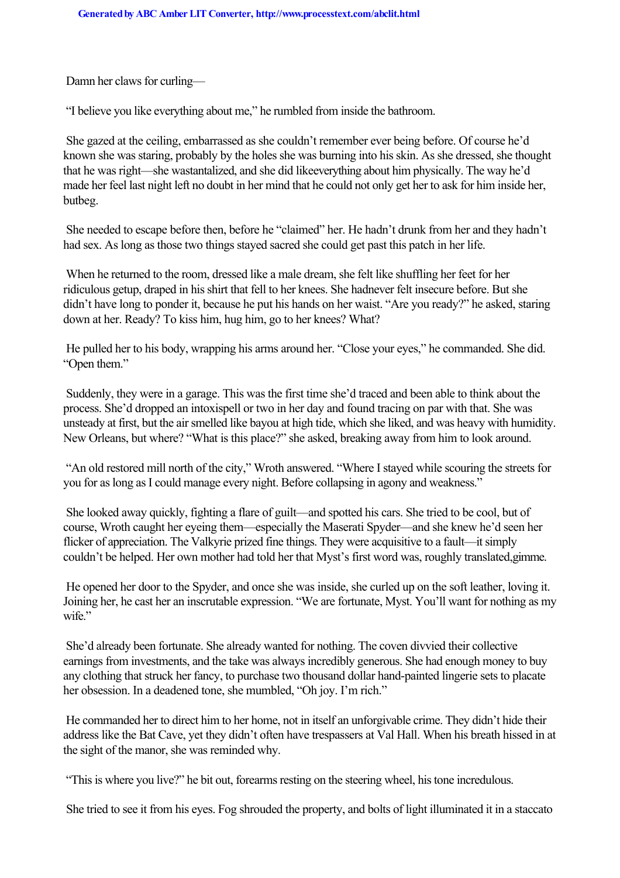Damn her claws for curling—

"I believe you like everything about me," he rumbled from inside the bathroom.

She gazed at the ceiling, embarrassed as she couldn't remember ever being before. Of course he'd known she was staring, probably by the holes she was burning into his skin. As she dressed, she thought that he was right—she was *tantalized*, and she did like *everything* about him physically. The way he'd made her feel last night left no doubt in her mind that he could not only get her to ask for him inside her, but *beg*.

She needed to escape before then, before he "claimed" her. He hadn't drunk from her and they hadn't had sex. As long as those two things stayed sacred she could get past this patch in her life.

When he returned to the room, dressed like a male dream, she felt like shuffling her feet for her ridiculous getup, draped in his shirt that fell to her knees. She had *never* felt insecure before. But she didn't have long to ponder it, because he put his hands on her waist. "Are you ready?" he asked, staring down at her. Ready? To kiss him, hug him, go to her knees? What?

He pulled her to his body, wrapping his arms around her. "Close your eyes," he commanded. She did. "Open them."

Suddenly, they were in a garage. This was the first time she'd traced and been able to think about the process. She'd dropped an intoxispell or two in her day and found tracing on par with that. She was unsteady at first, but the air smelled like bayou at high tide, which she liked, and was heavy with humidity. New Orleans, but where? "What is this place?" she asked, breaking away from him to look around.

"An old restored mill north of the city," Wroth answered. "Where I stayed while scouring the streets for you for as long as I could manage every night. Before collapsing in agony and weakness."

She looked away quickly, fighting a flare of guilt—and spotted his cars. She tried to be cool, but of course, Wroth caught her eyeing them—especially the Maserati Spyder—and she knew he'd seen her flicker of appreciation. The Valkyrie prized fine things. They were acquisitive to a fault—it simply couldn't be helped. Her own mother had told her that Myst's first word was, roughly translated, *gimme*.

He opened her door to the Spyder, and once she was inside, she curled up on the soft leather, loving it. Joining her, he cast her an inscrutable expression. "We are fortunate, Myst. You'll want for nothing as my wife."

She'd already been fortunate. She already wanted for nothing. The coven divvied their collective earnings from investments, and the take was always incredibly generous. She had enough money to buy any clothing that struck her fancy, to purchase two thousand dollar hand-painted lingerie sets to placate her obsession. In a deadened tone, she mumbled, "Oh joy. I'm rich."

He commanded her to direct him to her home, not in itself an unforgivable crime. They didn't hide their address like the Bat Cave, yet they didn't often have trespassers at Val Hall. When his breath hissed in at the sight of the manor, she was reminded why.

"This is where you live?" he bit out, forearms resting on the steering wheel, his tone incredulous.

She tried to see it from his eyes. Fog shrouded the property, and bolts of light illuminated it in a staccato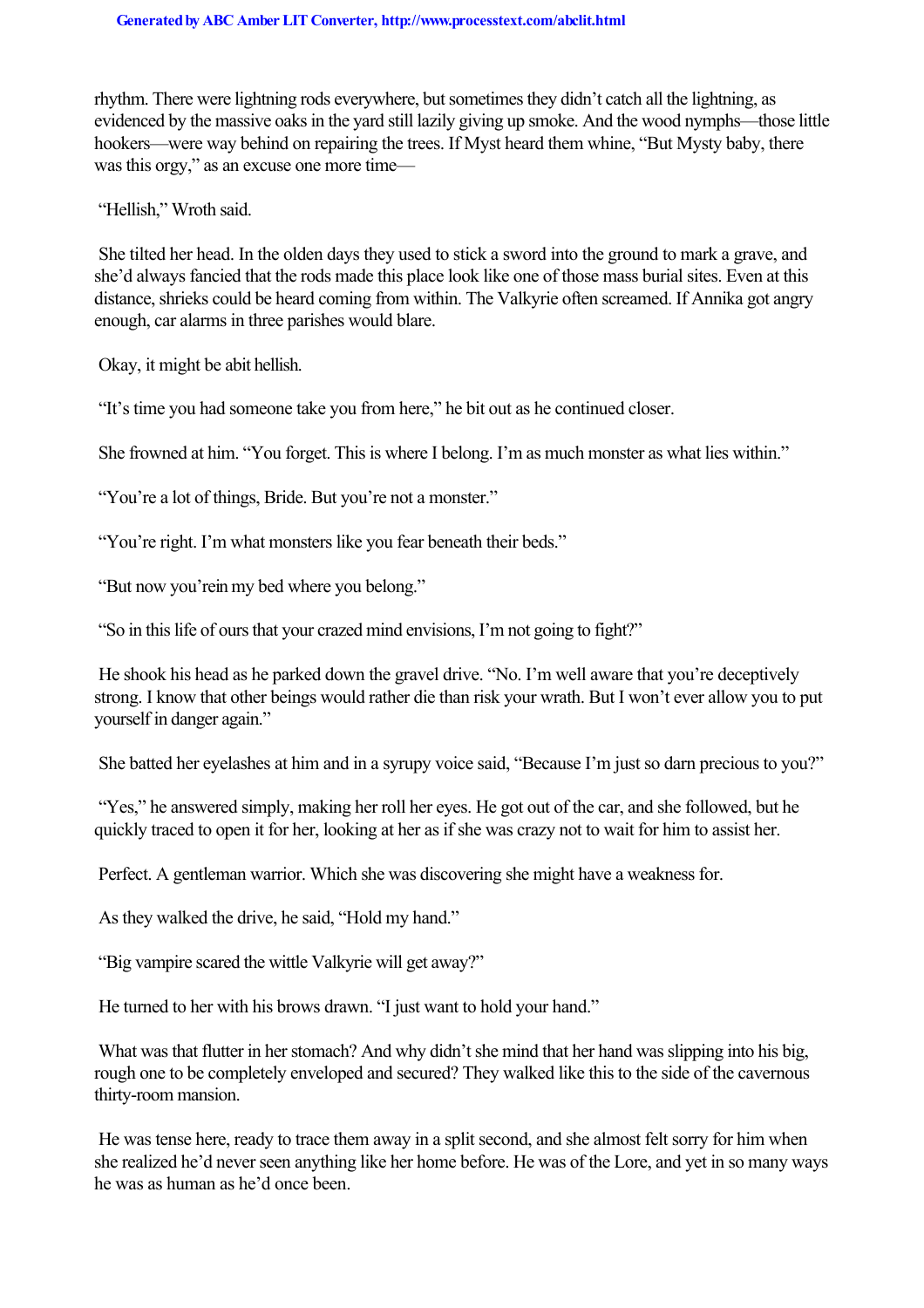rhythm. There were lightning rods everywhere, but sometimes they didn't catch all the lightning, as evidenced by the massive oaks in the yard still lazily giving up smoke. And the wood nymphs—those little hookers—were way behind on repairing the trees. If Myst heard them whine, "But Mysty baby, there was this orgy," as an excuse one more time—

"Hellish," Wroth said.

She tilted her head. In the olden days they used to stick a sword into the ground to mark a grave, and she'd always fancied that the rods made this place look like one of those mass burial sites. Even at this distance, shrieks could be heard coming from within. The Valkyrie often screamed. If Annika got angry enough, car alarms in three parishes would blare.

Okay, it might be abit hellish.

"It's time you had someone take you from here," he bit out as he continued closer.

She frowned at him. "You forget. This is where I belong. I'm as much monster as what lies within."

"You're a lot of things, Bride. But you're not a monster."

"You're right. I'm what monsters like you fear beneath their beds."

"But now you'rein my bed where you belong."

"So in this life of ours that your crazed mind envisions, I'm not going to fight?"

He shook his head as he parked down the gravel drive. "No. I'm well aware that you're deceptively strong. I know that other beings would rather die than risk your wrath. But I won't ever allow you to put yourself in danger again."

She batted her eyelashes at him and in a syrupy voice said, "Because I'm just so darn precious to you?"

"Yes," he answered simply, making her roll her eyes. He got out of the car, and she followed, but he quickly traced to open it for her, looking at her as if she was crazy not to wait for him to assist her.

Perfect. A gentleman warrior. Which she was discovering she might have a weakness for.

As they walked the drive, he said, "Hold my hand."

"Big vampire scared the wittle Valkyrie will get away?"

He turned to her with his brows drawn. "I just want to hold your hand."

What was that flutter in her stomach? And why didn't she mind that her hand was slipping into his big, rough one to be completely enveloped and secured? They walked like this to the side of the cavernous thirty-room mansion.

He was tense here, ready to trace them away in a split second, and she almost felt sorry for him when she realized he'd never seen anything like her home before. He was of the Lore, and yet in so many ways he was as human as he'd once been.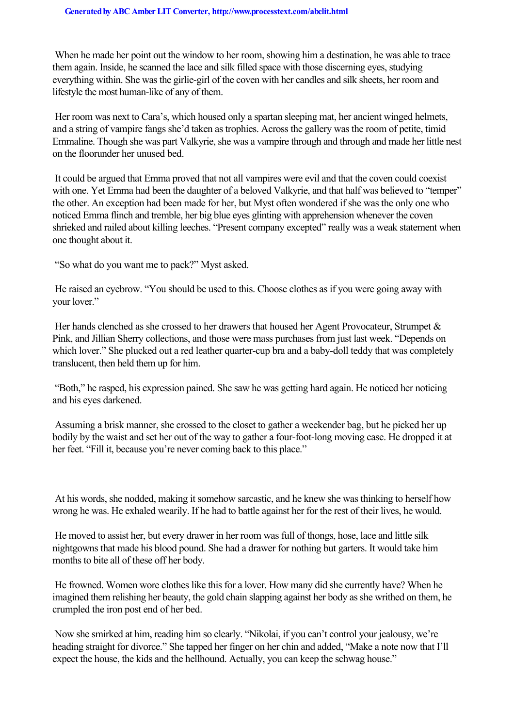When he made her point out the window to her room, showing him a destination, he was able to trace them again. Inside, he scanned the lace and silk filled space with those discerning eyes, studying everything within. She was the girlie-girl of the coven with her candles and silk sheets, her room and lifestyle the most human-like of any of them.

Her room was next to Cara's, which housed only a spartan sleeping mat, her ancient winged helmets, and a string of vampire fangs she'd taken as trophies. Across the gallery was the room of petite, timid Emmaline. Though she was part Valkyrie, she was a vampire through and through and made her little nest on the floorunder her unused bed.

It could be argued that Emma proved that not all vampires were evil and that the coven could coexist with one. Yet Emma had been the daughter of a beloved Valkyrie, and that half was believed to "temper" the other. An exception had been made for her, but Myst often wondered if she was the only one who noticed Emma flinch and tremble, her big blue eyes glinting with apprehension whenever the coven shrieked and railed about killing leeches. "Present company excepted" really was a weak statement when one thought about it.

"So what do you want me to pack?" Myst asked.

He raised an eyebrow. "You should be used to this. Choose clothes as if you were going away with your lover."

Her hands clenched as she crossed to her drawers that housed her Agent Provocateur, Strumpet & Pink, and Jillian Sherry collections, and those were mass purchases from just last week. "Depends on which lover." She plucked out a red leather quarter-cup bra and a baby-doll teddy that was completely translucent, then held them up for him.

"Both," he rasped, his expression pained. She saw he was getting hard again. He noticed her noticing and his eyes darkened.

Assuming a brisk manner, she crossed to the closet to gather a weekender bag, but he picked her up bodily by the waist and set her out of the way to gather a four-foot-long moving case. He dropped it at her feet. "Fill it, because you're never coming back to this place."

At his words, she nodded, making it somehow sarcastic, and he knew she was thinking to herself how wrong he was. He exhaled wearily. If he had to battle against her for the rest of their lives, he would.

He moved to assist her, but every drawer in her room was full of thongs, hose, lace and little silk nightgowns that made his blood pound. She had a drawer for nothing but garters. It would take him months to bite all of these off her body.

He frowned. Women wore clothes like this for a lover. How many did she currently have? When he imagined them relishing her beauty, the gold chain slapping against her body as she writhed on them, he crumpled the iron post end of her bed.

Now she smirked at him, reading him so clearly. "Nikolai, if you can't control your jealousy, we're heading straight for divorce." She tapped her finger on her chin and added, "Make a note now that I'll expect the house, the kids and the hellhound. Actually, you can keep the schwag house."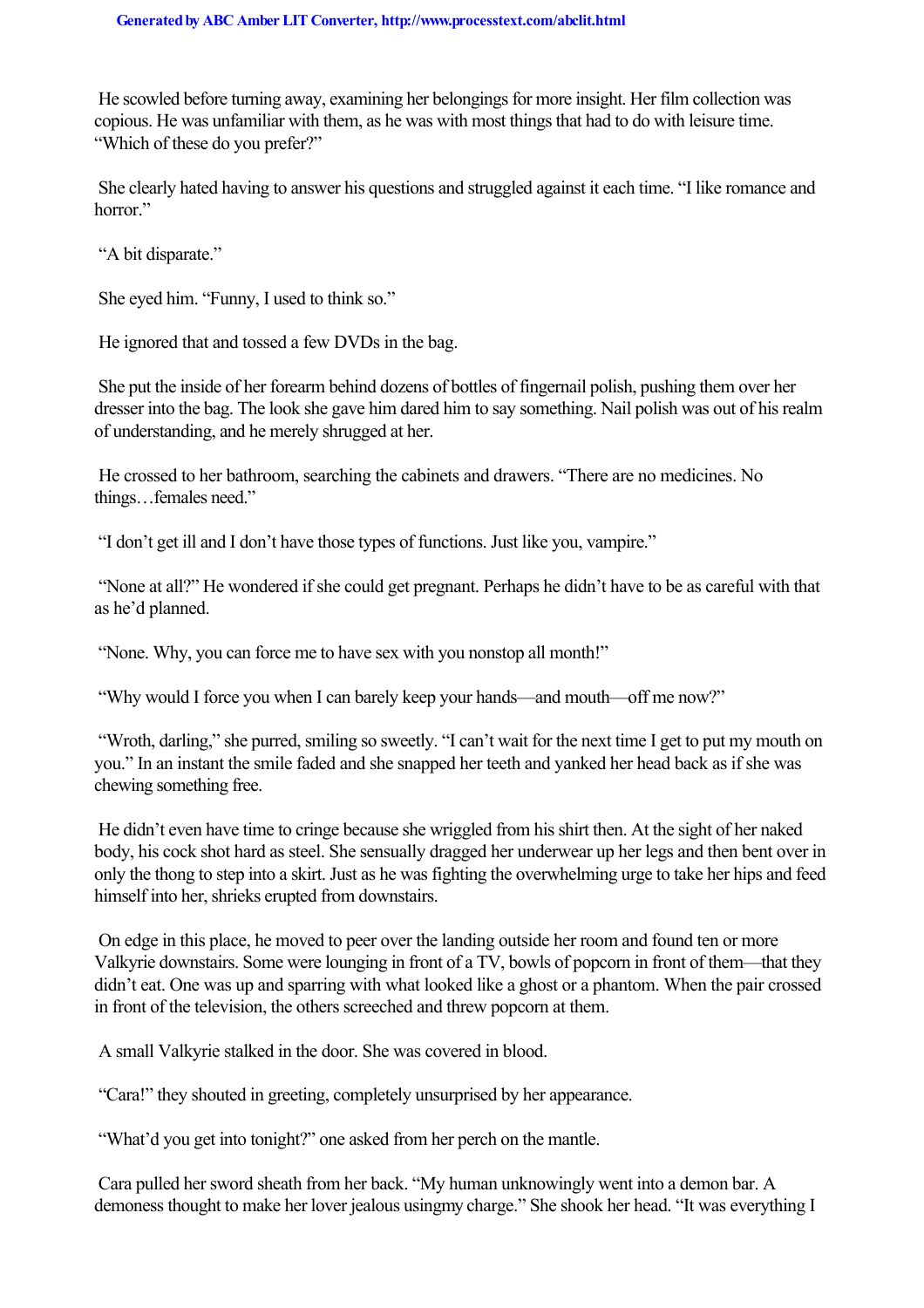He scowled before turning away, examining her belongings for more insight. Her film collection was copious. He was unfamiliar with them, as he was with most things that had to do with leisure time. "Which of these do you prefer?"

She clearly hated having to answer his questions and struggled against it each time. "I like romance and horror."

"A bit disparate."

She eyed him. "Funny, I used to think so."

He ignored that and tossed a few DVDs in the bag.

She put the inside of her forearm behind dozens of bottles of fingernail polish, pushing them over her dresser into the bag. The look she gave him dared him to say something. Nail polish was out of his realm of understanding, and he merely shrugged at her.

He crossed to her bathroom, searching the cabinets and drawers. "There are no medicines. No things…females need."

"I don't get ill and I don't have those types of functions. Just like you, vampire."

"None at all?" He wondered if she could get pregnant. Perhaps he didn't have to be as careful with that as he'd planned.

"None. Why, you can force me to have sex with you nonstop all month!"

"Why would I force you when I can barely keep your hands—and mouth—off me now?"

"Wroth, darling," she purred, smiling so sweetly. "I can't wait for the next time I get to put my mouth on you." In an instant the smile faded and she snapped her teeth and yanked her head back as if she was chewing something free.

He didn't even have time to cringe because she wriggled from his shirt then. At the sight of her naked body, his cock shot hard as steel. She sensually dragged her underwear up her legs and then bent over in only the thong to step into a skirt. Just as he was fighting the overwhelming urge to take her hips and feed himself into her, shrieks erupted from downstairs.

On edge in this place, he moved to peer over the landing outside her room and found ten or more Valkyrie downstairs. Some were lounging in front of a TV, bowls of popcorn in front of them—that they didn't eat. One was up and sparring with what looked like a ghost or a phantom. When the pair crossed in front of the television, the others screeched and threw popcorn at them.

A small Valkyrie stalked in the door. She was covered in blood.

"Cara!" they shouted in greeting, completely unsurprised by her appearance.

"What'd you get into tonight?" one asked from her perch on the mantle.

Cara pulled her sword sheath from her back. "My human unknowingly went into a demon bar. A demoness thought to make her lover jealous usingmy charge." She shook her head. "It was everything I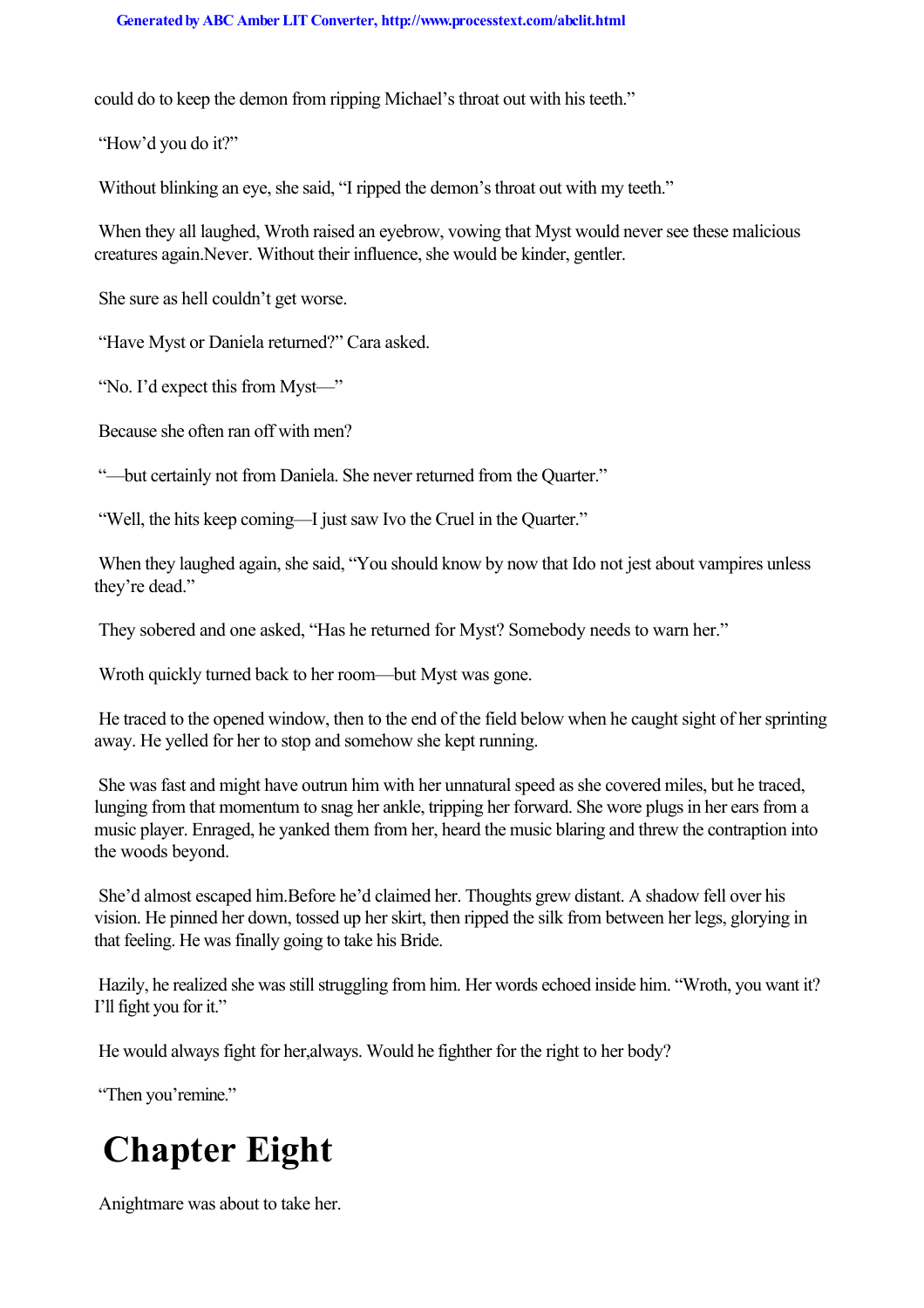could do to keep the demon from ripping Michael's throat out with his teeth."

"How'd you do it?"

Without blinking an eye, she said, "I ripped the demon's throat out with my teeth."

When they all laughed, Wroth raised an eyebrow, vowing that Myst would never see these malicious creatures again.Never. Without their influence, she would be kinder, gentler.

She sure as hell couldn't get worse.

"Have Myst or Daniela returned?" Cara asked.

"No. I'd expect this from Myst—"

Because she often ran off with men?

"—but certainly not from Daniela. She never returned from the Quarter."

"Well, the hits keep coming—I just saw Ivo the Cruel in the Quarter."

When they laughed again, she said, "You should know by now that Ido not jest about vampires unless they're dead."

They sobered and one asked, "Has he returned for Myst? Somebody needs to warn her."

Wroth quickly turned back to her room—but Myst was gone.

He traced to the opened window, then to the end of the field below when he caught sight of her sprinting away. He yelled for her to stop and somehow she kept running.

She was fast and might have outrun him with her unnatural speed as she covered miles, but he traced, lunging from that momentum to snag her ankle, tripping her forward. She wore plugs in her ears from a music player. Enraged, he yanked them from her, heard the music blaring and threw the contraption into the woods beyond.

She'd almost escaped him.Before he'd claimed her. Thoughts grew distant. A shadow fell over his vision. He pinned her down, tossed up her skirt, then ripped the silk from between her legs, glorying in that feeling. He was finally going to take his Bride.

Hazily, he realized she was still struggling from him. Her words echoed inside him. "Wroth, you want it? I'll fight you for it."

He would always fight for her,always. Would he fighther for the right to her body?

"Then you'remine."

# Chapter Eight

Anightmare was about to take her.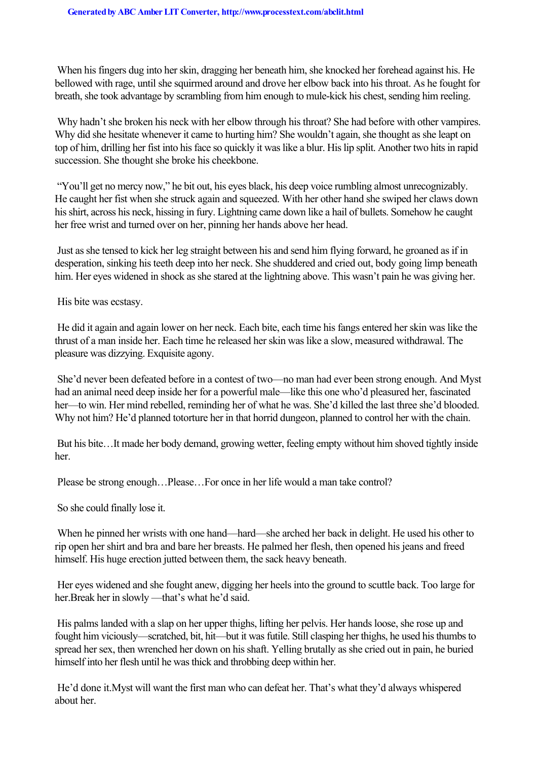When his fingers dug into her skin, dragging her beneath him, she knocked her forehead against his. He bellowed with rage, until she squirmed around and drove her elbow back into his throat. As he fought for breath, she took advantage by scrambling from him enough to mule-kick his chest, sending him reeling.

Why hadn't she broken his neck with her elbow through his throat? She had before with other vampires. Why did she hesitate whenever it came to hurting him? She wouldn't again, she thought as she leapt on top of him, drilling her fist into his face so quickly it was like a blur. His lip split. Another two hits in rapid succession. She thought she broke his cheekbone.

"You'll get no mercy now," he bit out, his eyes black, his deep voice rumbling almost unrecognizably. He caught her fist when she struck again and squeezed. With her other hand she swiped her claws down his shirt, across his neck, hissing in fury. Lightning came down like a hail of bullets. Somehow he caught her free wrist and turned over on her, pinning her hands above her head.

Just as she tensed to kick her leg straight between his and send him flying forward, he groaned as if in desperation, sinking his teeth deep into her neck. She shuddered and cried out, body going limp beneath him. Her eyes widened in shock as she stared at the lightning above. This wasn't pain he was giving her.

His bite was ecstasy.

He did it again and again lower on her neck. Each bite, each time his fangs entered her skin was like the thrust of a man inside her. Each time he released her skin was like a slow, measured withdrawal. The pleasure was dizzying. Exquisite agony.

She'd never been defeated before in a contest of two—no man had ever been strong enough. And Myst had an animal need deep inside her for a powerful male—like this one who'd pleasured her, fascinated her—to win. Her mind rebelled, reminding her of what he was. She'd killed the last three she'd blooded. Why not him? He'd planned totorture her in that horrid dungeon, planned to control her with the chain.

But his bite…It made her body demand, growing wetter, feeling empty without him shoved tightly inside her.

Please be strong enough…Please…For once in her life would a man take control?

So she could finally lose it.

When he pinned her wrists with one hand—hard—she arched her back in delight. He used his other to rip open her shirt and bra and bare her breasts. He palmed her flesh, then opened his jeans and freed himself. His huge erection jutted between them, the sack heavy beneath.

Her eyes widened and she fought anew, digging her heels into the ground to scuttle back. Too large for her.*Break her in slowly* —that's what he'd said.

His palms landed with a slap on her upper thighs, lifting her pelvis. Her hands loose, she rose up and fought him viciously—scratched, bit, hit—but it was futile. Still clasping her thighs, he used his thumbs to spread her sex, then wrenched her down on his shaft. Yelling brutally as she cried out in pain, he buried himself into her flesh until he was thick and throbbing deep within her.

He'd done it.*Myst will want the first man who can defeat her.* That's what they'd always whispered about her.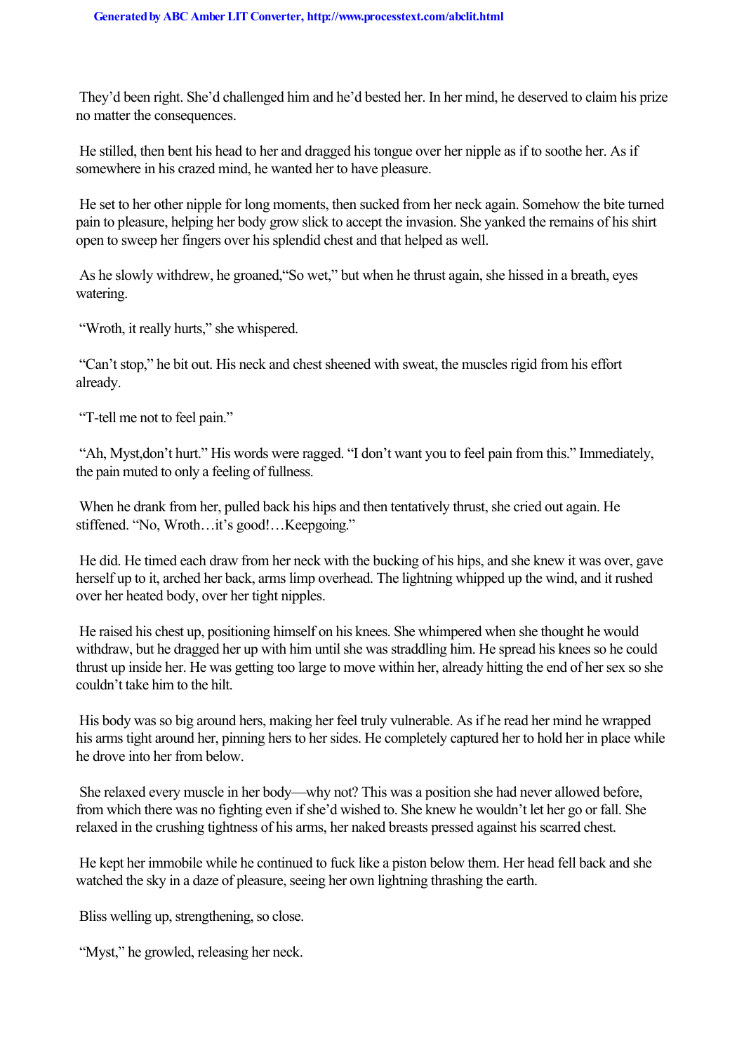They'd been right. She'd challenged him and he'd bested her. In her mind, he deserved to claim his prize no matter the consequences.

He stilled, then bent his head to her and dragged his tongue over her nipple as if to soothe her. As if somewhere in his crazed mind, he wanted her to have pleasure.

He set to her other nipple for long moments, then sucked from her neck again. Somehow the bite turned pain to pleasure, helping her body grow slick to accept the invasion. She yanked the remains of his shirt open to sweep her fingers over his splendid chest and that helped as well.

As he slowly withdrew, he groaned,"So wet," but when he thrust again, she hissed in a breath, eyes watering.

"Wroth, it really hurts," she whispered.

"Can't stop," he bit out. His neck and chest sheened with sweat, the muscles rigid from his effort already.

"T-tell me not to feel pain."

"Ah, Myst,don't hurt." His words were ragged. "I don't want you to feel pain from this." Immediately, the pain muted to only a feeling of fullness.

When he drank from her, pulled back his hips and then tentatively thrust, she cried out again. He stiffened. "No, Wroth…it's good!…Keepgoing."

He did. He timed each draw from her neck with the bucking of his hips, and she knew it was over, gave herself up to it, arched her back, arms limp overhead. The lightning whipped up the wind, and it rushed over her heated body, over her tight nipples.

He raised his chest up, positioning himself on his knees. She whimpered when she thought he would withdraw, but he dragged her up with him until she was straddling him. He spread his knees so he could thrust up inside her. He was getting too large to move within her, already hitting the end of her sex so she couldn't take him to the hilt.

His body was so big around hers, making her feel truly vulnerable. As if he read her mind he wrapped his arms tight around her, pinning hers to her sides. He completely captured her to hold her in place while he drove into her from below.

She relaxed every muscle in her body—why not? This was a position she had never allowed before, from which there was no fighting even if she'd wished to. She knew he wouldn't let her go or fall. She relaxed in the crushing tightness of his arms, her naked breasts pressed against his scarred chest.

He kept her immobile while he continued to fuck like a piston below them. Her head fell back and she watched the sky in a daze of pleasure, seeing her own lightning thrashing the earth.

Bliss welling up, strengthening, so close.

"Myst," he growled, releasing her neck.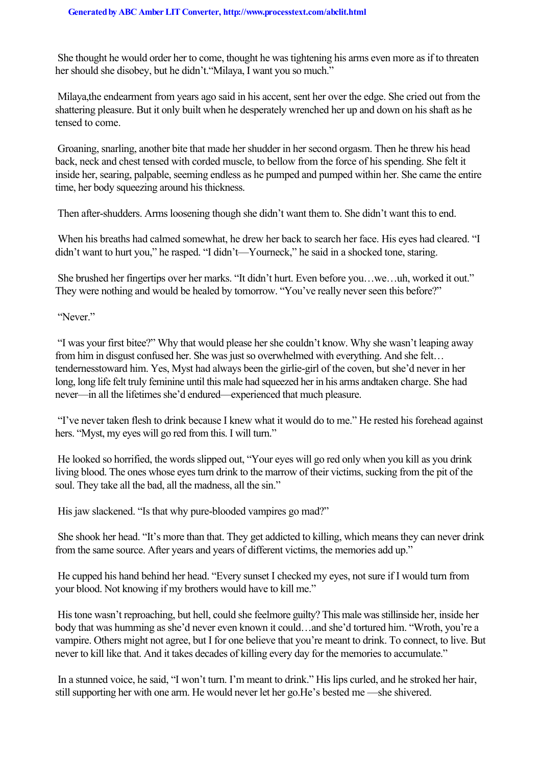She thought he would order her to come, thought he was tightening his arms even more as if to threaten her should she disobey, but he didn't. "Milaya, I want you so much."

*Milaya*, the endearment from years ago said in his accent, sent her over the edge. She cried out from the shattering pleasure. But it only built when he desperately wrenched her up and down on his shaft as he tensed to come.

Groaning, snarling, another bite that made her shudder in her second orgasm. Then he threw his head back, neck and chest tensed with corded muscle, to bellow from the force of his spending. She felt it inside her, searing, palpable, seeming endless as he pumped and pumped within her. She came the entire time, her body squeezing around his thickness.

Then after-shudders. Arms loosening though she didn't want them to. She didn't want this to end.

When his breaths had calmed somewhat, he drew her back to search her face. His eyes had cleared. "I didn't want to hurt you," he rasped. "I didn't—Your neck," he said in a shocked tone, staring.

She brushed her fingertips over her marks. "It didn't hurt. Even before you…we…uh, worked it out." They were nothing and would be healed by tomorrow. "You've really never seen this before?"

"Never."

"I was your first bitee?" Why that would please her she couldn't know. Why she wasn't leaping away from him in disgust confused her. She was just so overwhelmed with everything. And she felt…*tenderness* toward him. Yes, Myst had always been the girlie-girl of the coven, but she'd never in her long, long life felt truly feminine until this male had squeezed her in his arms and *taken charge*. She had never—in all the lifetimes she'd endured—experienced that much pleasure.

"I've never taken flesh to drink because I knew what it would do to me." He rested his forehead against hers. "Myst, my eyes will go red from this. I will turn."

He looked so horrified, the words slipped out, "Your eyes will go red only when you kill as you drink living blood. The ones whose eyes turn drink to the marrow of their victims, sucking from the pit of the soul. They take all the bad, all the madness, all the sin."

His jaw slackened. "Is that why pure-blooded vampires go mad?"

She shook her head. "It's more than that. They get addicted to killing, which means they can never drink from the same source. After years and years of different victims, the memories add up."

He cupped his hand behind her head. "Every sunset I checked my eyes, not sure if I would turn from your blood. Not knowing if my brothers would have to kill me."

His tone wasn't reproaching, but hell, could she feel *more* guilty? This male was *still* inside her, inside her body that was humming as she'd never even known it could…and she'd tortured him. "Wroth, you're a vampire. Others might not agree, but I for one believe that you're meant to drink. To connect, to live. But never to kill like that. And it takes decades of killing every day for the memories to accumulate."

In a stunned voice, he said, "I won't turn. I'm meant to drink." His lips curled, and he stroked her hair, still supporting her with one arm. He would never let her go. *He's bested me* —she shivered.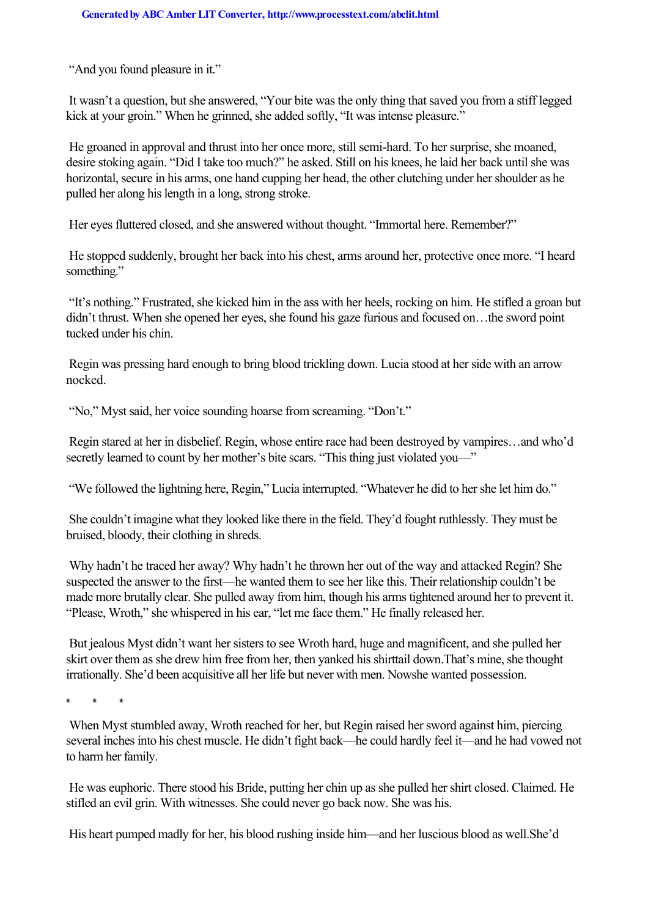"And you found pleasure in it."

It wasn't a question, but she answered, "Your bite was the only thing that saved you from a stiff legged kick at your groin." When he grinned, she added softly, "It was intense pleasure."

He groaned in approval and thrust into her once more, still semi-hard. To her surprise, she moaned, desire stoking again. "Did I take too much?" he asked. Still on his knees, he laid her back until she was horizontal, secure in his arms, one hand cupping her head, the other clutching under her shoulder as he pulled her along his length in a long, strong stroke.

Her eyes fluttered closed, and she answered without thought. "Immortal here. Remember?"

He stopped suddenly, brought her back into his chest, arms around her, protective once more. "I heard something."

"It's nothing." Frustrated, she kicked him in the ass with her heels, rocking on him. He stifled a groan but didn't thrust. When she opened her eyes, she found his gaze furious and focused on…the sword point tucked under his chin.

Regin was pressing hard enough to bring blood trickling down. Lucia stood at her side with an arrow nocked.

"No," Myst said, her voice sounding hoarse from screaming. "Don't."

Regin stared at her in disbelief. Regin, whose entire race had been destroyed by vampires…and who'd secretly learned to count by her mother's bite scars. "This thing just violated you—"

"We followed the lightning here, Regin," Lucia interrupted. "Whatever he did to her she let him do."

She couldn't imagine what they looked like there in the field. They'd fought ruthlessly. They must be bruised, bloody, their clothing in shreds.

Why hadn't he traced her away? Why hadn't he thrown her out of the way and attacked Regin? She suspected the answer to the first—he wanted them to see her like this. Their relationship couldn't be made more brutally clear. She pulled away from him, though his arms tightened around her to prevent it. "Please, Wroth," she whispered in his ear, "let me face them." He finally released her.

But jealous Myst didn't want her sisters to see Wroth hard, huge and magnificent, and she pulled her skirt over them as she drew him free from her, then yanked his shirttail down.*That's mine,* she thought irrationally. She'd been acquisitive all her life but never with men. Now she wanted possession.

\* \* \*

When Myst stumbled away, Wroth reached for her, but Regin raised her sword against him, piercing several inches into his chest muscle. He didn't fight back—he could hardly feel it—and he had vowed not to harm her family.

He was euphoric. There stood his Bride, putting her chin up as she pulled her shirt closed. Claimed. He stifled an evil grin. With witnesses. She could never go back now. She was his.

His heart pumped madly for her, his blood rushing inside him—and her luscious blood as well.She'd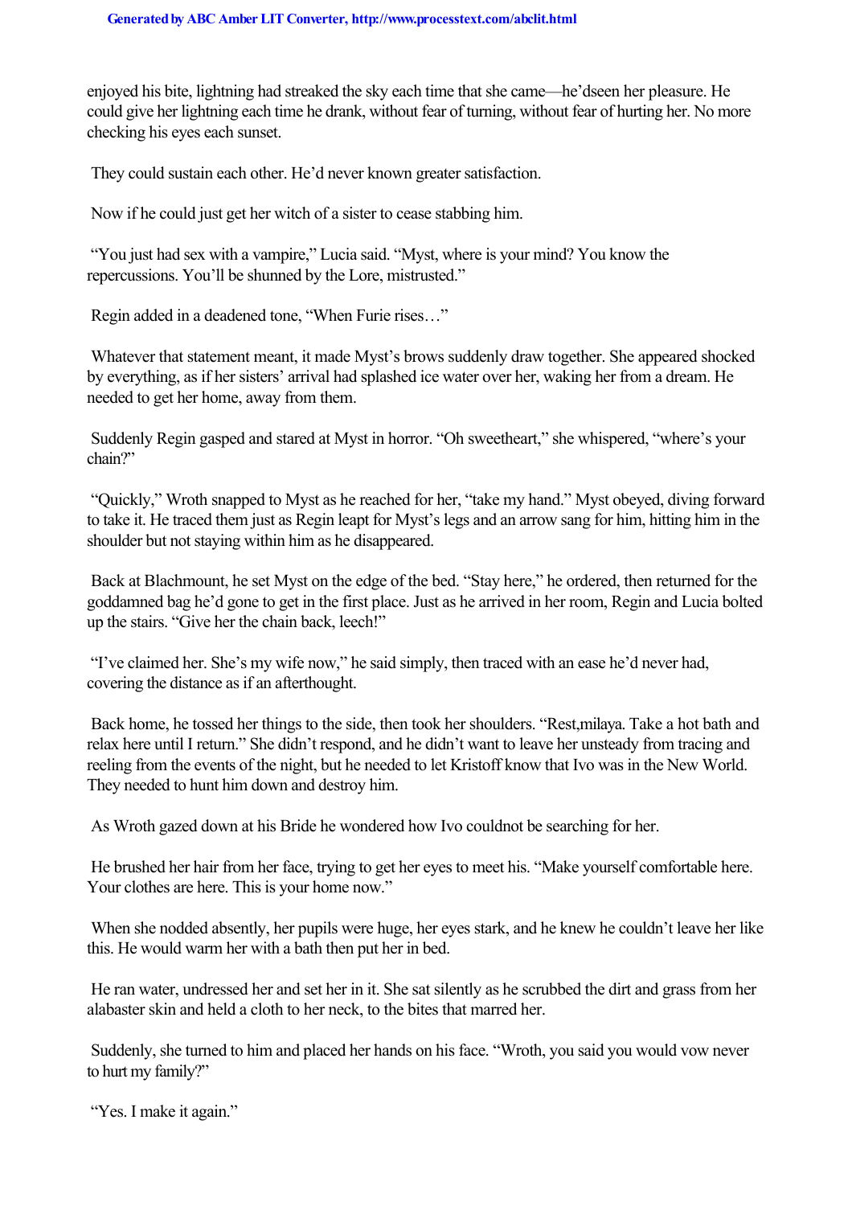enjoyed his bite, lightning had streaked the sky each time that she came—he'dseen her pleasure. He could give her lightning each time he drank, without fear of turning, without fear of hurting her. No more checking his eyes each sunset.

They could sustain each other. He'd never known greater satisfaction.

Now if he could just get her witch of a sister to cease stabbing him.

"You just had sex with a vampire," Lucia said. "Myst, where is your mind? You know the repercussions. You'll be shunned by the Lore, mistrusted."

Regin added in a deadened tone, "When Furie rises…"

Whatever that statement meant, it made Myst's brows suddenly draw together. She appeared shocked by everything, as if her sisters' arrival had splashed ice water over her, waking her from a dream. He needed to get her home, away from them.

Suddenly Regin gasped and stared at Myst in horror. "Oh sweetheart," she whispered, "where's your chain?"

"Quickly," Wroth snapped to Myst as he reached for her, "take my hand." Myst obeyed, diving forward to take it. He traced them just as Regin leapt for Myst's legs and an arrow sang for him, hitting him in the shoulder but not staying within him as he disappeared.

Back at Blachmount, he set Myst on the edge of the bed. "Stay here," he ordered, then returned for the goddamned bag he'd gone to get in the first place. Just as he arrived in her room, Regin and Lucia bolted up the stairs. "Give her the chain back, leech!"

"I've claimed her. She's my wife now," he said simply, then traced with an ease he'd never had, covering the distance as if an afterthought.

Back home, he tossed her things to the side, then took her shoulders. "Rest,*milaya*. Take a hot bath and relax here until I return." She didn't respond, and he didn't want to leave her unsteady from tracing and reeling from the events of the night, but he needed to let Kristoff know that Ivo was in the New World. They needed to hunt him down and destroy him.

As Wroth gazed down at his Bride he wondered how Ivo couldnot be searching for her.

He brushed her hair from her face, trying to get her eyes to meet his. "Make yourself comfortable here. Your clothes are here. This is your home now."

When she nodded absently, her pupils were huge, her eyes stark, and he knew he couldn't leave her like this. He would warm her with a bath then put her in bed.

He ran water, undressed her and set her in it. She sat silently as he scrubbed the dirt and grass from her alabaster skin and held a cloth to her neck, to the bites that marred her.

Suddenly, she turned to him and placed her hands on his face. "Wroth, you said you would vow never to hurt my family?"

"Yes. I make it again."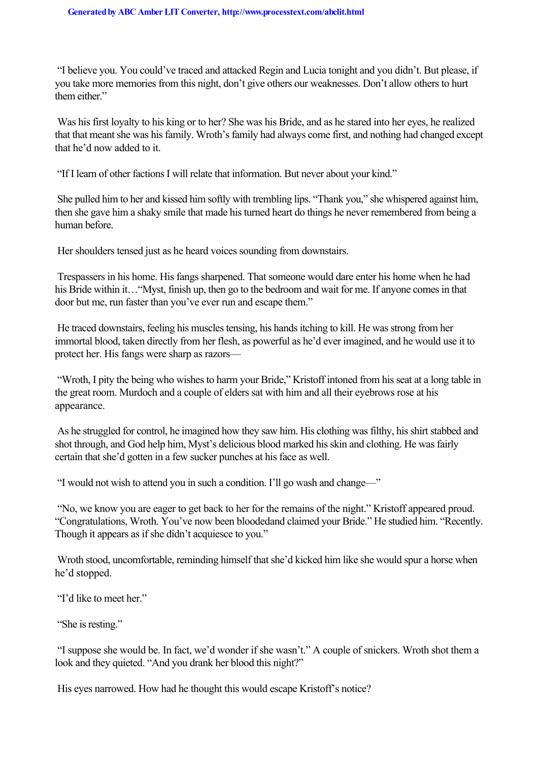"I believe you. You could've traced and attacked Regin and Lucia tonight and you didn't. But please, if you take more memories from this night, don't give others our weaknesses. Don't allow others to hurt them either."

Was his first loyalty to his king or to her? She was his Bride, and as he stared into her eyes, he realized that that meant she was his family. Wroth's family had always come first, and nothing had changed except that he'd now added to it.

"If I learn of other factions I will relate that information. But never about your kind."

She pulled him to her and kissed him softly with trembling lips. "Thank you," she whispered against him, then she gave him a shaky smile that made his turned heart do things he never remembered from being a human before.

Her shoulders tensed just as he heard voices sounding from downstairs.

Trespassers in his home. His fangs sharpened. That someone would dare enter his home when he had his Bride within it…"Myst, finish up, then go to the bedroom and wait for me. If anyone comes in that door but me, run faster than you've ever run and escape them."

He traced downstairs, feeling his muscles tensing, his hands itching to kill. He was strong from her immortal blood, taken directly from her flesh, as powerful as he'd ever imagined, and he would use it to protect her. His fangs were sharp as razors—

"Wroth, I pity the being who wishes to harm your Bride," Kristoff intoned from his seat at a long table in the great room. Murdoch and a couple of elders sat with him and all their eyebrows rose at his appearance.

As he struggled for control, he imagined how they saw him. His clothing was filthy, his shirt stabbed and shot through, and God help him, Myst's delicious blood marked his skin and clothing. He was fairly certain that she'd gotten in a few sucker punches at his face as well.

"I would not wish to attend you in such a condition. I'll go wash and change—"

"No, we know you are eager to get back to her for the remains of the night." Kristoff appeared proud. "Congratulations, Wroth. You've now been bloodedand claimed your Bride." He studied him. "Recently. Though it appears as if she didn't acquiesce to you."

Wroth stood, uncomfortable, reminding himself that she'd kicked him like she would spur a horse when he'd stopped.

"I'd like to meet her."

"She is resting."

"I suppose she would be. In fact, we'd wonder if she wasn't." A couple of snickers. Wroth shot them a look and they quieted. "And you drank her blood this night?"

His eyes narrowed. How had he thought this would escape Kristoff's notice?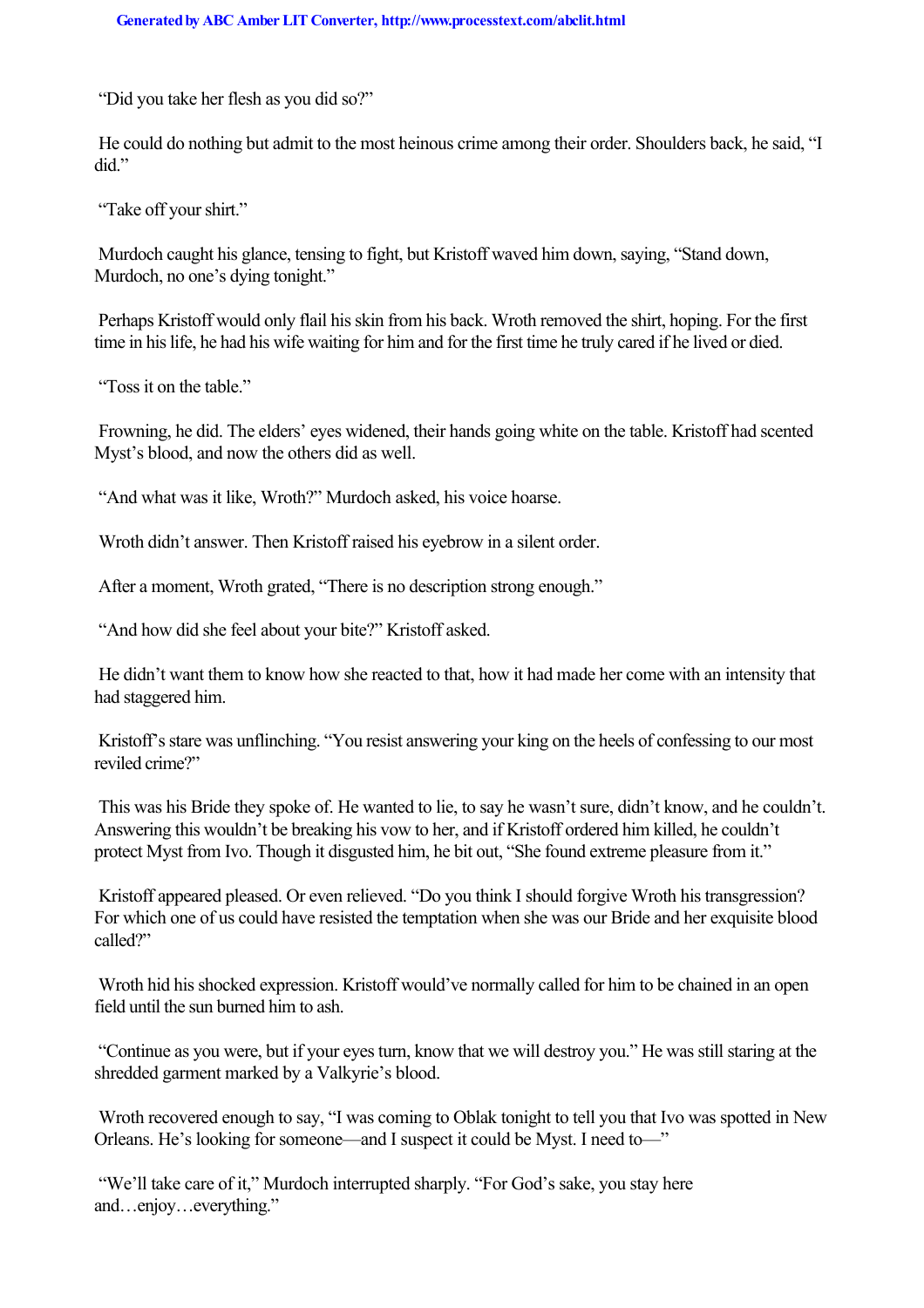"Did you take her flesh as you did so?"

He could do nothing but admit to the most heinous crime among their order. Shoulders back, he said, "I did."

"Take off your shirt."

Murdoch caught his glance, tensing to fight, but Kristoff waved him down, saying, "Stand down, Murdoch, no one's dying tonight."

Perhaps Kristoff would only flail his skin from his back. Wroth removed the shirt, hoping. For the first time in his life, he had his wife waiting for him and for the first time he truly cared if he lived or died.

"Toss it on the table."

Frowning, he did. The elders' eyes widened, their hands going white on the table. Kristoff had scented Myst's blood, and now the others did as well.

"And what was it like, Wroth?" Murdoch asked, his voice hoarse.

Wroth didn't answer. Then Kristoff raised his eyebrow in a silent order.

After a moment, Wroth grated, "There is no description strong enough."

"And how did she feel about your bite?" Kristoff asked.

He didn't want them to know how she reacted to that, how it had made her come with an intensity that had staggered him.

Kristoff's stare was unflinching. "You resist answering your king on the heels of confessing to our most reviled crime?"

This was his Bride they spoke of. He wanted to lie, to say he wasn't sure, didn't know, and he couldn't. Answering this wouldn't be breaking his vow to her, and if Kristoff ordered him killed, he couldn't protect Myst from Ivo. Though it disgusted him, he bit out, "She found extreme pleasure from it."

Kristoff appeared pleased. Or even relieved. "Do you think I should forgive Wroth his transgression? For which one of us could have resisted the temptation when she was our Bride and her exquisite blood called?"

Wroth hid his shocked expression. Kristoff would've normally called for him to be chained in an open field until the sun burned him to ash.

"Continue as you were, but if your eyes turn, know that we will destroy you." He was still staring at the shredded garment marked by a Valkyrie's blood.

Wroth recovered enough to say, "I was coming to Oblak tonight to tell you that Ivo was spotted in New Orleans. He's looking for someone—and I suspect it could be Myst. I need to—"

"We'll take care of it," Murdoch interrupted sharply. "For God's sake, you stay here and…enjoy…everything."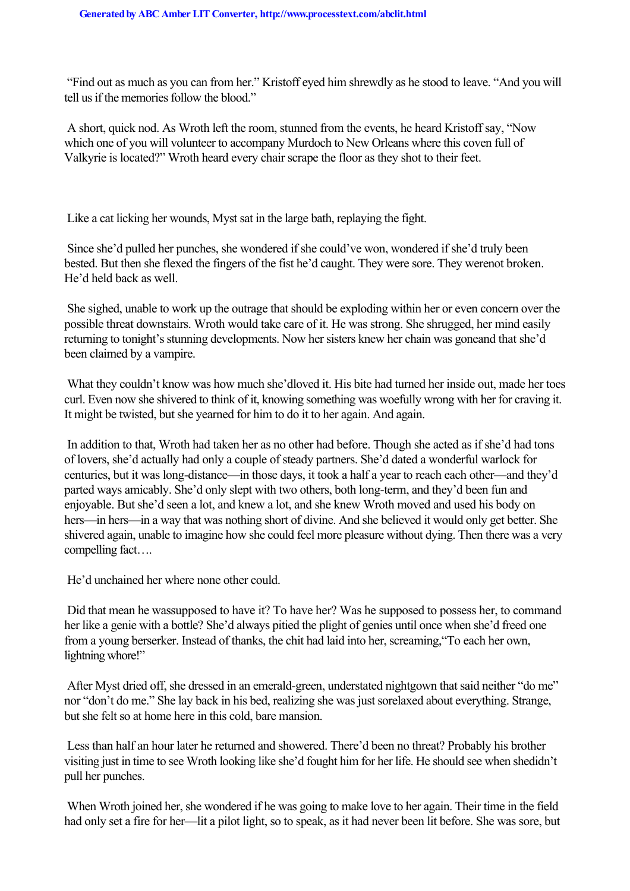"Find out as much as you can from her." Kristoff eyed him shrewdly as he stood to leave. "And you will tell us if the memories follow the blood."

A short, quick nod. As Wroth left the room, stunned from the events, he heard Kristoff say, "Now which one of you will volunteer to accompany Murdoch to New Orleans where this coven full of Valkyrie is located?" Wroth heard every chair scrape the floor as they shot to their feet.

Like a cat licking her wounds, Myst sat in the large bath, replaying the fight.

Since she'd pulled her punches, she wondered if she could've won, wondered if she'd truly been bested. But then she flexed the fingers of the fist he'd caught. They were sore. They werenot broken. He'd held back as well.

She sighed, unable to work up the outrage that should be exploding within her or even concern over the possible threat downstairs. Wroth would take care of it. He was strong. She shrugged, her mind easily returning to tonight's stunning developments. Now her sisters knew her chain was goneand that she'd been claimed by a vampire.

What they couldn't know was how much she'dloved it. His bite had turned her inside out, made her toes curl. Even now she shivered to think of it, knowing something was woefully wrong with her for craving it. It might be twisted, but she yearned for him to do it to her again. And again.

In addition to that, Wroth had taken her as no other had before. Though she acted as if she'd had tons of lovers, she'd actually had only a couple of steady partners. She'd dated a wonderful warlock for centuries, but it was long-distance—in those days, it took a half a year to reach each other—and they'd parted ways amicably. She'd only slept with two others, both long-term, and they'd been fun and enjoyable. But she'd seen a lot, and knew a lot, and she knew Wroth moved and used his body on hers—in hers—in a way that was nothing short of divine. And she believed it would only get better. She shivered again, unable to imagine how she could feel more pleasure without dying. Then there was a very compelling fact….

He'd unchained her where none other could.

Did that mean he wassupposed to have it? To have her? Was he supposed to possess her, to command her like a genie with a bottle? She'd always pitied the plight of genies until once when she'd freed one from a young berserker. Instead of thanks, the chit had laid into her, screaming,"To each her own, lightning whore!"

After Myst dried off, she dressed in an emerald-green, understated nightgown that said neither "do me" nor "don't do me." She lay back in his bed, realizing she was just sorelaxed about everything. Strange, but she felt so at home here in this cold, bare mansion.

Less than half an hour later he returned and showered. There'd been no threat? Probably his brother visiting just in time to see Wroth looking like she'd fought him for her life. He should see when shedidn't pull her punches.

When Wroth joined her, she wondered if he was going to make love to her again. Their time in the field had only set a fire for her—lit a pilot light, so to speak, as it had never been lit before. She was sore, but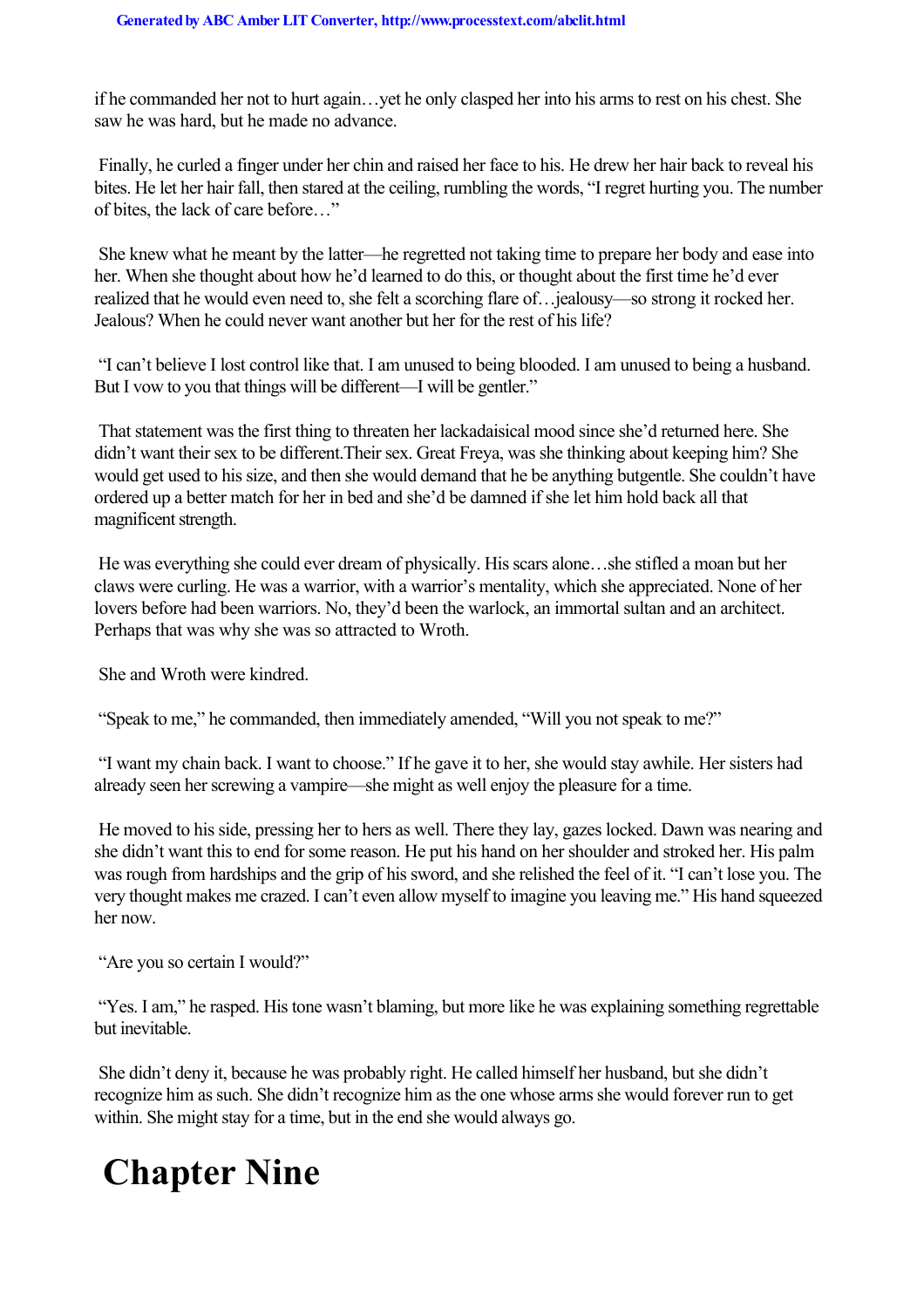if he commanded her not to hurt again…yet he only clasped her into his arms to rest on his chest. She saw he was hard, but he made no advance.

Finally, he curled a finger under her chin and raised her face to his. He drew her hair back to reveal his bites. He let her hair fall, then stared at the ceiling, rumbling the words, "I regret hurting you. The number of bites, the lack of care before…"

She knew what he meant by the latter—he regretted not taking time to prepare her body and ease into her. When she thought about how he'd learned to do this, or thought about the first time he'd ever realized that he would even need to, she felt a scorching flare of…jealousy—so strong it rocked her. Jealous? When he could never want another but her for the rest of his life?

"I can't believe I lost control like that. I am unused to being blooded. I am unused to being a husband. But I vow to you that things will be different—I will be gentler."

That statement was the first thing to threaten her lackadaisical mood since she'd returned here. She didn't want their sex to be different.Their sex. Great Freya, was she thinking about keeping him? She would get used to his size, and then she would demand that he be anything butgentle. She couldn't have ordered up a better match for her in bed and she'd be damned if she let him hold back all that magnificent strength.

He was everything she could ever dream of physically. His scars alone…she stifled a moan but her claws were curling. He was a warrior, with a warrior's mentality, which she appreciated. None of her lovers before had been warriors. No, they'd been the warlock, an immortal sultan and an architect. Perhaps that was why she was so attracted to Wroth.

She and Wroth were kindred.

"Speak to me," he commanded, then immediately amended, "Will you not speak to me?"

"I want my chain back. I want to choose." If he gave it to her, she would stay awhile. Her sisters had already seen her screwing a vampire—she might as well enjoy the pleasure for a time.

He moved to his side, pressing her to hers as well. There they lay, gazes locked. Dawn was nearing and she didn't want this to end for some reason. He put his hand on her shoulder and stroked her. His palm was rough from hardships and the grip of his sword, and she relished the feel of it. "I can't lose you. The very thought makes me crazed. I can't even allow myself to imagine you leaving me." His hand squeezed her now.

"Are you so certain I would?"

"Yes. I am," he rasped. His tone wasn't blaming, but more like he was explaining something regrettable but inevitable.

She didn't deny it, because he was probably right. He called himself her husband, but she didn't recognize him as such. She didn't recognize him as the one whose arms she would forever run to get within. She might stay for a time, but in the end she would always go.

# Chapter Nine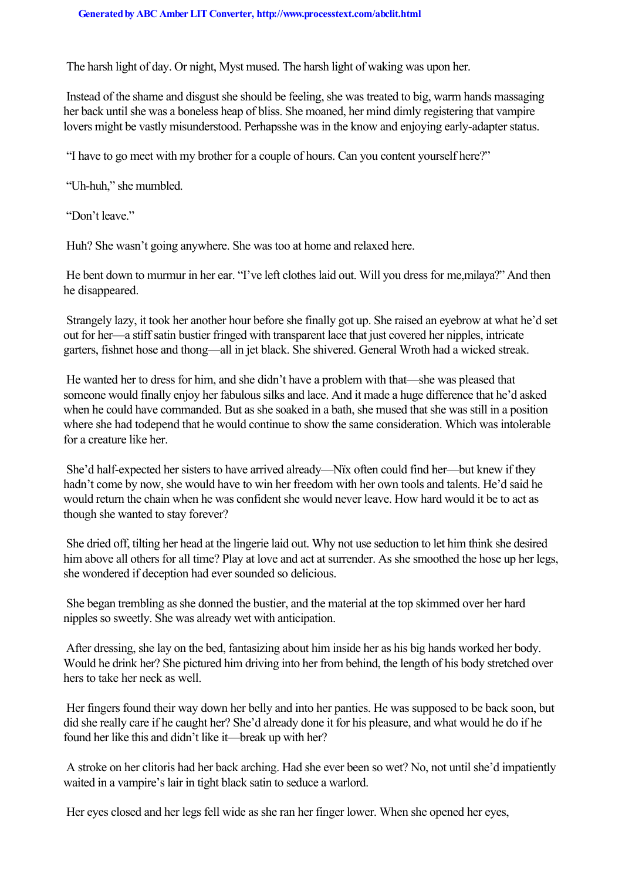The harsh light of day. Or night, Myst mused. The harsh light of waking was upon her.

Instead of the shame and disgust she should be feeling, she was treated to big, warm hands massaging her back until she was a boneless heap of bliss. She moaned, her mind dimly registering that vampire lovers might be vastly misunderstood. Perhapsshe was in the know and enjoying early-adapter status.

"I have to go meet with my brother for a couple of hours. Can you content yourself here?"

"Uh-huh," she mumbled.

"Don't leave."

Huh? She wasn't going anywhere. She was too at home and relaxed here.

He bent down to murmur in her ear. "I've left clothes laid out. Will you dress for me,*milaya*?" And then he disappeared.

Strangely lazy, it took her another hour before she finally got up. She raised an eyebrow at what he'd set out for her—a stiff satin bustier fringed with transparent lace that just covered her nipples, intricate garters, fishnet hose and thong—all in jet black. She shivered. General Wroth had a wicked streak.

He wanted her to dress for him, and she didn't have a problem with that—she was pleased that someone would finally enjoy her fabulous silks and lace. And it made a huge difference that he'd asked when he could have commanded. But as she soaked in a bath, she mused that she was still in a position where she had to*depend* that he would continue to show the same consideration. Which was intolerable for a creature like her.

She'd half-expected her sisters to have arrived already—Nïx often could find her—but knew if they hadn't come by now, she would have to win her freedom with her own tools and talents. He'd said he would return the chain when he was confident she would never leave. How hard would it be to act as though she wanted to stay forever?

She dried off, tilting her head at the lingerie laid out. Why not use seduction to let him think she desired him above all others for all time? Play at love and act at surrender. As she smoothed the hose up her legs, she wondered if deception had ever sounded so delicious.

She began trembling as she donned the bustier, and the material at the top skimmed over her hard nipples so sweetly. She was already wet with anticipation.

After dressing, she lay on the bed, fantasizing about him inside her as his big hands worked her body. Would he drink her? She pictured him driving into her from behind, the length of his body stretched over hers to take her neck as well.

Her fingers found their way down her belly and into her panties. He was supposed to be back soon, but did she really care if he caught her? She'd already done it for his pleasure, and what would he do if he found her like this and didn't like it—break up with her?

A stroke on her clitoris had her back arching. Had she ever been so wet? No, not until she'd impatiently waited in a vampire's lair in tight black satin to seduce a warlord.

Her eyes closed and her legs fell wide as she ran her finger lower. When she opened her eyes,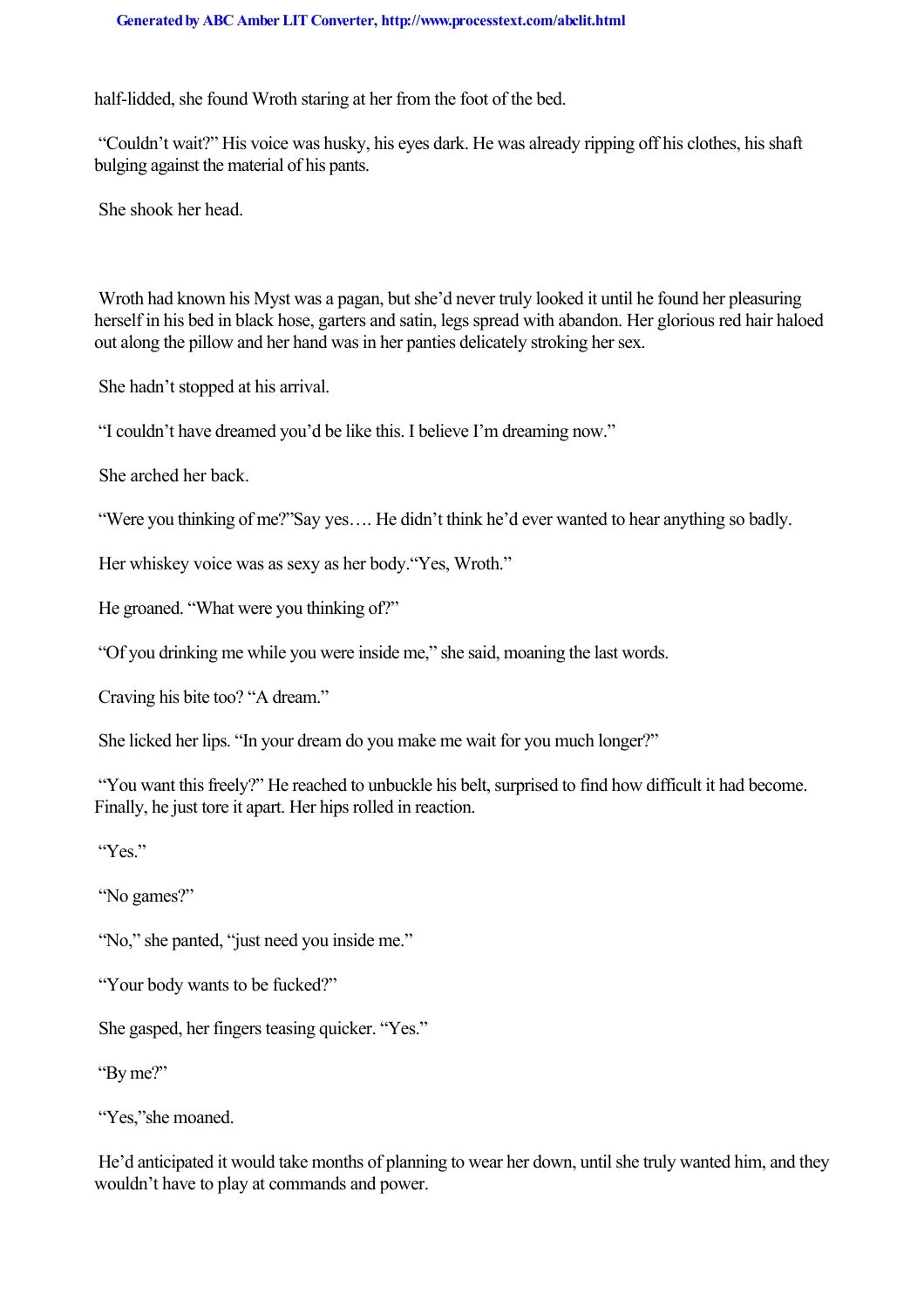half-lidded, she found Wroth staring at her from the foot of the bed.

"Couldn't wait?" His voice was husky, his eyes dark. He was already ripping off his clothes, his shaft bulging against the material of his pants.

She shook her head.

Wroth had known his Myst was a pagan, but she'd never truly looked it until he found her pleasuring herself in his bed in black hose, garters and satin, legs spread with abandon. Her glorious red hair haloed out along the pillow and her hand was in her panties delicately stroking her sex.

She hadn't stopped at his arrival.

"I couldn't have dreamed you'd be like this. I believe I'm dreaming now."

She arched her back.

"Were you thinking of me?"*Say yes….* He didn't think he'd ever wanted to hear anything so badly.

Her whiskey voice was as sexy as her body."Yes, Wroth."

He groaned. "What were you thinking of?"

"Of you drinking me while you were inside me," she said, moaning the last words.

Craving his bite too? "A dream."

She licked her lips. "In your dream do you make me wait for you much longer?"

"You want this freely?" He reached to unbuckle his belt, surprised to find how difficult it had become. Finally, he just tore it apart. Her hips rolled in reaction.

"Yes."

"No games?"

"No," she panted, "just need you inside me."

"Your body wants to be fucked?"

She gasped, her fingers teasing quicker. "Yes."

"By me?"

"Yes,"she moaned.

He'd anticipated it would take months of planning to wear her down, until she truly wanted him, and they wouldn't have to play at commands and power.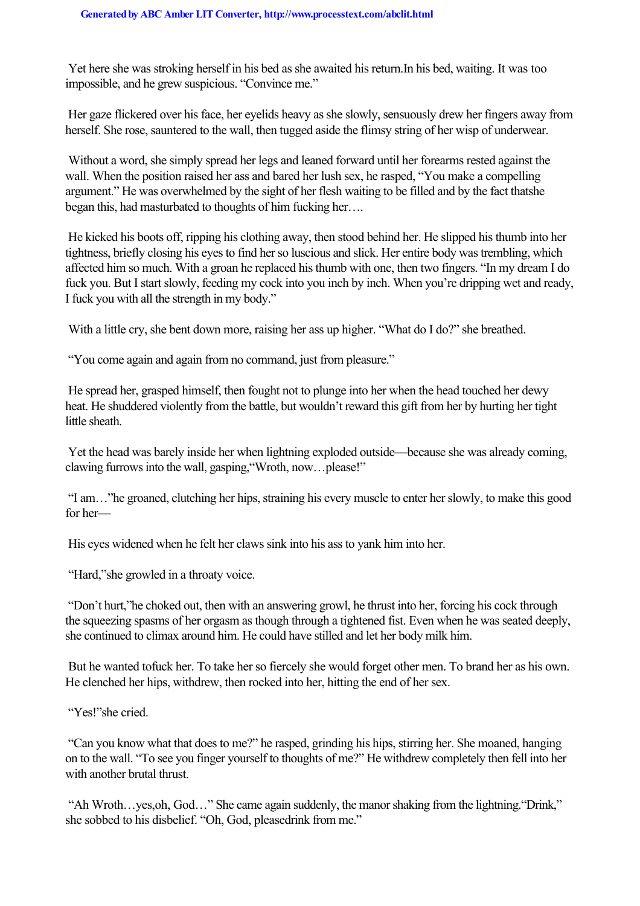Yet here she was stroking herself in his bed as she awaited his return.*In his bed, waiting.* It was too impossible, and he grew suspicious. "Convince me."

Her gaze flickered over his face, her eyelids heavy as she slowly, sensuously drew her fingers away from herself. She rose, sauntered to the wall, then tugged aside the flimsy string of her wisp of underwear.

Without a word, she simply spread her legs and leaned forward until her forearms rested against the wall. When the position raised her ass and bared her lush sex, he rasped, "You make a compelling argument." He was overwhelmed by the sight of her flesh waiting to be filled and by the fact that*she* began this, had masturbated to thoughts of him fucking her….

He kicked his boots off, ripping his clothing away, then stood behind her. He slipped his thumb into her tightness, briefly closing his eyes to find her so luscious and slick. Her entire body was trembling, which affected him so much. With a groan he replaced his thumb with one, then two fingers. "In my dream I do fuck you. But I start slowly, feeding my cock into you inch by inch. When you're dripping wet and ready, I fuck you with all the strength in my body."

With a little cry, she bent down more, raising her ass up higher. "What do I do?" she breathed.

"You come again and again from no command, just from pleasure."

He spread her, grasped himself, then fought not to plunge into her when the head touched her dewy heat. He shuddered violently from the battle, but wouldn't reward this gift from her by hurting her tight little sheath.

Yet the head was barely inside her when lightning exploded outside—because she was already coming, clawing furrows into the wall, gasping,"Wroth, now…please!"

"I am…"he groaned, clutching her hips, straining his every muscle to enter her slowly, to make this good for her—

His eyes widened when he felt her claws sink into his ass to yank him into her.

"Hard,"she growled in a throaty voice.

"Don't hurt,"he choked out, then with an answering growl, he thrust into her, forcing his cock through the squeezing spasms of her orgasm as though through a tightened fist. Even when he was seated deeply, she continued to climax around him. He could have stilled and let her body milk him.

But he wanted to*fuck* her. To take her so fiercely she would forget other men. To brand her as his own. He clenched her hips, withdrew, then rocked into her, hitting the end of her sex.

"Yes!"she cried.

"Can you know what that does to me?" he rasped, grinding his hips, stirring her. She moaned, hanging on to the wall. "To see you finger yourself to thoughts of me?" He withdrew completely then fell into her with another brutal thrust.

"Ah Wroth…yes,oh, God…" She came again suddenly, the manor shaking from the lightning."Drink," she sobbed to his disbelief. "Oh, God, please*drink* from me."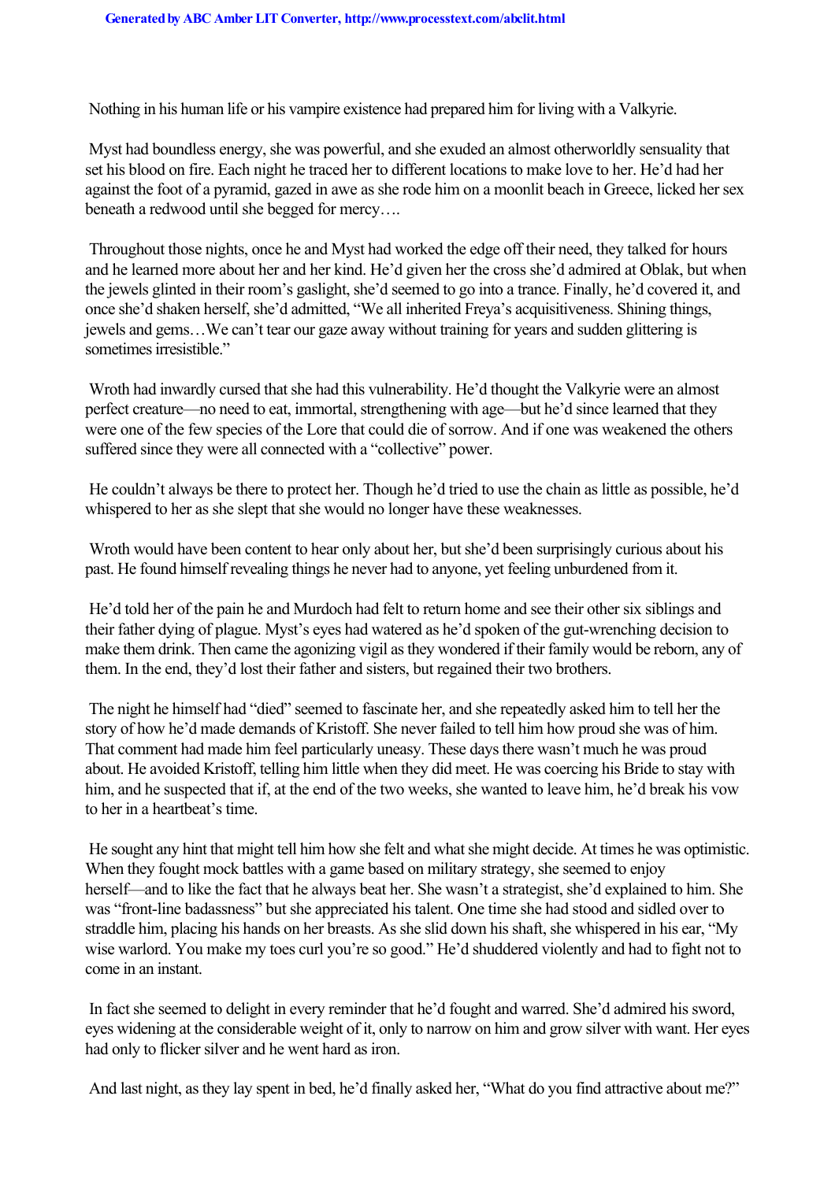Nothing in his human life or his vampire existence had prepared him for living with a Valkyrie.

Myst had boundless energy, she was powerful, and she exuded an almost otherworldly sensuality that set his blood on fire. Each night he traced her to different locations to make love to her. He'd had her against the foot of a pyramid, gazed in awe as she rode him on a moonlit beach in Greece, licked her sex beneath a redwood until she begged for mercy….

Throughout those nights, once he and Myst had worked the edge off their need, they talked for hours and he learned more about her and her kind. He'd given her the cross she'd admired at Oblak, but when the jewels glinted in their room's gaslight, she'd seemed to go into a trance. Finally, he'd covered it, and once she'd shaken herself, she'd admitted, "We all inherited Freya's acquisitiveness. Shining things, jewels and gems…We can't tear our gaze away without training for years and sudden glittering is sometimes irresistible."

Wroth had inwardly cursed that she had this vulnerability. He'd thought the Valkyrie were an almost perfect creature—no need to eat, immortal, strengthening with age—but he'd since learned that they were one of the few species of the Lore that could die of sorrow. And if one was weakened the others suffered since they were all connected with a "collective" power.

He couldn't always be there to protect her. Though he'd tried to use the chain as little as possible, he'd whispered to her as she slept that she would no longer have these weaknesses.

Wroth would have been content to hear only about her, but she'd been surprisingly curious about his past. He found himself revealing things he never had to anyone, yet feeling unburdened from it.

He'd told her of the pain he and Murdoch had felt to return home and see their other six siblings and their father dying of plague. Myst's eyes had watered as he'd spoken of the gut-wrenching decision to make them drink. Then came the agonizing vigil as they wondered if their family would be reborn, any of them. In the end, they'd lost their father and sisters, but regained their two brothers.

The night he himself had "died" seemed to fascinate her, and she repeatedly asked him to tell her the story of how he'd made demands of Kristoff. She never failed to tell him how proud she was of him. That comment had made him feel particularly uneasy. These days there wasn't much he was proud about. He avoided Kristoff, telling him little when they did meet. He was coercing his Bride to stay with him, and he suspected that if, at the end of the two weeks, she wanted to leave him, he'd break his vow to her in a heartbeat's time.

He sought any hint that might tell him how she felt and what she might decide. At times he was optimistic. When they fought mock battles with a game based on military strategy, she seemed to enjoy herself—and to like the fact that he always beat her. She wasn't a strategist, she'd explained to him. She was "front-line badassness" but she appreciated his talent. One time she had stood and sidled over to straddle him, placing his hands on her breasts. As she slid down his shaft, she whispered in his ear, "My wise warlord. You make my toes curl you're so good." He'd shuddered violently and had to fight not to come in an instant.

In fact she seemed to delight in every reminder that he'd fought and warred. She'd admired his sword, eyes widening at the considerable weight of it, only to narrow on him and grow silver with want. Her eyes had only to flicker silver and he went hard as iron.

And last night, as they lay spent in bed, he'd finally asked her, "What do you find attractive about me?"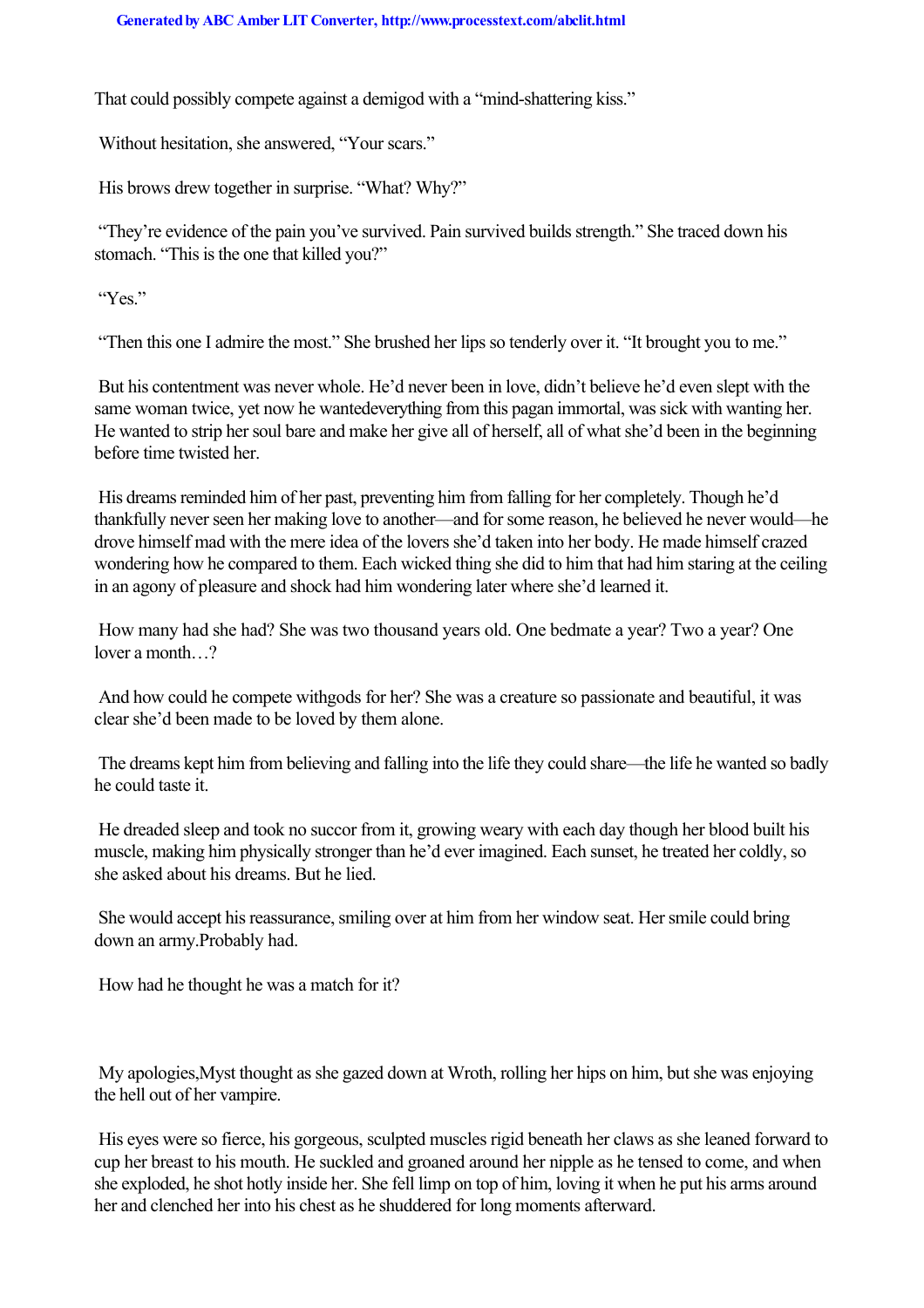That could possibly compete against a demigod with a "mind-shattering kiss."

Without hesitation, she answered, "Your scars."

His brows drew together in surprise. "What? Why?"

"They're evidence of the pain you've survived. Pain survived builds strength." She traced down his stomach. "This is the one that killed you?"

"Yes."

"Then this one I admire the most." She brushed her lips so tenderly over it. "It brought you to me."

But his contentment was never whole. He'd never been in love, didn't believe he'd even slept with the same woman twice, yet now he wanted*everything* from this pagan immortal, was sick with wanting her. He wanted to strip her soul bare and make her give all of herself, all of what she'd been in the beginning before time twisted her.

His dreams reminded him of her past, preventing him from falling for her completely. Though he'd thankfully never seen her making love to another—and for some reason, he believed he never would—he drove himself mad with the mere idea of the lovers she'd taken into her body. He made himself crazed wondering how he compared to them. Each wicked thing she did to him that had him staring at the ceiling in an agony of pleasure and shock had him wondering later where she'd learned it.

How many had she had? She was two thousand years old. One bedmate a year? Two a year? One lover a month…?

And how could he compete with*gods* for her? She was a creature so passionate and beautiful, it was clear she'd been made to be loved by them alone.

The dreams kept him from believing and falling into the life they could share—the life he wanted so badly he could taste it.

He dreaded sleep and took no succor from it, growing weary with each day though her blood built his muscle, making him physically stronger than he'd ever imagined. Each sunset, he treated her coldly, so she asked about his dreams. But he lied.

She would accept his reassurance, smiling over at him from her window seat. Her smile could bring down an army.*Probably had.*

How had he thought he was a match for it?

*My apologies,*Myst thought as she gazed down at Wroth, rolling her hips on him, but she was enjoying the hell out of her vampire.

His eyes were so fierce, his gorgeous, sculpted muscles rigid beneath her claws as she leaned forward to cup her breast to his mouth. He suckled and groaned around her nipple as he tensed to come, and when she exploded, he shot hotly inside her. She fell limp on top of him, loving it when he put his arms around her and clenched her into his chest as he shuddered for long moments afterward.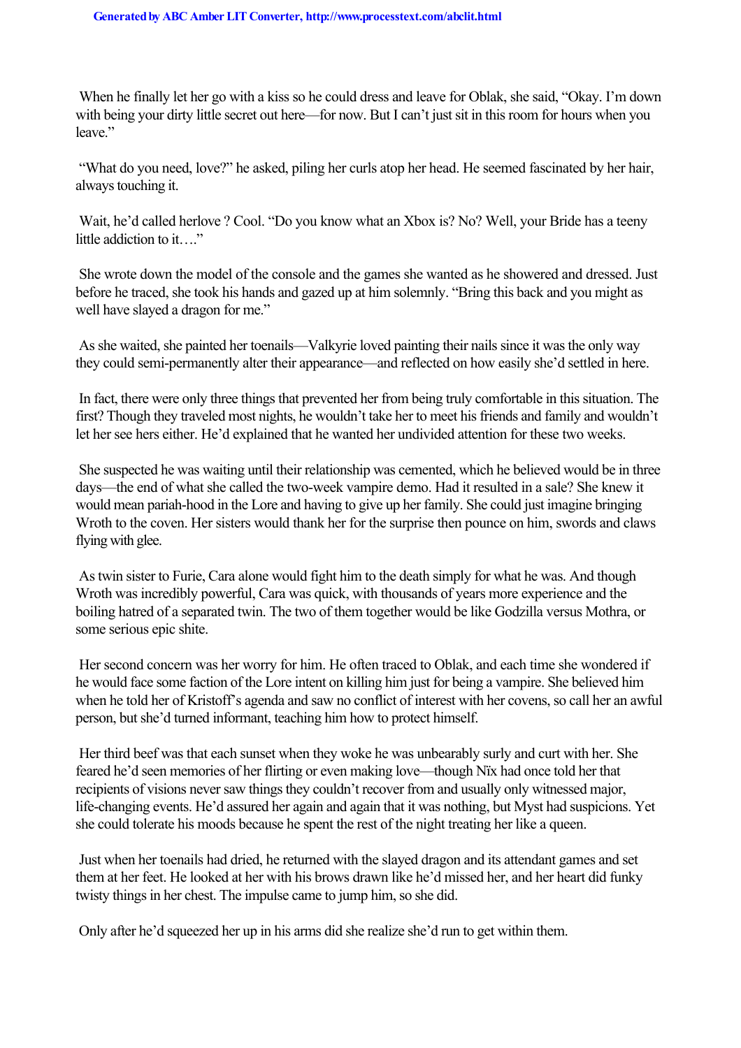When he finally let her go with a kiss so he could dress and leave for Oblak, she said, "Okay. I'm down with being your dirty little secret out here—for now. But I can't just sit in this room for hours when you leave."

"What do you need, love?" he asked, piling her curls atop her head. He seemed fascinated by her hair, always touching it.

Wait, he'd called her *love*? Cool. "Do you know what an Xbox is? No? Well, your Bride has a teeny little addiction to it…."

She wrote down the model of the console and the games she wanted as he showered and dressed. Just before he traced, she took his hands and gazed up at him solemnly. "Bring this back and you might as well have slayed a dragon for me."

As she waited, she painted her toenails—Valkyrie loved painting their nails since it was the only way they could semi-permanently alter their appearance—and reflected on how easily she'd settled in here.

In fact, there were only three things that prevented her from being truly comfortable in this situation. The first? Though they traveled most nights, he wouldn't take her to meet his friends and family and wouldn't let her see hers either. He'd explained that he wanted her undivided attention for these two weeks.

She suspected he was waiting until their relationship was cemented, which he believed would be in three days—the end of what she called the two-week vampire demo. Had it resulted in a sale? She knew it would mean pariah-hood in the Lore and having to give up her family. She could just imagine bringing Wroth to the coven. Her sisters would thank her for the surprise then pounce on him, swords and claws flying with glee.

As twin sister to Furie, Cara alone would fight him to the death simply for what he was. And though Wroth was incredibly powerful, Cara was quick, with thousands of years more experience and the boiling hatred of a separated twin. The two of them together would be like Godzilla versus Mothra, or some serious epic shite.

Her second concern was her worry for him. He often traced to Oblak, and each time she wondered if he would face some faction of the Lore intent on killing him just for being a vampire. She believed him when he told her of Kristoff's agenda and saw no conflict of interest with her covens, so call her an awful person, but she'd turned informant, teaching him how to protect himself.

Her third beef was that each sunset when they woke he was unbearably surly and curt with her. She feared he'd seen memories of her flirting or even making love—though Nïx had once told her that recipients of visions never saw things they couldn't recover from and usually only witnessed major, life-changing events. He'd assured her again and again that it was nothing, but Myst had suspicions. Yet she could tolerate his moods because he spent the rest of the night treating her like a queen.

Just when her toenails had dried, he returned with the slayed dragon and its attendant games and set them at her feet. He looked at her with his brows drawn like he'd missed her, and her heart did funky twisty things in her chest. The impulse came to jump him, so she did.

Only after he'd squeezed her up in his arms did she realize she'd run to get within them.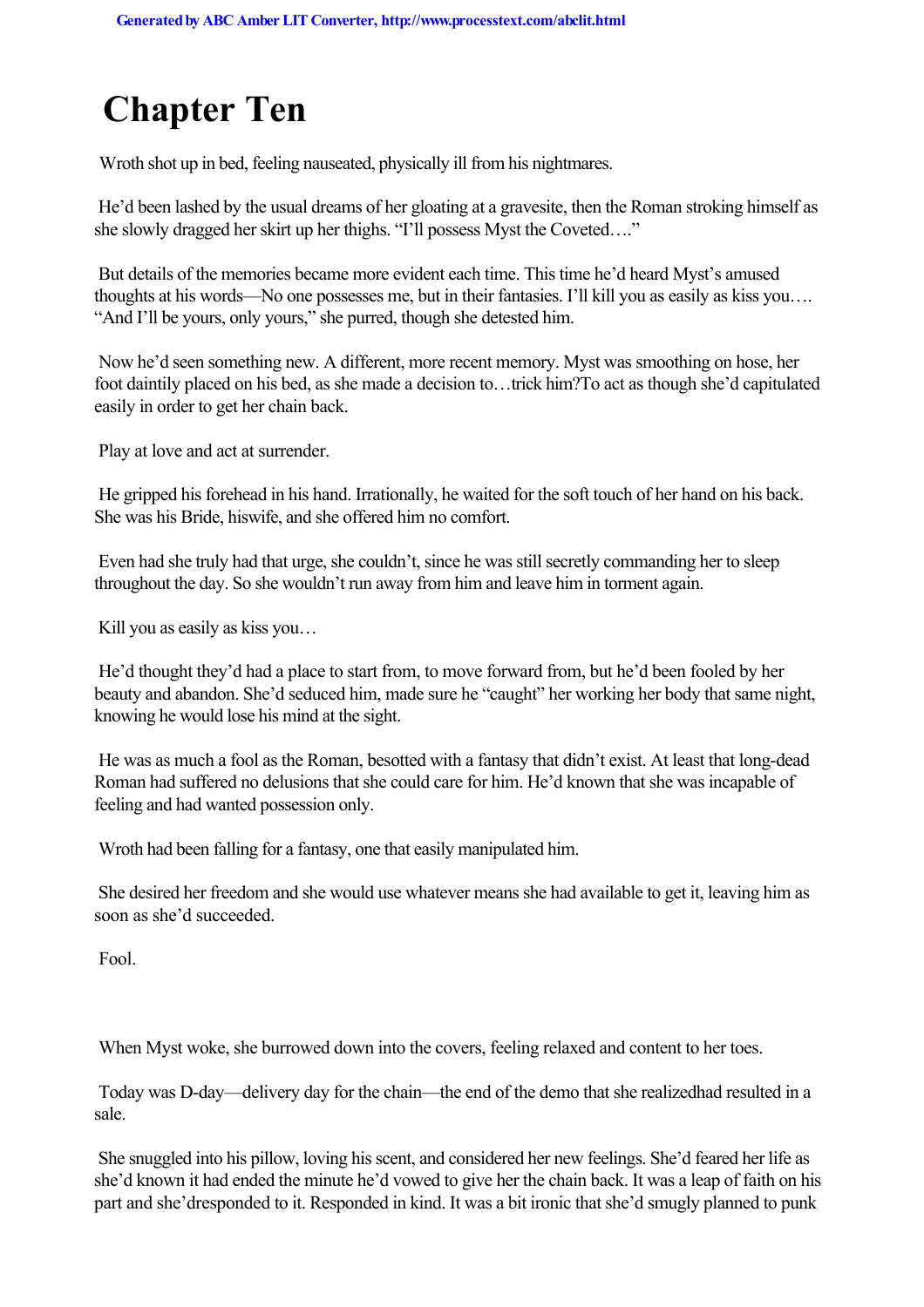# Chapter Ten

Wroth shot up in bed, feeling nauseated, physically ill from his nightmares.

He'd been lashed by the usual dreams of her gloating at a gravesite, then the Roman stroking himself as she slowly dragged her skirt up her thighs. "I'll possess Myst the Coveted…."

But details of the memories became more evident each time. This time he'd heard Myst's amused thoughts at his words—No one possesses me, but in their fantasies. I'll kill you as easily as kiss you…. "And I'll be yours, only yours," she purred, though she detested him.

Now he'd seen something new. A different, more recent memory. Myst was smoothing on hose, her foot daintily placed on his bed, as she made a decision to…trick him?To act as though she'd capitulated easily in order to get her chain back.

Play at love and act at surrender.

He gripped his forehead in his hand. Irrationally, he waited for the soft touch of her hand on his back. She was his Bride, hiswife, and she offered him no comfort.

Even had she truly had that urge, she couldn't, since he was still secretly commanding her to sleep throughout the day. So she wouldn't run away from him and leave him in torment again.

Kill you as easily as kiss you…

He'd thought they'd had a place to start from, to move forward from, but he'd been fooled by her beauty and abandon. She'd seduced him, made sure he "caught" her working her body that same night, knowing he would lose his mind at the sight.

He was as much a fool as the Roman, besotted with a fantasy that didn't exist. At least that long-dead Roman had suffered no delusions that she could care for him. He'd known that she was incapable of feeling and had wanted possession only.

Wroth had been falling for a fantasy, one that easily manipulated him.

She desired her freedom and she would use whatever means she had available to get it, leaving him as soon as she'd succeeded.

Fool.

When Myst woke, she burrowed down into the covers, feeling relaxed and content to her toes.

Today was D-day—delivery day for the chain—the end of the demo that she realizedhad resulted in a sale.

She snuggled into his pillow, loving his scent, and considered her new feelings. She'd feared her life as she'd known it had ended the minute he'd vowed to give her the chain back. It was a leap of faith on his part and she'dresponded to it. Responded in kind. It was a bit ironic that she'd smugly planned to punk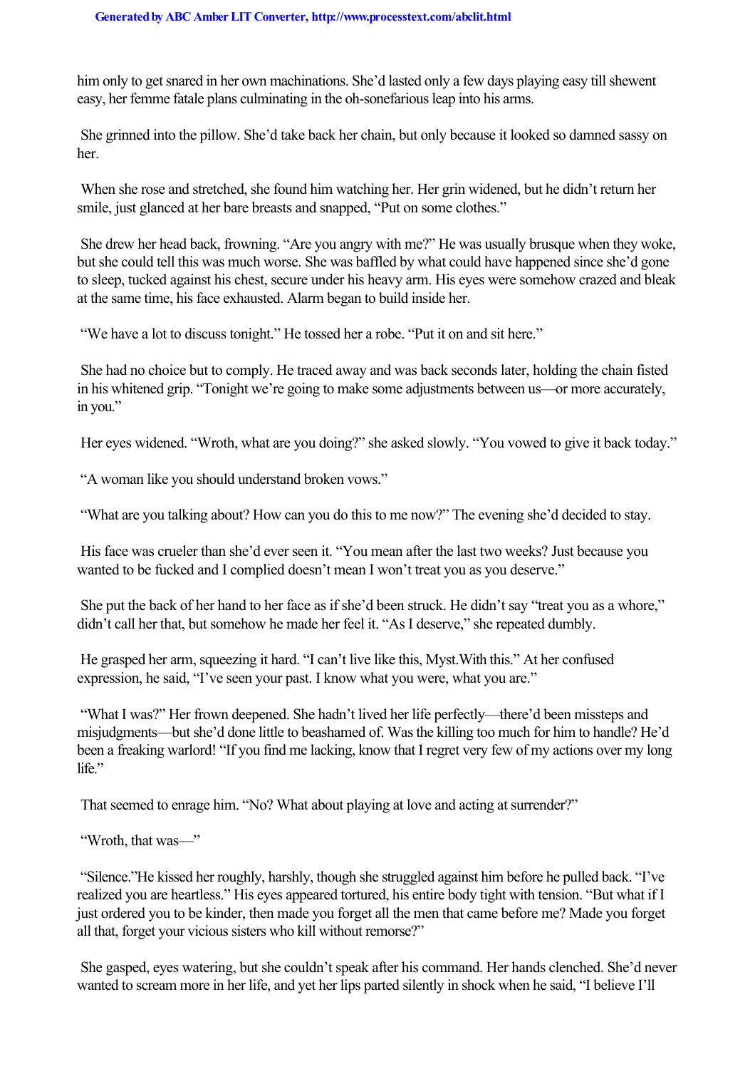him only to get snared in her own machinations. She'd lasted only a few days playing easy till shewent easy, her femme fatale plans culminating in the oh-sonefarious leap into his arms.

She grinned into the pillow. She'd take back her chain, but only because it looked so damned sassy on her.

When she rose and stretched, she found him watching her. Her grin widened, but he didn't return her smile, just glanced at her bare breasts and snapped, "Put on some clothes."

She drew her head back, frowning. "Are you angry with me?" He was usually brusque when they woke, but she could tell this was much worse. She was baffled by what could have happened since she'd gone to sleep, tucked against his chest, secure under his heavy arm. His eyes were somehow crazed and bleak at the same time, his face exhausted. Alarm began to build inside her.

"We have a lot to discuss tonight." He tossed her a robe. "Put it on and sit here."

She had no choice but to comply. He traced away and was back seconds later, holding the chain fisted in his whitened grip. "Tonight we're going to make some adjustments between us—or more accurately, in you."

Her eyes widened. "Wroth, what are you doing?" she asked slowly. "You vowed to give it back today."

"A woman like you should understand broken vows."

"What are you talking about? How can you do this to me now?" The evening she'd decided to stay.

His face was crueler than she'd ever seen it. "You mean after the last two weeks? Just because you wanted to be fucked and I complied doesn't mean I won't treat you as you deserve."

She put the back of her hand to her face as if she'd been struck. He didn't say "treat you as a whore," didn't call her that, but somehow he made her feel it. "As I deserve," she repeated dumbly.

He grasped her arm, squeezing it hard. "I can't live like this, Myst.With this." At her confused expression, he said, "I've seen your past. I know what you were, what you are."

"What I was?" Her frown deepened. She hadn't lived her life perfectly—there'd been missteps and misjudgments—but she'd done little to beashamed of. Was the killing too much for him to handle? He'd been a freaking warlord! "If you find me lacking, know that I regret very few of my actions over my long life."

That seemed to enrage him. "No? What about playing at love and acting at surrender?"

"Wroth, that was—"

"Silence."He kissed her roughly, harshly, though she struggled against him before he pulled back. "I've realized you are heartless." His eyes appeared tortured, his entire body tight with tension. "But what if I just ordered you to be kinder, then made you forget all the men that came before me? Made you forget all that, forget your vicious sisters who kill without remorse?"

She gasped, eyes watering, but she couldn't speak after his command. Her hands clenched. She'd never wanted to scream more in her life, and yet her lips parted silently in shock when he said, "I believe I'll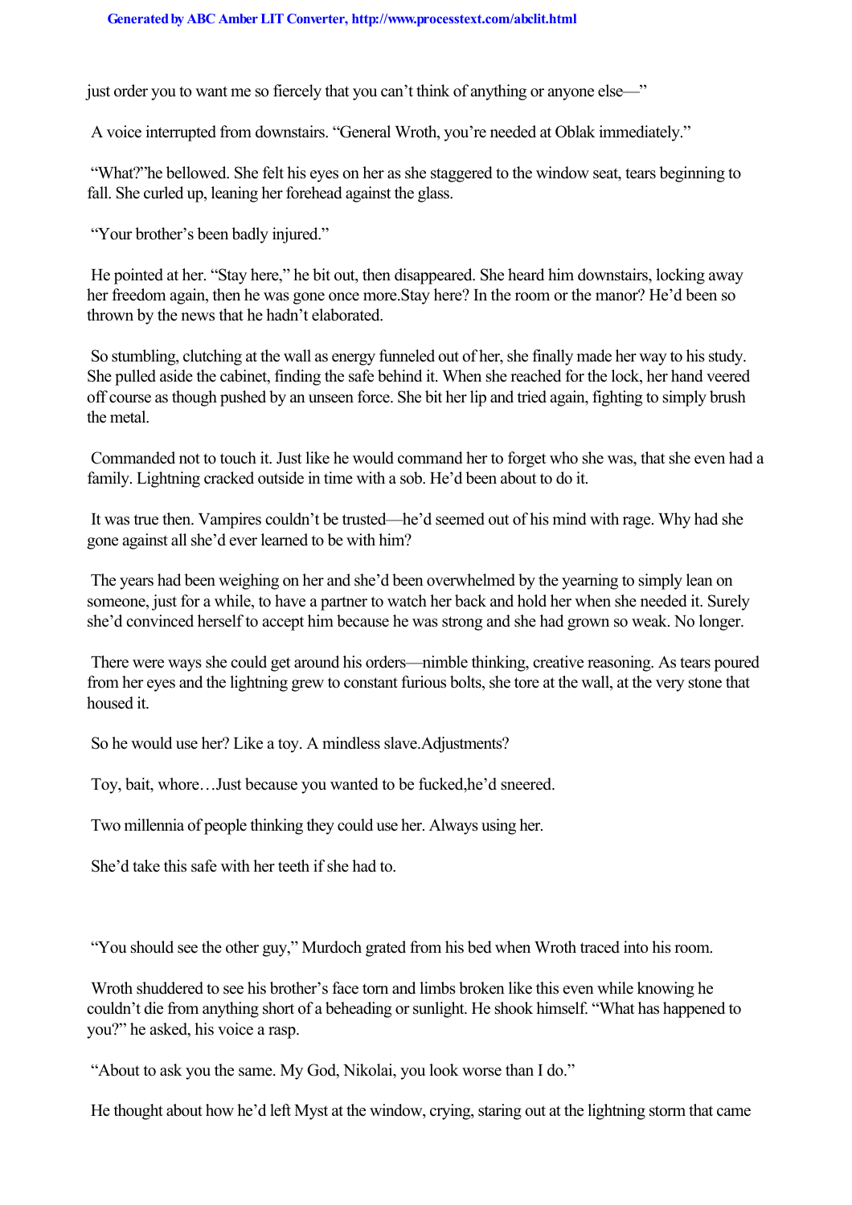just order you to want me so fiercely that you can't think of anything or anyone else—"

A voice interrupted from downstairs. "General Wroth, you're needed at Oblak immediately."

"What?"he bellowed. She felt his eyes on her as she staggered to the window seat, tears beginning to fall. She curled up, leaning her forehead against the glass.

"Your brother's been badly injured."

He pointed at her. "Stay here," he bit out, then disappeared. She heard him downstairs, locking away her freedom again, then he was gone once more.Stay here? In the room or the manor? He'd been so thrown by the news that he hadn't elaborated.

So stumbling, clutching at the wall as energy funneled out of her, she finally made her way to his study. She pulled aside the cabinet, finding the safe behind it. When she reached for the lock, her hand veered off course as though pushed by an unseen force. She bit her lip and tried again, fighting to simply brush the metal.

Commanded not to touch it. Just like he would command her to forget who she was, that she even had a family. Lightning cracked outside in time with a sob. He'd been about to do it.

It was true then. Vampires couldn't be trusted—he'd seemed out of his mind with rage. Why had she gone against all she'd ever learned to be with him?

The years had been weighing on her and she'd been overwhelmed by the yearning to simply lean on someone, just for a while, to have a partner to watch her back and hold her when she needed it. Surely she'd convinced herself to accept him because he was strong and she had grown so weak. No longer.

There were ways she could get around his orders—nimble thinking, creative reasoning. As tears poured from her eyes and the lightning grew to constant furious bolts, she tore at the wall, at the very stone that housed it.

So he would use her? Like a toy. A mindless slave.Adjustments?

Toy, bait, whore…Just because you wanted to be fucked,he'd sneered.

Two millennia of people thinking they could use her. Always using her.

She'd take this safe with her teeth if she had to.

"You should see the other guy," Murdoch grated from his bed when Wroth traced into his room.

Wroth shuddered to see his brother's face torn and limbs broken like this even while knowing he couldn't die from anything short of a beheading or sunlight. He shook himself. "What has happened to you?" he asked, his voice a rasp.

"About to ask you the same. My God, Nikolai, you look worse than I do."

He thought about how he'd left Myst at the window, crying, staring out at the lightning storm that came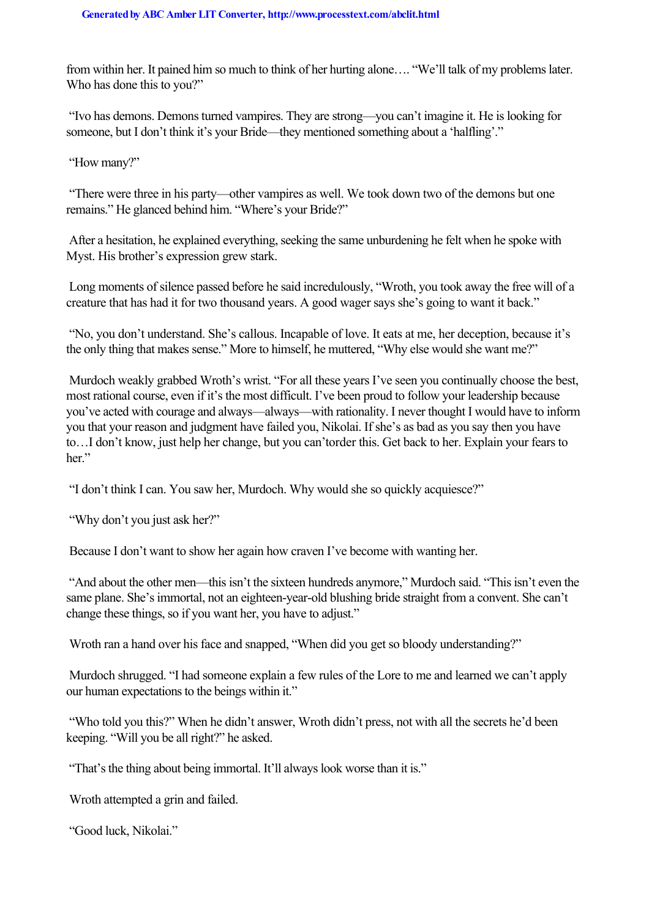from within her. It pained him so much to think of her hurting alone…. "We'll talk of my problems later. Who has done this to you?"

"Ivo has demons. Demons turned vampires. They are strong—you can't imagine it. He is looking for someone, but I don't think it's your Bride—they mentioned something about a 'halfling'."

"How many?"

"There were three in his party—other vampires as well. We took down two of the demons but one remains." He glanced behind him. "Where's your Bride?"

After a hesitation, he explained everything, seeking the same unburdening he felt when he spoke with Myst. His brother's expression grew stark.

Long moments of silence passed before he said incredulously, "Wroth, you took away the free will of a creature that has had it for two thousand years. A good wager says she's going to want it back."

"No, you don't understand. She's callous. Incapable of love. It eats at me, her deception, because it's the only thing that makes sense." More to himself, he muttered, "Why else would she want me?"

Murdoch weakly grabbed Wroth's wrist. "For all these years I've seen you continually choose the best, most rational course, even if it's the most difficult. I've been proud to follow your leadership because you've acted with courage and always—always—with rationality. I never thought I would have to inform you that your reason and judgment have failed you, Nikolai. If she's as bad as you say then you have to…I don't know, just help her change, but you can'torder this. Get back to her. Explain your fears to her."

"I don't think I can. You saw her, Murdoch. Why would she so quickly acquiesce?"

"Why don't you just ask her?"

*Because I don't want to show her again how craven I've become with wanting her.*

"And about the other men—this isn't the sixteen hundreds anymore," Murdoch said. "This isn't even the same plane. She's immortal, not an eighteen-year-old blushing bride straight from a convent. She can't change these things, so if you want her, you have to adjust."

Wroth ran a hand over his face and snapped, "When did you get so bloody understanding?"

Murdoch shrugged. "I had someone explain a few rules of the Lore to me and learned we can't apply our human expectations to the beings within it."

"Who told you this?" When he didn't answer, Wroth didn't press, not with all the secrets he'd been keeping. "Will you be all right?" he asked.

"That's the thing about being immortal. It'll always look worse than it is."

Wroth attempted a grin and failed.

"Good luck, Nikolai."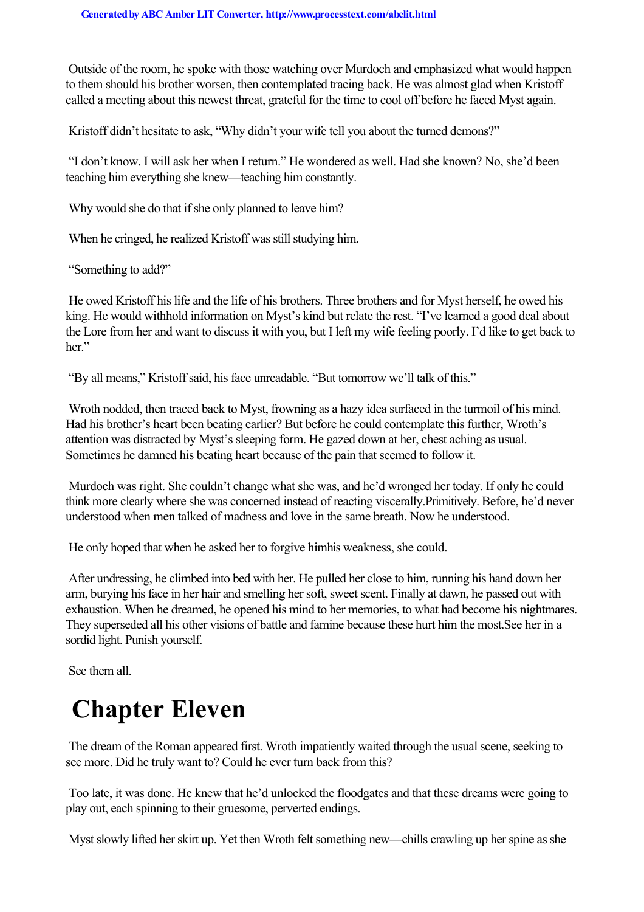Outside of the room, he spoke with those watching over Murdoch and emphasized what would happen to them should his brother worsen, then contemplated tracing back. He was almost glad when Kristoff called a meeting about this newest threat, grateful for the time to cool off before he faced Myst again.

Kristoff didn't hesitate to ask, "Why didn't your wife tell you about the turned demons?"

"I don't know. I will ask her when I return." He wondered as well. Had she known? No, she'd been teaching him everything she knew—teaching him constantly.

Why would she do that if she only planned to leave him?

When he cringed, he realized Kristoff was still studying him.

"Something to add?"

He owed Kristoff his life and the life of his brothers. Three brothers and for Myst herself, he owed his king. He would withhold information on Myst's kind but relate the rest. "I've learned a good deal about the Lore from her and want to discuss it with you, but I left my wife feeling poorly. I'd like to get back to her."

"By all means," Kristoff said, his face unreadable. "But tomorrow we'll talk of this."

Wroth nodded, then traced back to Myst, frowning as a hazy idea surfaced in the turmoil of his mind. Had his brother's heart been beating earlier? But before he could contemplate this further, Wroth's attention was distracted by Myst's sleeping form. He gazed down at her, chest aching as usual. Sometimes he damned his beating heart because of the pain that seemed to follow it.

Murdoch was right. She couldn't change what she was, and he'd wronged her today. If only he could think more clearly where she was concerned instead of reacting viscerally.Primitively. Before, he'd never understood when men talked of madness and love in the same breath. Now he understood.

He only hoped that when he asked her to forgive himhis weakness, she could.

After undressing, he climbed into bed with her. He pulled her close to him, running his hand down her arm, burying his face in her hair and smelling her soft, sweet scent. Finally at dawn, he passed out with exhaustion. When he dreamed, he opened his mind to her memories, to what had become his nightmares. They superseded all his other visions of battle and famine because these hurt him the most.See her in a sordid light. Punish yourself.

See them all.

# Chapter Eleven

The dream of the Roman appeared first. Wroth impatiently waited through the usual scene, seeking to see more. Did he truly want to? Could he ever turn back from this?

Too late, it was done. He knew that he'd unlocked the floodgates and that these dreams were going to play out, each spinning to their gruesome, perverted endings.

Myst slowly lifted her skirt up. Yet then Wroth felt something new—chills crawling up her spine as she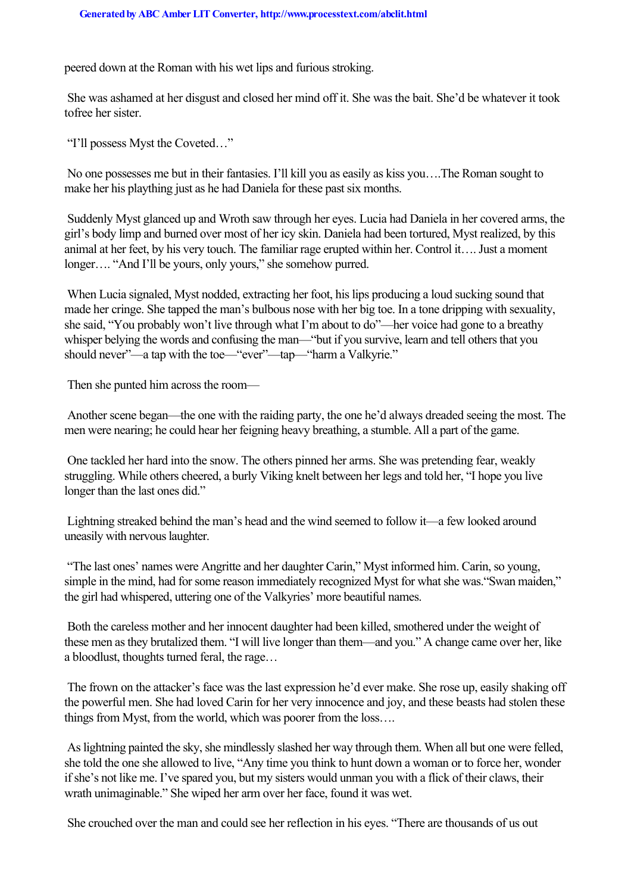peered down at the Roman with his wet lips and furious stroking.

She was ashamed at her disgust and closed her mind off it. She was the bait. She'd be whatever it took tofree her sister.

"I'll possess Myst the Coveted…"

No one possesses me but in their fantasies. I'll kill you as easily as kiss you….The Roman sought to make her his plaything just as he had Daniela for these past six months.

Suddenly Myst glanced up and Wroth saw through her eyes. Lucia had Daniela in her covered arms, the girl's body limp and burned over most of her icy skin. Daniela had been tortured, Myst realized, by this animal at her feet, by his very touch. The familiar rage erupted within her. Control it…. Just a moment longer…. "And I'll be yours, only yours," she somehow purred.

When Lucia signaled, Myst nodded, extracting her foot, his lips producing a loud sucking sound that made her cringe. She tapped the man's bulbous nose with her big toe. In a tone dripping with sexuality, she said, "You probably won't live through what I'm about to do"—her voice had gone to a breathy whisper belying the words and confusing the man—"but if you survive, learn and tell others that you should never"—a tap with the toe—"ever"—tap—"harm a Valkyrie."

Then she punted him across the room—

Another scene began—the one with the raiding party, the one he'd always dreaded seeing the most. The men were nearing; he could hear her feigning heavy breathing, a stumble. All a part of the game.

One tackled her hard into the snow. The others pinned her arms. She was pretending fear, weakly struggling. While others cheered, a burly Viking knelt between her legs and told her, "I hope you live longer than the last ones did."

Lightning streaked behind the man's head and the wind seemed to follow it—a few looked around uneasily with nervous laughter.

"The last ones' names were Angritte and her daughter Carin," Myst informed him. Carin, so young, simple in the mind, had for some reason immediately recognized Myst for what she was."Swan maiden," the girl had whispered, uttering one of the Valkyries' more beautiful names.

Both the careless mother and her innocent daughter had been killed, smothered under the weight of these men as they brutalized them. "I will live longer than them—and you." A change came over her, like a bloodlust, thoughts turned feral, the rage…

The frown on the attacker's face was the last expression he'd ever make. She rose up, easily shaking off the powerful men. She had loved Carin for her very innocence and joy, and these beasts had stolen these things from Myst, from the world, which was poorer from the loss….

As lightning painted the sky, she mindlessly slashed her way through them. When all but one were felled, she told the one she allowed to live, "Any time you think to hunt down a woman or to force her, wonder if she's not like me. I've spared you, but my sisters would unman you with a flick of their claws, their wrath unimaginable." She wiped her arm over her face, found it was wet.

She crouched over the man and could see her reflection in his eyes. "There are thousands of us out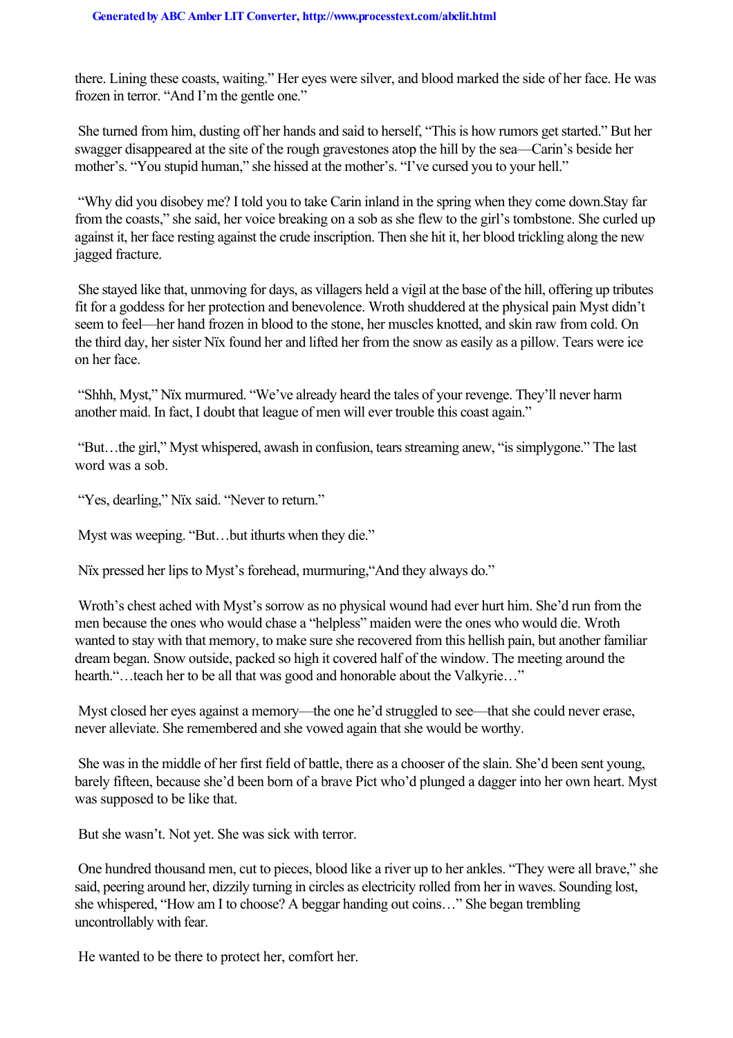there. Lining these coasts, waiting." Her eyes were silver, and blood marked the side of her face. He was frozen in terror. "And I'm the gentle one."

She turned from him, dusting off her hands and said to herself, "This is how rumors get started." But her swagger disappeared at the site of the rough gravestones atop the hill by the sea—Carin's beside her mother's. "You stupid human," she hissed at the mother's. "I've cursed you to your hell."

"Why did you disobey me? I told you to take Carin inland in the spring when they come down.Stay far from the coasts," she said, her voice breaking on a sob as she flew to the girl's tombstone. She curled up against it, her face resting against the crude inscription. Then she hit it, her blood trickling along the new jagged fracture.

She stayed like that, unmoving for days, as villagers held a vigil at the base of the hill, offering up tributes fit for a goddess for her protection and benevolence. Wroth shuddered at the physical pain Myst didn't seem to feel—her hand frozen in blood to the stone, her muscles knotted, and skin raw from cold. On the third day, her sister Nïx found her and lifted her from the snow as easily as a pillow. Tears were ice on her face.

"Shhh, Myst," Nïx murmured. "We've already heard the tales of your revenge. They'll never harm another maid. In fact, I doubt that league of men will ever trouble this coast again."

"But…the girl," Myst whispered, awash in confusion, tears streaming anew, "is simplygone." The last word was a sob.

"Yes, dearling," Nïx said. "Never to return."

Myst was weeping. "But…but ithurts when they die."

Nïx pressed her lips to Myst's forehead, murmuring,"And they always do."

Wroth's chest ached with Myst's sorrow as no physical wound had ever hurt him. She'd run from the men because the ones who would chase a "helpless" maiden were the ones who would die. Wroth wanted to stay with that memory, to make sure she recovered from this hellish pain, but another familiar dream began. Snow outside, packed so high it covered half of the window. The meeting around the hearth."…teach her to be all that was good and honorable about the Valkyrie…"

Myst closed her eyes against a memory—the one he'd struggled to see—that she could never erase, never alleviate. She remembered and she vowed again that she would be worthy.

She was in the middle of her first field of battle, there as a chooser of the slain. She'd been sent young, barely fifteen, because she'd been born of a brave Pict who'd plunged a dagger into her own heart. Myst was supposed to be like that.

But she wasn't. Not yet. She was sick with terror.

One hundred thousand men, cut to pieces, blood like a river up to her ankles. "They were all brave," she said, peering around her, dizzily turning in circles as electricity rolled from her in waves. Sounding lost, she whispered, "How am I to choose? A beggar handing out coins…" She began trembling uncontrollably with fear.

He wanted to be there to protect her, comfort her.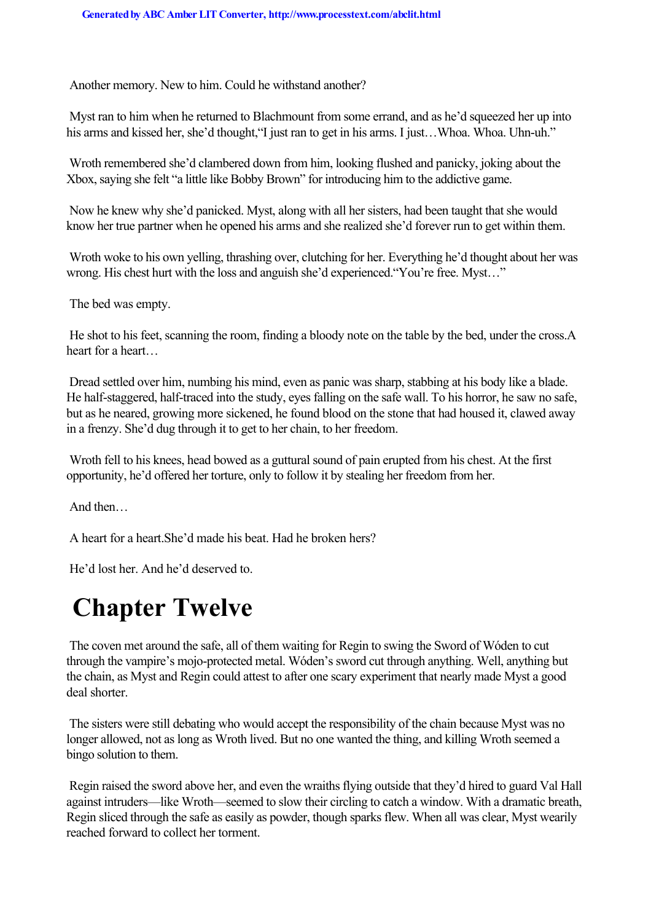Another memory. New to him. Could he withstand another?

Myst ran to him when he returned to Blachmount from some errand, and as he'd squeezed her up into his arms and kissed her, she'd thought,*"I just ran to get in his arms. I just…Whoa. Whoa. Uhn-uh."*

Wroth remembered she'd clambered down from him, looking flushed and panicky, joking about the Xbox, saying she felt "a little like Bobby Brown" for introducing him to the addictive game.

Now he knew why she'd panicked. Myst, along with all her sisters, had been taught that she would know her true partner when he opened his arms and she realized she'd forever run to get within them.

Wroth woke to his own yelling, thrashing over, clutching for her. Everything he'd thought about her was wrong. His chest hurt with the loss and anguish she'd experienced."You're free. Myst…"

The bed was empty.

He shot to his feet, scanning the room, finding a bloody note on the table by the bed, under the cross.*A heart for a heart…*

Dread settled over him, numbing his mind, even as panic was sharp, stabbing at his body like a blade. He half-staggered, half-traced into the study, eyes falling on the safe wall. To his horror, he saw no safe, but as he neared, growing more sickened, he found blood on the stone that had housed it, clawed away in a frenzy. She'd dug through it to get to her chain, to her freedom.

Wroth fell to his knees, head bowed as a guttural sound of pain erupted from his chest. At the first opportunity, he'd offered her torture, only to follow it by stealing her freedom from her.

And then…

*A heart for a heart.*She'd made his beat. Had he broken hers?

He'd lost her. And he'd deserved to.

# Chapter Twelve

The coven met around the safe, all of them waiting for Regin to swing the Sword of Wóden to cut through the vampire's mojo-protected metal. Wóden's sword cut through anything. Well, anything but the chain, as Myst and Regin could attest to after one scary experiment that nearly made Myst a good deal shorter.

The sisters were still debating who would accept the responsibility of the chain because Myst was no longer allowed, not as long as Wroth lived. But no one wanted the thing, and killing Wroth seemed a bingo solution to them.

Regin raised the sword above her, and even the wraiths flying outside that they'd hired to guard Val Hall against intruders—like Wroth—seemed to slow their circling to catch a window. With a dramatic breath, Regin sliced through the safe as easily as powder, though sparks flew. When all was clear, Myst wearily reached forward to collect her torment.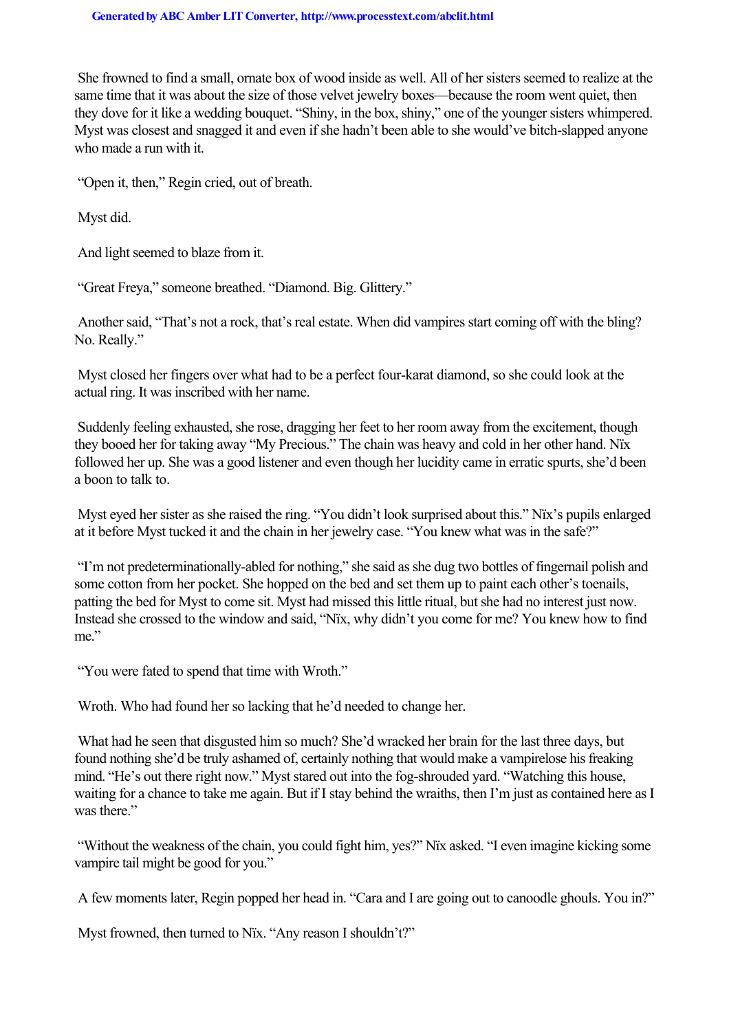She frowned to find a small, ornate box of wood inside as well. All of her sisters seemed to realize at the same time that it was about the size of those velvet jewelry boxes—because the room went quiet, then they dove for it like a wedding bouquet. “Shiny, in the box, shiny,” one of the younger sisters whimpered. Myst was closest and snagged it and even if she hadn’t been able to she would’ve bitch-slapped anyone who made a run with it.

“Open it, then,” Regin cried, out of breath.

Myst did.

And light seemed to blaze from it.

“Great Freya,” someone breathed. “Diamond. Big. Glittery.”

Another said, “That’s not a rock, that’s real estate. When did vampires start coming off with the bling? No. Really.”

Myst closed her fingers over what had to be a perfect four-karat diamond, so she could look at the actual ring. It was inscribed with her name.

Suddenly feeling exhausted, she rose, dragging her feet to her room away from the excitement, though they booed her for taking away “My Precious.” The chain was heavy and cold in her other hand. Nïx followed her up. She was a good listener and even though her lucidity came in erratic spurts, she’d been a boon to talk to.

Myst eyed her sister as she raised the ring. “You didn’t look surprised about this.” Nïx’s pupils enlarged at it before Myst tucked it and the chain in her jewelry case. “You knew what was in the safe?”

“I’m not predeterminationally-abled for nothing,” she said as she dug two bottles of fingernail polish and some cotton from her pocket. She hopped on the bed and set them up to paint each other’s toenails, patting the bed for Myst to come sit. Myst had missed this little ritual, but she had no interest just now. Instead she crossed to the window and said, “Nïx, why didn’t you come for me? You knew how to find me.”

“You were fated to spend that time with Wroth.”

Wroth. Who had found her so lacking that he’d needed to change her.

What had he seen that disgusted him so much? She’d wracked her brain for the last three days, but found nothing she’d be truly ashamed of, certainly nothing that would make a vampire lose his freaking mind. “He’s out there right now.” Myst stared out into the fog-shrouded yard. “Watching this house, waiting for a chance to take me again. But if I stay behind the wraiths, then I’m just as contained here as I was there.”

“Without the weakness of the chain, you could fight him, yes?” Nïx asked. “I even imagine kicking some vampire tail might be good for you.”

A few moments later, Regin popped her head in. “Cara and I are going out to canoodle ghouls. You in?”

Myst frowned, then turned to Nïx. “Any reason I shouldn’t?”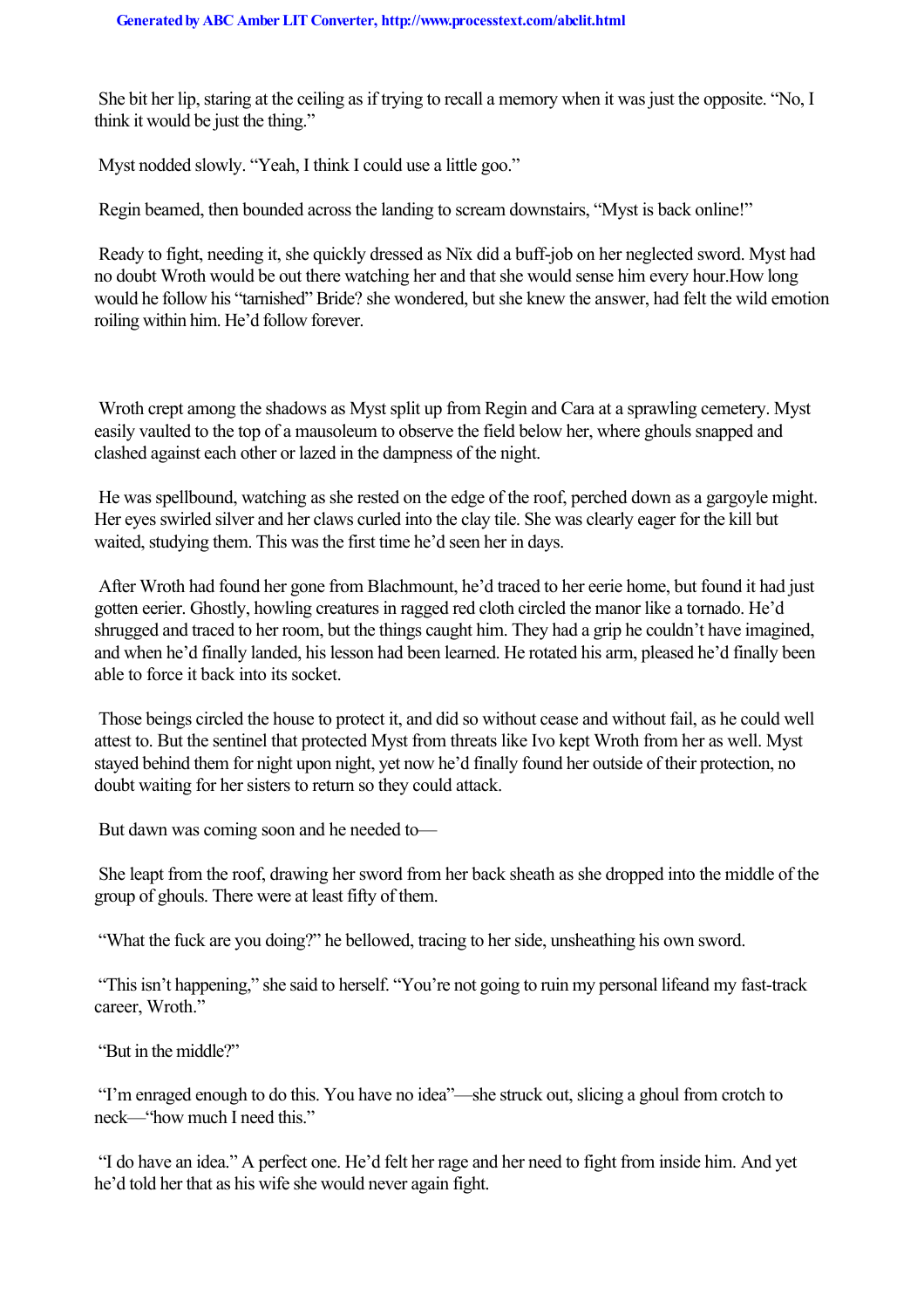She bit her lip, staring at the ceiling as if trying to recall a memory when it was just the opposite. "No, I think it would be just the thing."

Myst nodded slowly. "Yeah, I think I could use a little goo."

Regin beamed, then bounded across the landing to scream downstairs, "Myst is back online!"

Ready to fight, needing it, she quickly dressed as Nïx did a buff-job on her neglected sword. Myst had no doubt Wroth would be out there watching her and that she would sense him every hour.*How long would he follow his "tarnished" Bride?* she wondered, but she knew the answer, had felt the wild emotion roiling within him. He'd follow forever.

Wroth crept among the shadows as Myst split up from Regin and Cara at a sprawling cemetery. Myst easily vaulted to the top of a mausoleum to observe the field below her, where ghouls snapped and clashed against each other or lazed in the dampness of the night.

He was spellbound, watching as she rested on the edge of the roof, perched down as a gargoyle might. Her eyes swirled silver and her claws curled into the clay tile. She was clearly eager for the kill but waited, studying them. This was the first time he'd seen her in days.

After Wroth had found her gone from Blachmount, he'd traced to her eerie home, but found it had just gotten eerier. Ghostly, howling creatures in ragged red cloth circled the manor like a tornado. He'd shrugged and traced to her room, but the things caught him. They had a grip he couldn't have imagined, and when he'd finally landed, his lesson had been learned. He rotated his arm, pleased he'd finally been able to force it back into its socket.

Those beings circled the house to protect it, and did so without cease and without fail, as he could well attest to. But the sentinel that protected Myst from threats like Ivo kept Wroth from her as well. Myst stayed behind them for night upon night, yet now he'd finally found her outside of their protection, no doubt waiting for her sisters to return so they could attack.

But dawn was coming soon and he needed to—

She leapt from the roof, drawing her sword from her back sheath as she dropped into the middle of the group of ghouls. There were at least fifty of them.

"What the fuck are you doing?" he bellowed, tracing to her side, unsheathing his own sword.

"This isn't happening," she said to herself. "You're not going to ruin my personal lifeand my fast-track career, Wroth."

"But in the middle?"

"I'm enraged enough to do this. You have no idea"—she struck out, slicing a ghoul from crotch to neck—"how much I need this."

"I do have an idea." A perfect one. He'd felt her rage and her need to fight from inside him. And yet he'd told her that as his wife she would never again fight.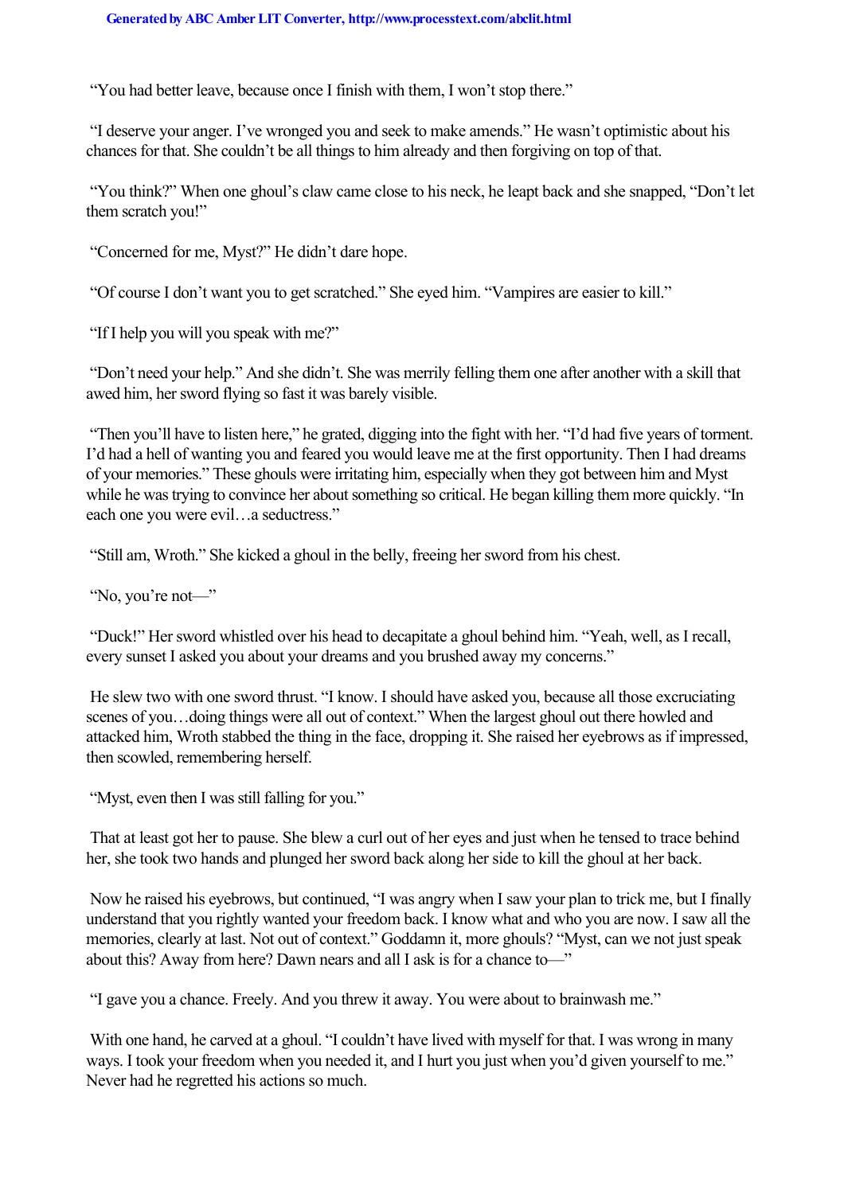"You had better leave, because once I finish with them, I won't stop there."

"I deserve your anger. I've wronged you and seek to make amends." He wasn't optimistic about his chances for that. She couldn't be all things to him already and then forgiving on top of that.

"You think?" When one ghoul's claw came close to his neck, he leapt back and she snapped, "Don't let them scratch you!"

"Concerned for me, Myst?" He didn't dare hope.

"Of course I don't want you to get scratched." She eyed him. "Vampires are easier to kill."

"If I help you will you speak with me?"

"Don't need your help." And she didn't. She was merrily felling them one after another with a skill that awed him, her sword flying so fast it was barely visible.

"Then you'll have to listen here," he grated, digging into the fight with her. "I'd had five years of torment. I'd had a hell of wanting you and feared you would leave me at the first opportunity. Then I had dreams of your memories." These ghouls were irritating him, especially when they got between him and Myst while he was trying to convince her about something so critical. He began killing them more quickly. "In each one you were evil…a seductress."

"Still am, Wroth." She kicked a ghoul in the belly, freeing her sword from his chest.

"No, you're not—"

"Duck!" Her sword whistled over his head to decapitate a ghoul behind him. "Yeah, well, as I recall, every sunset I asked you about your dreams and you brushed away my concerns."

He slew two with one sword thrust. "I know. I should have asked you, because all those excruciating scenes of you…doing things were all out of context." When the largest ghoul out there howled and attacked him, Wroth stabbed the thing in the face, dropping it. She raised her eyebrows as if impressed, then scowled, remembering herself.

"Myst, even then I was still falling for you."

That at least got her to pause. She blew a curl out of her eyes and just when he tensed to trace behind her, she took two hands and plunged her sword back along her side to kill the ghoul at her back.

Now he raised his eyebrows, but continued, "I was angry when I saw your plan to trick me, but I finally understand that you rightly wanted your freedom back. I know what and who you are now. I saw all the memories, clearly at last. Not out of context." Goddamn it, more ghouls? "Myst, can we not just speak about this? Away from here? Dawn nears and all I ask is for a chance to—"

"I gave you a chance. Freely. And you threw it away. You were about to brainwash me."

With one hand, he carved at a ghoul. "I couldn't have lived with myself for that. I was wrong in many ways. I took your freedom when you needed it, and I hurt you just when you'd given yourself to me." Never had he regretted his actions so much.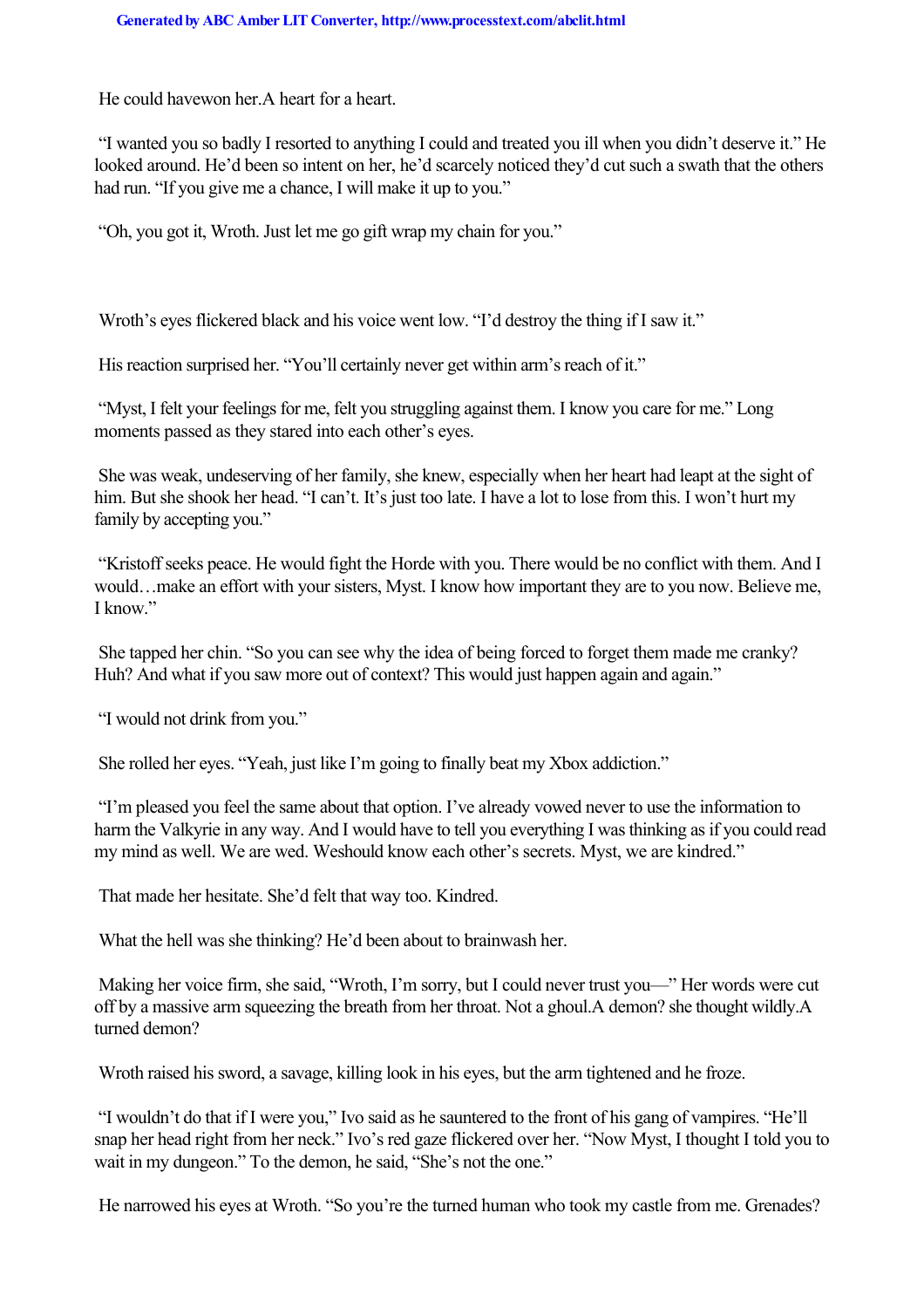He could havewon her.A heart for a heart.

"I wanted you so badly I resorted to anything I could and treated you ill when you didn't deserve it." He looked around. He'd been so intent on her, he'd scarcely noticed they'd cut such a swath that the others had run. "If you give me a chance, I will make it up to you."

"Oh, you got it, Wroth. Just let me go gift wrap my chain for you."

Wroth's eyes flickered black and his voice went low. "I'd destroy the thing if I saw it."

His reaction surprised her. "You'll certainly never get within arm's reach of it."

"Myst, I felt your feelings for me, felt you struggling against them. I know you care for me." Long moments passed as they stared into each other's eyes.

She was weak, undeserving of her family, she knew, especially when her heart had leapt at the sight of him. But she shook her head. "I can't. It's just too late. I have a lot to lose from this. I won't hurt my family by accepting you."

"Kristoff seeks peace. He would fight the Horde with you. There would be no conflict with them. And I would…make an effort with your sisters, Myst. I know how important they are to you now. Believe me, I know."

She tapped her chin. "So you can see why the idea of being forced to forget them made me cranky? Huh? And what if you saw more out of context? This would just happen again and again."

"I would not drink from you."

She rolled her eyes. "Yeah, just like I'm going to finally beat my Xbox addiction."

"I'm pleased you feel the same about that option. I've already vowed never to use the information to harm the Valkyrie in any way. And I would have to tell you everything I was thinking as if you could read my mind as well. We are wed. Weshould know each other's secrets. Myst, we are kindred."

That made her hesitate. She'd felt that way too. Kindred.

What the hell was she thinking? He'd been about to brainwash her.

Making her voice firm, she said, "Wroth, I'm sorry, but I could never trust you—" Her words were cut off by a massive arm squeezing the breath from her throat. Not a ghoul.A demon? she thought wildly.A turned demon?

Wroth raised his sword, a savage, killing look in his eyes, but the arm tightened and he froze.

"I wouldn't do that if I were you," Ivo said as he sauntered to the front of his gang of vampires. "He'll snap her head right from her neck." Ivo's red gaze flickered over her. "Now Myst, I thought I told you to wait in my dungeon." To the demon, he said, "She's not the one."

He narrowed his eyes at Wroth. "So you're the turned human who took my castle from me. Grenades?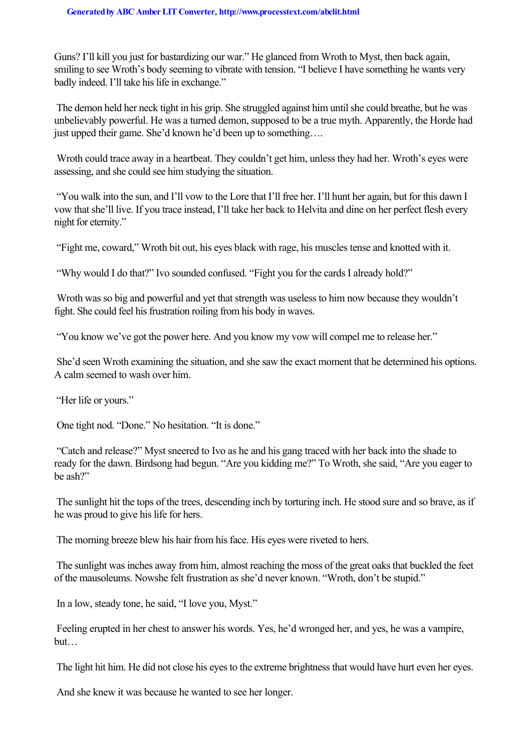Guns? I'll kill you just for bastardizing our war." He glanced from Wroth to Myst, then back again, smiling to see Wroth's body seeming to vibrate with tension. "I believe I have something he wants very badly indeed. I'll take his life in exchange."

The demon held her neck tight in his grip. She struggled against him until she could breathe, but he was unbelievably powerful. He was a turned demon, supposed to be a true myth. Apparently, the Horde had just upped their game. She'd known he'd been up to something….

Wroth could trace away in a heartbeat. They couldn't get him, unless they had her. Wroth's eyes were assessing, and she could see him studying the situation.

"You walk into the sun, and I'll vow to the Lore that I'll free her. I'll hunt her again, but for this dawn I vow that she'll live. If you trace instead, I'll take her back to Helvita and dine on her perfect flesh every night for eternity."

"Fight me, coward," Wroth bit out, his eyes black with rage, his muscles tense and knotted with it.

"Why would I do that?" Ivo sounded confused. "Fight you for the cards I already hold?"

Wroth was so big and powerful and yet that strength was useless to him now because they wouldn't fight. She could feel his frustration roiling from his body in waves.

"You know we've got the power here. And you know my vow will compel me to release her."

She'd seen Wroth examining the situation, and she saw the exact moment that he determined his options. A calm seemed to wash over him.

"Her life or yours."

One tight nod. "Done." No hesitation. "It is done."

"Catch and release?" Myst sneered to Ivo as he and his gang traced with her back into the shade to ready for the dawn. Birdsong had begun. "Are you kidding me?" To Wroth, she said, "Are you eager to be ash?"

The sunlight hit the tops of the trees, descending inch by torturing inch. He stood sure and so brave, as if he was proud to give his life for hers.

The morning breeze blew his hair from his face. His eyes were riveted to hers.

The sunlight was inches away from him, almost reaching the moss of the great oaks that buckled the feet of the mausoleums. Nowshe felt frustration as she'd never known. "Wroth, don't be stupid."

In a low, steady tone, he said, "I love you, Myst."

Feeling erupted in her chest to answer his words. Yes, he'd wronged her, and yes, he was a vampire, but…

The light hit him. He did not close his eyes to the extreme brightness that would have hurt even her eyes.

And she knew it was because he wanted to see her longer.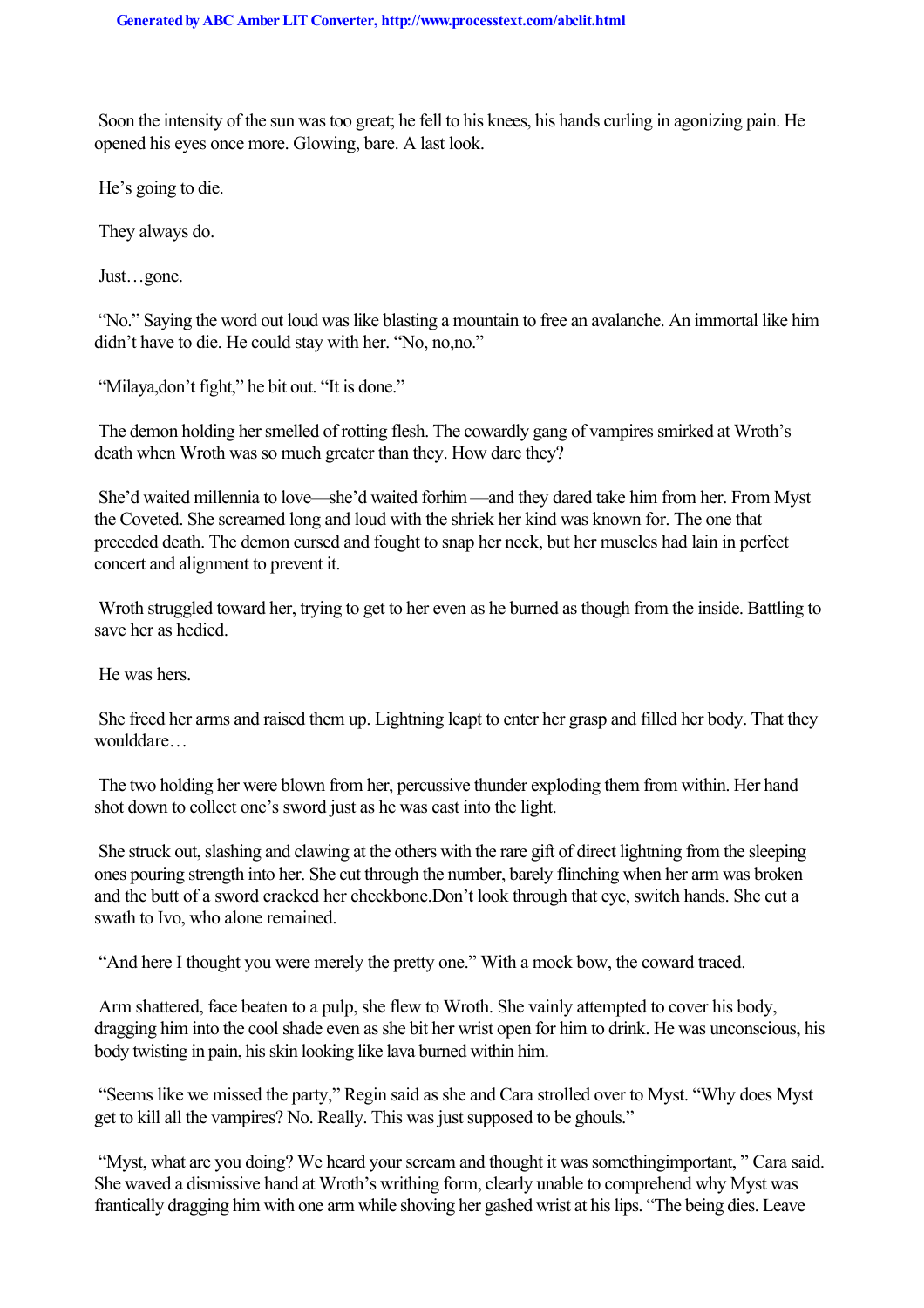Soon the intensity of the sun was too great; he fell to his knees, his hands curling in agonizing pain. He opened his eyes once more. Glowing, bare. A last look.

He's going to die.

They always do.

Just…gone.

"No." Saying the word out loud was like blasting a mountain to free an avalanche. An immortal like him didn't have to die. He could stay with her. "No, no,no."

"*Milaya*,don't fight," he bit out. "It is done."

The demon holding her smelled of rotting flesh. The cowardly gang of vampires smirked at Wroth's death when Wroth was so much greater than they. How dare they?

She'd waited millennia to love—she'd waited for*him*—and they dared take him from her. From Myst the Coveted. She screamed long and loud with the shriek her kind was known for. The one that preceded death. The demon cursed and fought to snap her neck, but her muscles had lain in perfect concert and alignment to prevent it.

Wroth struggled toward her, trying to get to her even as he burned as though from the inside. Battling to save her as he*died*.

He was hers.

She freed her arms and raised them up. Lightning leapt to enter her grasp and filled her body. That they would*dare*…

The two holding her were blown from her, percussive thunder exploding them from within. Her hand shot down to collect one's sword just as he was cast into the light.

She struck out, slashing and clawing at the others with the rare gift of direct lightning from the sleeping ones pouring strength into her. She cut through the number, barely flinching when her arm was broken and the butt of a sword cracked her cheekbone.*Don't look through that eye, switch hands.* She cut a swath to Ivo, who alone remained.

"And here I thought you were merely the pretty one." With a mock bow, the coward traced.

Arm shattered, face beaten to a pulp, she flew to Wroth. She vainly attempted to cover his body, dragging him into the cool shade even as she bit her wrist open for him to drink. He was unconscious, his body twisting in pain, his skin looking like lava burned within him.

"Seems like we missed the party," Regin said as she and Cara strolled over to Myst. "Why does Myst get to kill all the vampires? No. Really. This was just supposed to be ghouls."

"Myst, what are you doing? We heard your scream and thought it was something*important*," Cara said. She waved a dismissive hand at Wroth's writhing form, clearly unable to comprehend why Myst was frantically dragging him with one arm while shoving her gashed wrist at his lips. "The being dies. Leave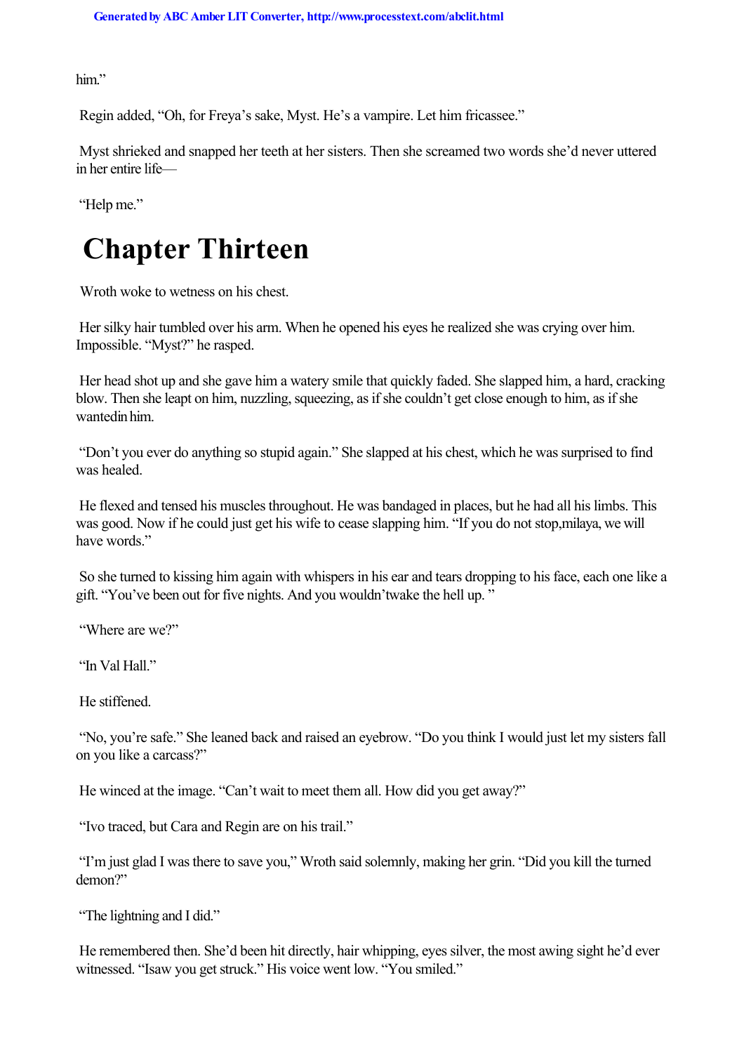him."

Regin added, "Oh, for Freya's sake, Myst. He's a vampire. Let him fricassee."

Myst shrieked and snapped her teeth at her sisters. Then she screamed two words she'd never uttered in her entire life—

"Help me."

# Chapter Thirteen

Wroth woke to wetness on his chest.

Her silky hair tumbled over his arm. When he opened his eyes he realized she was crying over him. Impossible. "Myst?" he rasped.

Her head shot up and she gave him a watery smile that quickly faded. She slapped him, a hard, cracking blow. Then she leapt on him, nuzzling, squeezing, as if she couldn't get close enough to him, as if she *wanted* him.

"Don't you ever do anything so stupid again." She slapped at his chest, which he was surprised to find was healed.

He flexed and tensed his muscles throughout. He was bandaged in places, but he had all his limbs. This was good. Now if he could just get his wife to cease slapping him. "If you do not stop, *milaya*, we will have words."

So she turned to kissing him again with whispers in his ear and tears dropping to his face, each one like a gift. "You've been out for five nights. And you wouldn't *wake the hell up*."

"Where are we?"

"In Val Hall."

He stiffened.

"No, you're safe." She leaned back and raised an eyebrow. "Do you think I would just let my sisters fall on you like a carcass?"

He winced at the image. "Can't wait to meet them all. How did you get away?"

"Ivo traced, but Cara and Regin are on his trail."

"I'm just glad I was there to save you," Wroth said solemnly, making her grin. "Did you kill the turned demon?"

"The lightning and I did."

He remembered then. She'd been hit directly, hair whipping, eyes silver, the most awing sight he'd ever witnessed. "I saw you get struck." His voice went low. "You smiled."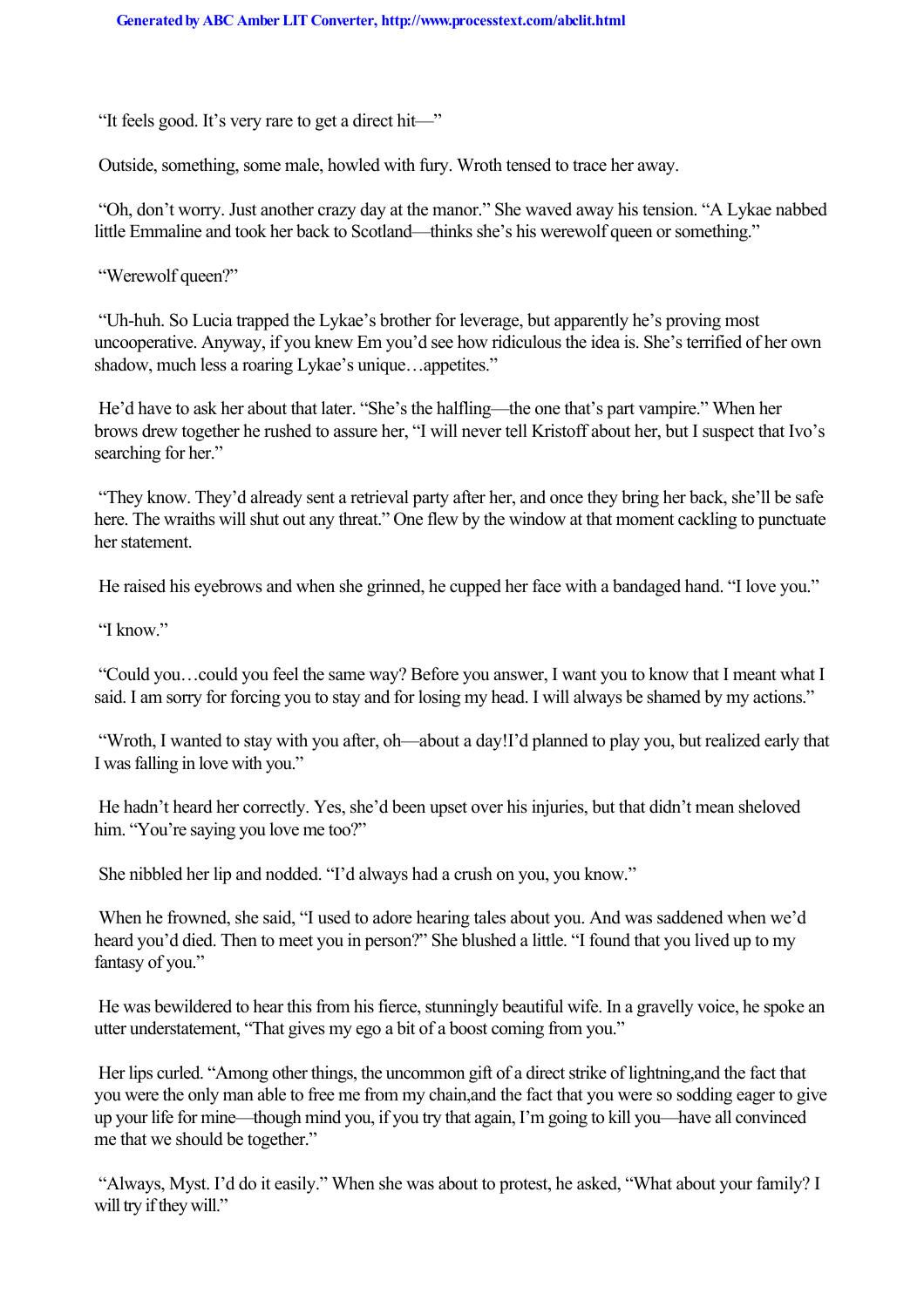"It feels good. It's very rare to get a direct hit—"

Outside, something, some male, howled with fury. Wroth tensed to trace her away.

"Oh, don't worry. Just another crazy day at the manor." She waved away his tension. "A Lykae nabbed little Emmaline and took her back to Scotland—thinks she's his werewolf queen or something."

"Werewolf queen?"

"Uh-huh. So Lucia trapped the Lykae's brother for leverage, but apparently he's proving most uncooperative. Anyway, if you knew Em you'd see how ridiculous the idea is. She's terrified of her own shadow, much less a roaring Lykae's unique…appetites."

He'd have to ask her about that later. "She's the halfling—the one that's part vampire." When her brows drew together he rushed to assure her, "I will never tell Kristoff about her, but I suspect that Ivo's searching for her."

"They know. They'd already sent a retrieval party after her, and once they bring her back, she'll be safe here. The wraiths will shut out any threat." One flew by the window at that moment cackling to punctuate her statement.

He raised his eyebrows and when she grinned, he cupped her face with a bandaged hand. "I love you."

"I know."

"Could you…could you feel the same way? Before you answer, I want you to know that I meant what I said. I am sorry for forcing you to stay and for losing my head. I will always be shamed by my actions."

"Wroth, I wanted to stay with you after, oh—about a day!I'd planned to play you, but realized early that I was falling in love with you."

He hadn't heard her correctly. Yes, she'd been upset over his injuries, but that didn't mean sheloved him. "You're saying you love me too?"

She nibbled her lip and nodded. "I'd always had a crush on you, you know."

When he frowned, she said, "I used to adore hearing tales about you. And was saddened when we'd heard you'd died. Then to meet you in person?" She blushed a little. "I found that you lived up to my fantasy of you."

He was bewildered to hear this from his fierce, stunningly beautiful wife. In a gravelly voice, he spoke an utter understatement, "That gives my ego a bit of a boost coming from you."

Her lips curled. "Among other things, the uncommon gift of a direct strike of lightning,and the fact that you were the only man able to free me from my chain,and the fact that you were so sodding eager to give up your life for mine—though mind you, if you try that again, I'm going to kill you—have all convinced me that we should be together."

"Always, Myst. I'd do it easily." When she was about to protest, he asked, "What about your family? I will try if they will."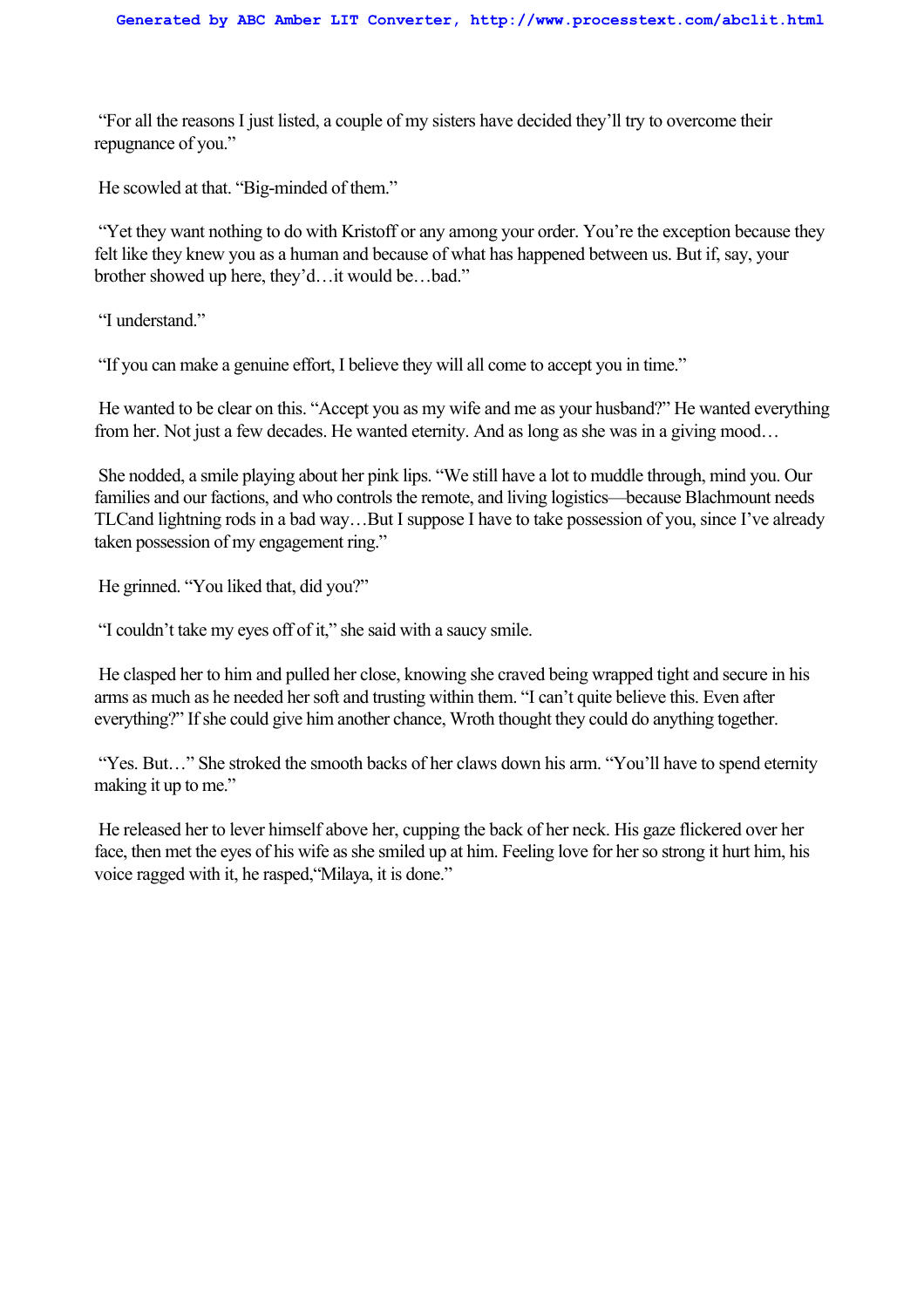"For all the reasons I just listed, a couple of my sisters have decided they'll try to overcome their repugnance of you."

He scowled at that. "Big-minded of them."

"Yet they want nothing to do with Kristoff or any among your order. You're the exception because they felt like they knew you as a human and because of what has happened between us. But if, say, your brother showed up here, they'd…it would be…bad."

"I understand."

"If you can make a genuine effort, I believe they will all come to accept you in time."

He wanted to be clear on this. "Accept you as my wife and me as your husband?" He wanted everything from her. Not just a few decades. He wanted eternity. And as long as she was in a giving mood…

She nodded, a smile playing about her pink lips. "We still have a lot to muddle through, mind you. Our families and our factions, and who controls the remote, and living logistics—because Blachmount needs TLCand lightning rods in a bad way…But I suppose I have to take possession of you, since I've already taken possession of my engagement ring."

He grinned. "You liked that, did you?"

"I couldn't take my eyes off of it," she said with a saucy smile.

He clasped her to him and pulled her close, knowing she craved being wrapped tight and secure in his arms as much as he needed her soft and trusting within them. "I can't quite believe this. Even after everything?" If she could give him another chance, Wroth thought they could do anything together.

"Yes. But…" She stroked the smooth backs of her claws down his arm. "You'll have to spend eternity making it up to me."

He released her to lever himself above her, cupping the back of her neck. His gaze flickered over her face, then met the eyes of his wife as she smiled up at him. Feeling love for her so strong it hurt him, his voice ragged with it, he rasped,"Milaya, it is done."